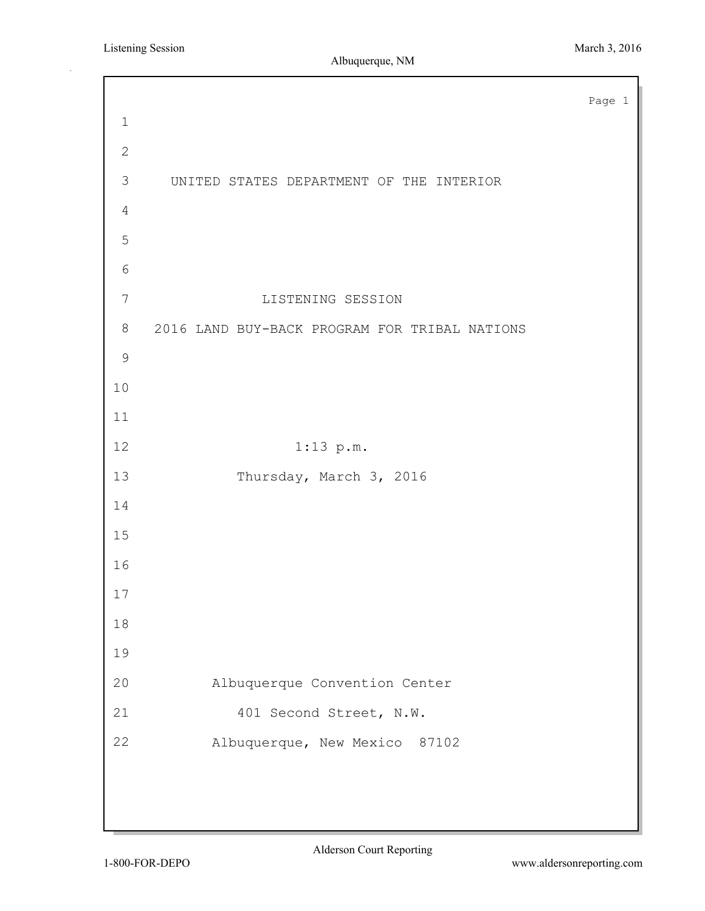# UNITED STATES DEPARTMENT OF THE INTERIOR

## LISTENING SESSION

## 2016 LAND BUY-BACK PROGRAM FOR TRIBAL NATIONS

1:13 p.m.

Thursday, March 3, 2016

Albuquerque Convention Center

401 Second Street, N.W.

Albuquerque, New Mexico 87102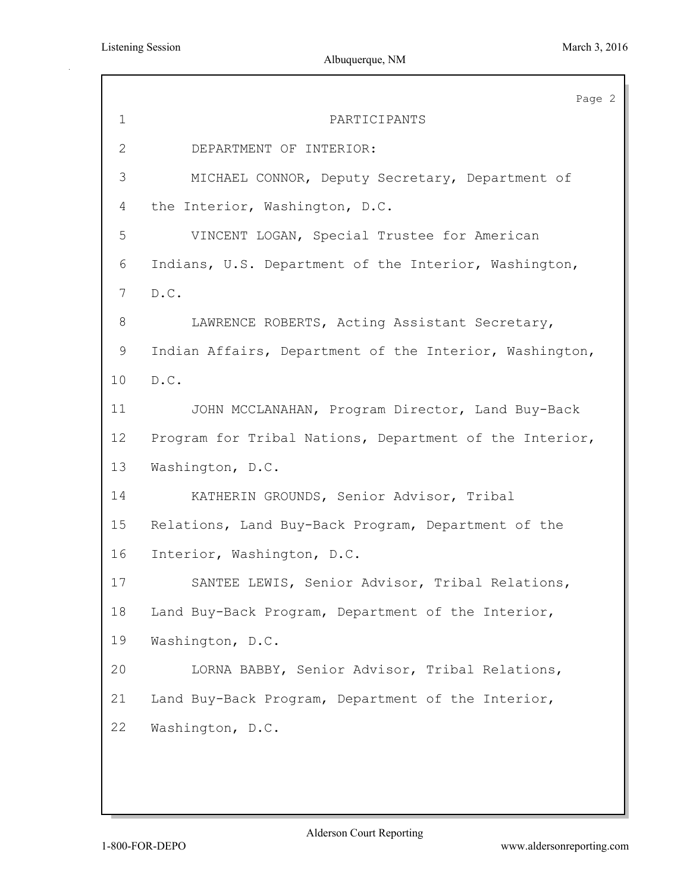# PARTICIPANTS

DEPARTMENT OF INTERIOR:

MICHAEL CONNOR, Deputy Secretary, Department of the Interior, Washington, D.C.

VINCENT LOGAN, Special Trustee for American Indians, U.S. Department of the Interior, Washington, D.C.

LAWRENCE ROBERTS, Acting Assistant Secretary, Indian Affairs, Department of the Interior, Washington, D.C.

JOHN MCCLANAHAN, Program Director, Land Buy-Back Program for Tribal Nations, Department of the Interior, Washington, D.C.

KATHERIN GROUNDS, Senior Advisor, Tribal Relations, Land Buy-Back Program, Department of the Interior, Washington, D.C.

SANTEE LEWIS, Senior Advisor, Tribal Relations, Land Buy-Back Program, Department of the Interior, Washington, D.C.

LORNA BABBY, Senior Advisor, Tribal Relations, Land Buy-Back Program, Department of the Interior, Washington, D.C.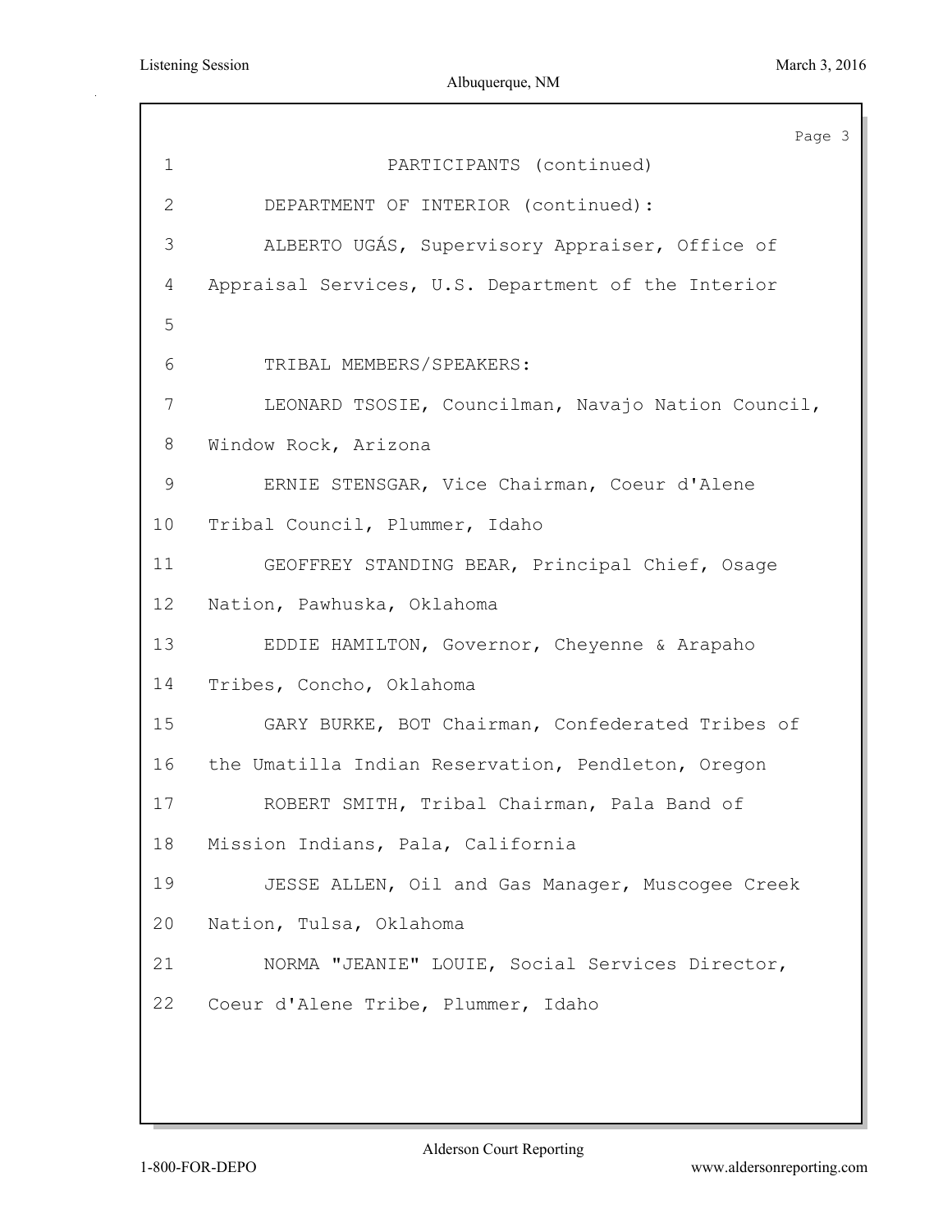PARTICIPANTS (continued)

DEPARTMENT OF INTERIOR (continued):

ALBERTO UGÁS, Supervisory Appraiser, Office of Appraisal Services, U.S. Department of the Interior

TRIBAL MEMBERS/SPEAKERS:

LEONARD TSOSIE, Councilman, Navajo Nation Council, Window Rock, Arizona

ERNIE STENSGAR, Vice Chairman, Coeur d'Alene Tribal Council, Plummer, Idaho

GEOFFREY STANDING BEAR, Principal Chief, Osage Nation, Pawhuska, Oklahoma

EDDIE HAMILTON, Governor, Cheyenne & Arapaho Tribes, Concho, Oklahoma

GARY BURKE, BOT Chairman, Confederated Tribes of the Umatilla Indian Reservation, Pendleton, Oregon

ROBERT SMITH, Tribal Chairman, Pala Band of Mission Indians, Pala, California

JESSE ALLEN, Oil and Gas Manager, Muscogee Creek Nation, Tulsa, Oklahoma

NORMA "JEANIE" LOUIE, Social Services Director, Coeur d'Alene Tribe, Plummer, Idaho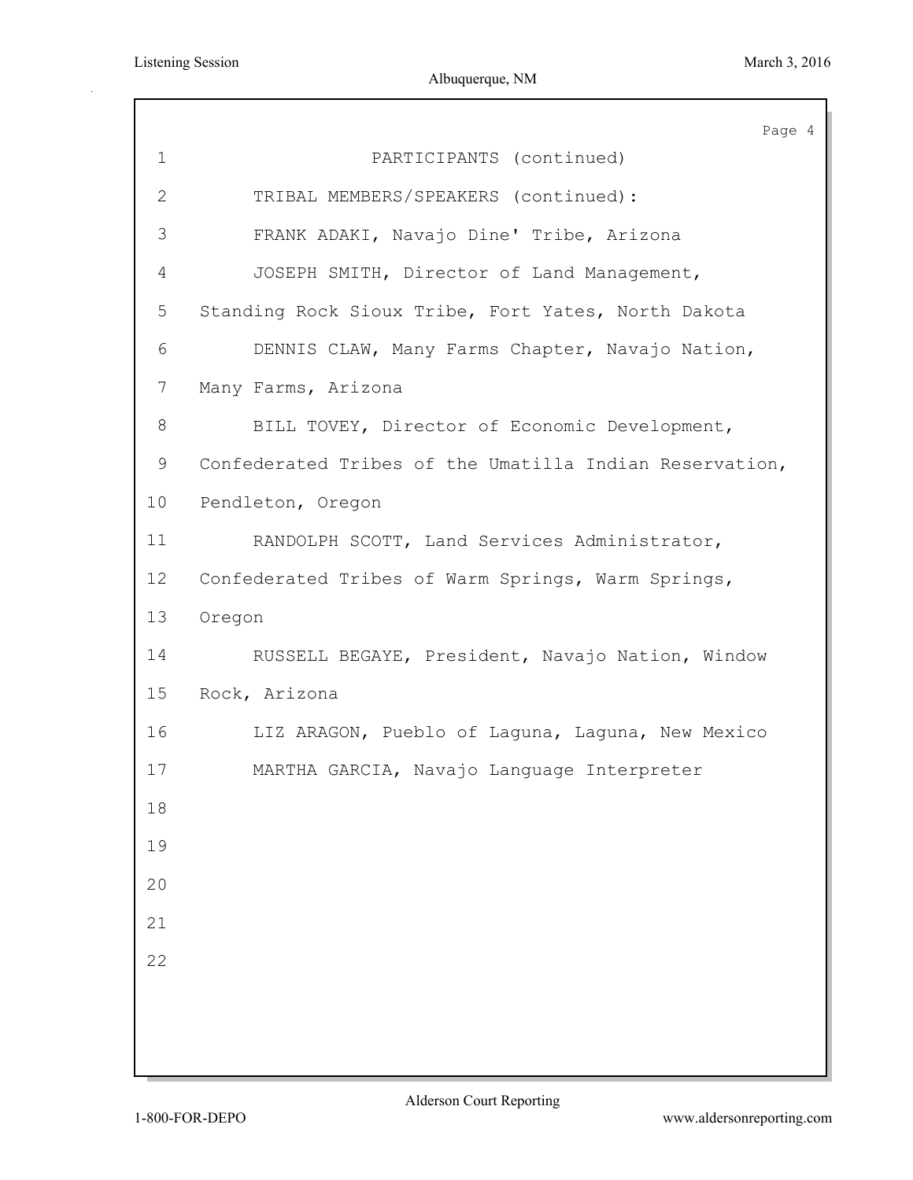# PARTICIPANTS (continued)

TRIBAL MEMBERS/SPEAKERS (continued):

FRANK ADAKI, Navajo Dine' Tribe, Arizona

JOSEPH SMITH, Director of Land Management, Standing Rock Sioux Tribe, Fort Yates, North Dakota

DENNIS CLAW, Many Farms Chapter, Navajo Nation, Many Farms, Arizona

BILL TOVEY, Director of Economic Development, Confederated Tribes of the Umatilla Indian Reservation, Pendleton, Oregon

RANDOLPH SCOTT, Land Services Administrator, Confederated Tribes of Warm Springs, Warm Springs, Oregon

RUSSELL BEGAYE, President, Navajo Nation, Window Rock, Arizona

LIZ ARAGON, Pueblo of Laguna, Laguna, New Mexico

MARTHA GARCIA, Navajo Language Interpreter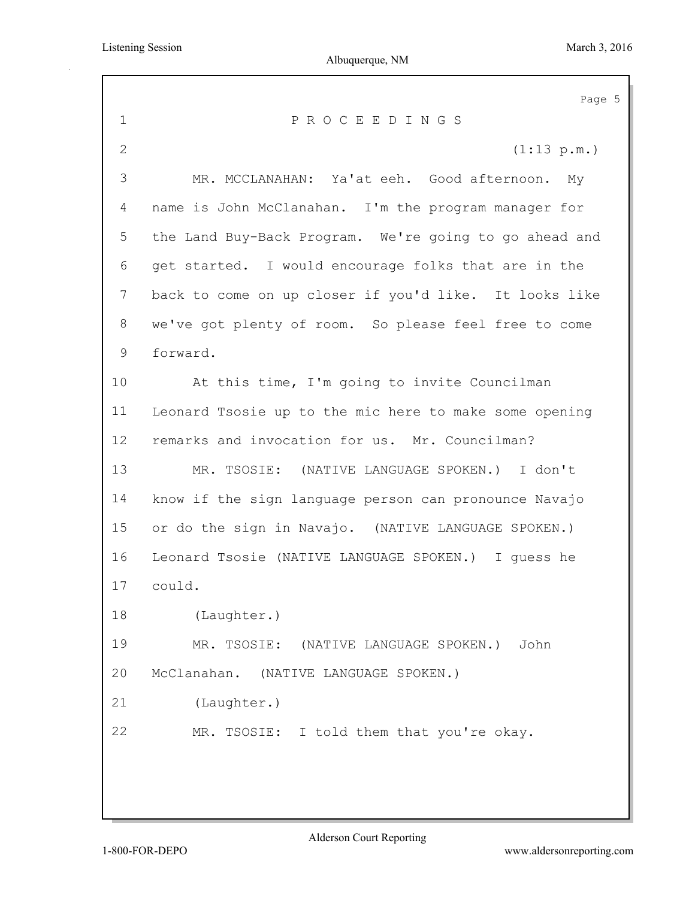# P R O C E E D I N G S

(1:13 p.m.)

MR. MCCLANAHAN: Ya'at eeh. Good afternoon. My name is John McClanahan. I'm the program manager for the Land Buy-Back Program. We're going to go ahead and get started. I would encourage folks that are in the back to come on up closer if you'd like. It looks like we've got plenty of room. So please feel free to come forward.

At this time, I'm going to invite Councilman Leonard Tsosie up to the mic here to make some opening remarks and invocation for us. Mr. Councilman?

MR. TSOSIE: (NATIVE LANGUAGE SPOKEN.) I don't know if the sign language person can pronounce Navajo or do the sign in Navajo. (NATIVE LANGUAGE SPOKEN.) Leonard Tsosie (NATIVE LANGUAGE SPOKEN.) I guess he could.

(Laughter.)

MR. TSOSIE: (NATIVE LANGUAGE SPOKEN.) John McClanahan. (NATIVE LANGUAGE SPOKEN.)

(Laughter.)

MR. TSOSIE: I told them that you're okay.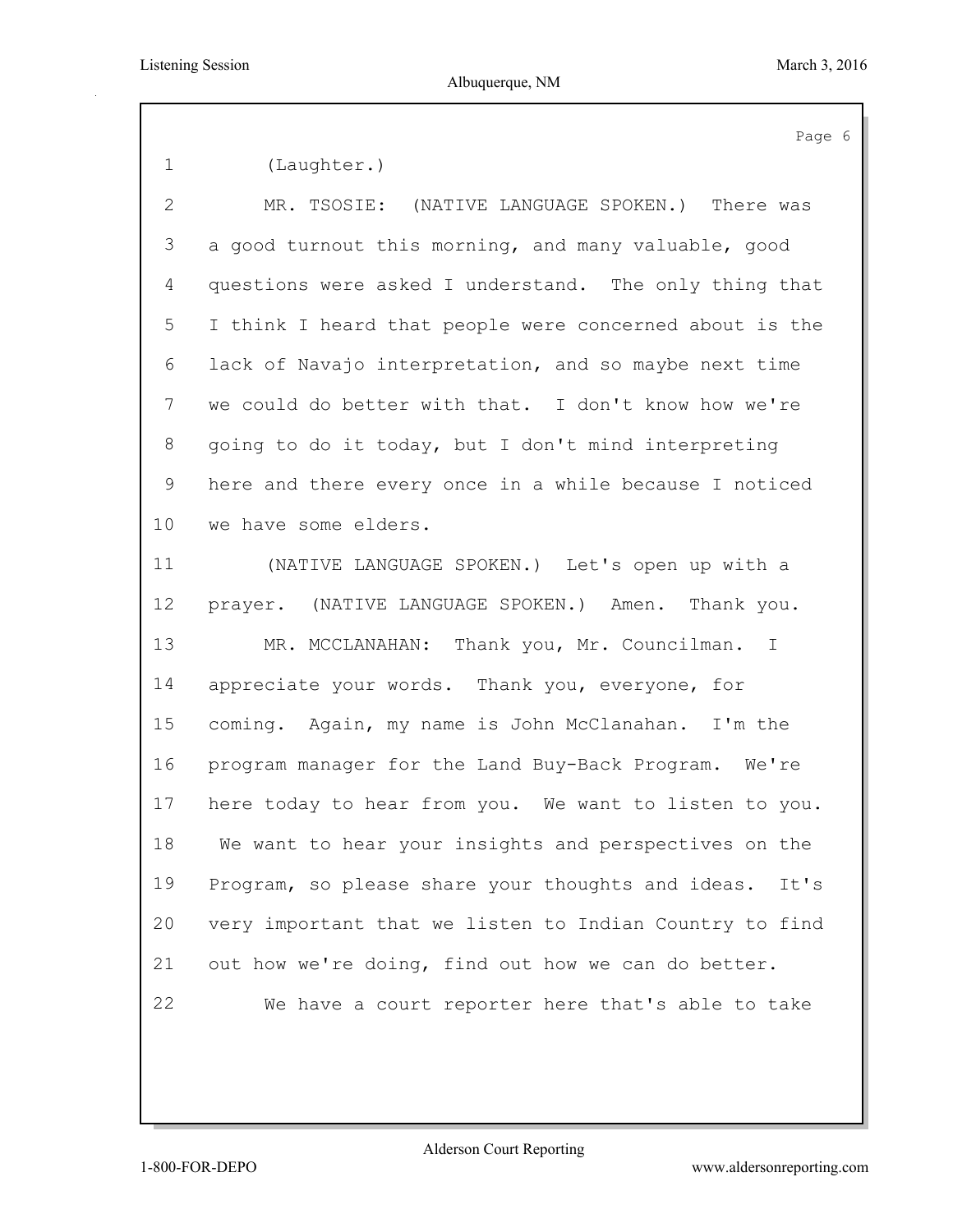(Laughter.)

MR. TSOSIE: (NATIVE LANGUAGE SPOKEN.) There was a good turnout this morning, and many valuable, good questions were asked I understand. The only thing that I think I heard that people were concerned about is the lack of Navajo interpretation, and so maybe next time we could do better with that. I don't know how we're going to do it today, but I don't mind interpreting here and there every once in a while because I noticed we have some elders.

(NATIVE LANGUAGE SPOKEN.) Let's open up with a prayer. (NATIVE LANGUAGE SPOKEN.) Amen. Thank you.

MR. MCCLANAHAN: Thank you, Mr. Councilman. I appreciate your words. Thank you, everyone, for coming. Again, my name is John McClanahan. I'm the program manager for the Land Buy-Back Program. We're here today to hear from you. We want to listen to you. We want to hear your insights and perspectives on the Program, so please share your thoughts and ideas. It's very important that we listen to Indian Country to find out how we're doing, find out how we can do better.

We have a court reporter here that's able to take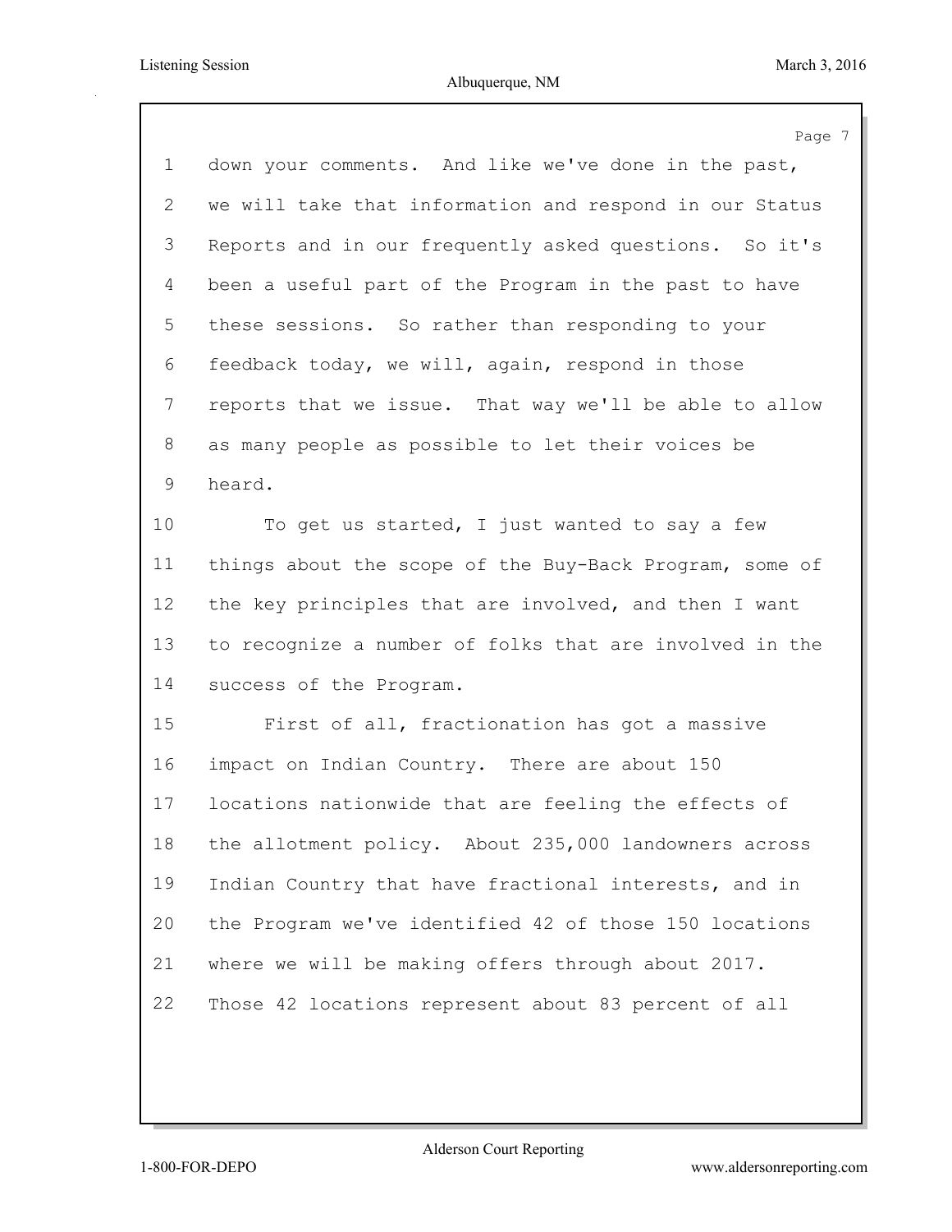down your comments. And like we've done in the past, we will take that information and respond in our Status Reports and in our frequently asked questions. So it's been a useful part of the Program in the past to have these sessions. So rather than responding to your feedback today, we will, again, respond in those reports that we issue. That way we'll be able to allow as many people as possible to let their voices be heard.

To get us started, I just wanted to say a few things about the scope of the Buy-Back Program, some of the key principles that are involved, and then I want to recognize a number of folks that are involved in the success of the Program.

First of all, fractionation has got a massive impact on Indian Country. There are about 150 locations nationwide that are feeling the effects of the allotment policy. About 235,000 landowners across Indian Country that have fractional interests, and in the Program we've identified 42 of those 150 locations where we will be making offers through about 2017. Those 42 locations represent about 83 percent of all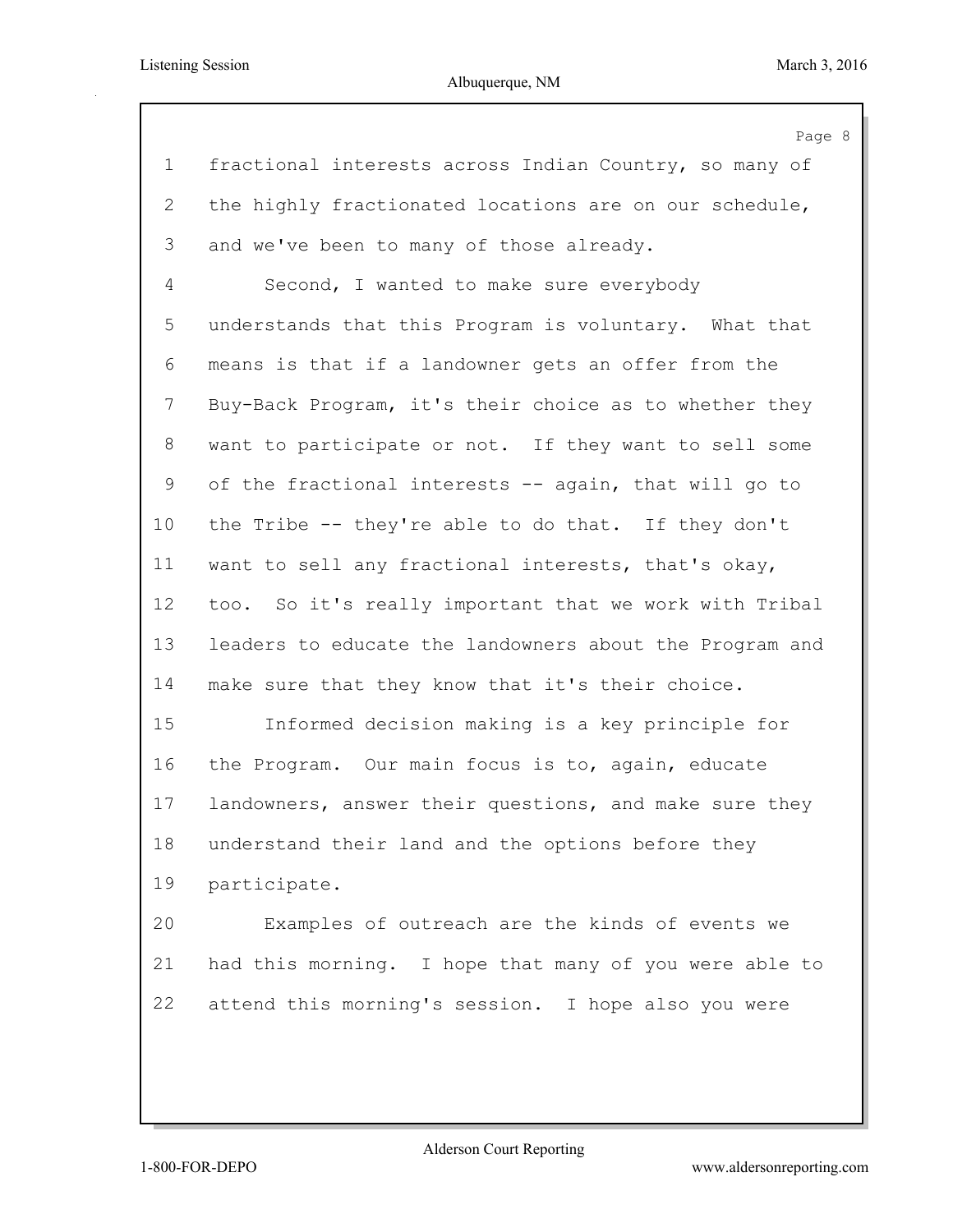fractional interests across Indian Country, so many of the highly fractionated locations are on our schedule, and we've been to many of those already.

Second, I wanted to make sure everybody understands that this Program is voluntary. What that means is that if a landowner gets an offer from the Buy-Back Program, it's their choice as to whether they want to participate or not. If they want to sell some of the fractional interests -- again, that will go to the Tribe -- they're able to do that. If they don't want to sell any fractional interests, that's okay, too. So it's really important that we work with Tribal leaders to educate the landowners about the Program and make sure that they know that it's their choice.

Informed decision making is a key principle for the Program. Our main focus is to, again, educate landowners, answer their questions, and make sure they understand their land and the options before they participate.

Examples of outreach are the kinds of events we had this morning. I hope that many of you were able to attend this morning's session. I hope also you were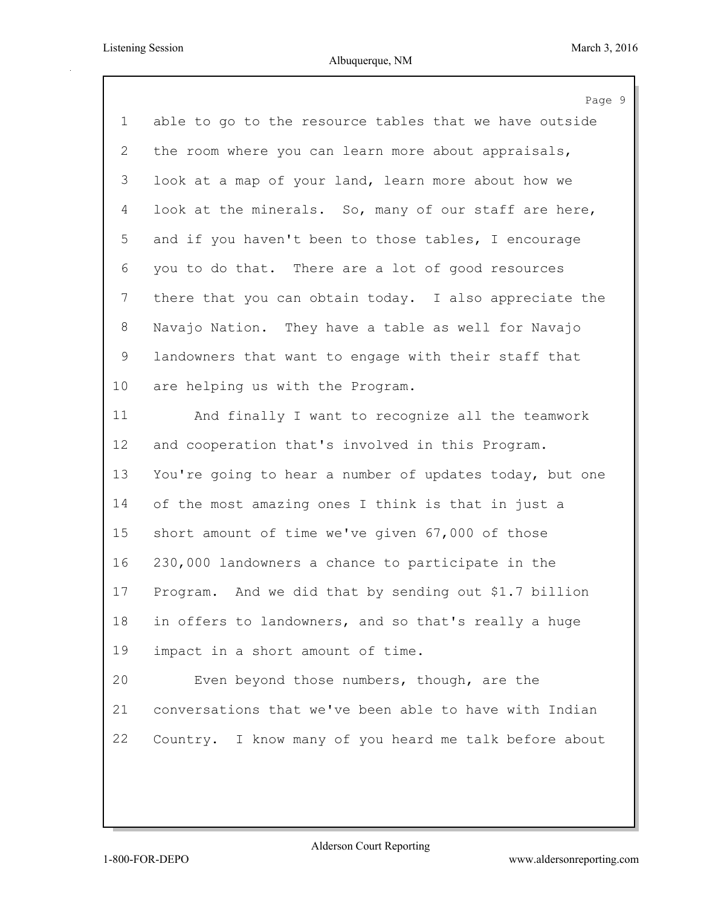able to go to the resource tables that we have outside the room where you can learn more about appraisals, look at a map of your land, learn more about how we look at the minerals. So, many of our staff are here, and if you haven't been to those tables, I encourage you to do that. There are a lot of good resources there that you can obtain today. I also appreciate the Navajo Nation. They have a table as well for Navajo landowners that want to engage with their staff that are helping us with the Program.

And finally I want to recognize all the teamwork and cooperation that's involved in this Program. You're going to hear a number of updates today, but one of the most amazing ones I think is that in just a short amount of time we've given 67,000 of those 230,000 landowners a chance to participate in the Program. And we did that by sending out $1.7 billion in offers to landowners, and so that's really a huge impact in a short amount of time.

Even beyond those numbers, though, are the conversations that we've been able to have with Indian Country. I know many of you heard me talk before about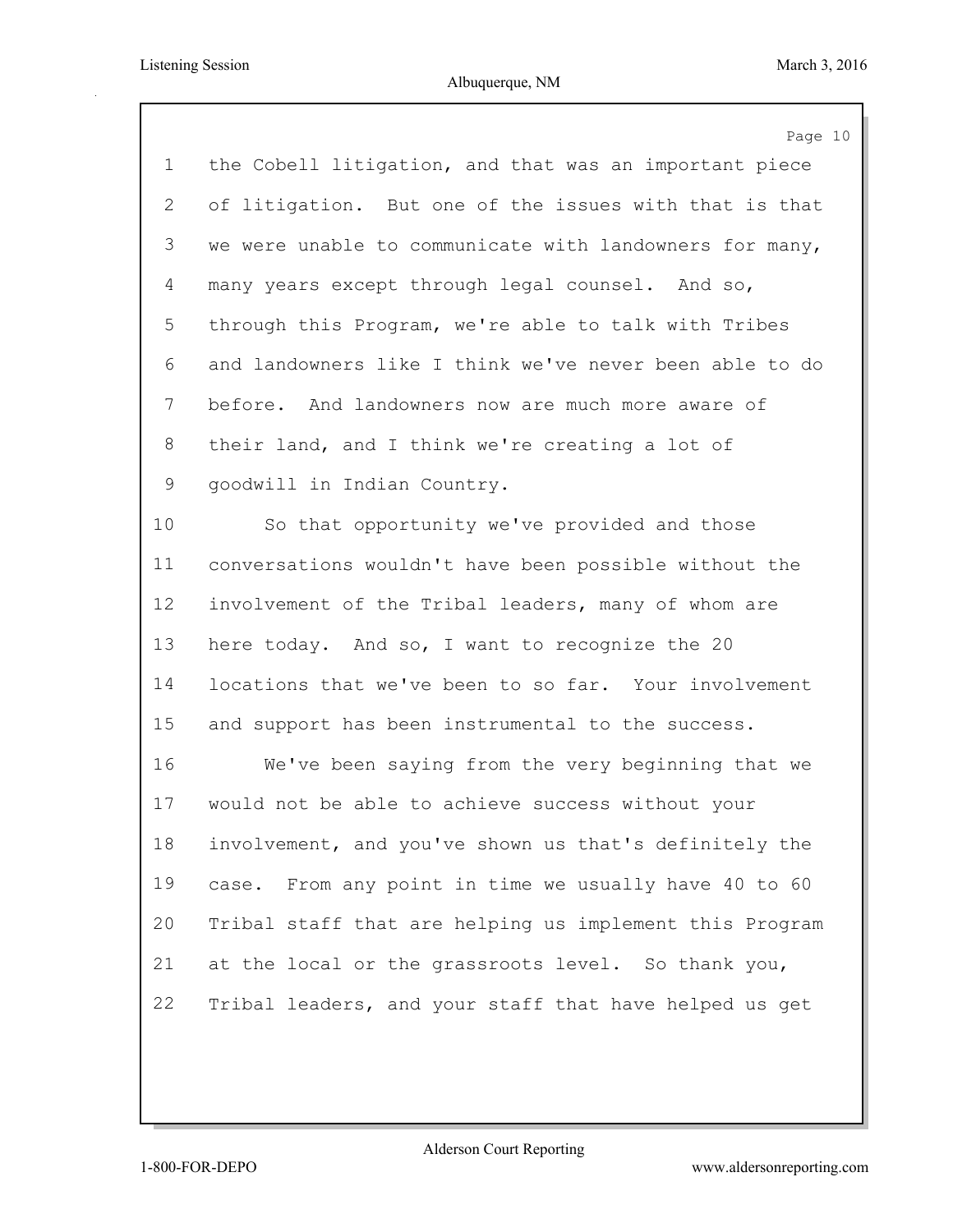the Cobell litigation, and that was an important piece of litigation. But one of the issues with that is that we were unable to communicate with landowners for many, many years except through legal counsel. And so, through this Program, we're able to talk with Tribes and landowners like I think we've never been able to do before. And landowners now are much more aware of their land, and I think we're creating a lot of goodwill in Indian Country.

So that opportunity we've provided and those conversations wouldn't have been possible without the involvement of the Tribal leaders, many of whom are here today. And so, I want to recognize the 20 locations that we've been to so far. Your involvement and support has been instrumental to the success.

We've been saying from the very beginning that we would not be able to achieve success without your involvement, and you've shown us that's definitely the case. From any point in time we usually have 40 to 60 Tribal staff that are helping us implement this Program at the local or the grassroots level. So thank you, Tribal leaders, and your staff that have helped us get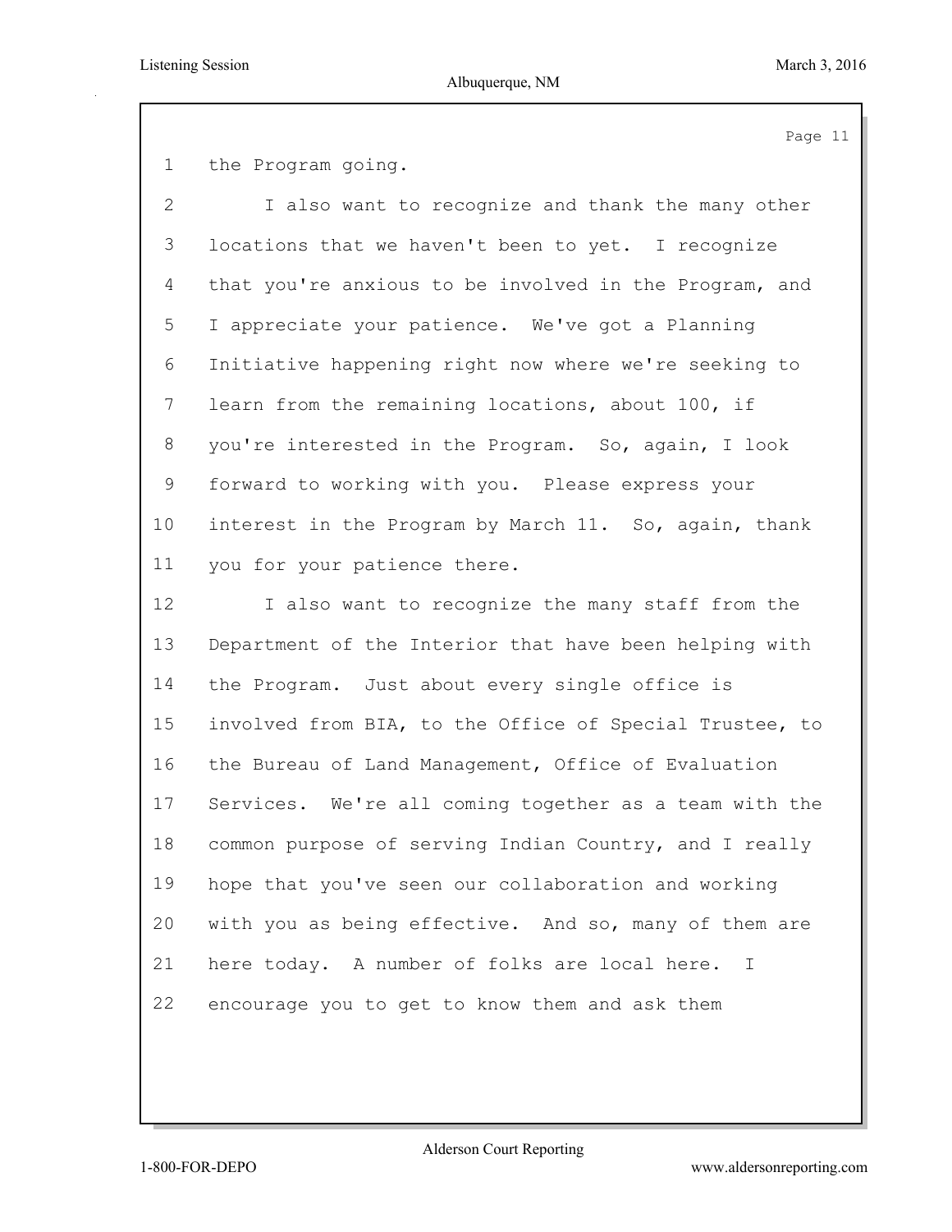the Program going.

I also want to recognize and thank the many other locations that we haven't been to yet. I recognize that you're anxious to be involved in the Program, and I appreciate your patience. We've got a Planning Initiative happening right now where we're seeking to learn from the remaining locations, about 100, if you're interested in the Program. So, again, I look forward to working with you. Please express your interest in the Program by March 11. So, again, thank you for your patience there.

I also want to recognize the many staff from the Department of the Interior that have been helping with the Program. Just about every single office is involved from BIA, to the Office of Special Trustee, to the Bureau of Land Management, Office of Evaluation Services. We're all coming together as a team with the common purpose of serving Indian Country, and I really hope that you've seen our collaboration and working with you as being effective. And so, many of them are here today. A number of folks are local here. I encourage you to get to know them and ask them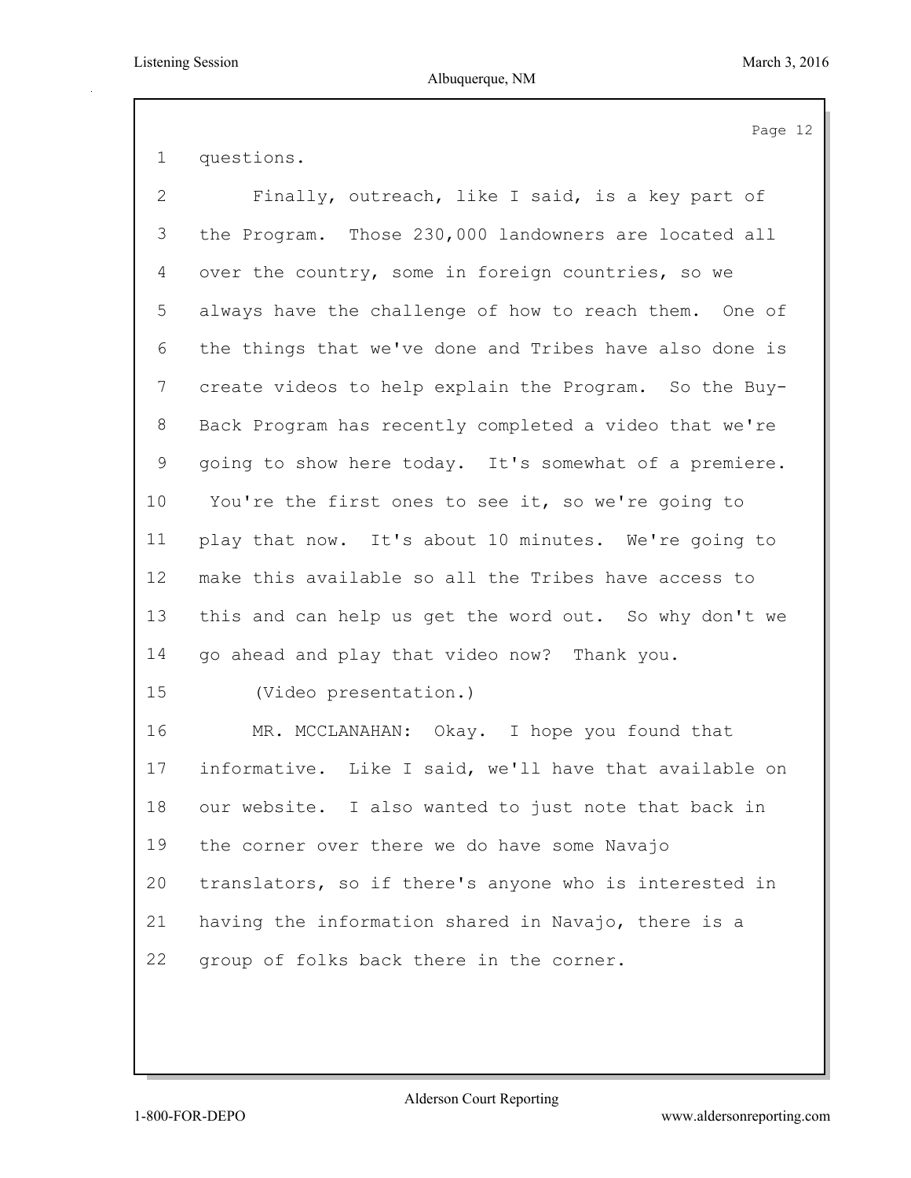questions.

Finally, outreach, like I said, is a key part of the Program. Those 230,000 landowners are located all over the country, some in foreign countries, so we always have the challenge of how to reach them. One of the things that we've done and Tribes have also done is create videos to help explain the Program. So the Buy-Back Program has recently completed a video that we're going to show here today. It's somewhat of a premiere. You're the first ones to see it, so we're going to play that now. It's about 10 minutes. We're going to make this available so all the Tribes have access to this and can help us get the word out. So why don't we go ahead and play that video now? Thank you.

(Video presentation.)

MR. MCCLANAHAN: Okay. I hope you found that informative. Like I said, we'll have that available on our website. I also wanted to just note that back in the corner over there we do have some Navajo translators, so if there's anyone who is interested in having the information shared in Navajo, there is a group of folks back there in the corner.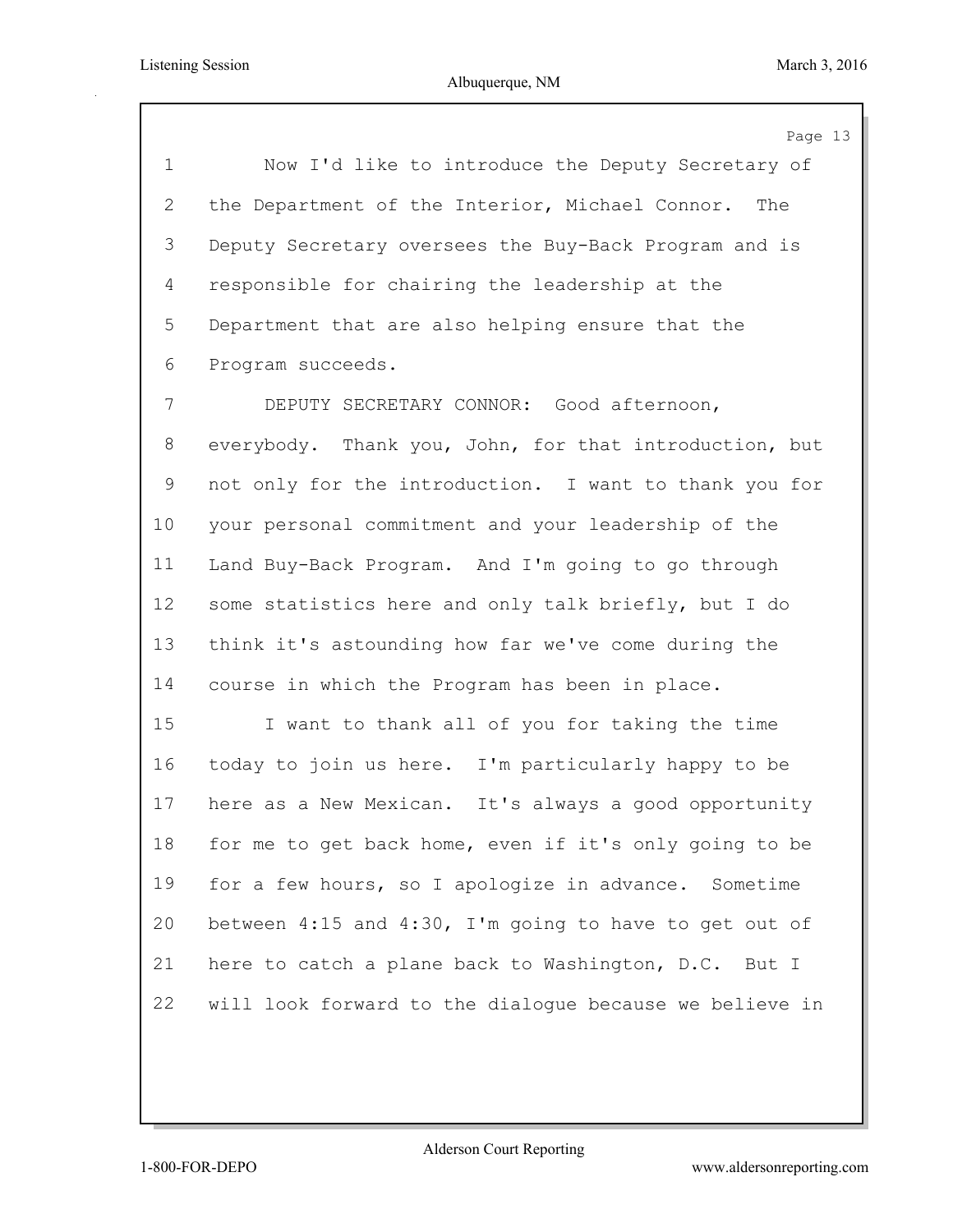Now I'd like to introduce the Deputy Secretary of the Department of the Interior, Michael Connor. The Deputy Secretary oversees the Buy-Back Program and is responsible for chairing the leadership at the Department that are also helping ensure that the Program succeeds.

DEPUTY SECRETARY CONNOR: Good afternoon, everybody. Thank you, John, for that introduction, but not only for the introduction. I want to thank you for your personal commitment and your leadership of the Land Buy-Back Program. And I'm going to go through some statistics here and only talk briefly, but I do think it's astounding how far we've come during the course in which the Program has been in place.

I want to thank all of you for taking the time today to join us here. I'm particularly happy to be here as a New Mexican. It's always a good opportunity for me to get back home, even if it's only going to be for a few hours, so I apologize in advance. Sometime between 4:15 and 4:30, I'm going to have to get out of here to catch a plane back to Washington, D.C. But I will look forward to the dialogue because we believe in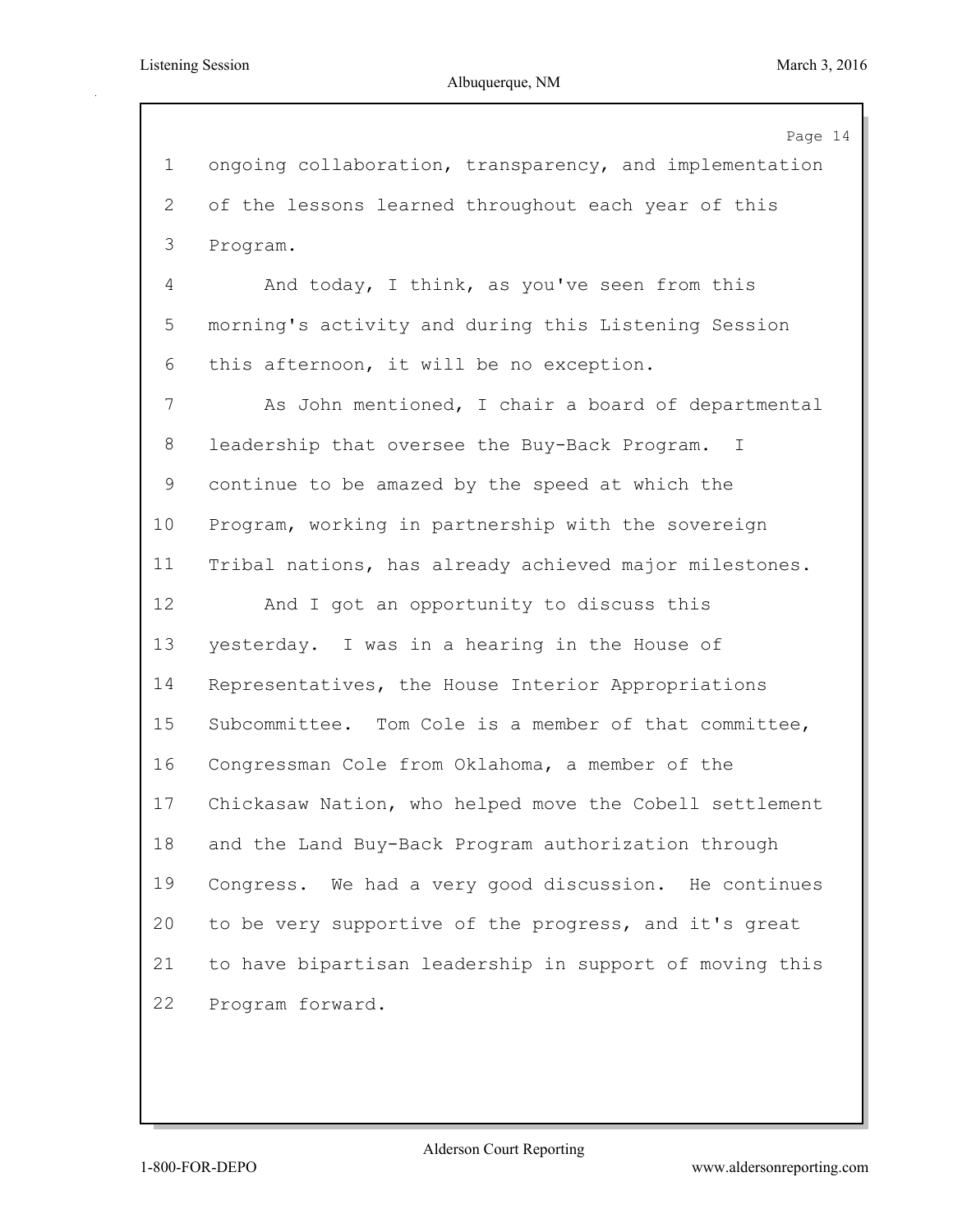ongoing collaboration, transparency, and implementation of the lessons learned throughout each year of this Program.

And today, I think, as you've seen from this morning's activity and during this Listening Session this afternoon, it will be no exception.

As John mentioned, I chair a board of departmental leadership that oversee the Buy-Back Program. I continue to be amazed by the speed at which the Program, working in partnership with the sovereign Tribal nations, has already achieved major milestones.

And I got an opportunity to discuss this yesterday. I was in a hearing in the House of Representatives, the House Interior Appropriations Subcommittee. Tom Cole is a member of that committee, Congressman Cole from Oklahoma, a member of the Chickasaw Nation, who helped move the Cobell settlement and the Land Buy-Back Program authorization through Congress. We had a very good discussion. He continues to be very supportive of the progress, and it's great to have bipartisan leadership in support of moving this Program forward.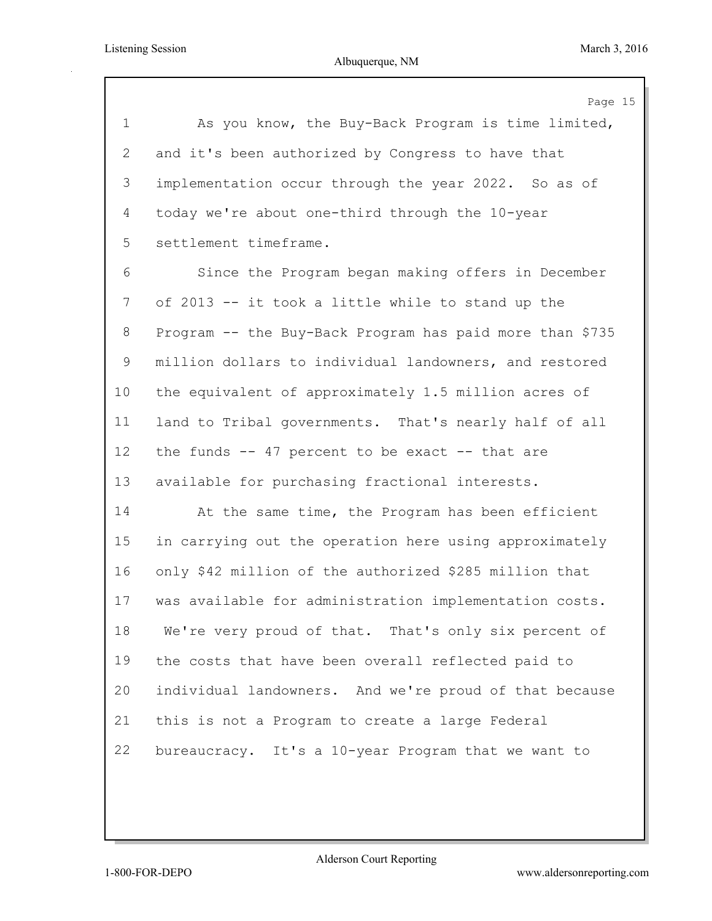As you know, the Buy-Back Program is time limited, and it's been authorized by Congress to have that implementation occur through the year 2022. So as of today we're about one-third through the 10-year settlement timeframe.

Since the Program began making offers in December of 2013 -- it took a little while to stand up the Program -- the Buy-Back Program has paid more than $735 million dollars to individual landowners, and restored the equivalent of approximately 1.5 million acres of land to Tribal governments. That's nearly half of all the funds -- 47 percent to be exact -- that are available for purchasing fractional interests.

At the same time, the Program has been efficient in carrying out the operation here using approximately only $42 million of the authorized $285 million that was available for administration implementation costs. We're very proud of that. That's only six percent of the costs that have been overall reflected paid to individual landowners. And we're proud of that because this is not a Program to create a large Federal bureaucracy. It's a 10-year Program that we want to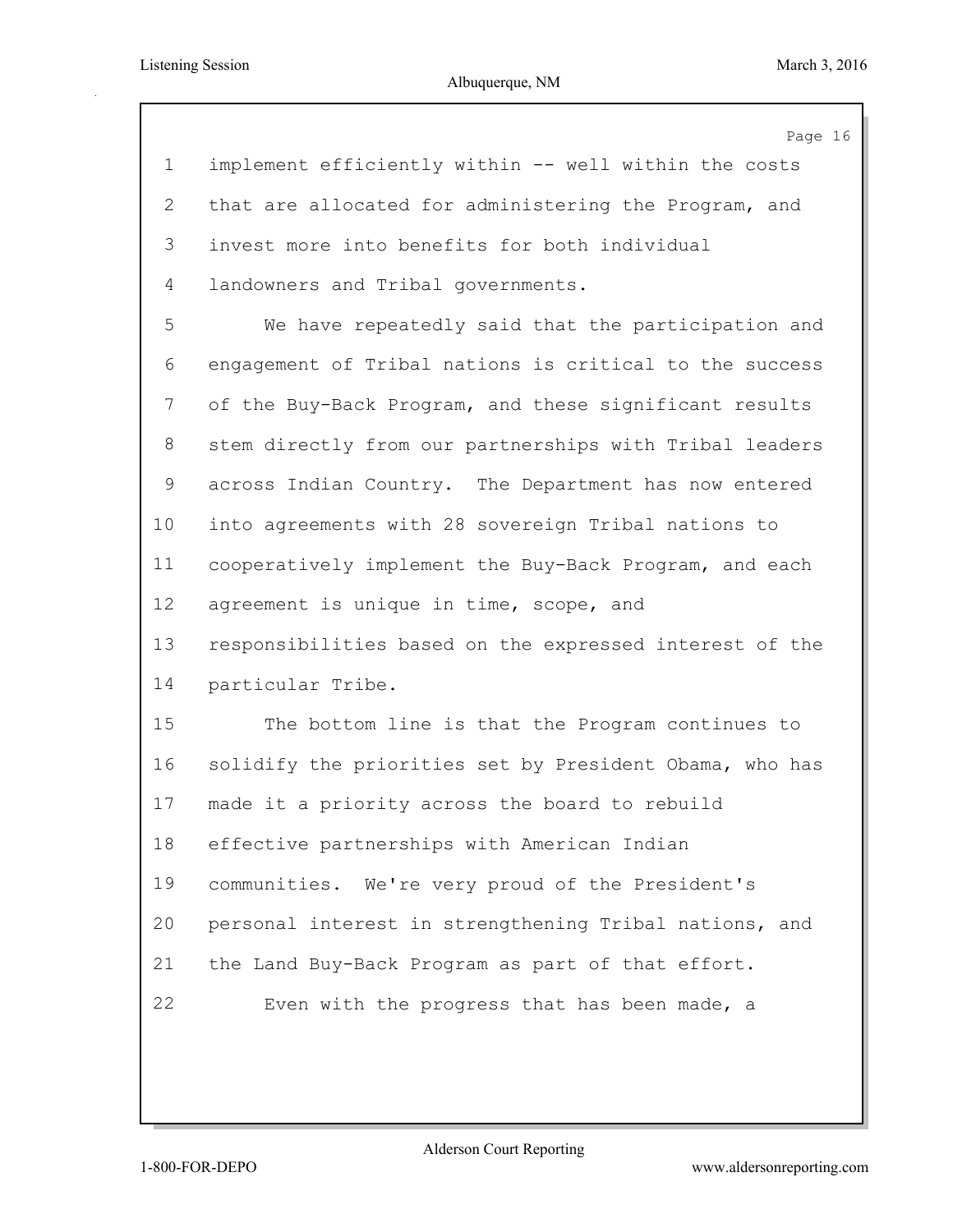implement efficiently within -- well within the costs that are allocated for administering the Program, and invest more into benefits for both individual landowners and Tribal governments.

We have repeatedly said that the participation and engagement of Tribal nations is critical to the success of the Buy-Back Program, and these significant results stem directly from our partnerships with Tribal leaders across Indian Country. The Department has now entered into agreements with 28 sovereign Tribal nations to cooperatively implement the Buy-Back Program, and each agreement is unique in time, scope, and responsibilities based on the expressed interest of the particular Tribe.

The bottom line is that the Program continues to solidify the priorities set by President Obama, who has made it a priority across the board to rebuild effective partnerships with American Indian communities. We're very proud of the President's personal interest in strengthening Tribal nations, and the Land Buy-Back Program as part of that effort.

Even with the progress that has been made, a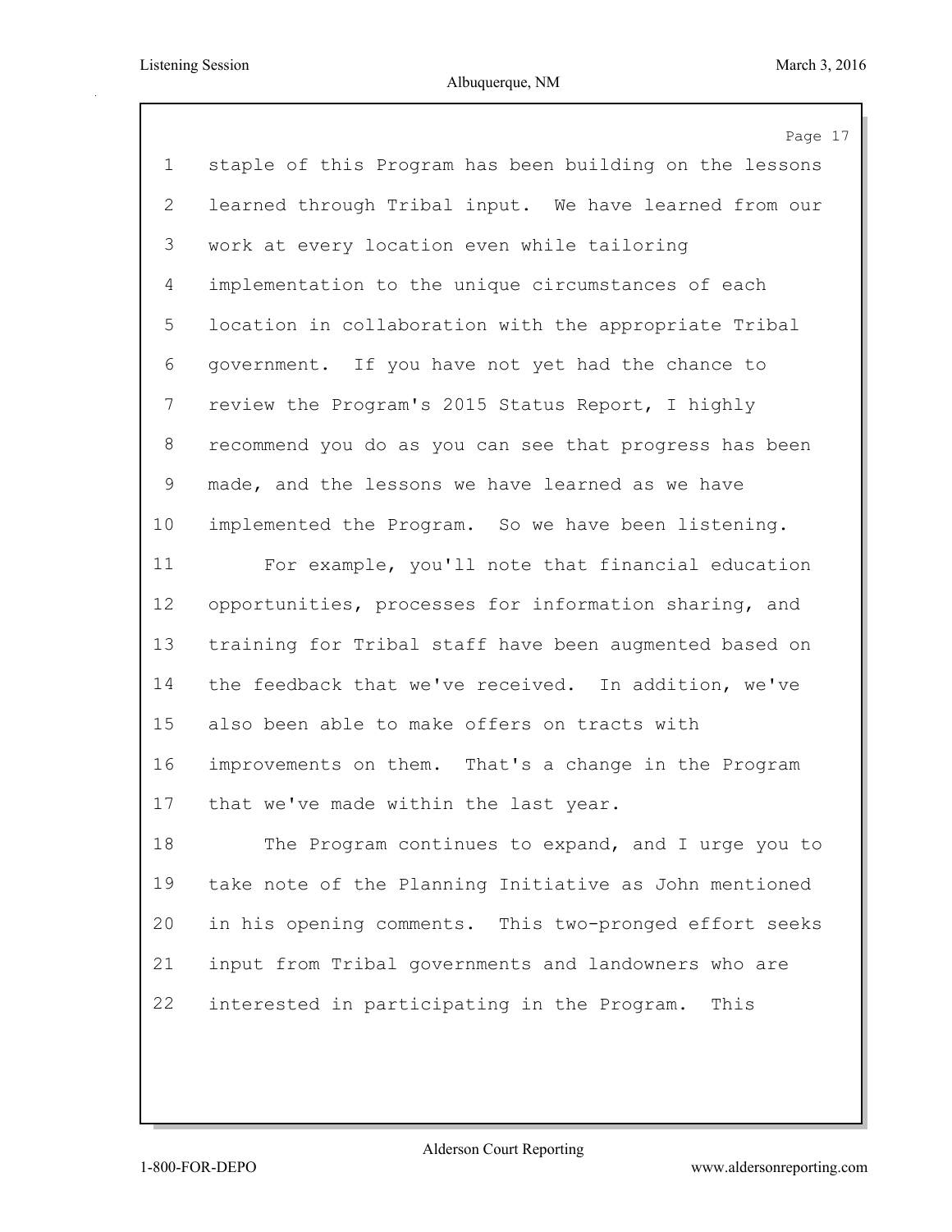staple of this Program has been building on the lessons learned through Tribal input. We have learned from our work at every location even while tailoring implementation to the unique circumstances of each location in collaboration with the appropriate Tribal government. If you have not yet had the chance to review the Program's 2015 Status Report, I highly recommend you do as you can see that progress has been made, and the lessons we have learned as we have implemented the Program. So we have been listening.

For example, you'll note that financial education opportunities, processes for information sharing, and training for Tribal staff have been augmented based on the feedback that we've received. In addition, we've also been able to make offers on tracts with improvements on them. That's a change in the Program that we've made within the last year.

The Program continues to expand, and I urge you to take note of the Planning Initiative as John mentioned in his opening comments. This two-pronged effort seeks input from Tribal governments and landowners who are interested in participating in the Program. This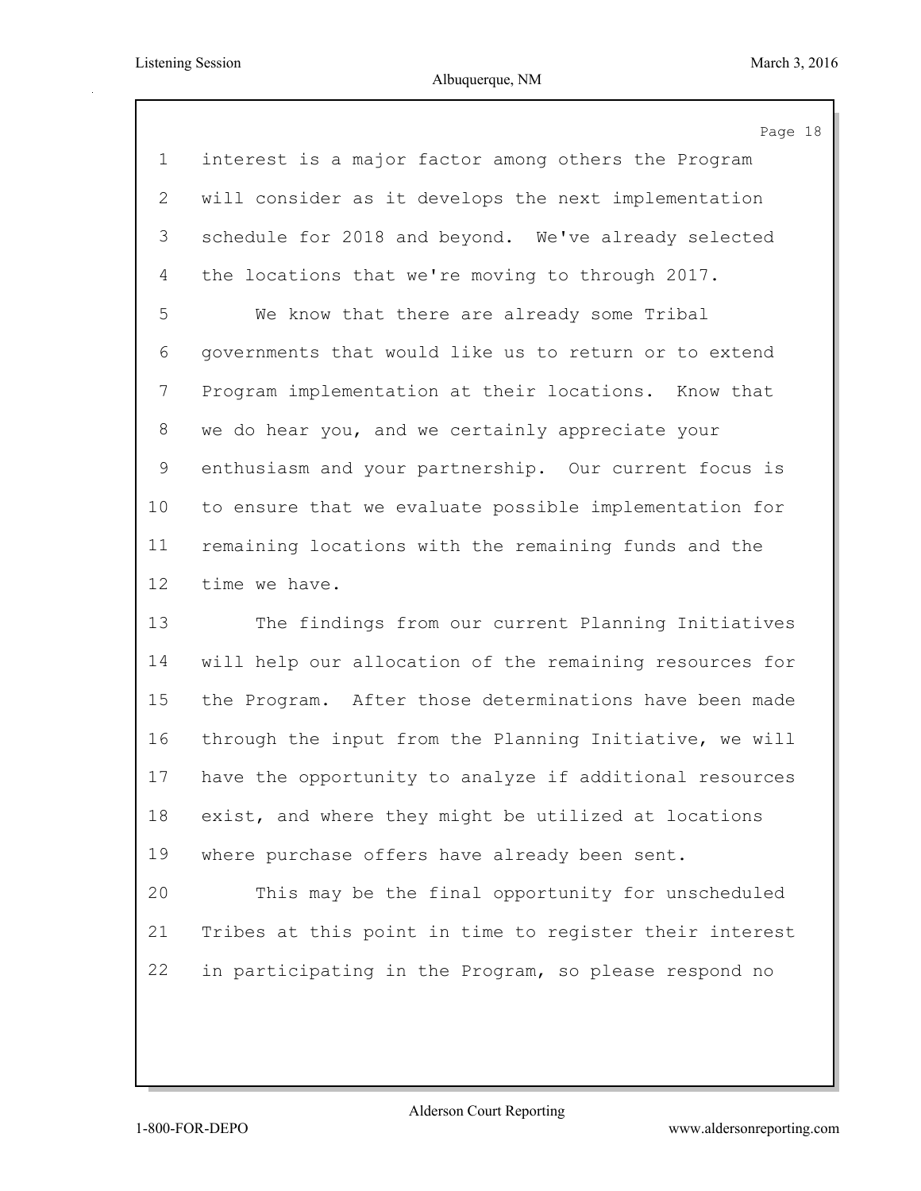interest is a major factor among others the Program will consider as it develops the next implementation schedule for 2018 and beyond. We've already selected the locations that we're moving to through 2017.

We know that there are already some Tribal governments that would like us to return or to extend Program implementation at their locations. Know that we do hear you, and we certainly appreciate your enthusiasm and your partnership. Our current focus is to ensure that we evaluate possible implementation for remaining locations with the remaining funds and the time we have.

The findings from our current Planning Initiatives will help our allocation of the remaining resources for the Program. After those determinations have been made through the input from the Planning Initiative, we will have the opportunity to analyze if additional resources exist, and where they might be utilized at locations where purchase offers have already been sent.

This may be the final opportunity for unscheduled Tribes at this point in time to register their interest in participating in the Program, so please respond no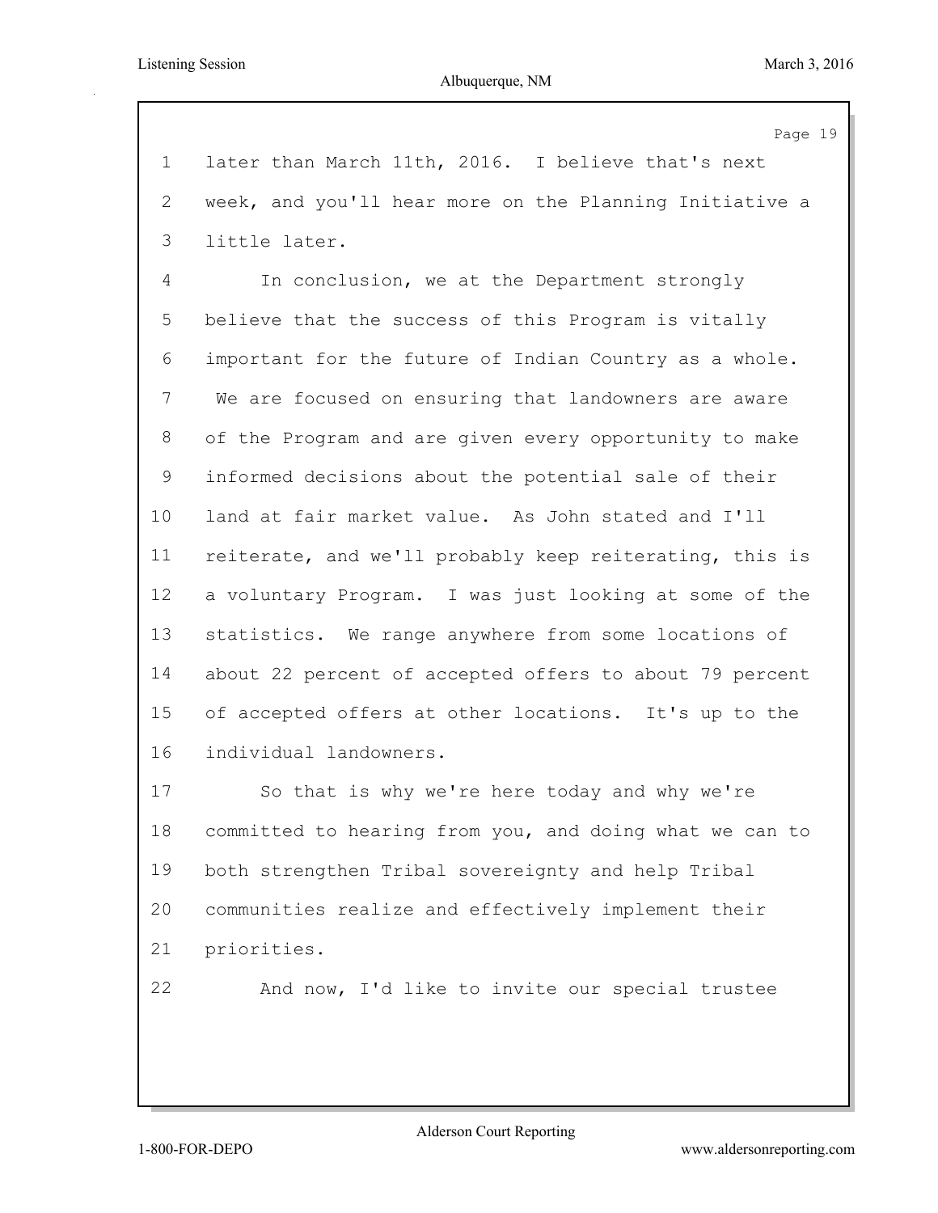later than March 11th, 2016. I believe that's next week, and you'll hear more on the Planning Initiative a little later.

In conclusion, we at the Department strongly believe that the success of this Program is vitally important for the future of Indian Country as a whole. We are focused on ensuring that landowners are aware of the Program and are given every opportunity to make informed decisions about the potential sale of their land at fair market value. As John stated and I'll reiterate, and we'll probably keep reiterating, this is a voluntary Program. I was just looking at some of the statistics. We range anywhere from some locations of about 22 percent of accepted offers to about 79 percent of accepted offers at other locations. It's up to the individual landowners.

So that is why we're here today and why we're committed to hearing from you, and doing what we can to both strengthen Tribal sovereignty and help Tribal communities realize and effectively implement their priorities.

And now, I'd like to invite our special trustee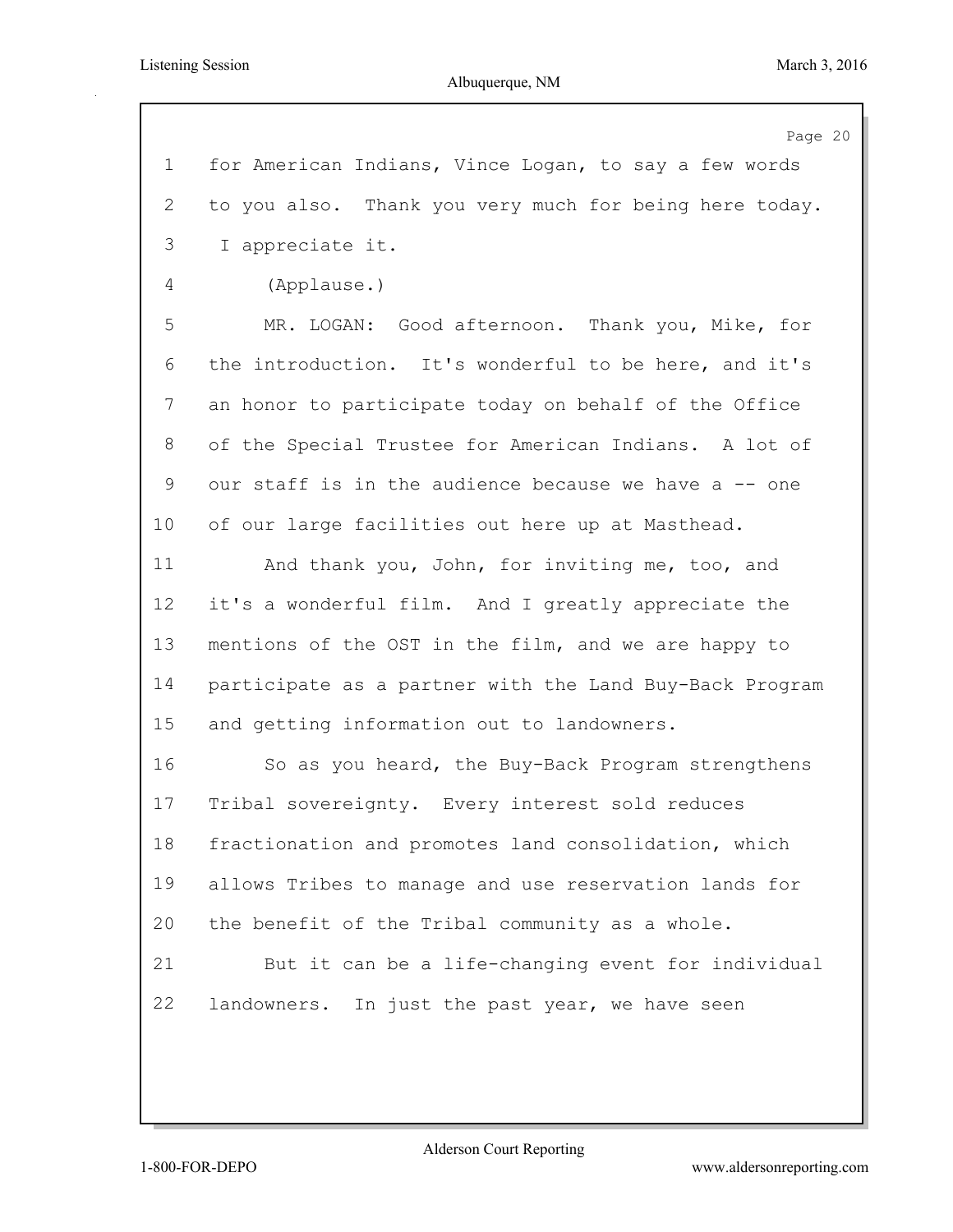for American Indians, Vince Logan, to say a few words to you also. Thank you very much for being here today. I appreciate it.

(Applause.)

MR. LOGAN: Good afternoon. Thank you, Mike, for the introduction. It's wonderful to be here, and it's an honor to participate today on behalf of the Office of the Special Trustee for American Indians. A lot of our staff is in the audience because we have a -- one of our large facilities out here up at Masthead.

And thank you, John, for inviting me, too, and it's a wonderful film. And I greatly appreciate the mentions of the OST in the film, and we are happy to participate as a partner with the Land Buy-Back Program and getting information out to landowners.

So as you heard, the Buy-Back Program strengthens Tribal sovereignty. Every interest sold reduces fractionation and promotes land consolidation, which allows Tribes to manage and use reservation lands for the benefit of the Tribal community as a whole.

But it can be a life-changing event for individual landowners. In just the past year, we have seen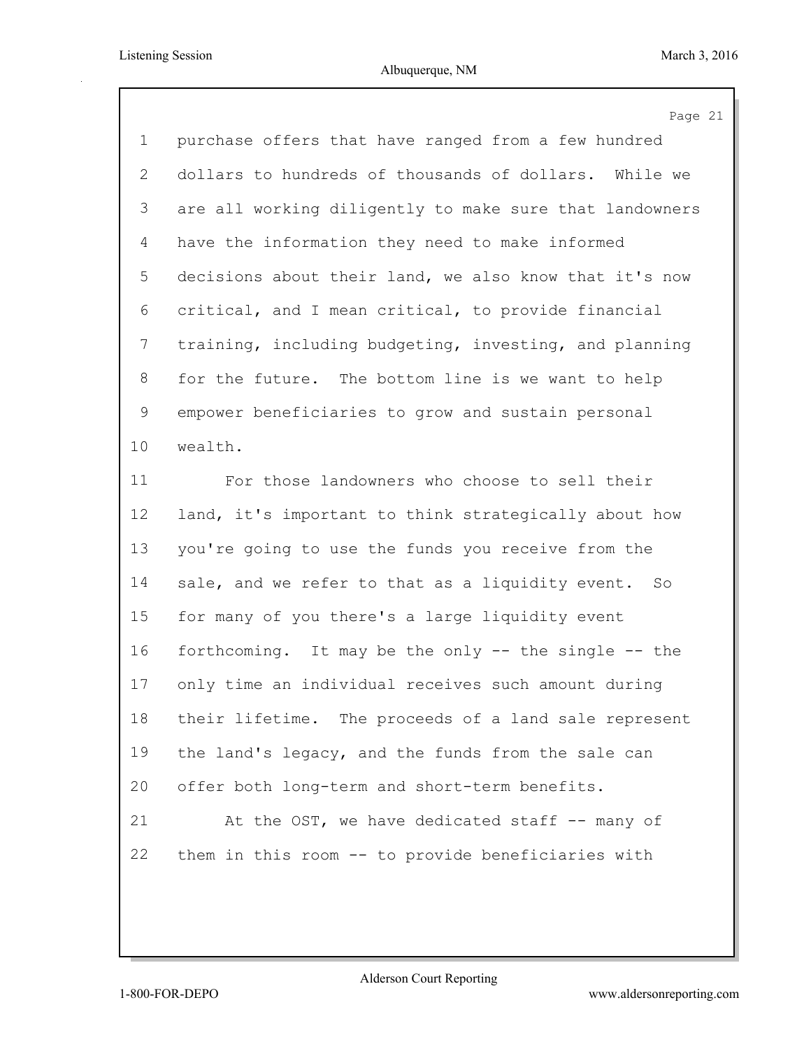purchase offers that have ranged from a few hundred dollars to hundreds of thousands of dollars. While we are all working diligently to make sure that landowners have the information they need to make informed decisions about their land, we also know that it's now critical, and I mean critical, to provide financial training, including budgeting, investing, and planning for the future. The bottom line is we want to help empower beneficiaries to grow and sustain personal wealth.

For those landowners who choose to sell their land, it's important to think strategically about how you're going to use the funds you receive from the sale, and we refer to that as a liquidity event. So for many of you there's a large liquidity event forthcoming. It may be the only -- the single -- the only time an individual receives such amount during their lifetime. The proceeds of a land sale represent the land's legacy, and the funds from the sale can offer both long-term and short-term benefits.

At the OST, we have dedicated staff -- many of them in this room -- to provide beneficiaries with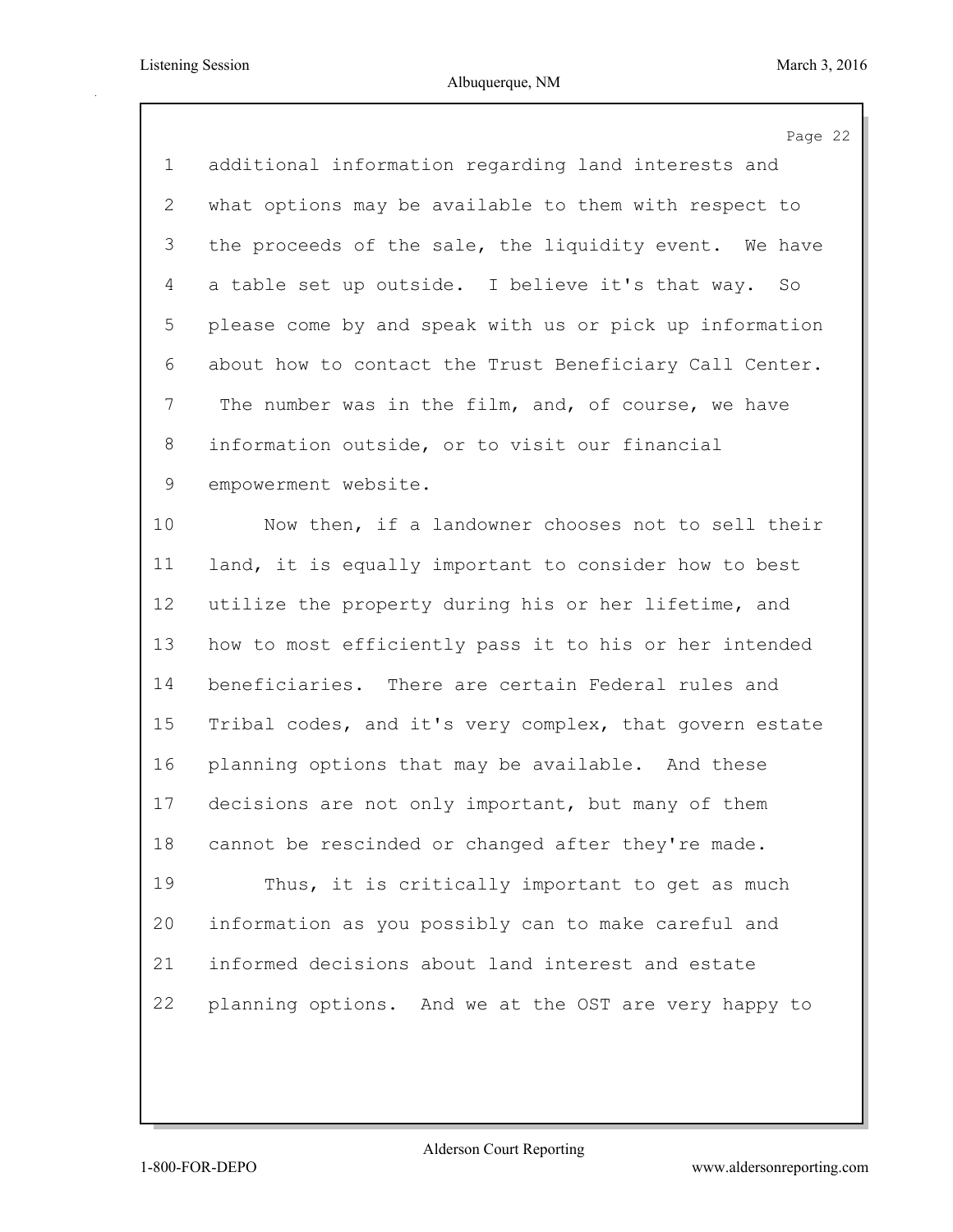additional information regarding land interests and what options may be available to them with respect to the proceeds of the sale, the liquidity event. We have a table set up outside. I believe it's that way. So please come by and speak with us or pick up information about how to contact the Trust Beneficiary Call Center. The number was in the film, and, of course, we have information outside, or to visit our financial empowerment website.

Now then, if a landowner chooses not to sell their land, it is equally important to consider how to best utilize the property during his or her lifetime, and how to most efficiently pass it to his or her intended beneficiaries. There are certain Federal rules and Tribal codes, and it's very complex, that govern estate planning options that may be available. And these decisions are not only important, but many of them cannot be rescinded or changed after they're made.

Thus, it is critically important to get as much information as you possibly can to make careful and informed decisions about land interest and estate planning options. And we at the OST are very happy to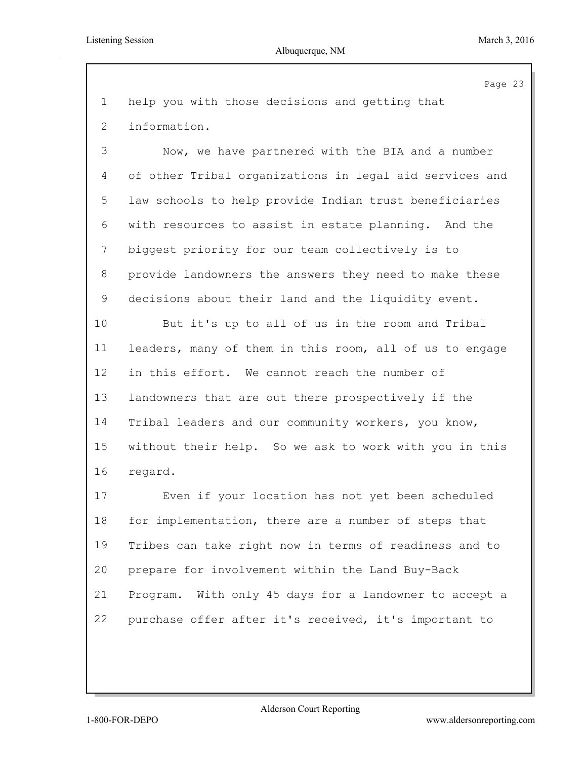help you with those decisions and getting that information.

Now, we have partnered with the BIA and a number of other Tribal organizations in legal aid services and law schools to help provide Indian trust beneficiaries with resources to assist in estate planning. And the biggest priority for our team collectively is to provide landowners the answers they need to make these decisions about their land and the liquidity event.

But it's up to all of us in the room and Tribal leaders, many of them in this room, all of us to engage in this effort. We cannot reach the number of landowners that are out there prospectively if the Tribal leaders and our community workers, you know, without their help. So we ask to work with you in this regard.

Even if your location has not yet been scheduled for implementation, there are a number of steps that Tribes can take right now in terms of readiness and to prepare for involvement within the Land Buy-Back Program. With only 45 days for a landowner to accept a purchase offer after it's received, it's important to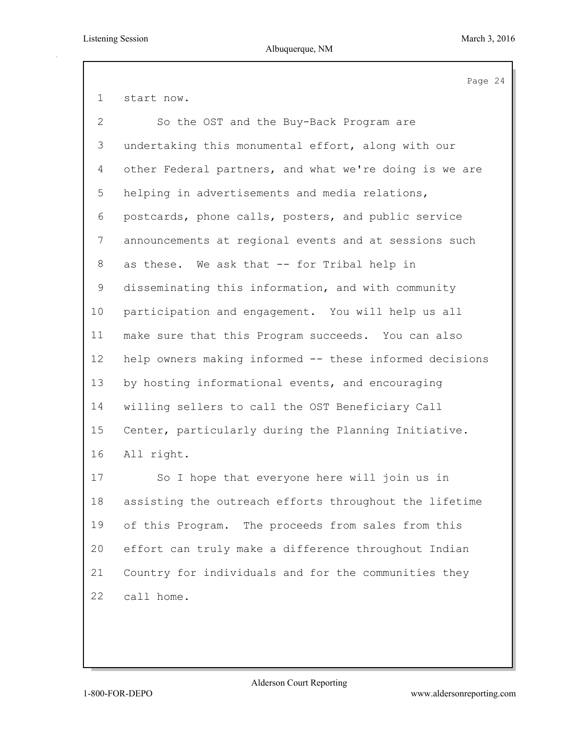start now.

So the OST and the Buy-Back Program are undertaking this monumental effort, along with our other Federal partners, and what we're doing is we are helping in advertisements and media relations, postcards, phone calls, posters, and public service announcements at regional events and at sessions such as these. We ask that -- for Tribal help in disseminating this information, and with community participation and engagement. You will help us all make sure that this Program succeeds. You can also help owners making informed -- these informed decisions by hosting informational events, and encouraging willing sellers to call the OST Beneficiary Call Center, particularly during the Planning Initiative. All right.

So I hope that everyone here will join us in assisting the outreach efforts throughout the lifetime of this Program. The proceeds from sales from this effort can truly make a difference throughout Indian Country for individuals and for the communities they call home.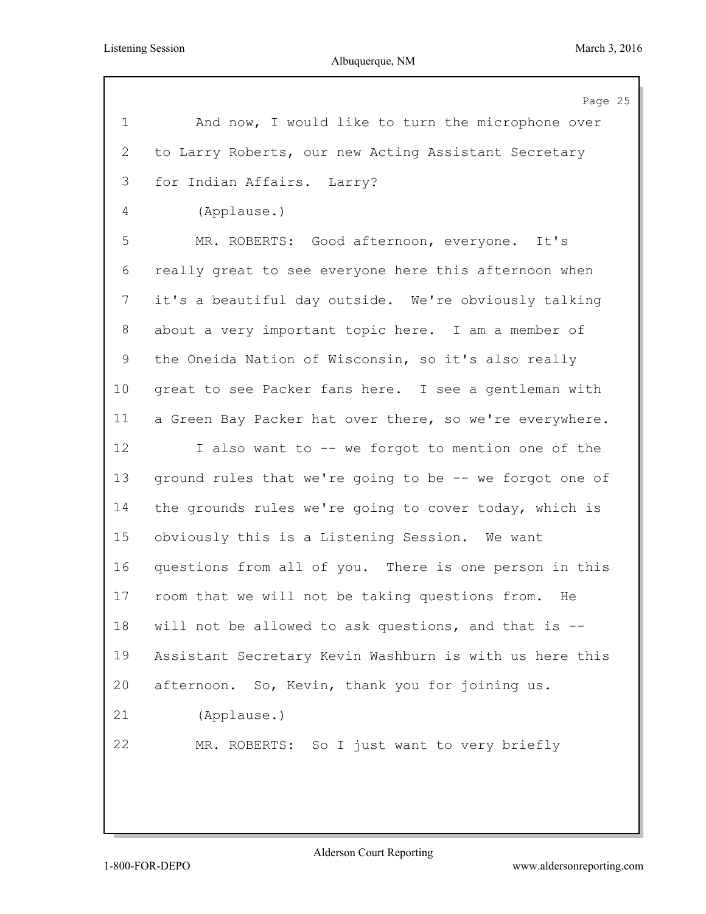1 And now, I would like to turn the microphone over
2 to Larry Roberts, our new Acting Assistant Secretary
3 for Indian Affairs. Larry?
4 (Applause.)
5 MR. ROBERTS: Good afternoon, everyone. It's
6 really great to see everyone here this afternoon when
7 it's a beautiful day outside. We're obviously talking
8 about a very important topic here. I am a member of
9 the Oneida Nation of Wisconsin, so it's also really
10 great to see Packer fans here. I see a gentleman with
11 a Green Bay Packer hat over there, so we're everywhere.
12 I also want to -- we forgot to mention one of the
13 ground rules that we're going to be -- we forgot one of
14 the grounds rules we're going to cover today, which is
15 obviously this is a Listening Session. We want
16 questions from all of you. There is one person in this
17 room that we will not be taking questions from. He
18 will not be allowed to ask questions, and that is --
19 Assistant Secretary Kevin Washburn is with us here this
20 afternoon. So, Kevin, thank you for joining us.
21 (Applause.)
22 MR. ROBERTS: So I just want to very briefly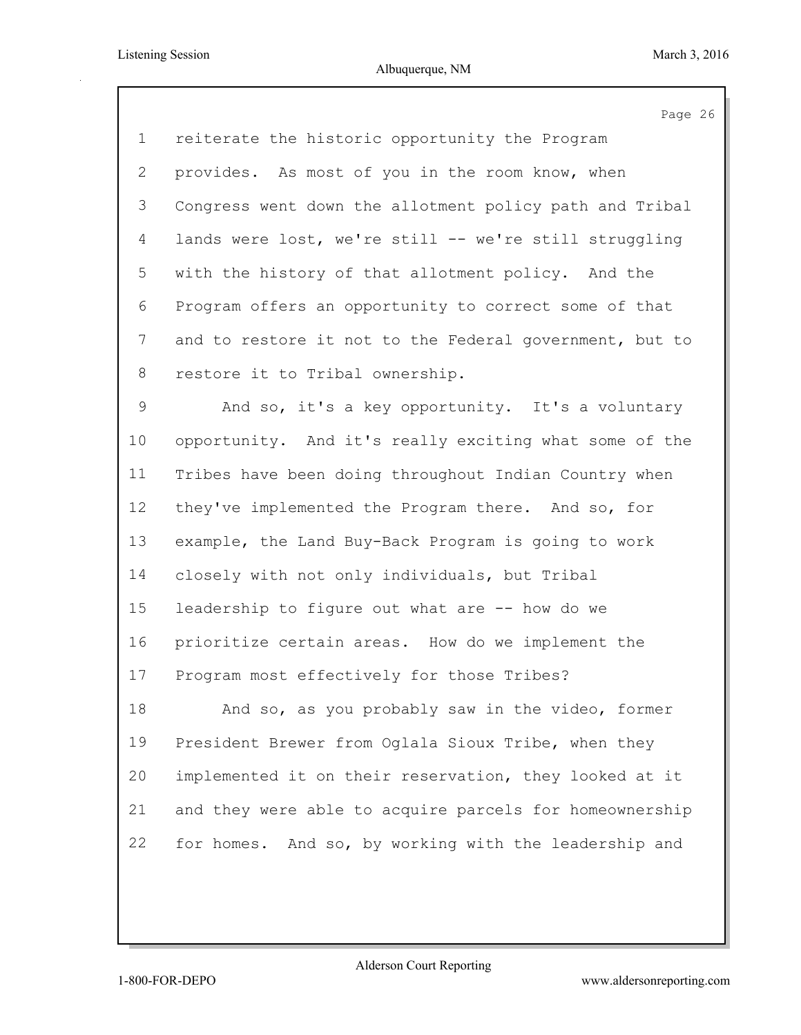reiterate the historic opportunity the Program provides. As most of you in the room know, when Congress went down the allotment policy path and Tribal lands were lost, we're still -- we're still struggling with the history of that allotment policy. And the Program offers an opportunity to correct some of that and to restore it not to the Federal government, but to restore it to Tribal ownership.

And so, it's a key opportunity. It's a voluntary opportunity. And it's really exciting what some of the Tribes have been doing throughout Indian Country when they've implemented the Program there. And so, for example, the Land Buy-Back Program is going to work closely with not only individuals, but Tribal leadership to figure out what are -- how do we prioritize certain areas. How do we implement the Program most effectively for those Tribes?

And so, as you probably saw in the video, former President Brewer from Oglala Sioux Tribe, when they implemented it on their reservation, they looked at it and they were able to acquire parcels for homeownership for homes. And so, by working with the leadership and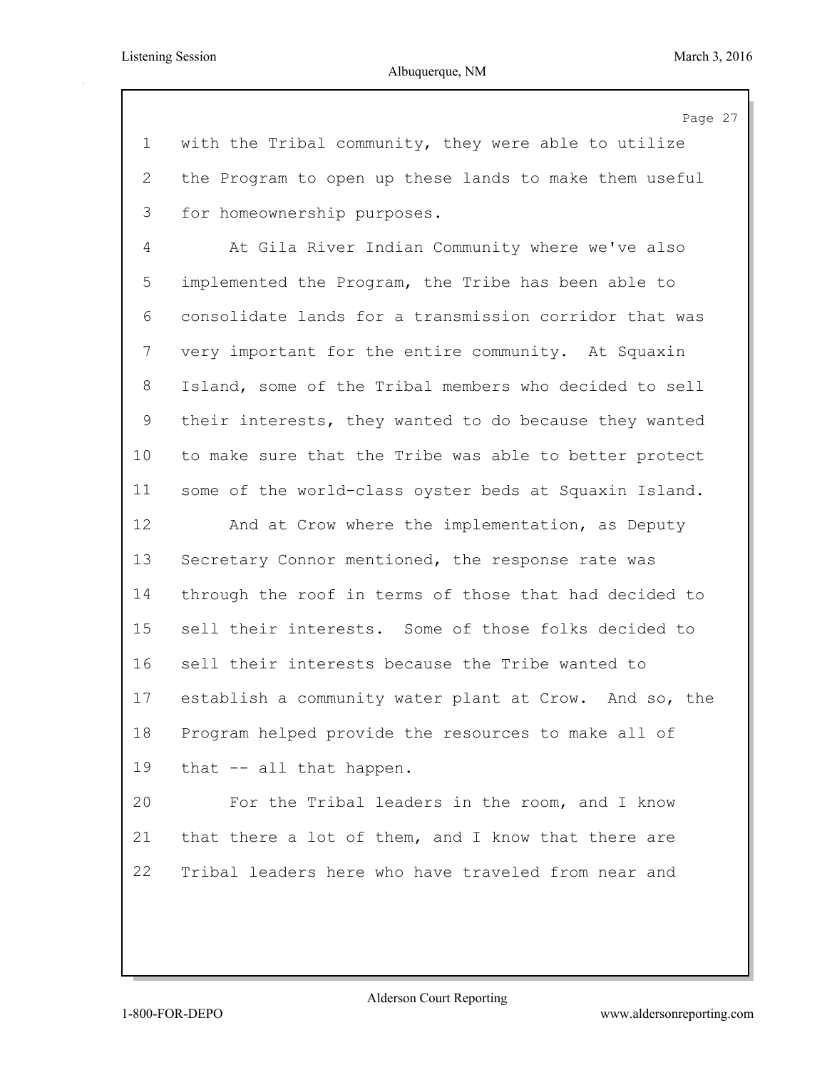with the Tribal community, they were able to utilize the Program to open up these lands to make them useful for homeownership purposes.

At Gila River Indian Community where we've also implemented the Program, the Tribe has been able to consolidate lands for a transmission corridor that was very important for the entire community. At Squaxin Island, some of the Tribal members who decided to sell their interests, they wanted to do because they wanted to make sure that the Tribe was able to better protect some of the world-class oyster beds at Squaxin Island.

And at Crow where the implementation, as Deputy Secretary Connor mentioned, the response rate was through the roof in terms of those that had decided to sell their interests. Some of those folks decided to sell their interests because the Tribe wanted to establish a community water plant at Crow. And so, the Program helped provide the resources to make all of that -- all that happen.

For the Tribal leaders in the room, and I know that there a lot of them, and I know that there are Tribal leaders here who have traveled from near and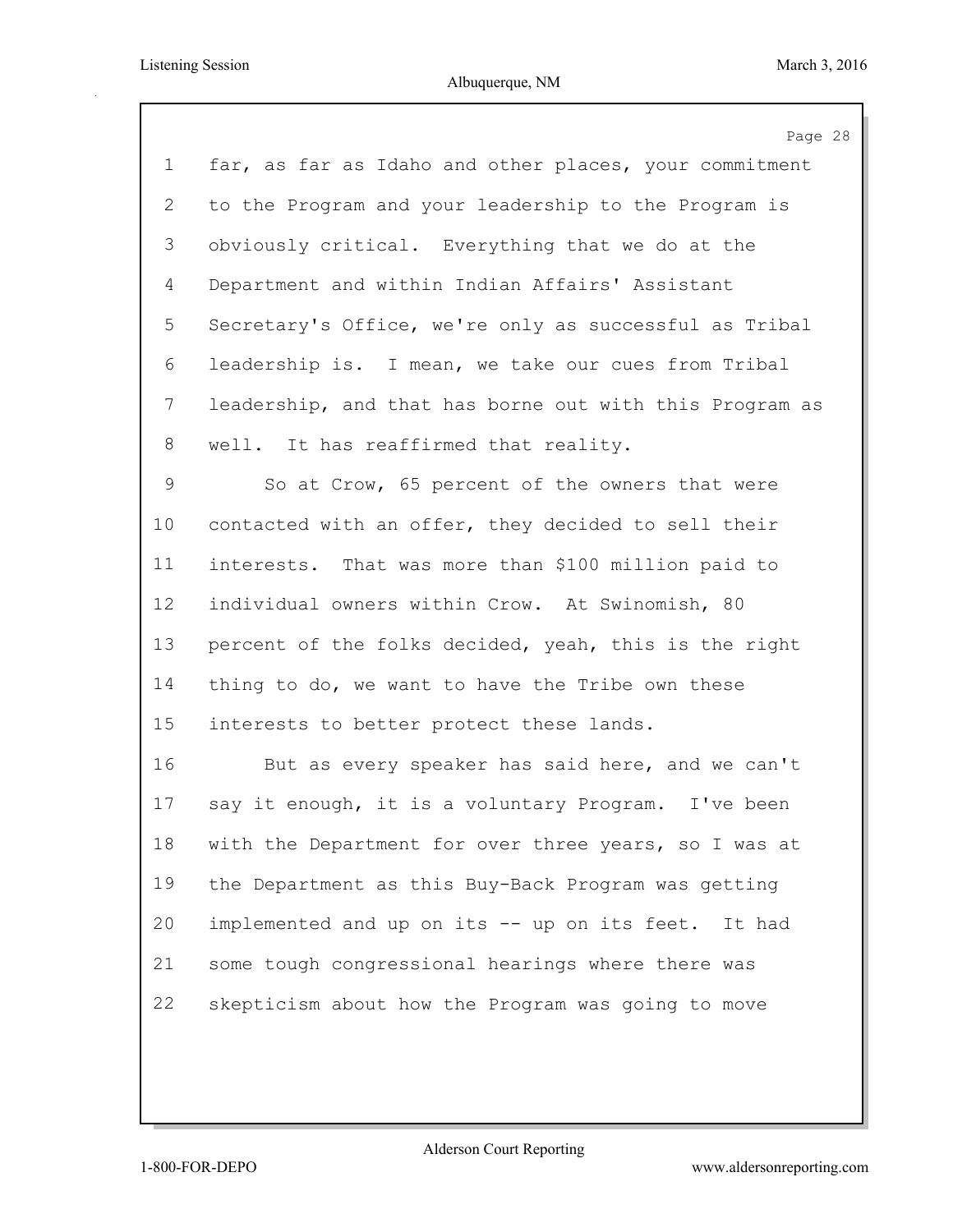far, as far as Idaho and other places, your commitment to the Program and your leadership to the Program is obviously critical. Everything that we do at the Department and within Indian Affairs' Assistant Secretary's Office, we're only as successful as Tribal leadership is. I mean, we take our cues from Tribal leadership, and that has borne out with this Program as well. It has reaffirmed that reality.

So at Crow, 65 percent of the owners that were contacted with an offer, they decided to sell their interests. That was more than $100 million paid to individual owners within Crow. At Swinomish, 80 percent of the folks decided, yeah, this is the right thing to do, we want to have the Tribe own these interests to better protect these lands.

But as every speaker has said here, and we can't say it enough, it is a voluntary Program. I've been with the Department for over three years, so I was at the Department as this Buy-Back Program was getting implemented and up on its -- up on its feet. It had some tough congressional hearings where there was skepticism about how the Program was going to move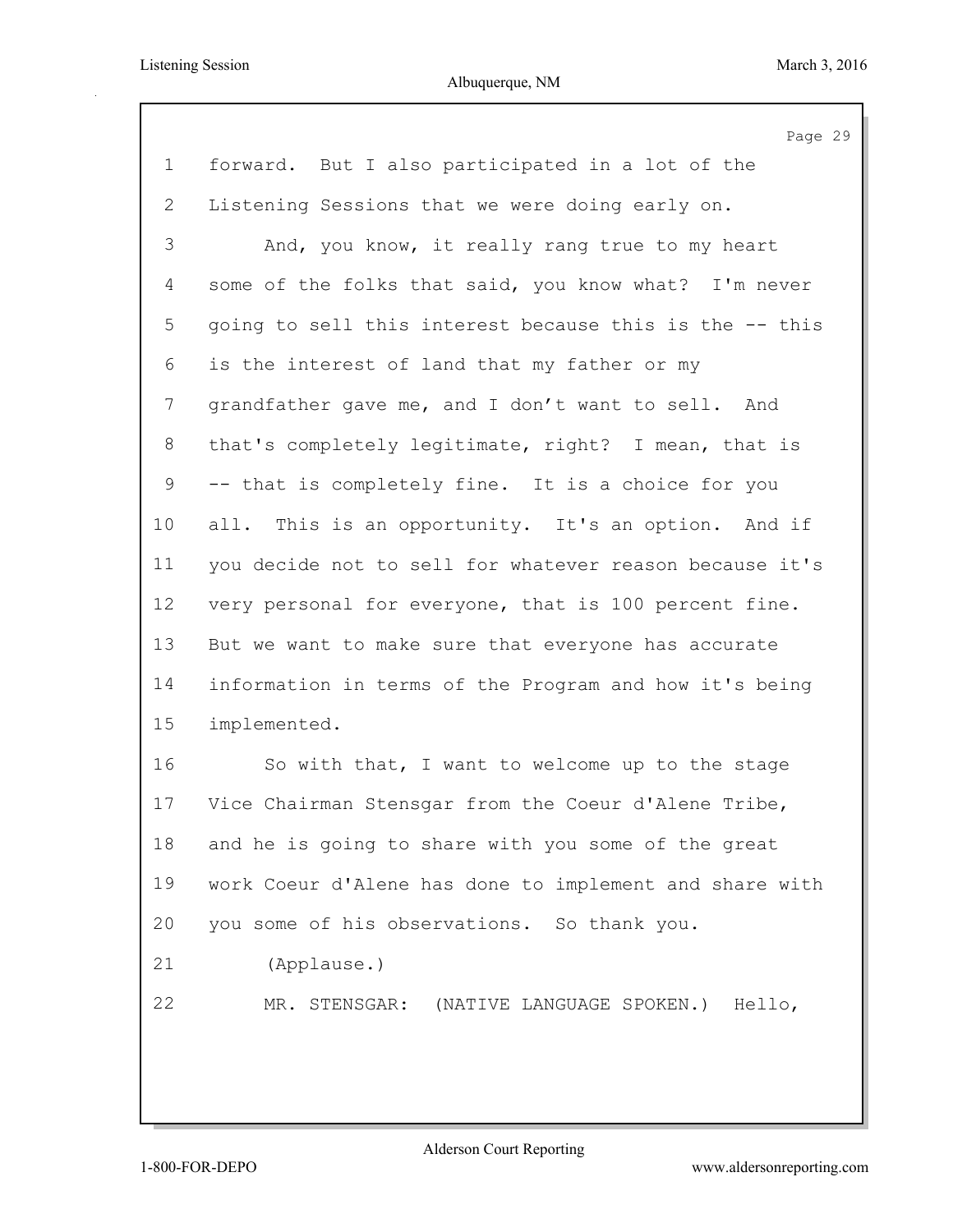forward. But I also participated in a lot of the Listening Sessions that we were doing early on.

And, you know, it really rang true to my heart some of the folks that said, you know what? I'm never going to sell this interest because this is the -- this is the interest of land that my father or my grandfather gave me, and I don't want to sell. And that's completely legitimate, right? I mean, that is -- that is completely fine. It is a choice for you all. This is an opportunity. It's an option. And if you decide not to sell for whatever reason because it's very personal for everyone, that is 100 percent fine. But we want to make sure that everyone has accurate information in terms of the Program and how it's being implemented.

So with that, I want to welcome up to the stage Vice Chairman Stensgar from the Coeur d'Alene Tribe, and he is going to share with you some of the great work Coeur d'Alene has done to implement and share with you some of his observations. So thank you.

(Applause.)

MR. STENSGAR: (NATIVE LANGUAGE SPOKEN.) Hello,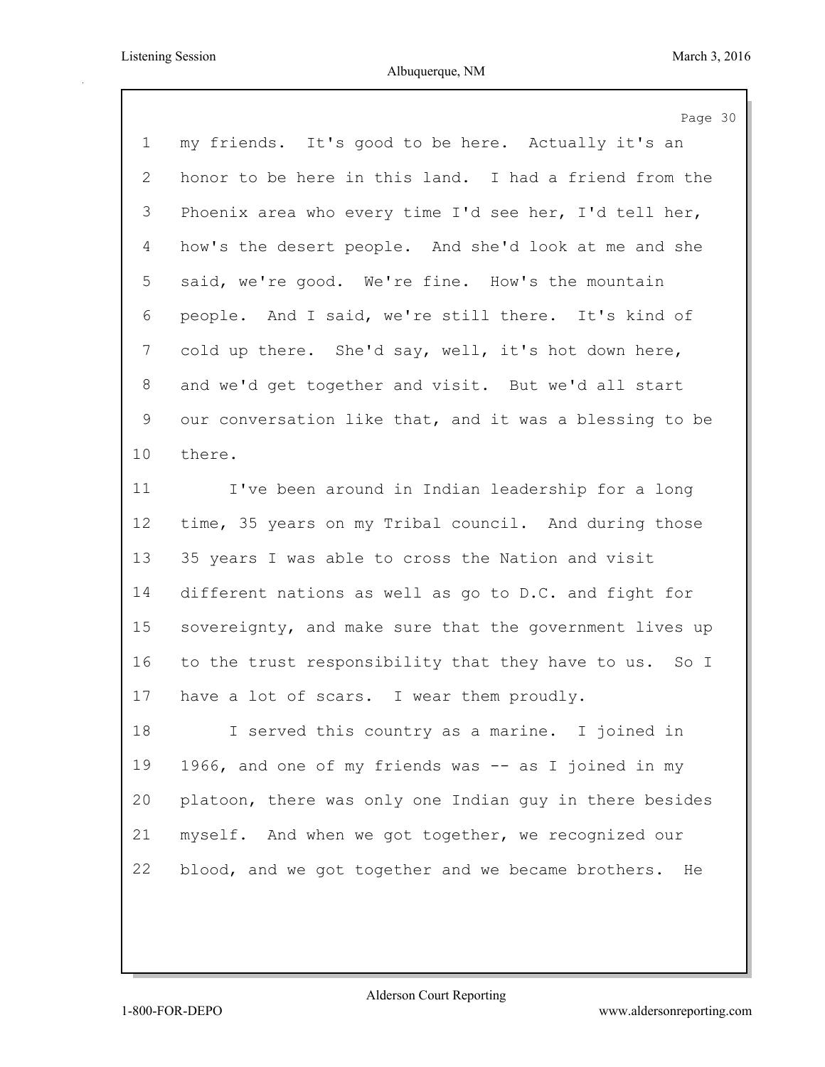my friends. It's good to be here. Actually it's an honor to be here in this land. I had a friend from the Phoenix area who every time I'd see her, I'd tell her, how's the desert people. And she'd look at me and she said, we're good. We're fine. How's the mountain people. And I said, we're still there. It's kind of cold up there. She'd say, well, it's hot down here, and we'd get together and visit. But we'd all start our conversation like that, and it was a blessing to be there.

I've been around in Indian leadership for a long time, 35 years on my Tribal council. And during those 35 years I was able to cross the Nation and visit different nations as well as go to D.C. and fight for sovereignty, and make sure that the government lives up to the trust responsibility that they have to us. So I have a lot of scars. I wear them proudly.

I served this country as a marine. I joined in 1966, and one of my friends was -- as I joined in my platoon, there was only one Indian guy in there besides myself. And when we got together, we recognized our blood, and we got together and we became brothers. He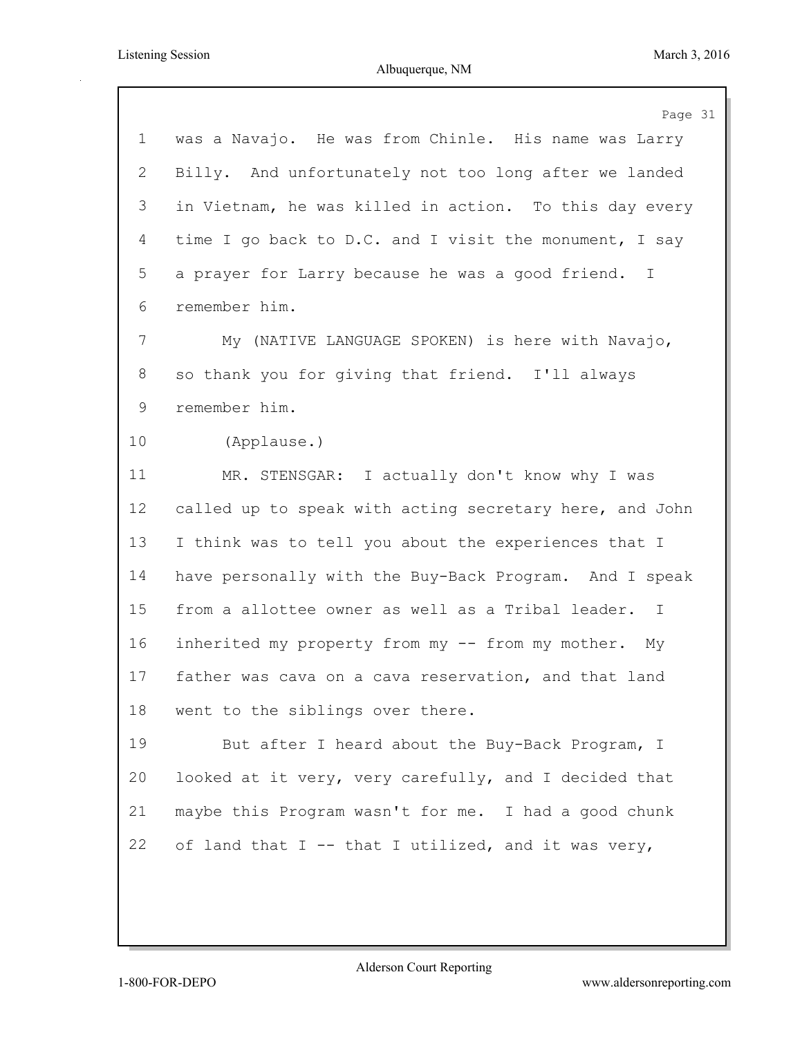was a Navajo. He was from Chinle. His name was Larry Billy. And unfortunately not too long after we landed in Vietnam, he was killed in action. To this day every time I go back to D.C. and I visit the monument, I say a prayer for Larry because he was a good friend. I remember him.

My (NATIVE LANGUAGE SPOKEN) is here with Navajo, so thank you for giving that friend. I'll always remember him.

(Applause.)

MR. STENSGAR: I actually don't know why I was called up to speak with acting secretary here, and John I think was to tell you about the experiences that I have personally with the Buy-Back Program. And I speak from a allottee owner as well as a Tribal leader. I inherited my property from my -- from my mother. My father was cava on a cava reservation, and that land went to the siblings over there.

But after I heard about the Buy-Back Program, I looked at it very, very carefully, and I decided that maybe this Program wasn't for me. I had a good chunk of land that I -- that I utilized, and it was very,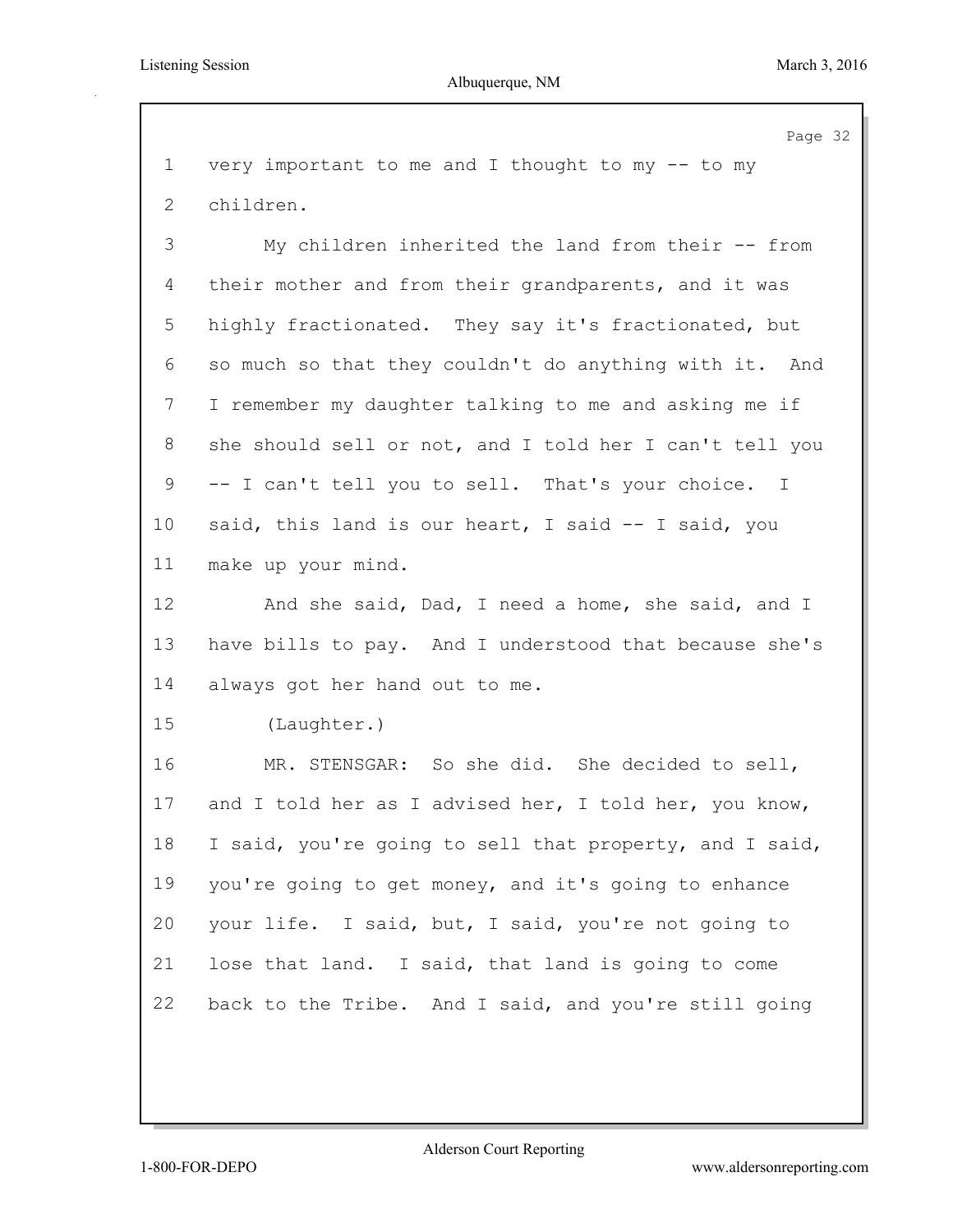very important to me and I thought to my -- to my children.

My children inherited the land from their -- from their mother and from their grandparents, and it was highly fractionated. They say it's fractionated, but so much so that they couldn't do anything with it. And I remember my daughter talking to me and asking me if she should sell or not, and I told her I can't tell you -- I can't tell you to sell. That's your choice. I said, this land is our heart, I said -- I said, you make up your mind.

And she said, Dad, I need a home, she said, and I have bills to pay. And I understood that because she's always got her hand out to me.

(Laughter.)

MR. STENSGAR: So she did. She decided to sell, and I told her as I advised her, I told her, you know, I said, you're going to sell that property, and I said, you're going to get money, and it's going to enhance your life. I said, but, I said, you're not going to lose that land. I said, that land is going to come back to the Tribe. And I said, and you're still going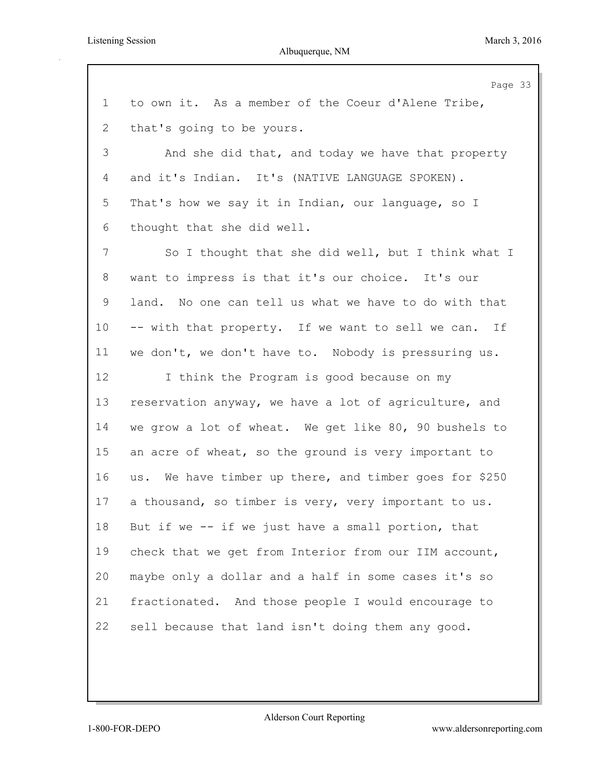to own it. As a member of the Coeur d'Alene Tribe, that's going to be yours.

And she did that, and today we have that property and it's Indian. It's (NATIVE LANGUAGE SPOKEN). That's how we say it in Indian, our language, so I thought that she did well.

So I thought that she did well, but I think what I want to impress is that it's our choice. It's our land. No one can tell us what we have to do with that -- with that property. If we want to sell we can. If we don't, we don't have to. Nobody is pressuring us.

I think the Program is good because on my reservation anyway, we have a lot of agriculture, and we grow a lot of wheat. We get like 80, 90 bushels to an acre of wheat, so the ground is very important to us. We have timber up there, and timber goes for $250 a thousand, so timber is very, very important to us. But if we -- if we just have a small portion, that check that we get from Interior from our IIM account, maybe only a dollar and a half in some cases it's so fractionated. And those people I would encourage to sell because that land isn't doing them any good.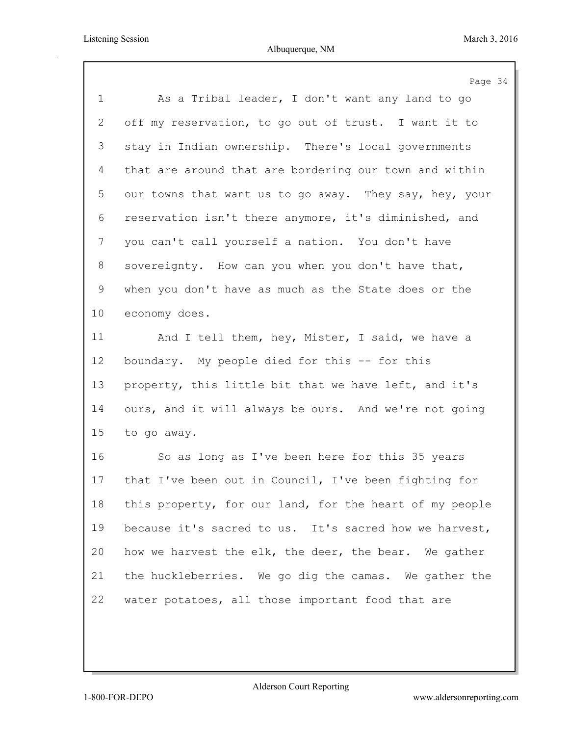As a Tribal leader, I don't want any land to go off my reservation, to go out of trust. I want it to stay in Indian ownership. There's local governments that are around that are bordering our town and within our towns that want us to go away. They say, hey, your reservation isn't there anymore, it's diminished, and you can't call yourself a nation. You don't have sovereignty. How can you when you don't have that, when you don't have as much as the State does or the economy does.

And I tell them, hey, Mister, I said, we have a boundary. My people died for this -- for this property, this little bit that we have left, and it's ours, and it will always be ours. And we're not going to go away.

So as long as I've been here for this 35 years that I've been out in Council, I've been fighting for this property, for our land, for the heart of my people because it's sacred to us. It's sacred how we harvest, how we harvest the elk, the deer, the bear. We gather the huckleberries. We go dig the camas. We gather the water potatoes, all those important food that are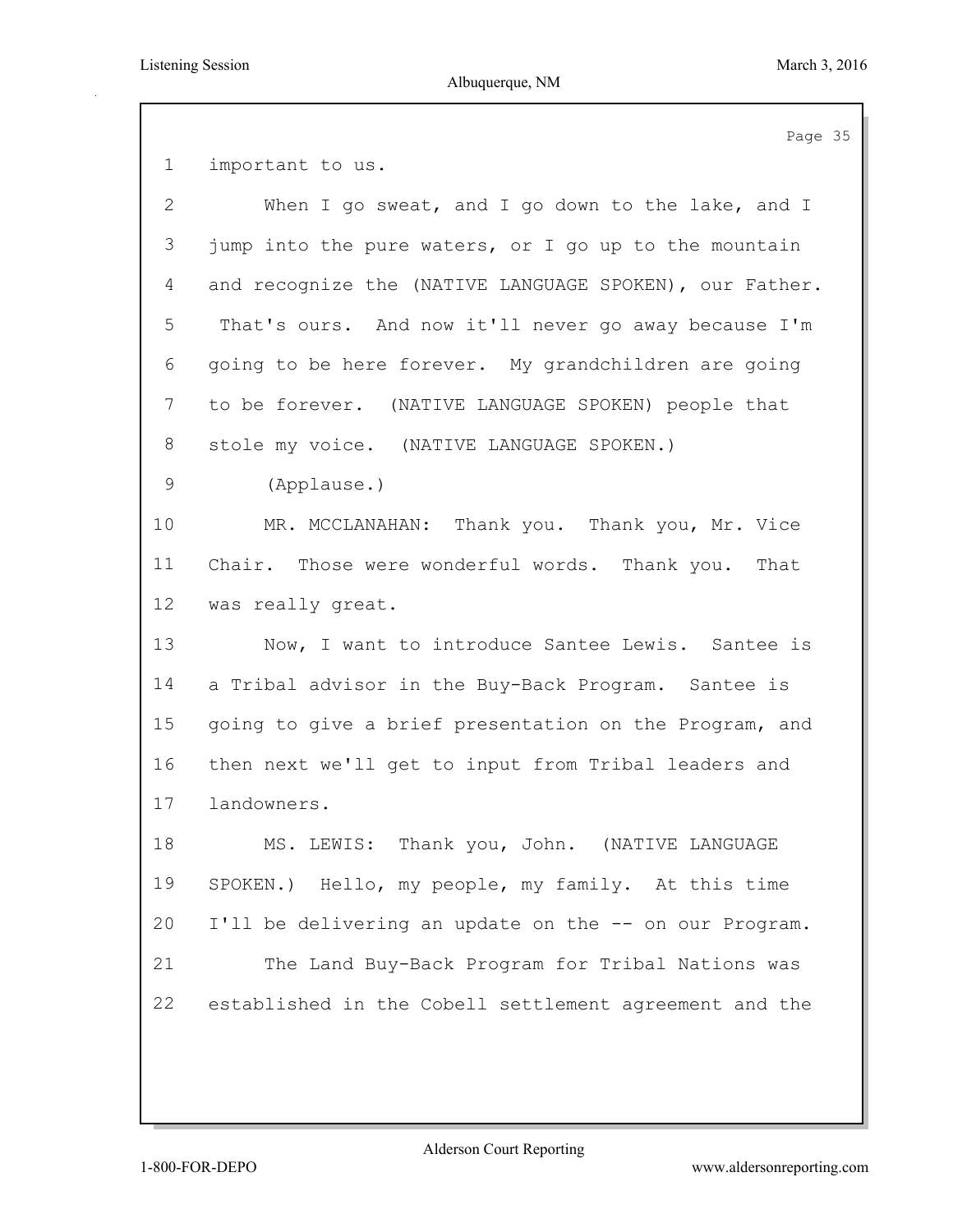important to us.

When I go sweat, and I go down to the lake, and I jump into the pure waters, or I go up to the mountain and recognize the (NATIVE LANGUAGE SPOKEN), our Father. That's ours. And now it'll never go away because I'm going to be here forever. My grandchildren are going to be forever. (NATIVE LANGUAGE SPOKEN) people that stole my voice. (NATIVE LANGUAGE SPOKEN.)

(Applause.)

MR. MCCLANAHAN: Thank you. Thank you, Mr. Vice Chair. Those were wonderful words. Thank you. That was really great.

Now, I want to introduce Santee Lewis. Santee is a Tribal advisor in the Buy-Back Program. Santee is going to give a brief presentation on the Program, and then next we'll get to input from Tribal leaders and landowners.

MS. LEWIS: Thank you, John. (NATIVE LANGUAGE SPOKEN.) Hello, my people, my family. At this time I'll be delivering an update on the -- on our Program.

The Land Buy-Back Program for Tribal Nations was established in the Cobell settlement agreement and the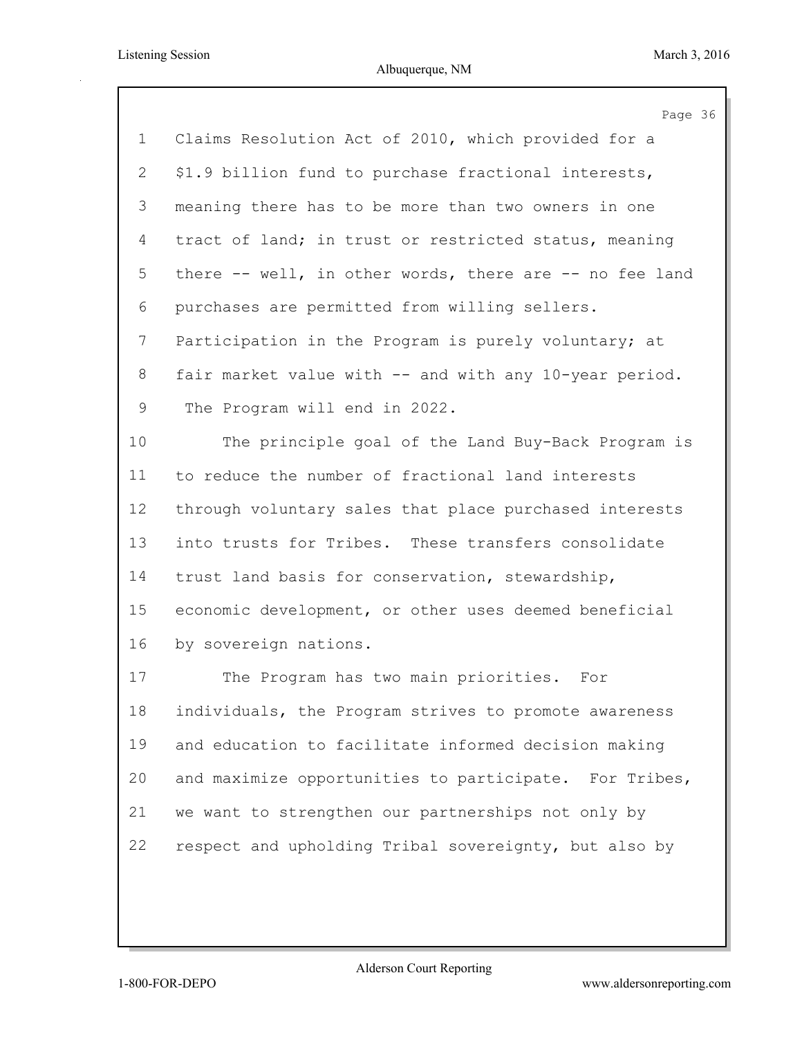Claims Resolution Act of 2010, which provided for a $1.9 billion fund to purchase fractional interests, meaning there has to be more than two owners in one tract of land; in trust or restricted status, meaning there -- well, in other words, there are -- no fee land purchases are permitted from willing sellers. Participation in the Program is purely voluntary; at fair market value with -- and with any 10-year period. The Program will end in 2022.

The principle goal of the Land Buy-Back Program is to reduce the number of fractional land interests through voluntary sales that place purchased interests into trusts for Tribes. These transfers consolidate trust land basis for conservation, stewardship, economic development, or other uses deemed beneficial by sovereign nations.

The Program has two main priorities. For individuals, the Program strives to promote awareness and education to facilitate informed decision making and maximize opportunities to participate. For Tribes, we want to strengthen our partnerships not only by respect and upholding Tribal sovereignty, but also by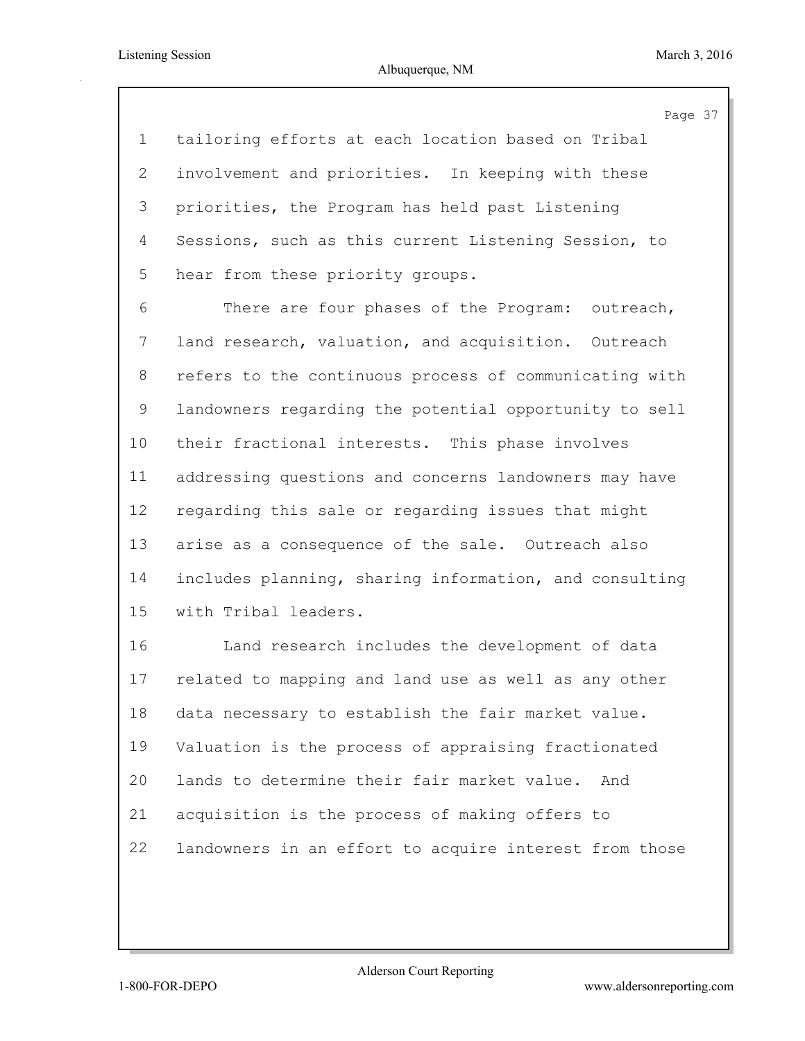tailoring efforts at each location based on Tribal involvement and priorities. In keeping with these priorities, the Program has held past Listening Sessions, such as this current Listening Session, to hear from these priority groups.

There are four phases of the Program: outreach, land research, valuation, and acquisition. Outreach refers to the continuous process of communicating with landowners regarding the potential opportunity to sell their fractional interests. This phase involves addressing questions and concerns landowners may have regarding this sale or regarding issues that might arise as a consequence of the sale. Outreach also includes planning, sharing information, and consulting with Tribal leaders.

Land research includes the development of data related to mapping and land use as well as any other data necessary to establish the fair market value. Valuation is the process of appraising fractionated lands to determine their fair market value. And acquisition is the process of making offers to landowners in an effort to acquire interest from those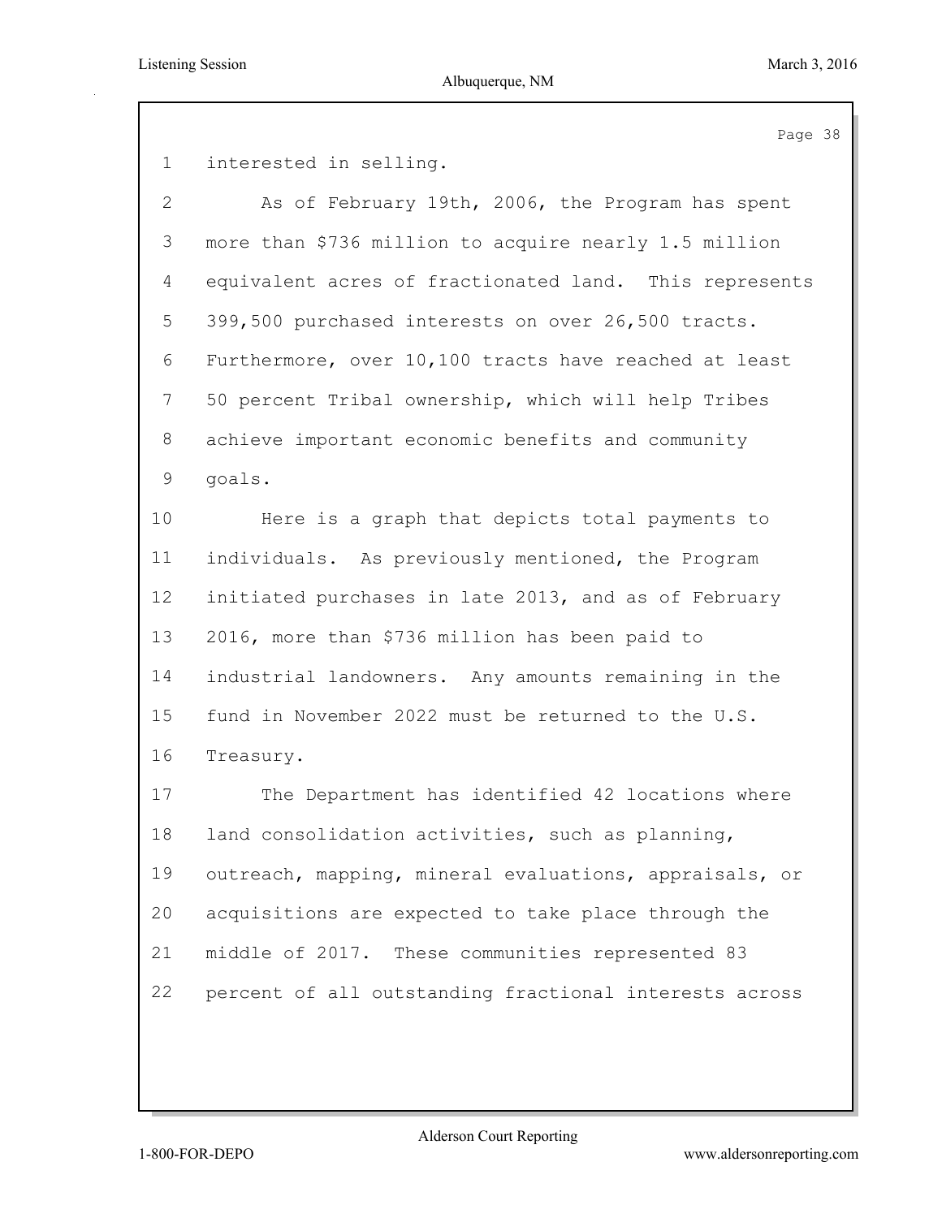interested in selling.

As of February 19th, 2006, the Program has spent more than $736 million to acquire nearly 1.5 million equivalent acres of fractionated land. This represents 399,500 purchased interests on over 26,500 tracts. Furthermore, over 10,100 tracts have reached at least 50 percent Tribal ownership, which will help Tribes achieve important economic benefits and community goals.

Here is a graph that depicts total payments to individuals. As previously mentioned, the Program initiated purchases in late 2013, and as of February 2016, more than $736 million has been paid to industrial landowners. Any amounts remaining in the fund in November 2022 must be returned to the U.S. Treasury.

The Department has identified 42 locations where land consolidation activities, such as planning, outreach, mapping, mineral evaluations, appraisals, or acquisitions are expected to take place through the middle of 2017. These communities represented 83 percent of all outstanding fractional interests across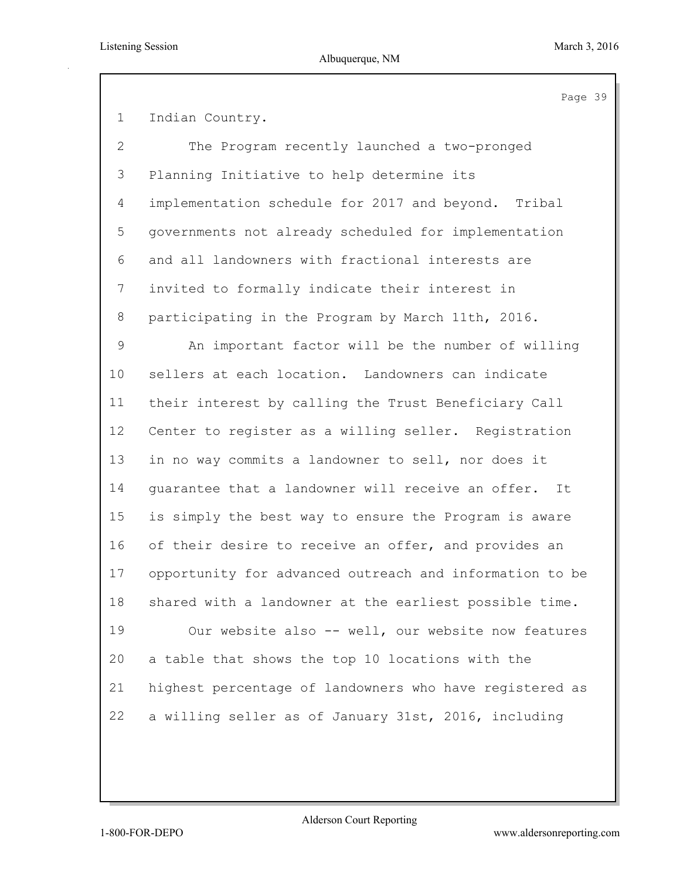Indian Country.

The Program recently launched a two-pronged Planning Initiative to help determine its implementation schedule for 2017 and beyond. Tribal governments not already scheduled for implementation and all landowners with fractional interests are invited to formally indicate their interest in participating in the Program by March 11th, 2016.

An important factor will be the number of willing sellers at each location. Landowners can indicate their interest by calling the Trust Beneficiary Call Center to register as a willing seller. Registration in no way commits a landowner to sell, nor does it guarantee that a landowner will receive an offer. It is simply the best way to ensure the Program is aware of their desire to receive an offer, and provides an opportunity for advanced outreach and information to be shared with a landowner at the earliest possible time.

Our website also -- well, our website now features a table that shows the top 10 locations with the highest percentage of landowners who have registered as a willing seller as of January 31st, 2016, including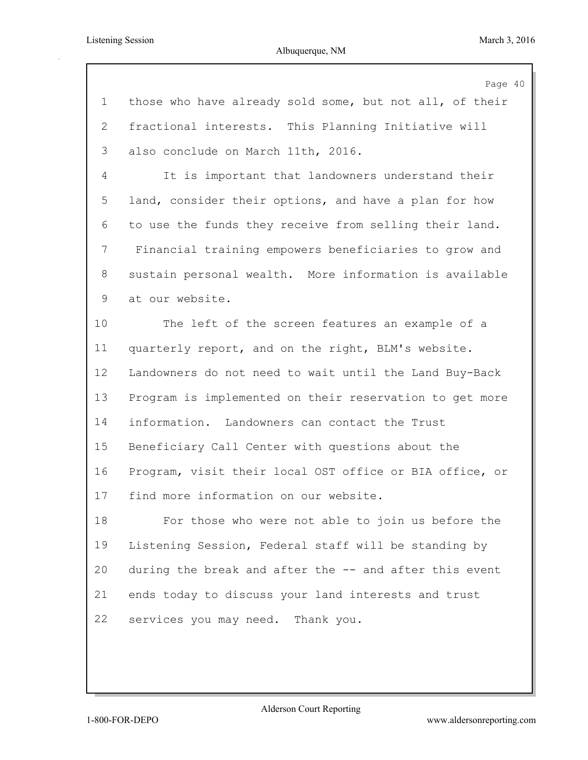those who have already sold some, but not all, of their fractional interests. This Planning Initiative will also conclude on March 11th, 2016.

It is important that landowners understand their land, consider their options, and have a plan for how to use the funds they receive from selling their land. Financial training empowers beneficiaries to grow and sustain personal wealth. More information is available at our website.

The left of the screen features an example of a quarterly report, and on the right, BLM's website. Landowners do not need to wait until the Land Buy-Back Program is implemented on their reservation to get more information. Landowners can contact the Trust Beneficiary Call Center with questions about the Program, visit their local OST office or BIA office, or find more information on our website.

For those who were not able to join us before the Listening Session, Federal staff will be standing by during the break and after the -- and after this event ends today to discuss your land interests and trust services you may need. Thank you.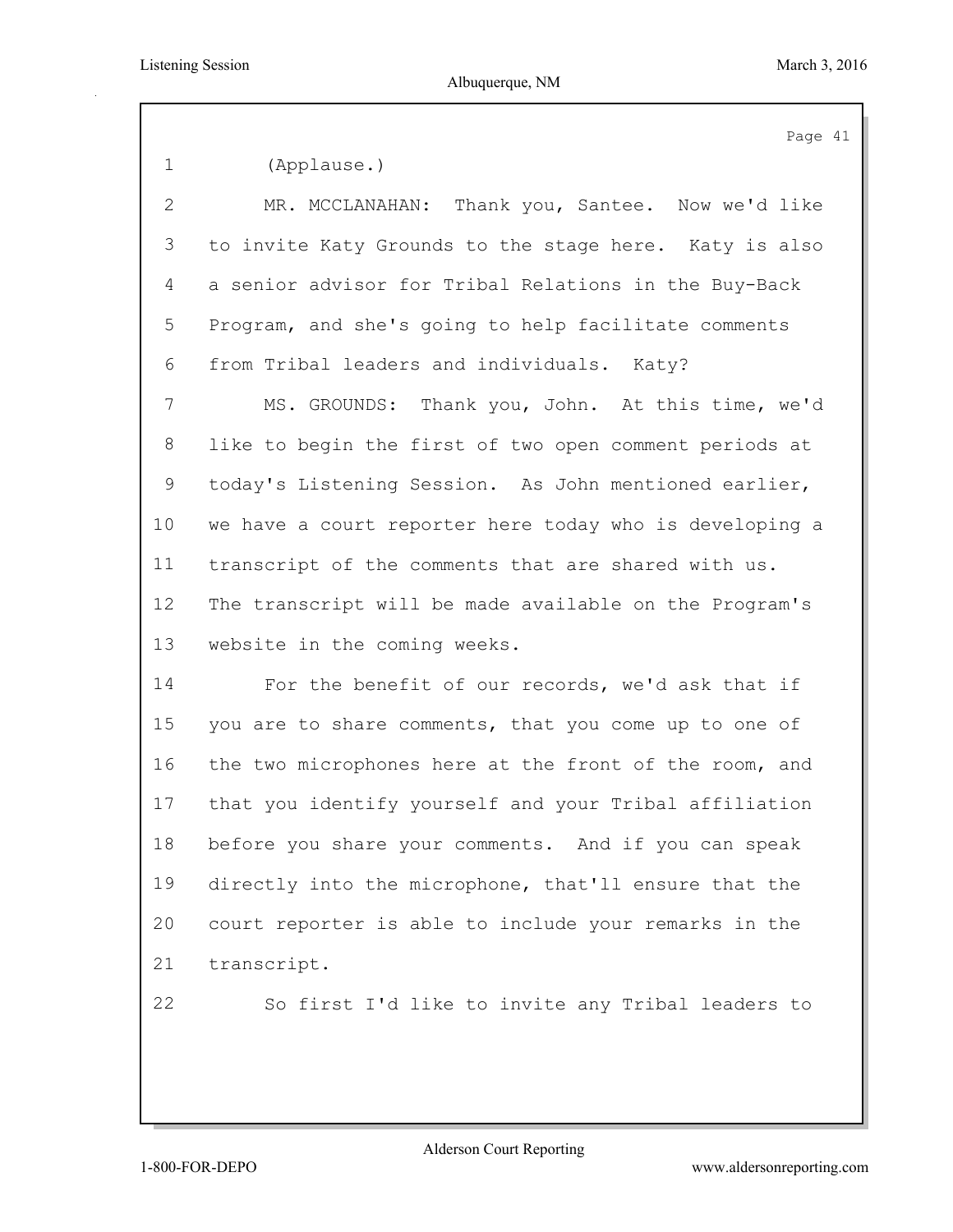(Applause.)

MR. MCCLANAHAN: Thank you, Santee. Now we'd like to invite Katy Grounds to the stage here. Katy is also a senior advisor for Tribal Relations in the Buy-Back Program, and she's going to help facilitate comments from Tribal leaders and individuals. Katy?

MS. GROUNDS: Thank you, John. At this time, we'd like to begin the first of two open comment periods at today's Listening Session. As John mentioned earlier, we have a court reporter here today who is developing a transcript of the comments that are shared with us. The transcript will be made available on the Program's website in the coming weeks.

For the benefit of our records, we'd ask that if you are to share comments, that you come up to one of the two microphones here at the front of the room, and that you identify yourself and your Tribal affiliation before you share your comments. And if you can speak directly into the microphone, that'll ensure that the court reporter is able to include your remarks in the transcript.

So first I'd like to invite any Tribal leaders to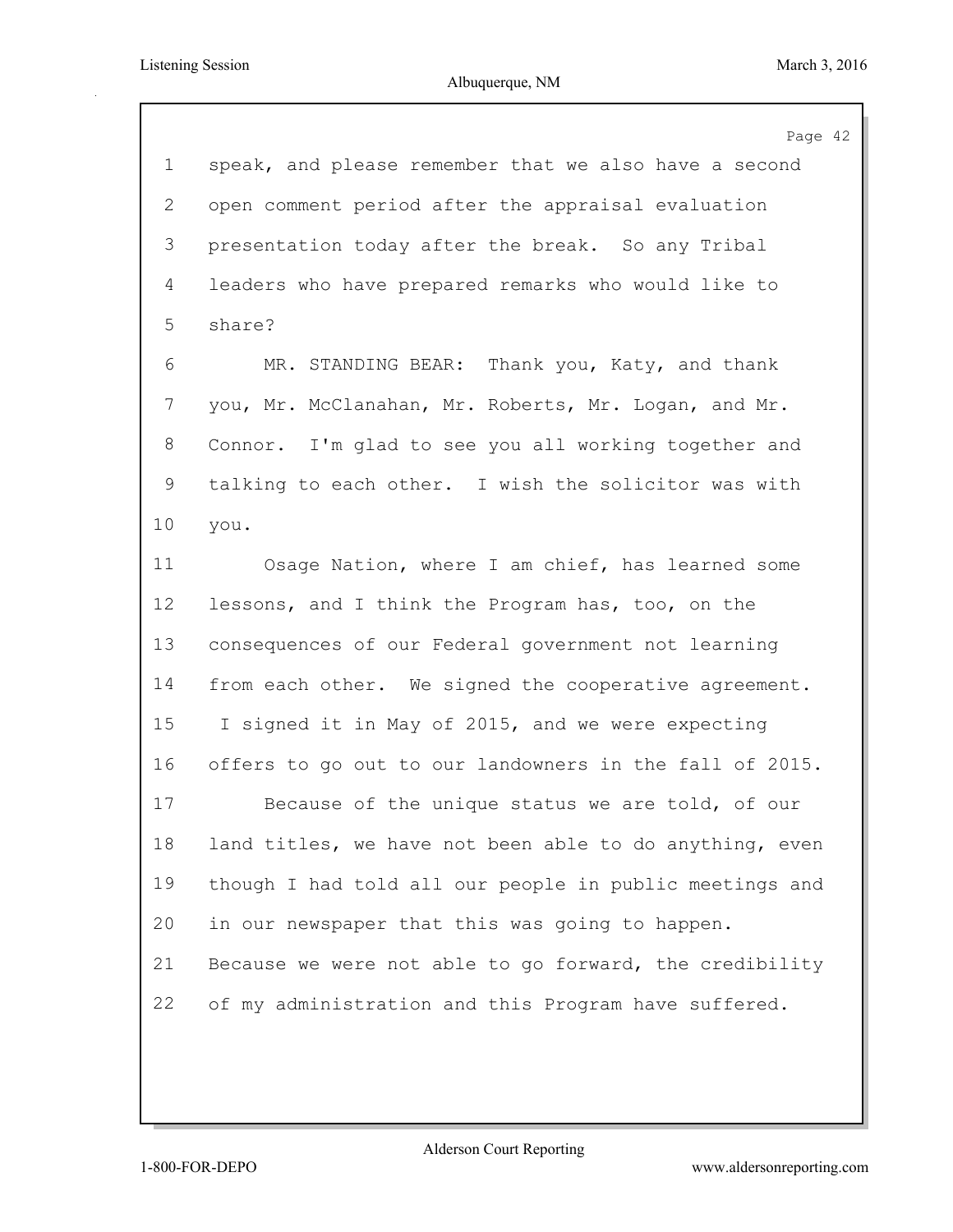speak, and please remember that we also have a second open comment period after the appraisal evaluation presentation today after the break. So any Tribal leaders who have prepared remarks who would like to share?

MR. STANDING BEAR: Thank you, Katy, and thank you, Mr. McClanahan, Mr. Roberts, Mr. Logan, and Mr. Connor. I'm glad to see you all working together and talking to each other. I wish the solicitor was with you.

Osage Nation, where I am chief, has learned some lessons, and I think the Program has, too, on the consequences of our Federal government not learning from each other. We signed the cooperative agreement. I signed it in May of 2015, and we were expecting offers to go out to our landowners in the fall of 2015.

Because of the unique status we are told, of our land titles, we have not been able to do anything, even though I had told all our people in public meetings and in our newspaper that this was going to happen. Because we were not able to go forward, the credibility of my administration and this Program have suffered.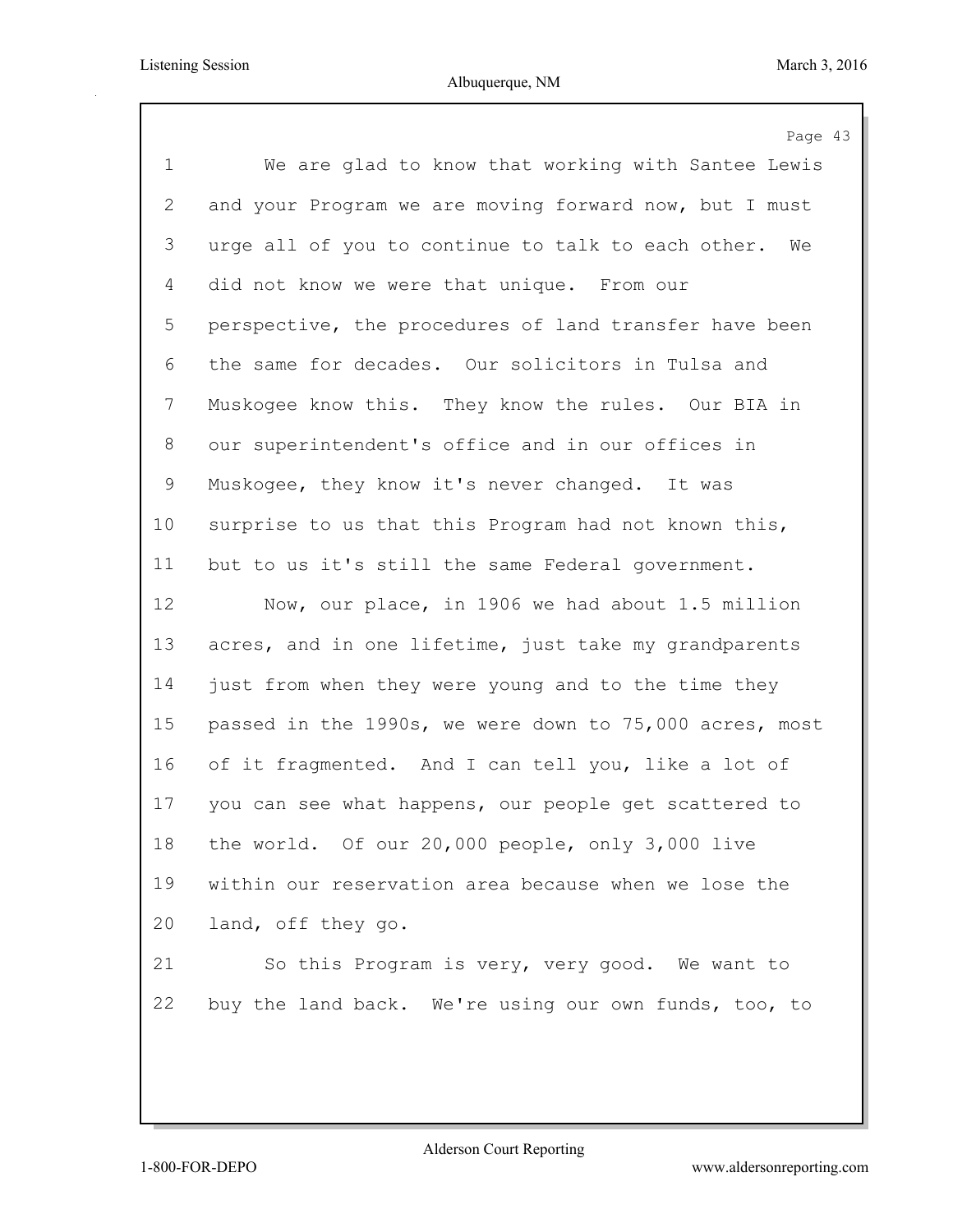We are glad to know that working with Santee Lewis and your Program we are moving forward now, but I must urge all of you to continue to talk to each other. We did not know we were that unique. From our perspective, the procedures of land transfer have been the same for decades. Our solicitors in Tulsa and Muskogee know this. They know the rules. Our BIA in our superintendent's office and in our offices in Muskogee, they know it's never changed. It was surprise to us that this Program had not known this, but to us it's still the same Federal government.

Now, our place, in 1906 we had about 1.5 million acres, and in one lifetime, just take my grandparents just from when they were young and to the time they passed in the 1990s, we were down to 75,000 acres, most of it fragmented. And I can tell you, like a lot of you can see what happens, our people get scattered to the world. Of our 20,000 people, only 3,000 live within our reservation area because when we lose the land, off they go.

So this Program is very, very good. We want to buy the land back. We're using our own funds, too, to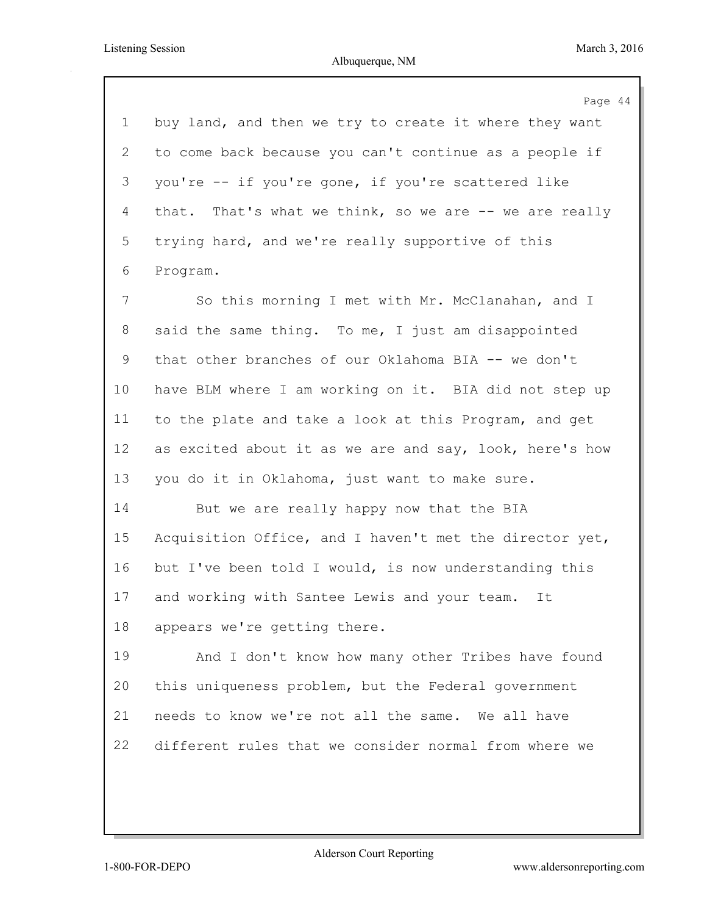buy land, and then we try to create it where they want to come back because you can't continue as a people if you're -- if you're gone, if you're scattered like that. That's what we think, so we are -- we are really trying hard, and we're really supportive of this Program.

So this morning I met with Mr. McClanahan, and I said the same thing. To me, I just am disappointed that other branches of our Oklahoma BIA -- we don't have BLM where I am working on it. BIA did not step up to the plate and take a look at this Program, and get as excited about it as we are and say, look, here's how you do it in Oklahoma, just want to make sure.

But we are really happy now that the BIA Acquisition Office, and I haven't met the director yet, but I've been told I would, is now understanding this and working with Santee Lewis and your team. It appears we're getting there.

And I don't know how many other Tribes have found this uniqueness problem, but the Federal government needs to know we're not all the same. We all have different rules that we consider normal from where we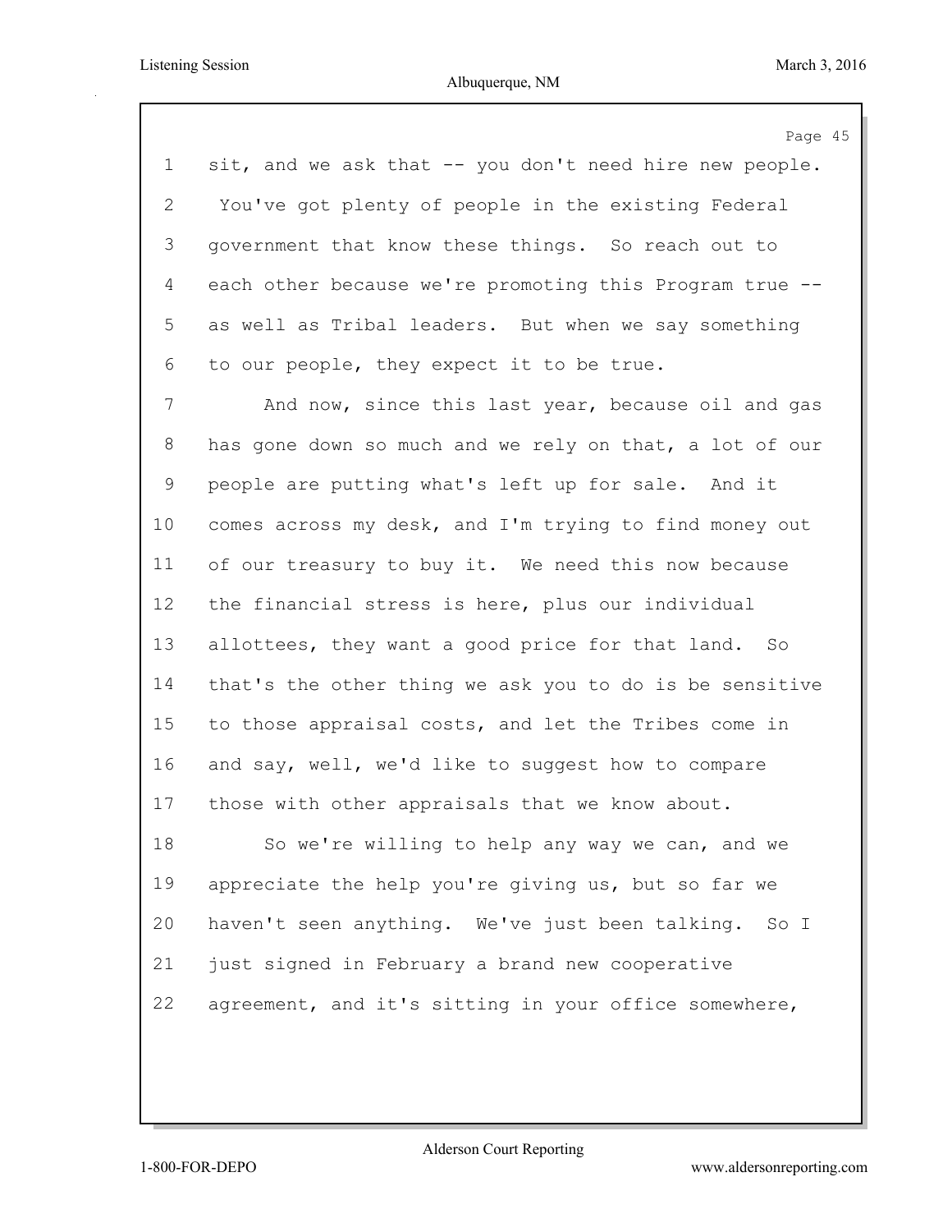sit, and we ask that -- you don't need hire new people. You've got plenty of people in the existing Federal government that know these things. So reach out to each other because we're promoting this Program true -- as well as Tribal leaders. But when we say something to our people, they expect it to be true.

And now, since this last year, because oil and gas has gone down so much and we rely on that, a lot of our people are putting what's left up for sale. And it comes across my desk, and I'm trying to find money out of our treasury to buy it. We need this now because the financial stress is here, plus our individual allottees, they want a good price for that land. So that's the other thing we ask you to do is be sensitive to those appraisal costs, and let the Tribes come in and say, well, we'd like to suggest how to compare those with other appraisals that we know about.

So we're willing to help any way we can, and we appreciate the help you're giving us, but so far we haven't seen anything. We've just been talking. So I just signed in February a brand new cooperative agreement, and it's sitting in your office somewhere,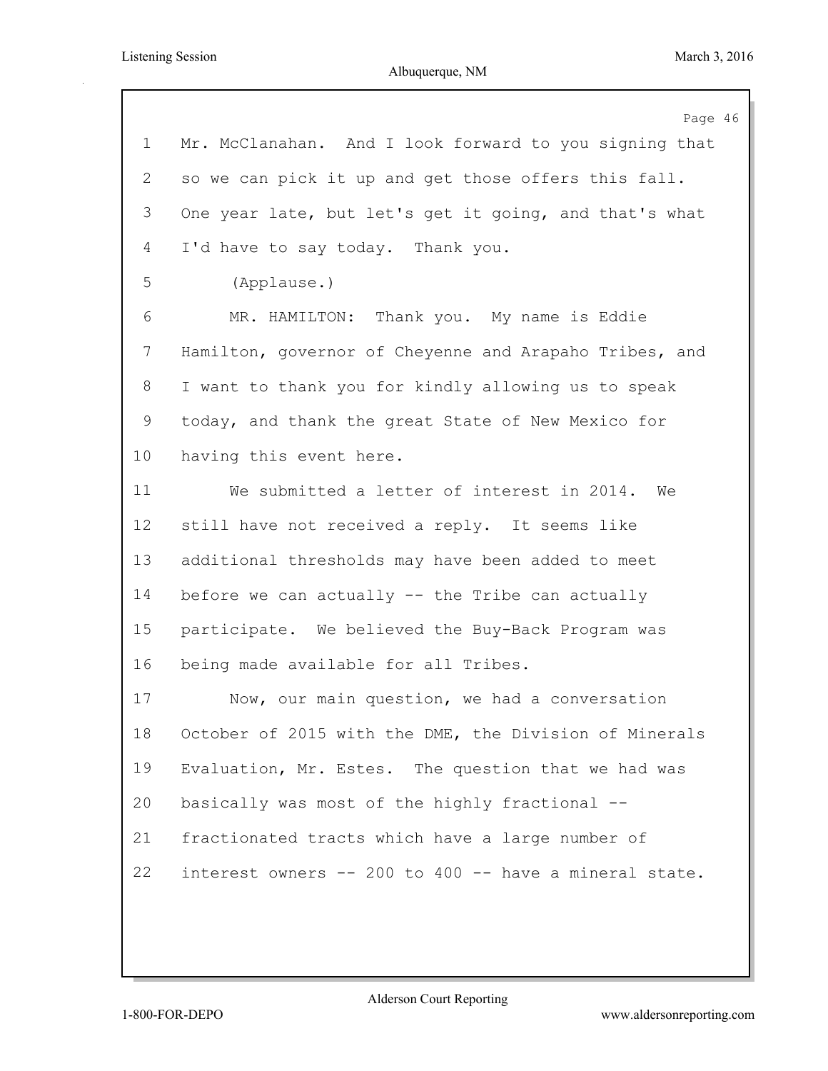Mr. McClanahan. And I look forward to you signing that so we can pick it up and get those offers this fall. One year late, but let's get it going, and that's what I'd have to say today. Thank you.

(Applause.)

MR. HAMILTON: Thank you. My name is Eddie Hamilton, governor of Cheyenne and Arapaho Tribes, and I want to thank you for kindly allowing us to speak today, and thank the great State of New Mexico for having this event here.

We submitted a letter of interest in 2014. We still have not received a reply. It seems like additional thresholds may have been added to meet before we can actually -- the Tribe can actually participate. We believed the Buy-Back Program was being made available for all Tribes.

Now, our main question, we had a conversation October of 2015 with the DME, the Division of Minerals Evaluation, Mr. Estes. The question that we had was basically was most of the highly fractional -- fractionated tracts which have a large number of interest owners -- 200 to 400 -- have a mineral state.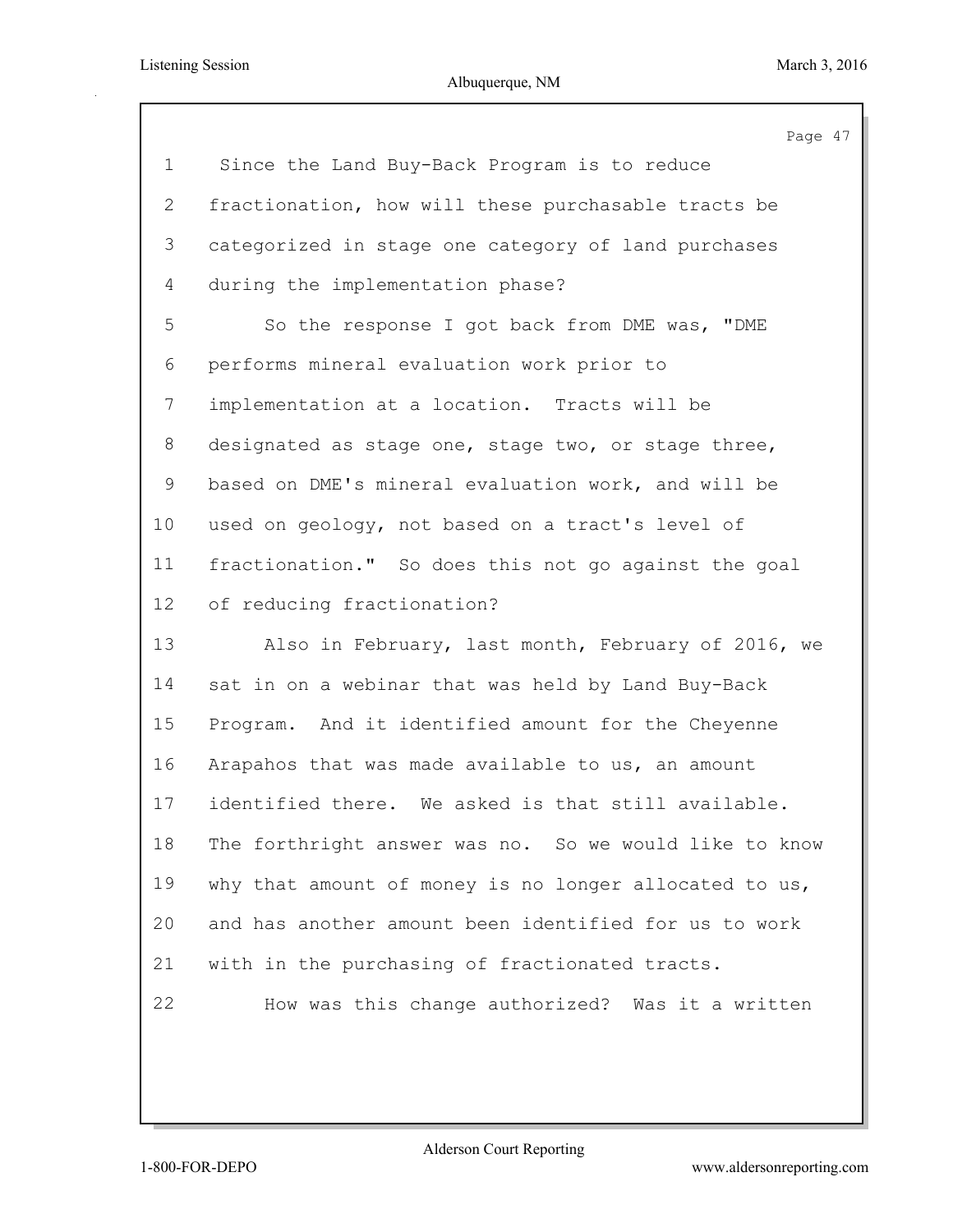Since the Land Buy-Back Program is to reduce fractionation, how will these purchasable tracts be categorized in stage one category of land purchases during the implementation phase?

So the response I got back from DME was, "DME performs mineral evaluation work prior to implementation at a location. Tracts will be designated as stage one, stage two, or stage three, based on DME's mineral evaluation work, and will be used on geology, not based on a tract's level of fractionation." So does this not go against the goal of reducing fractionation?

Also in February, last month, February of 2016, we sat in on a webinar that was held by Land Buy-Back Program. And it identified amount for the Cheyenne Arapahos that was made available to us, an amount identified there. We asked is that still available. The forthright answer was no. So we would like to know why that amount of money is no longer allocated to us, and has another amount been identified for us to work with in the purchasing of fractionated tracts.

How was this change authorized? Was it a written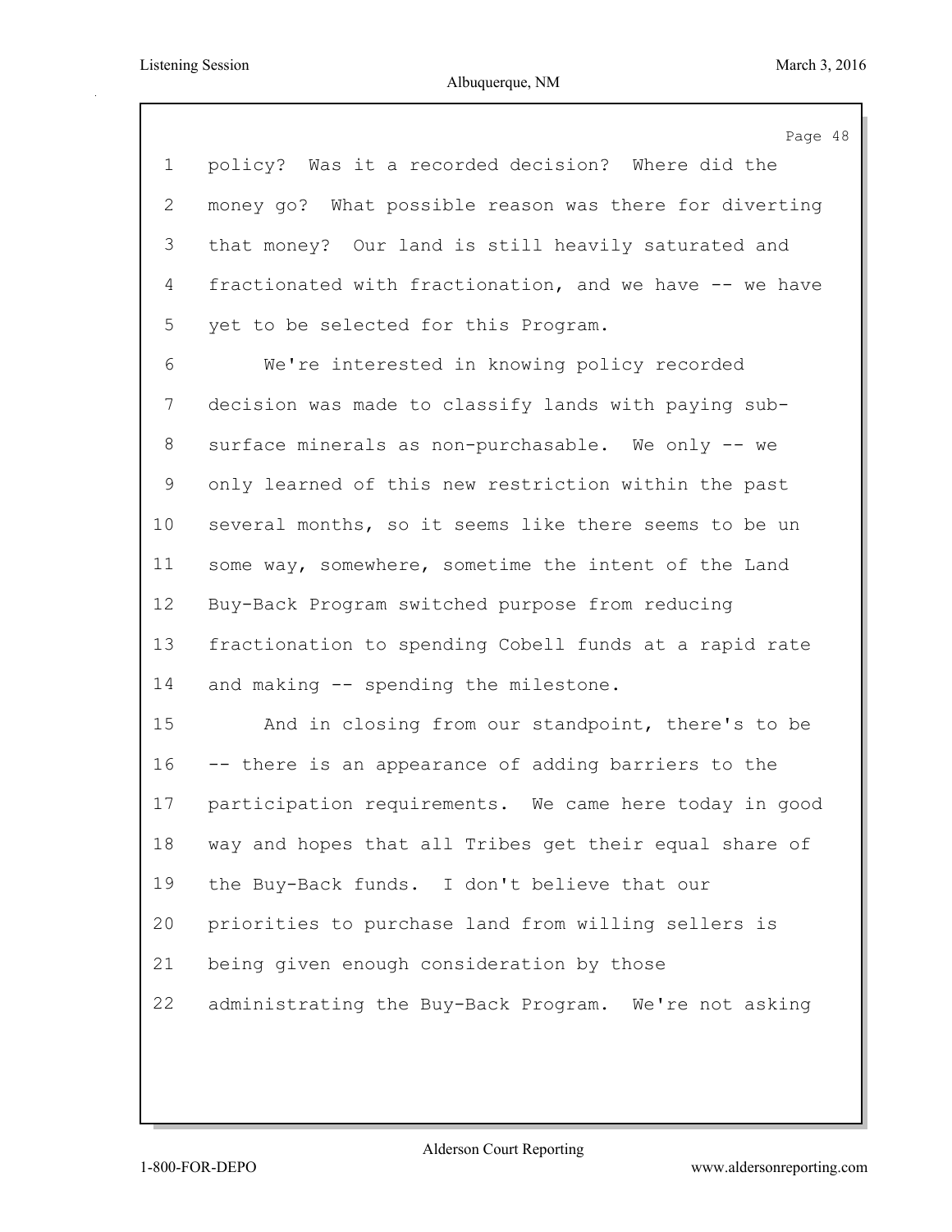policy? Was it a recorded decision? Where did the money go? What possible reason was there for diverting that money? Our land is still heavily saturated and fractionated with fractionation, and we have -- we have yet to be selected for this Program.

We're interested in knowing policy recorded decision was made to classify lands with paying sub-surface minerals as non-purchasable. We only -- we only learned of this new restriction within the past several months, so it seems like there seems to be un some way, somewhere, sometime the intent of the Land Buy-Back Program switched purpose from reducing fractionation to spending Cobell funds at a rapid rate and making -- spending the milestone.

And in closing from our standpoint, there's to be -- there is an appearance of adding barriers to the participation requirements. We came here today in good way and hopes that all Tribes get their equal share of the Buy-Back funds. I don't believe that our priorities to purchase land from willing sellers is being given enough consideration by those administrating the Buy-Back Program. We're not asking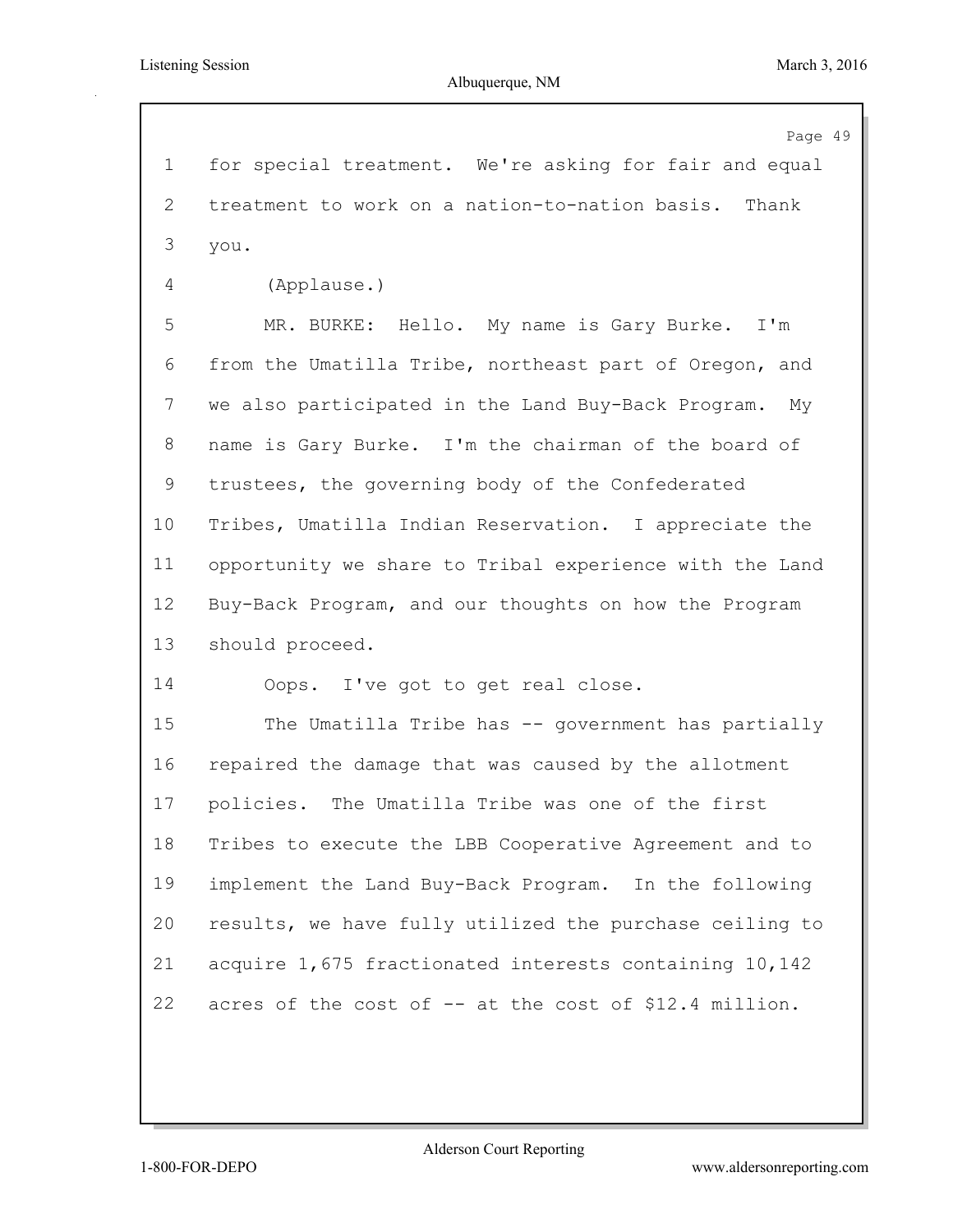for special treatment. We're asking for fair and equal treatment to work on a nation-to-nation basis. Thank you.

(Applause.)

MR. BURKE: Hello. My name is Gary Burke. I'm from the Umatilla Tribe, northeast part of Oregon, and we also participated in the Land Buy-Back Program. My name is Gary Burke. I'm the chairman of the board of trustees, the governing body of the Confederated Tribes, Umatilla Indian Reservation. I appreciate the opportunity we share to Tribal experience with the Land Buy-Back Program, and our thoughts on how the Program should proceed.

Oops. I've got to get real close.

The Umatilla Tribe has -- government has partially repaired the damage that was caused by the allotment policies. The Umatilla Tribe was one of the first Tribes to execute the LBB Cooperative Agreement and to implement the Land Buy-Back Program. In the following results, we have fully utilized the purchase ceiling to acquire 1,675 fractionated interests containing 10,142 acres of the cost of -- at the cost of $12.4 million.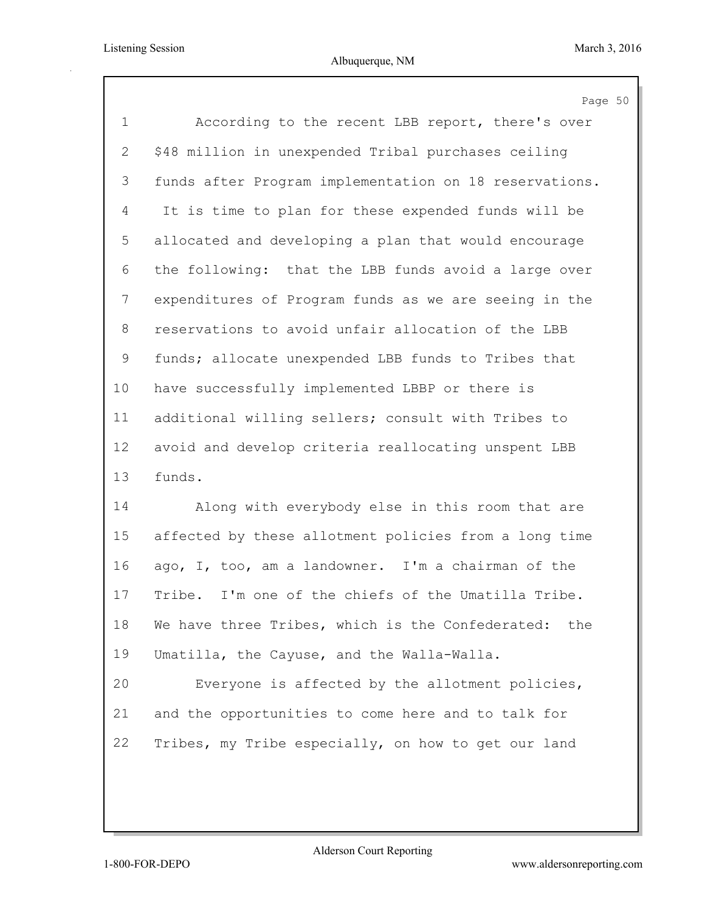According to the recent LBB report, there's over $48 million in unexpended Tribal purchases ceiling funds after Program implementation on 18 reservations. It is time to plan for these expended funds will be allocated and developing a plan that would encourage the following: that the LBB funds avoid a large over expenditures of Program funds as we are seeing in the reservations to avoid unfair allocation of the LBB funds; allocate unexpended LBB funds to Tribes that have successfully implemented LBBP or there is additional willing sellers; consult with Tribes to avoid and develop criteria reallocating unspent LBB funds.

Along with everybody else in this room that are affected by these allotment policies from a long time ago, I, too, am a landowner. I'm a chairman of the Tribe. I'm one of the chiefs of the Umatilla Tribe. We have three Tribes, which is the Confederated: the Umatilla, the Cayuse, and the Walla-Walla.

Everyone is affected by the allotment policies, and the opportunities to come here and to talk for Tribes, my Tribe especially, on how to get our land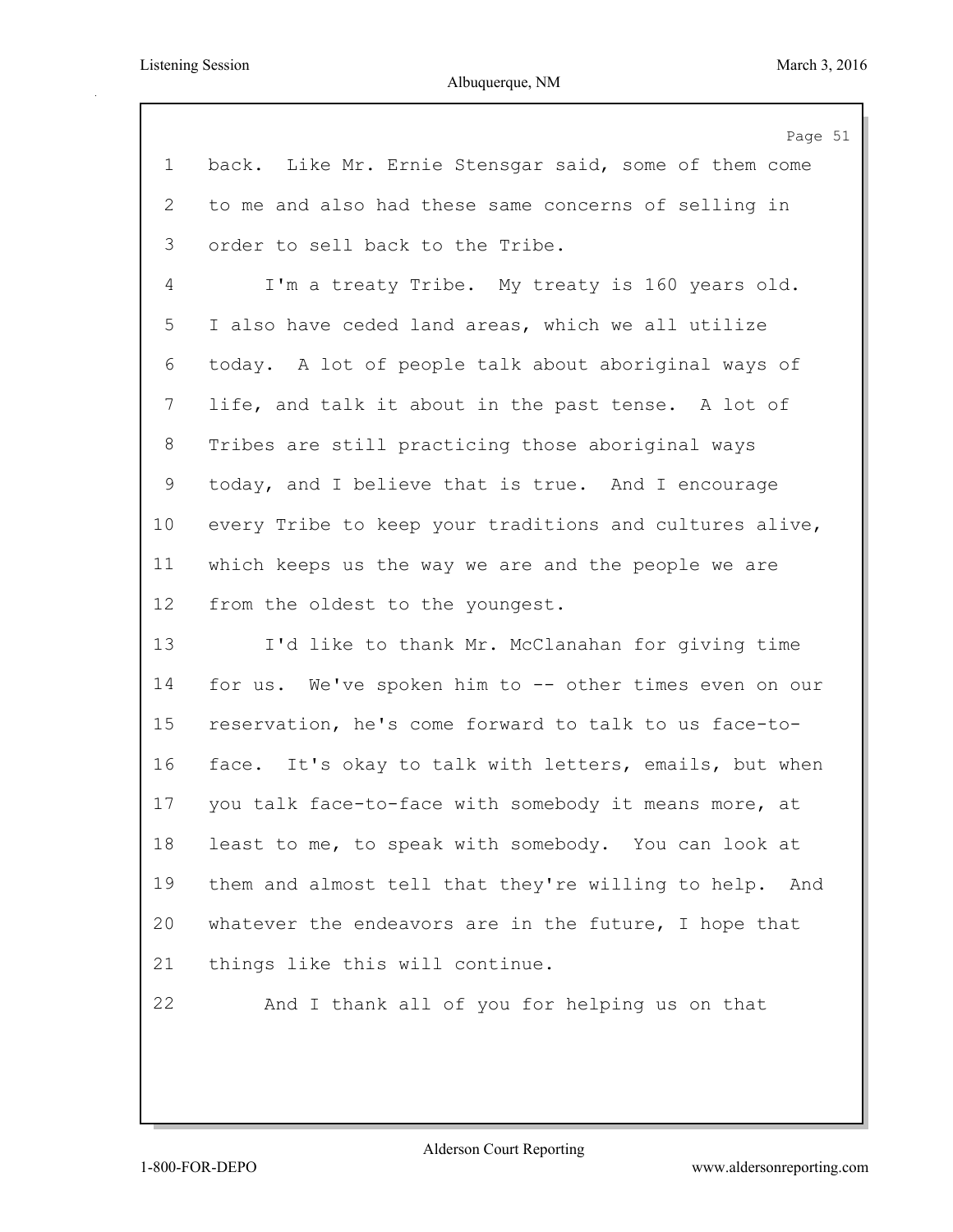back. Like Mr. Ernie Stensgar said, some of them come to me and also had these same concerns of selling in order to sell back to the Tribe.

I'm a treaty Tribe. My treaty is 160 years old. I also have ceded land areas, which we all utilize today. A lot of people talk about aboriginal ways of life, and talk it about in the past tense. A lot of Tribes are still practicing those aboriginal ways today, and I believe that is true. And I encourage every Tribe to keep your traditions and cultures alive, which keeps us the way we are and the people we are from the oldest to the youngest.

I'd like to thank Mr. McClanahan for giving time for us. We've spoken him to -- other times even on our reservation, he's come forward to talk to us face-to-face. It's okay to talk with letters, emails, but when you talk face-to-face with somebody it means more, at least to me, to speak with somebody. You can look at them and almost tell that they're willing to help. And whatever the endeavors are in the future, I hope that things like this will continue.

And I thank all of you for helping us on that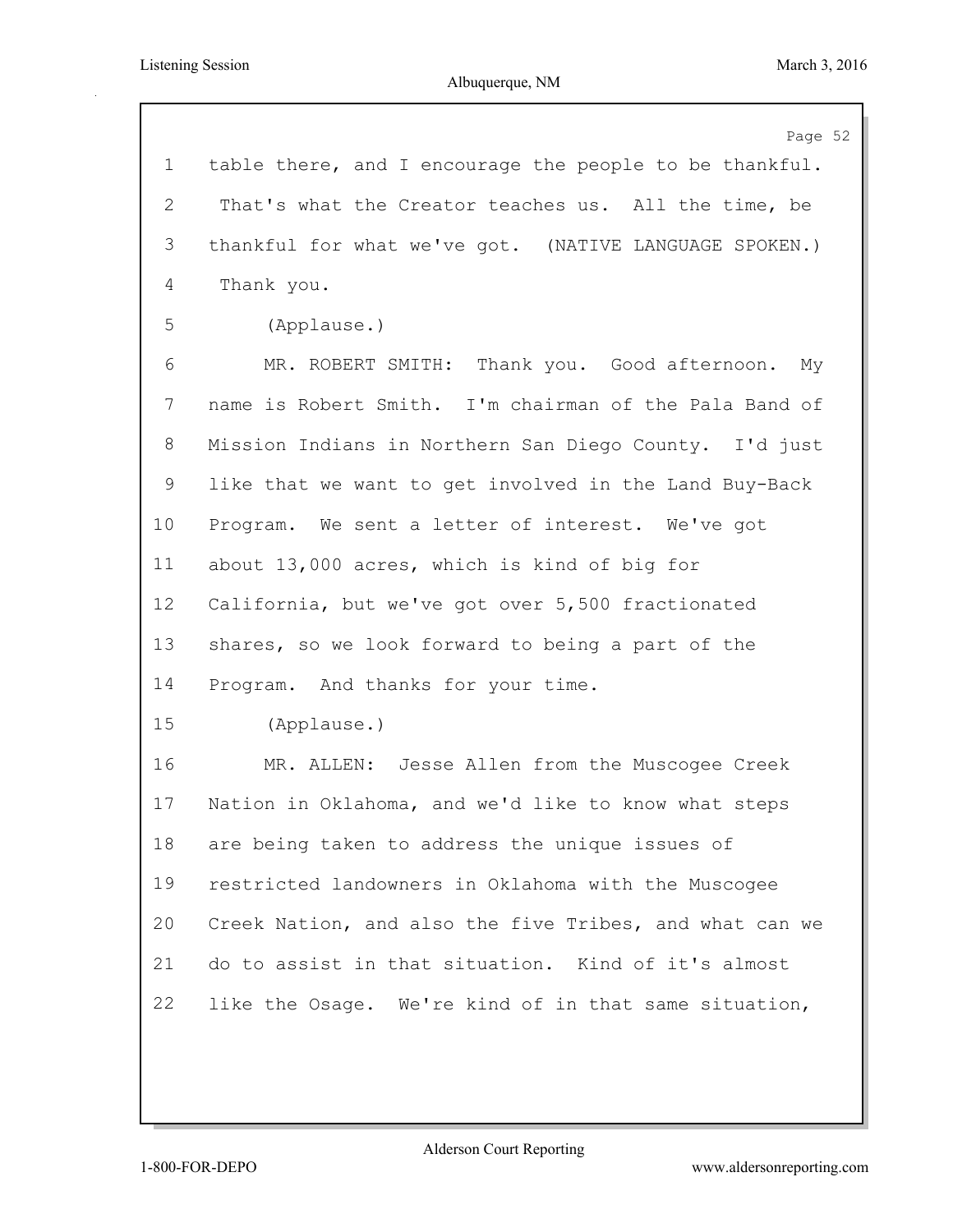table there, and I encourage the people to be thankful. That's what the Creator teaches us. All the time, be thankful for what we've got. (NATIVE LANGUAGE SPOKEN.) Thank you.

(Applause.)

MR. ROBERT SMITH: Thank you. Good afternoon. My name is Robert Smith. I'm chairman of the Pala Band of Mission Indians in Northern San Diego County. I'd just like that we want to get involved in the Land Buy-Back Program. We sent a letter of interest. We've got about 13,000 acres, which is kind of big for California, but we've got over 5,500 fractionated shares, so we look forward to being a part of the Program. And thanks for your time.

(Applause.)

MR. ALLEN: Jesse Allen from the Muscogee Creek Nation in Oklahoma, and we'd like to know what steps are being taken to address the unique issues of restricted landowners in Oklahoma with the Muscogee Creek Nation, and also the five Tribes, and what can we do to assist in that situation. Kind of it's almost like the Osage. We're kind of in that same situation,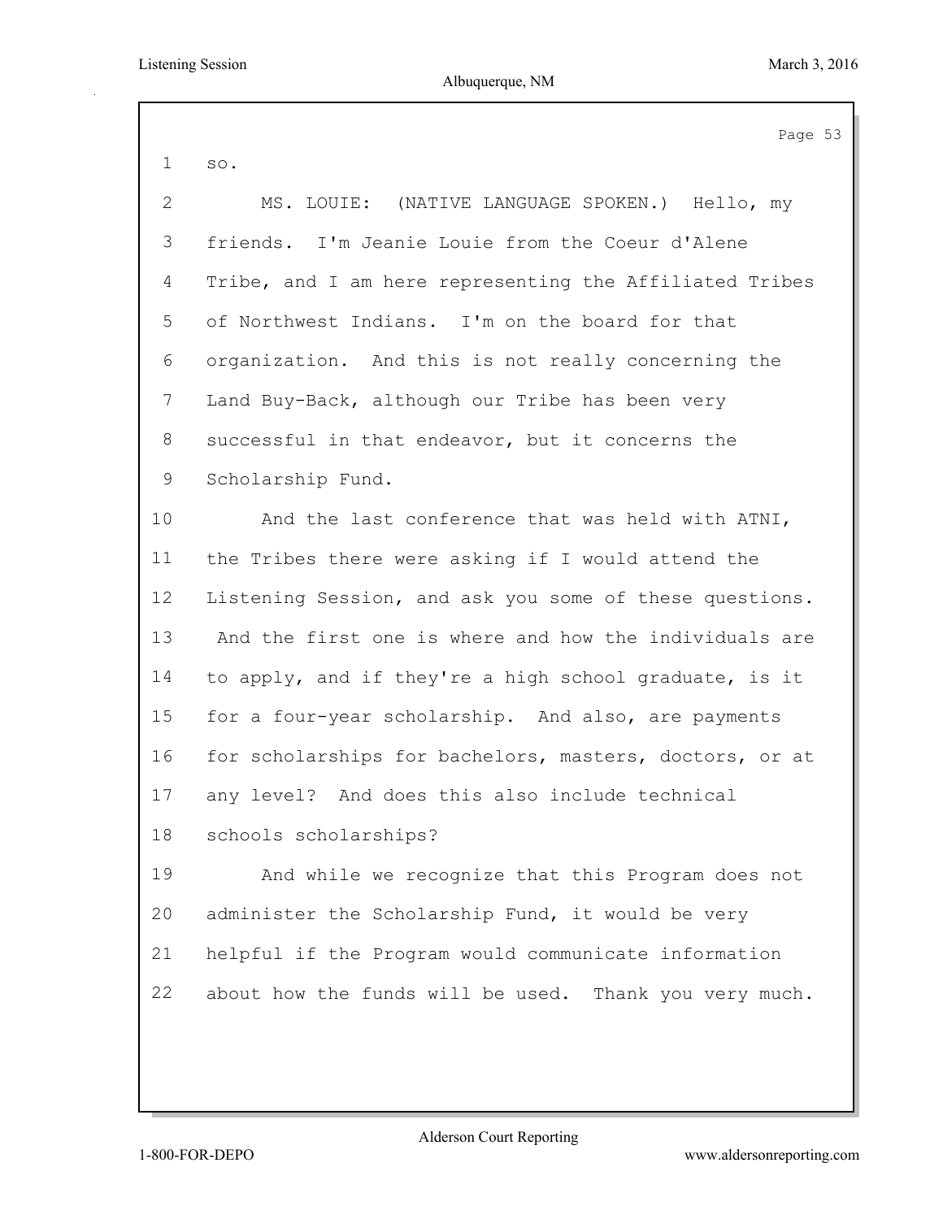so.

MS. LOUIE: (NATIVE LANGUAGE SPOKEN.) Hello, my friends. I'm Jeanie Louie from the Coeur d'Alene Tribe, and I am here representing the Affiliated Tribes of Northwest Indians. I'm on the board for that organization. And this is not really concerning the Land Buy-Back, although our Tribe has been very successful in that endeavor, but it concerns the Scholarship Fund.

And the last conference that was held with ATNI, the Tribes there were asking if I would attend the Listening Session, and ask you some of these questions. And the first one is where and how the individuals are to apply, and if they're a high school graduate, is it for a four-year scholarship. And also, are payments for scholarships for bachelors, masters, doctors, or at any level? And does this also include technical schools scholarships?

And while we recognize that this Program does not administer the Scholarship Fund, it would be very helpful if the Program would communicate information about how the funds will be used. Thank you very much.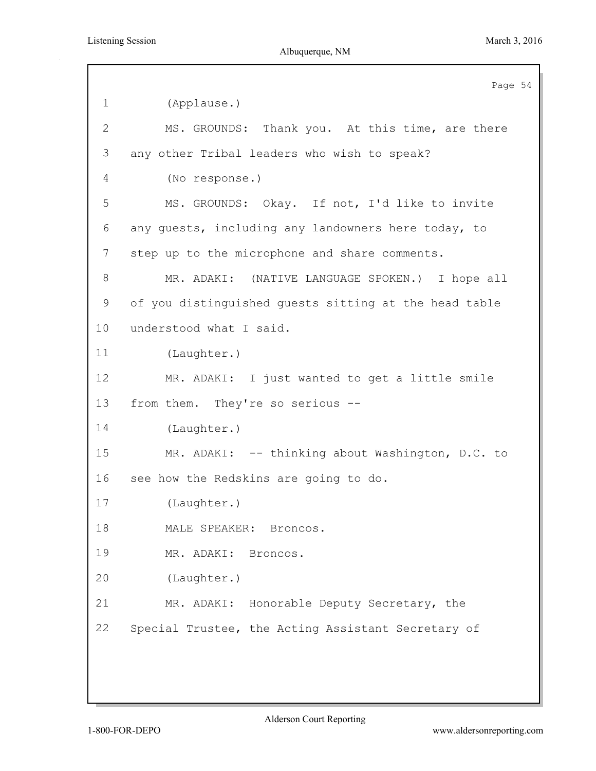1 (Applause.)

2 MS. GROUNDS: Thank you. At this time, are there

3 any other Tribal leaders who wish to speak?

4 (No response.)

5 MS. GROUNDS: Okay. If not, I'd like to invite

6 any guests, including any landowners here today, to

7 step up to the microphone and share comments.

8 MR. ADAKI: (NATIVE LANGUAGE SPOKEN.) I hope all

9 of you distinguished guests sitting at the head table

10 understood what I said.

11 (Laughter.)

12 MR. ADAKI: I just wanted to get a little smile

13 from them. They're so serious --

14 (Laughter.)

15 MR. ADAKI: -- thinking about Washington, D.C. to

16 see how the Redskins are going to do.

17 (Laughter.)

18 MALE SPEAKER: Broncos.

19 MR. ADAKI: Broncos.

20 (Laughter.)

21 MR. ADAKI: Honorable Deputy Secretary, the

22 Special Trustee, the Acting Assistant Secretary of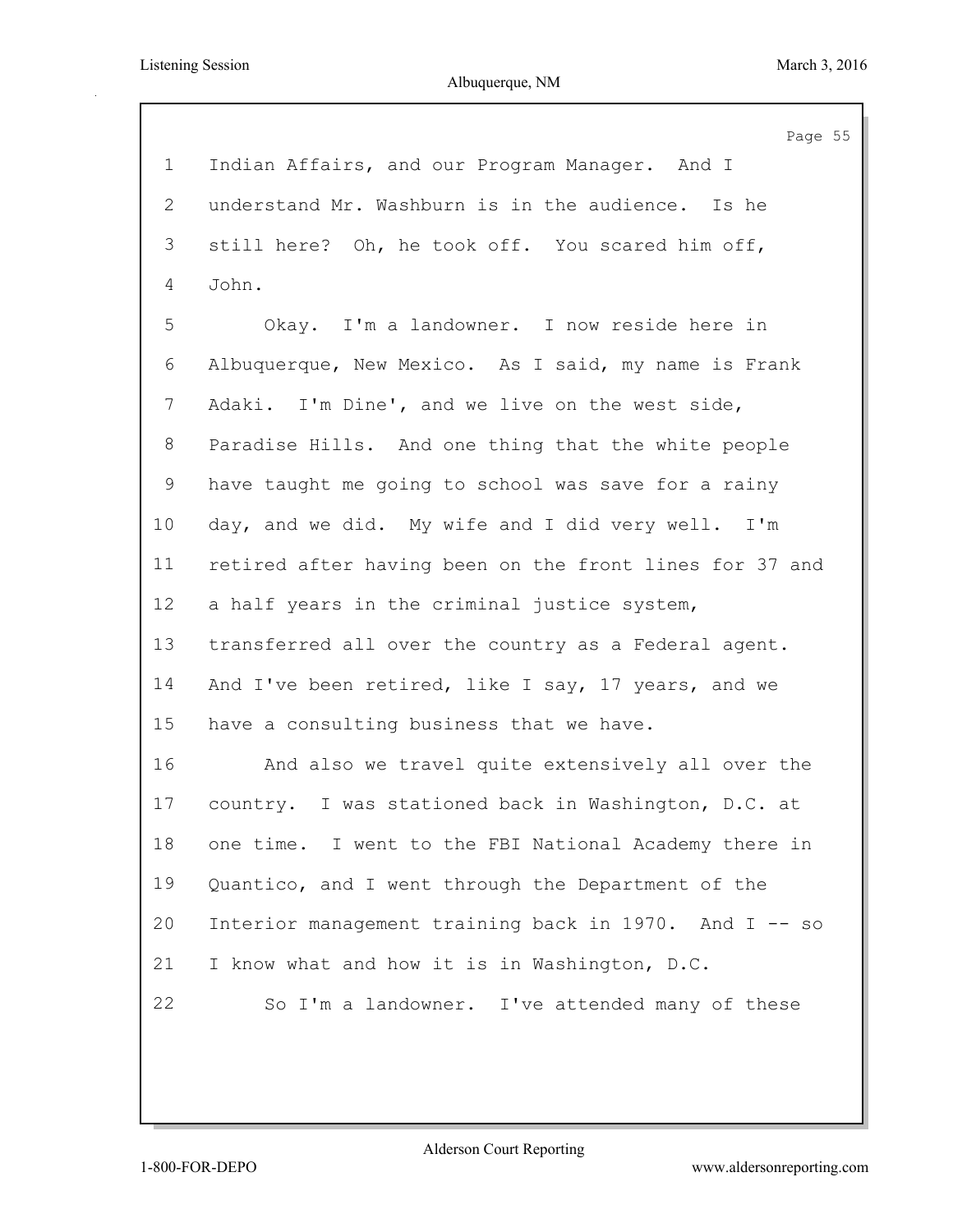Indian Affairs, and our Program Manager. And I understand Mr. Washburn is in the audience. Is he still here? Oh, he took off. You scared him off, John.

Okay. I'm a landowner. I now reside here in Albuquerque, New Mexico. As I said, my name is Frank Adaki. I'm Dine', and we live on the west side, Paradise Hills. And one thing that the white people have taught me going to school was save for a rainy day, and we did. My wife and I did very well. I'm retired after having been on the front lines for 37 and a half years in the criminal justice system, transferred all over the country as a Federal agent. And I've been retired, like I say, 17 years, and we have a consulting business that we have.

And also we travel quite extensively all over the country. I was stationed back in Washington, D.C. at one time. I went to the FBI National Academy there in Quantico, and I went through the Department of the Interior management training back in 1970. And I -- so I know what and how it is in Washington, D.C.

So I'm a landowner. I've attended many of these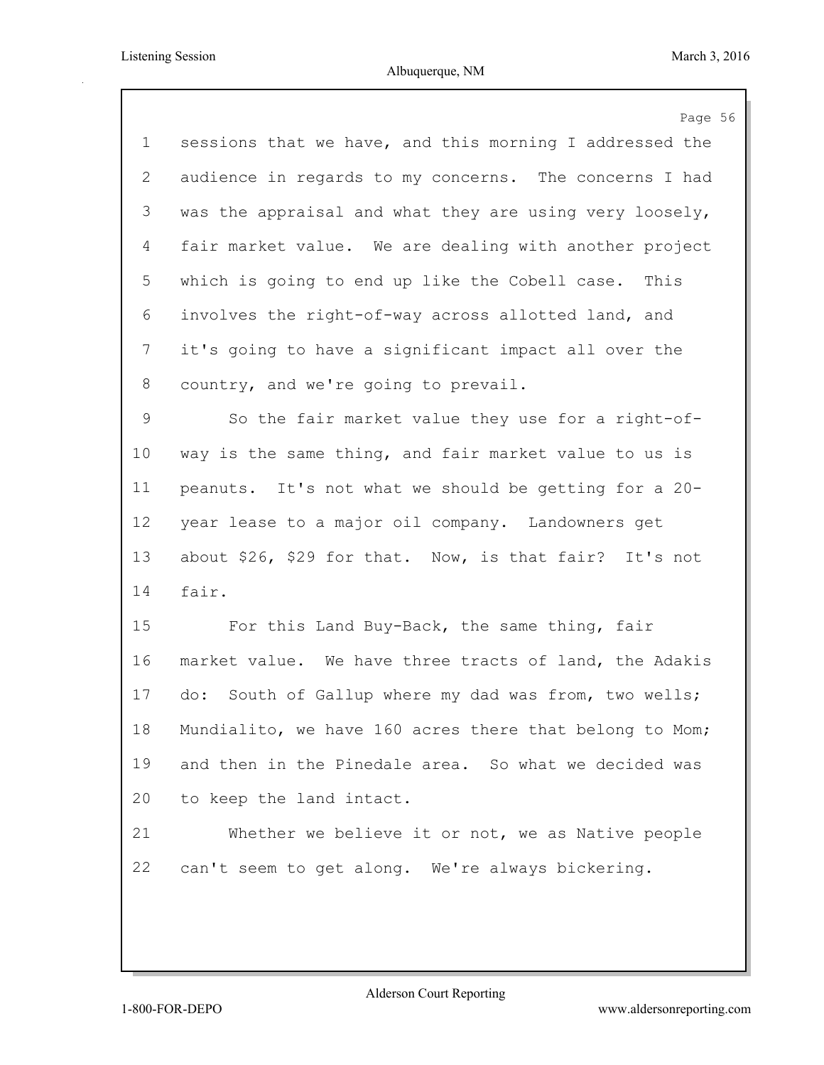sessions that we have, and this morning I addressed the audience in regards to my concerns. The concerns I had was the appraisal and what they are using very loosely, fair market value. We are dealing with another project which is going to end up like the Cobell case. This involves the right-of-way across allotted land, and it's going to have a significant impact all over the country, and we're going to prevail.

So the fair market value they use for a right-of-way is the same thing, and fair market value to us is peanuts. It's not what we should be getting for a 20-year lease to a major oil company. Landowners get about $26, $29 for that. Now, is that fair? It's not fair.

For this Land Buy-Back, the same thing, fair market value. We have three tracts of land, the Adakis do: South of Gallup where my dad was from, two wells; Mundialito, we have 160 acres there that belong to Mom; and then in the Pinedale area. So what we decided was to keep the land intact.

Whether we believe it or not, we as Native people can't seem to get along. We're always bickering.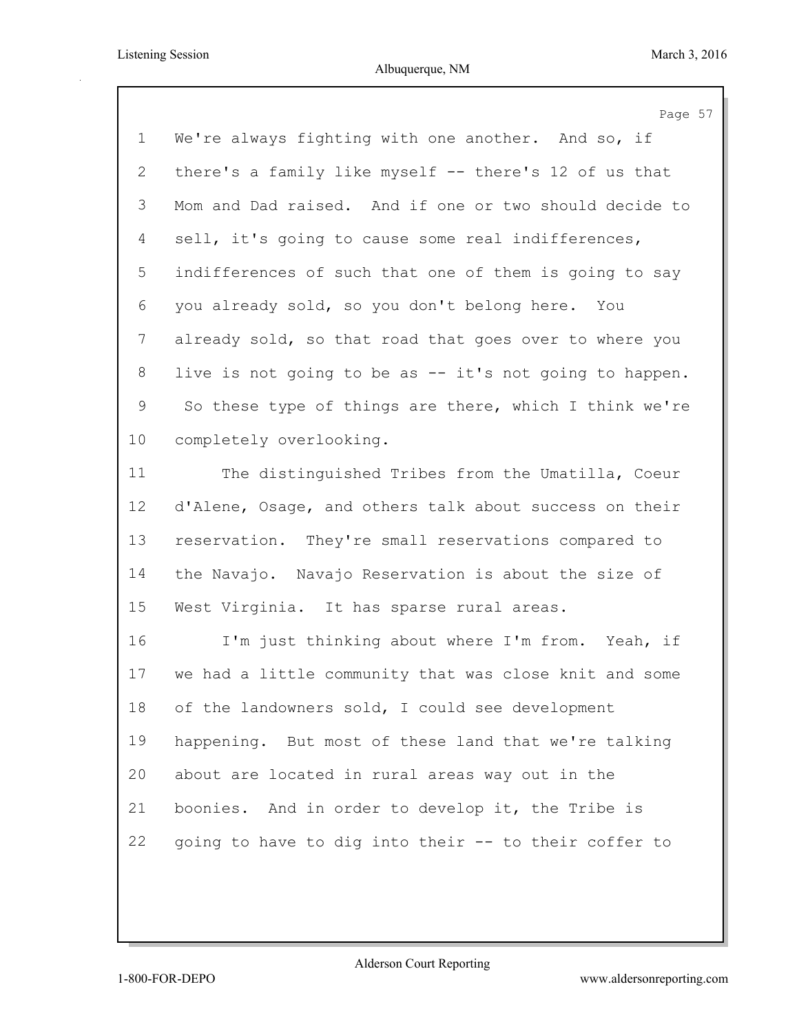We're always fighting with one another. And so, if there's a family like myself -- there's 12 of us that Mom and Dad raised. And if one or two should decide to sell, it's going to cause some real indifferences, indifferences of such that one of them is going to say you already sold, so you don't belong here. You already sold, so that road that goes over to where you live is not going to be as -- it's not going to happen. So these type of things are there, which I think we're completely overlooking.

The distinguished Tribes from the Umatilla, Coeur d'Alene, Osage, and others talk about success on their reservation. They're small reservations compared to the Navajo. Navajo Reservation is about the size of West Virginia. It has sparse rural areas.

I'm just thinking about where I'm from. Yeah, if we had a little community that was close knit and some of the landowners sold, I could see development happening. But most of these land that we're talking about are located in rural areas way out in the boonies. And in order to develop it, the Tribe is going to have to dig into their -- to their coffer to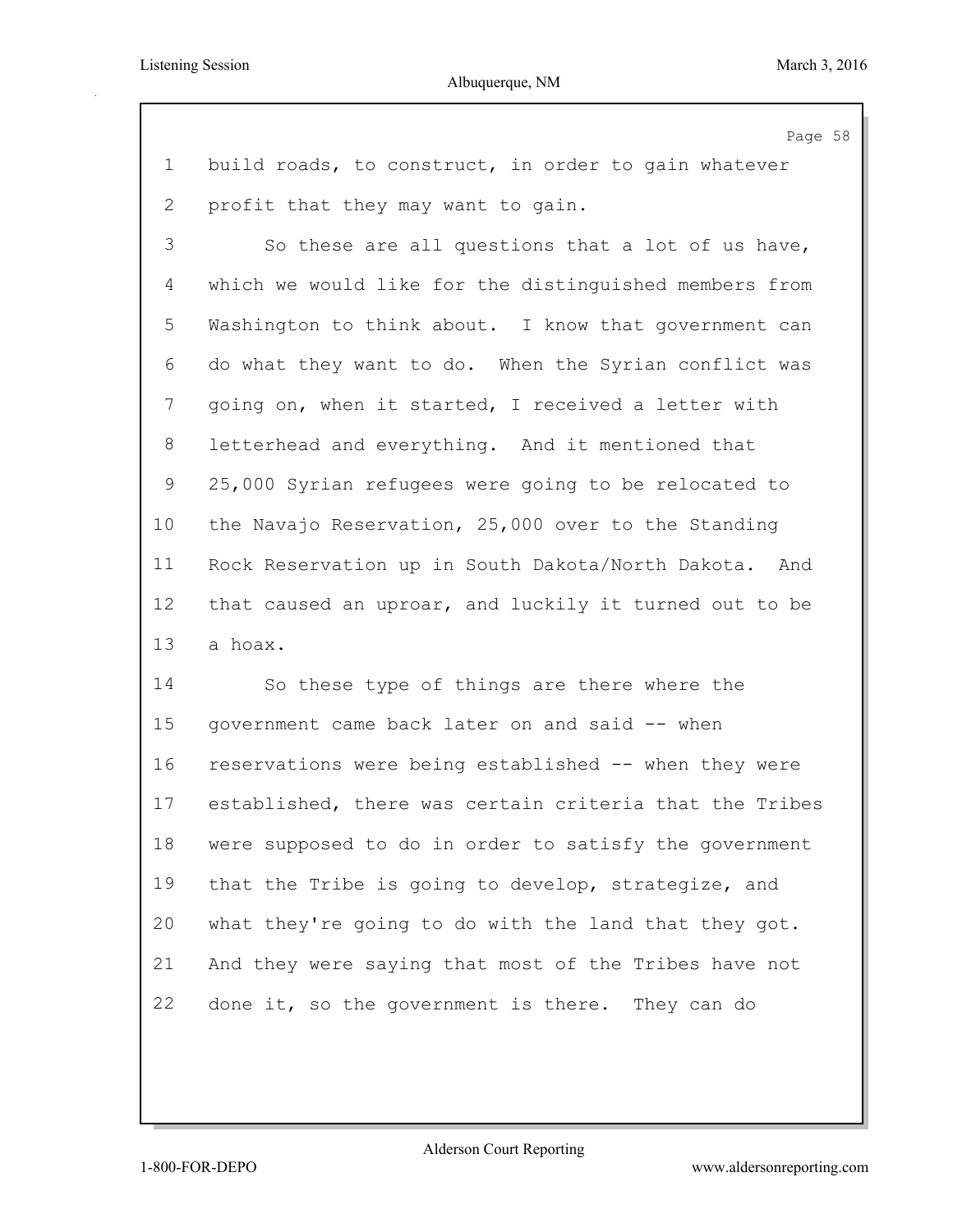build roads, to construct, in order to gain whatever profit that they may want to gain.

So these are all questions that a lot of us have, which we would like for the distinguished members from Washington to think about. I know that government can do what they want to do. When the Syrian conflict was going on, when it started, I received a letter with letterhead and everything. And it mentioned that 25,000 Syrian refugees were going to be relocated to the Navajo Reservation, 25,000 over to the Standing Rock Reservation up in South Dakota/North Dakota. And that caused an uproar, and luckily it turned out to be a hoax.

So these type of things are there where the government came back later on and said -- when reservations were being established -- when they were established, there was certain criteria that the Tribes were supposed to do in order to satisfy the government that the Tribe is going to develop, strategize, and what they're going to do with the land that they got. And they were saying that most of the Tribes have not done it, so the government is there. They can do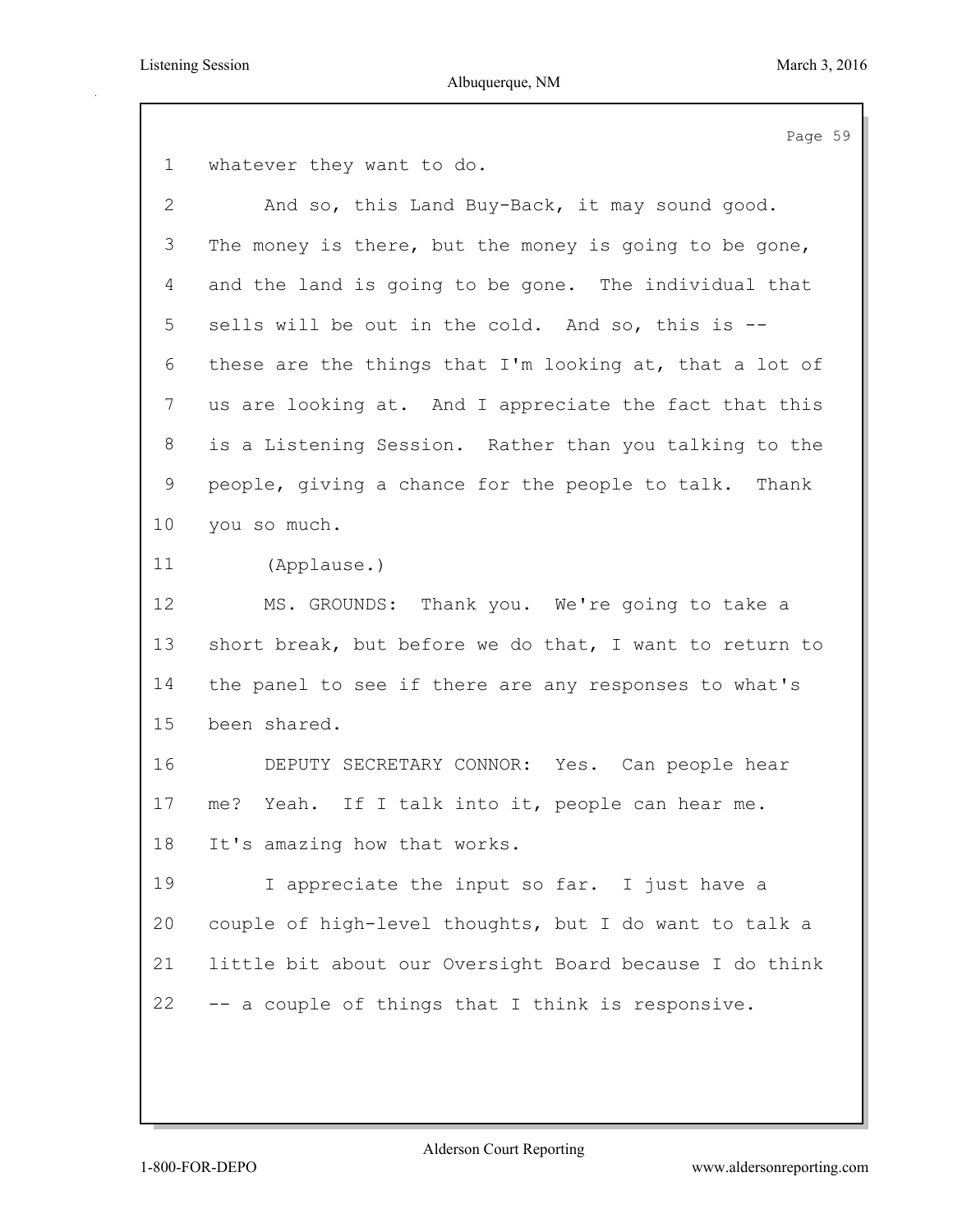whatever they want to do.

And so, this Land Buy-Back, it may sound good. The money is there, but the money is going to be gone, and the land is going to be gone. The individual that sells will be out in the cold. And so, this is -- these are the things that I'm looking at, that a lot of us are looking at. And I appreciate the fact that this is a Listening Session. Rather than you talking to the people, giving a chance for the people to talk. Thank you so much.

(Applause.)

MS. GROUNDS: Thank you. We're going to take a short break, but before we do that, I want to return to the panel to see if there are any responses to what's been shared.

DEPUTY SECRETARY CONNOR: Yes. Can people hear me? Yeah. If I talk into it, people can hear me. It's amazing how that works.

I appreciate the input so far. I just have a couple of high-level thoughts, but I do want to talk a little bit about our Oversight Board because I do think -- a couple of things that I think is responsive.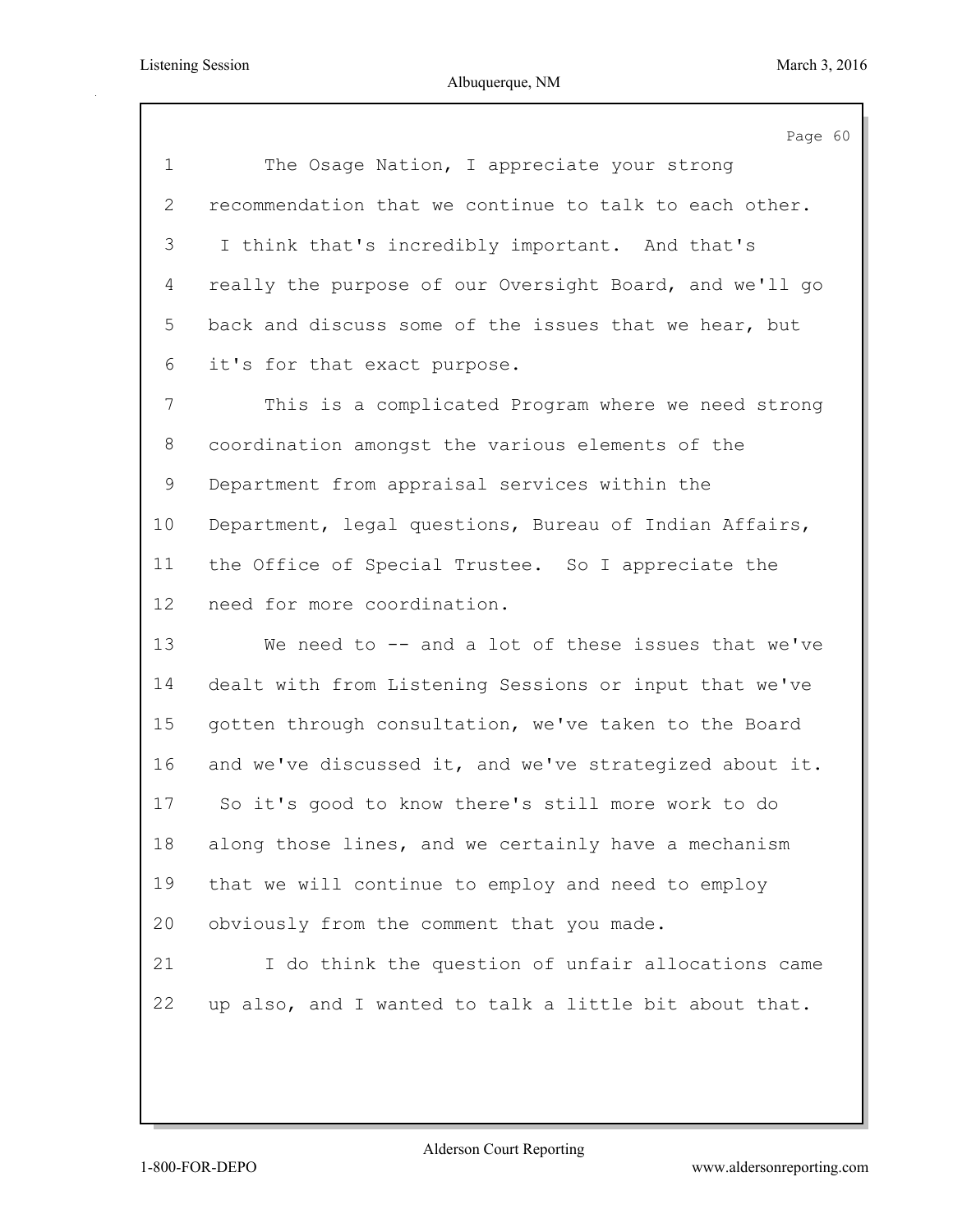The Osage Nation, I appreciate your strong recommendation that we continue to talk to each other. I think that's incredibly important. And that's really the purpose of our Oversight Board, and we'll go back and discuss some of the issues that we hear, but it's for that exact purpose.

This is a complicated Program where we need strong coordination amongst the various elements of the Department from appraisal services within the Department, legal questions, Bureau of Indian Affairs, the Office of Special Trustee. So I appreciate the need for more coordination.

We need to -- and a lot of these issues that we've dealt with from Listening Sessions or input that we've gotten through consultation, we've taken to the Board and we've discussed it, and we've strategized about it. So it's good to know there's still more work to do along those lines, and we certainly have a mechanism that we will continue to employ and need to employ obviously from the comment that you made.

I do think the question of unfair allocations came up also, and I wanted to talk a little bit about that.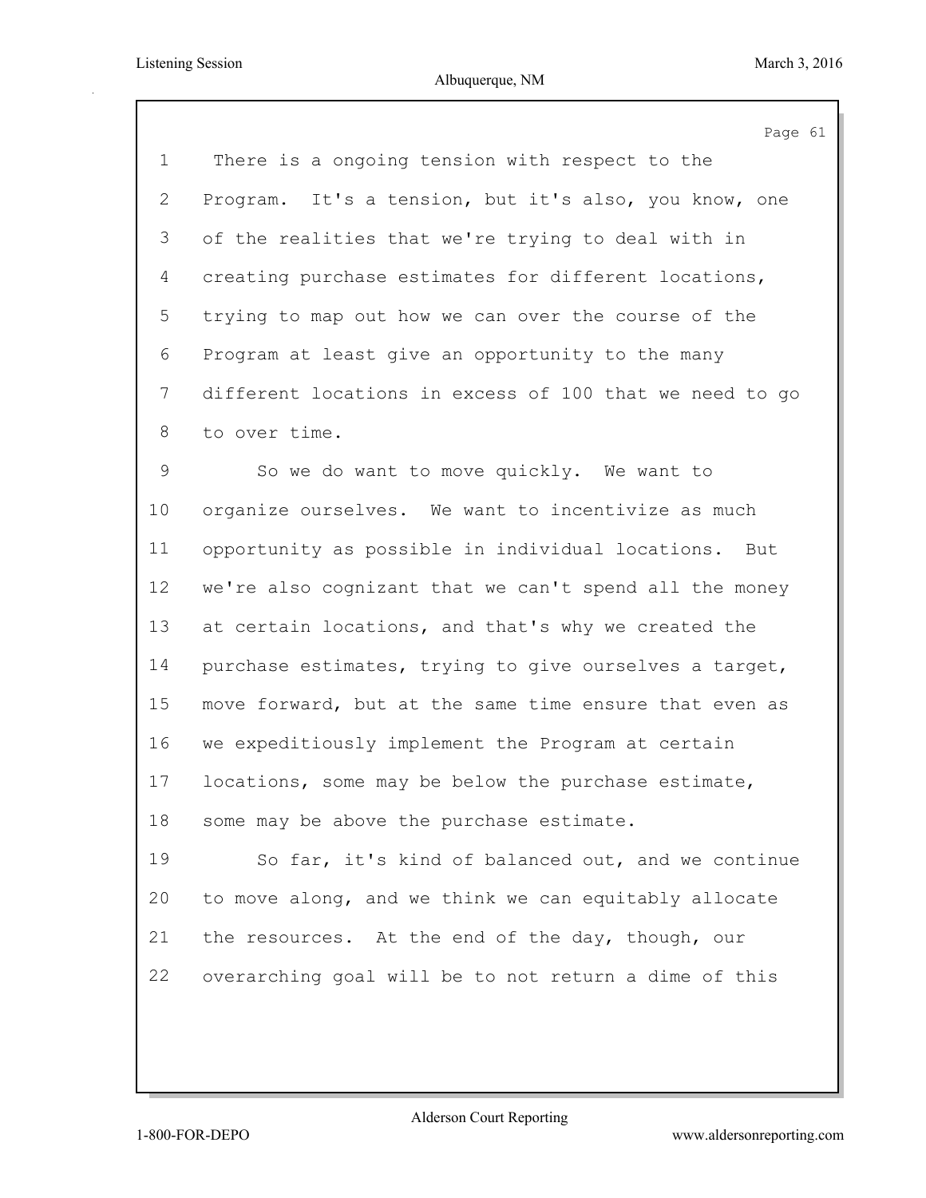There is a ongoing tension with respect to the Program. It's a tension, but it's also, you know, one of the realities that we're trying to deal with in creating purchase estimates for different locations, trying to map out how we can over the course of the Program at least give an opportunity to the many different locations in excess of 100 that we need to go to over time.

So we do want to move quickly. We want to organize ourselves. We want to incentivize as much opportunity as possible in individual locations. But we're also cognizant that we can't spend all the money at certain locations, and that's why we created the purchase estimates, trying to give ourselves a target, move forward, but at the same time ensure that even as we expeditiously implement the Program at certain locations, some may be below the purchase estimate, some may be above the purchase estimate.

So far, it's kind of balanced out, and we continue to move along, and we think we can equitably allocate the resources. At the end of the day, though, our overarching goal will be to not return a dime of this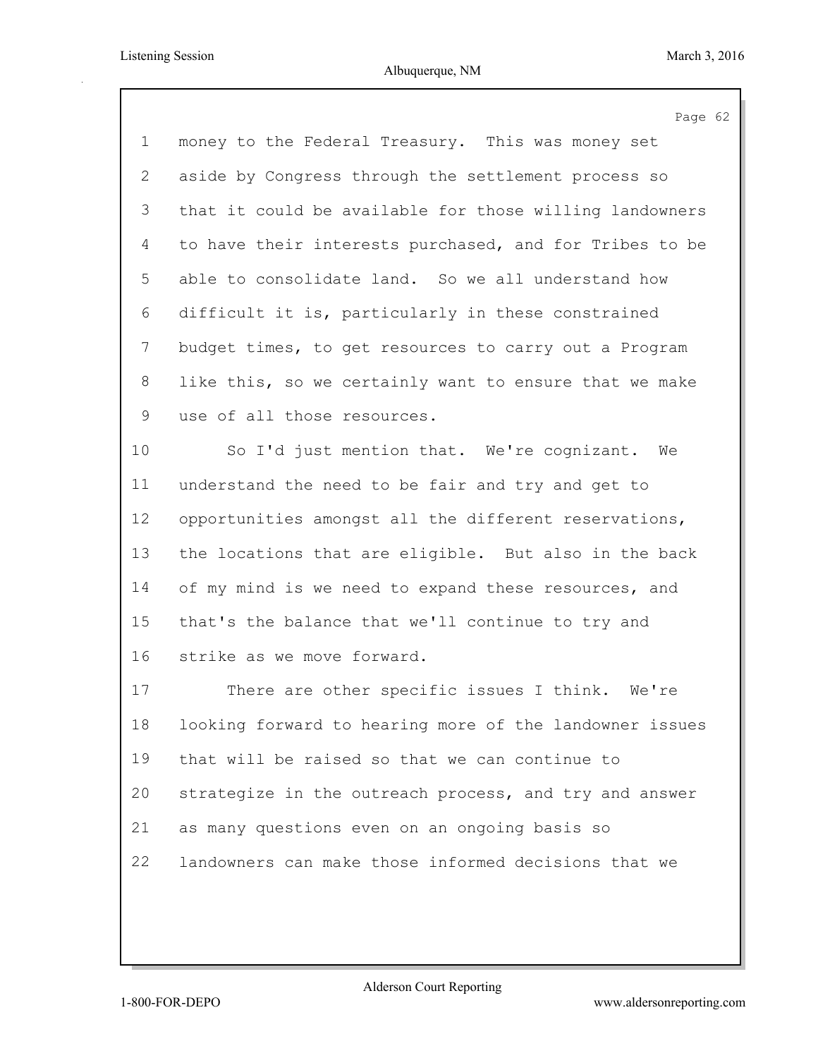money to the Federal Treasury. This was money set aside by Congress through the settlement process so that it could be available for those willing landowners to have their interests purchased, and for Tribes to be able to consolidate land. So we all understand how difficult it is, particularly in these constrained budget times, to get resources to carry out a Program like this, so we certainly want to ensure that we make use of all those resources.

So I'd just mention that. We're cognizant. We understand the need to be fair and try and get to opportunities amongst all the different reservations, the locations that are eligible. But also in the back of my mind is we need to expand these resources, and that's the balance that we'll continue to try and strike as we move forward.

There are other specific issues I think. We're looking forward to hearing more of the landowner issues that will be raised so that we can continue to strategize in the outreach process, and try and answer as many questions even on an ongoing basis so landowners can make those informed decisions that we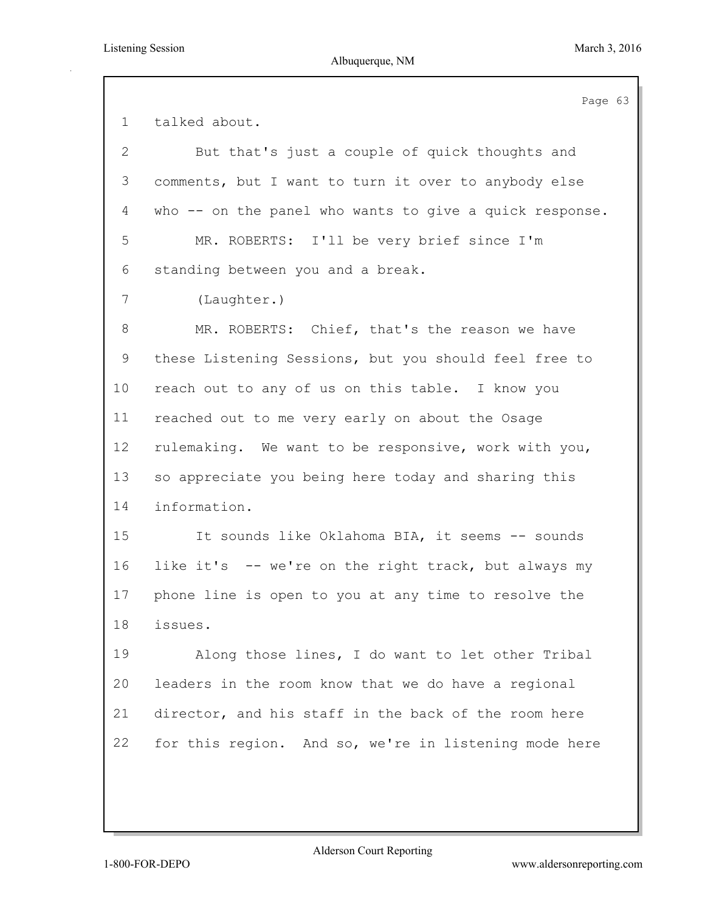talked about.

But that's just a couple of quick thoughts and comments, but I want to turn it over to anybody else who -- on the panel who wants to give a quick response.

MR. ROBERTS: I'll be very brief since I'm standing between you and a break.

(Laughter.)

MR. ROBERTS: Chief, that's the reason we have these Listening Sessions, but you should feel free to reach out to any of us on this table. I know you reached out to me very early on about the Osage rulemaking. We want to be responsive, work with you, so appreciate you being here today and sharing this information.

It sounds like Oklahoma BIA, it seems -- sounds like it's -- we're on the right track, but always my phone line is open to you at any time to resolve the issues.

Along those lines, I do want to let other Tribal leaders in the room know that we do have a regional director, and his staff in the back of the room here for this region. And so, we're in listening mode here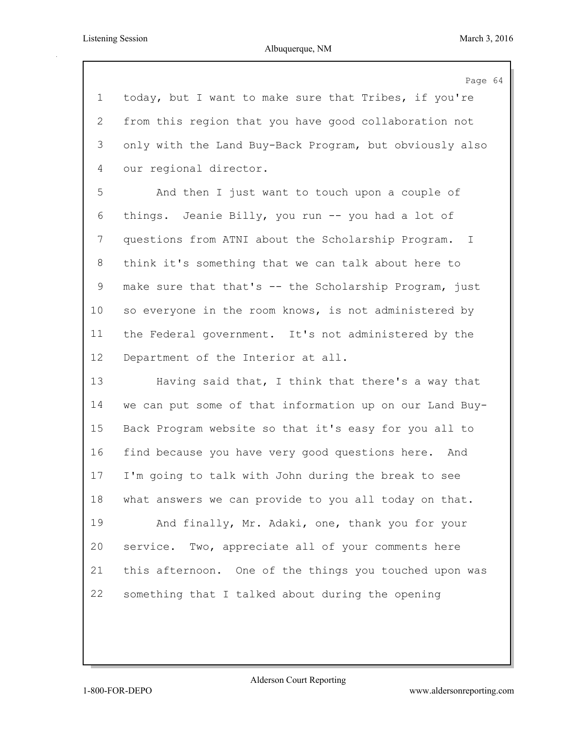today, but I want to make sure that Tribes, if you're from this region that you have good collaboration not only with the Land Buy-Back Program, but obviously also our regional director.

And then I just want to touch upon a couple of things. Jeanie Billy, you run -- you had a lot of questions from ATNI about the Scholarship Program. I think it's something that we can talk about here to make sure that that's -- the Scholarship Program, just so everyone in the room knows, is not administered by the Federal government. It's not administered by the Department of the Interior at all.

Having said that, I think that there's a way that we can put some of that information up on our Land Buy-Back Program website so that it's easy for you all to find because you have very good questions here. And I'm going to talk with John during the break to see what answers we can provide to you all today on that.

And finally, Mr. Adaki, one, thank you for your service. Two, appreciate all of your comments here this afternoon. One of the things you touched upon was something that I talked about during the opening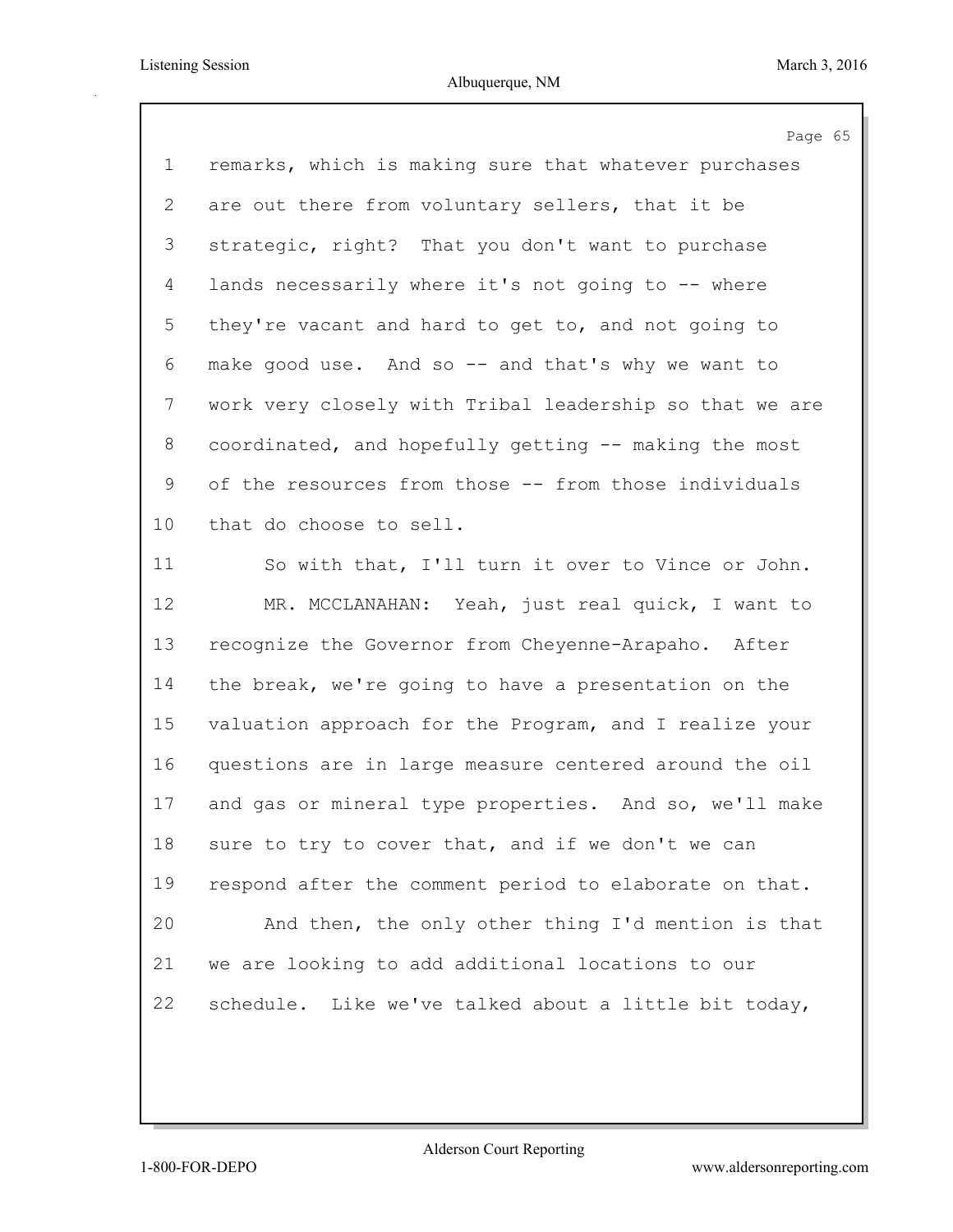remarks, which is making sure that whatever purchases are out there from voluntary sellers, that it be strategic, right? That you don't want to purchase lands necessarily where it's not going to -- where they're vacant and hard to get to, and not going to make good use. And so -- and that's why we want to work very closely with Tribal leadership so that we are coordinated, and hopefully getting -- making the most of the resources from those -- from those individuals that do choose to sell.

So with that, I'll turn it over to Vince or John.

MR. MCCLANAHAN: Yeah, just real quick, I want to recognize the Governor from Cheyenne-Arapaho. After the break, we're going to have a presentation on the valuation approach for the Program, and I realize your questions are in large measure centered around the oil and gas or mineral type properties. And so, we'll make sure to try to cover that, and if we don't we can respond after the comment period to elaborate on that.

And then, the only other thing I'd mention is that we are looking to add additional locations to our schedule. Like we've talked about a little bit today,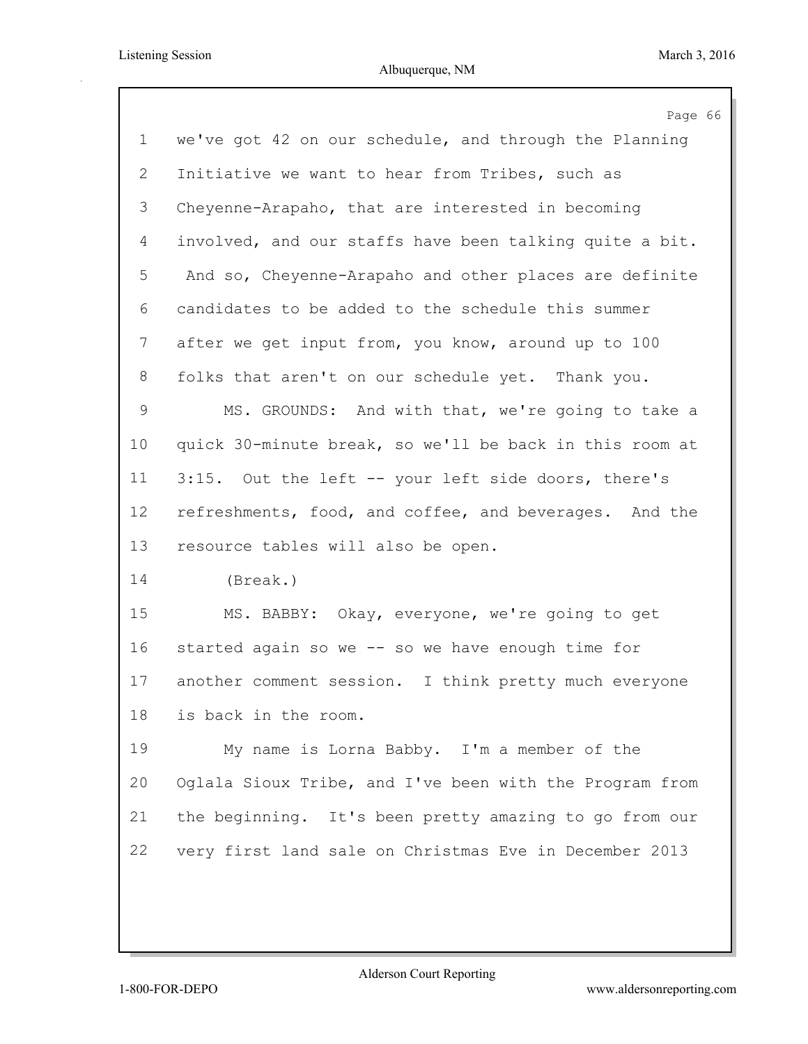we've got 42 on our schedule, and through the Planning Initiative we want to hear from Tribes, such as Cheyenne-Arapaho, that are interested in becoming involved, and our staffs have been talking quite a bit. And so, Cheyenne-Arapaho and other places are definite candidates to be added to the schedule this summer after we get input from, you know, around up to 100 folks that aren't on our schedule yet. Thank you.

MS. GROUNDS: And with that, we're going to take a quick 30-minute break, so we'll be back in this room at 3:15. Out the left -- your left side doors, there's refreshments, food, and coffee, and beverages. And the resource tables will also be open.

(Break.)

MS. BABBY: Okay, everyone, we're going to get started again so we -- so we have enough time for another comment session. I think pretty much everyone is back in the room.

My name is Lorna Babby. I'm a member of the Oglala Sioux Tribe, and I've been with the Program from the beginning. It's been pretty amazing to go from our very first land sale on Christmas Eve in December 2013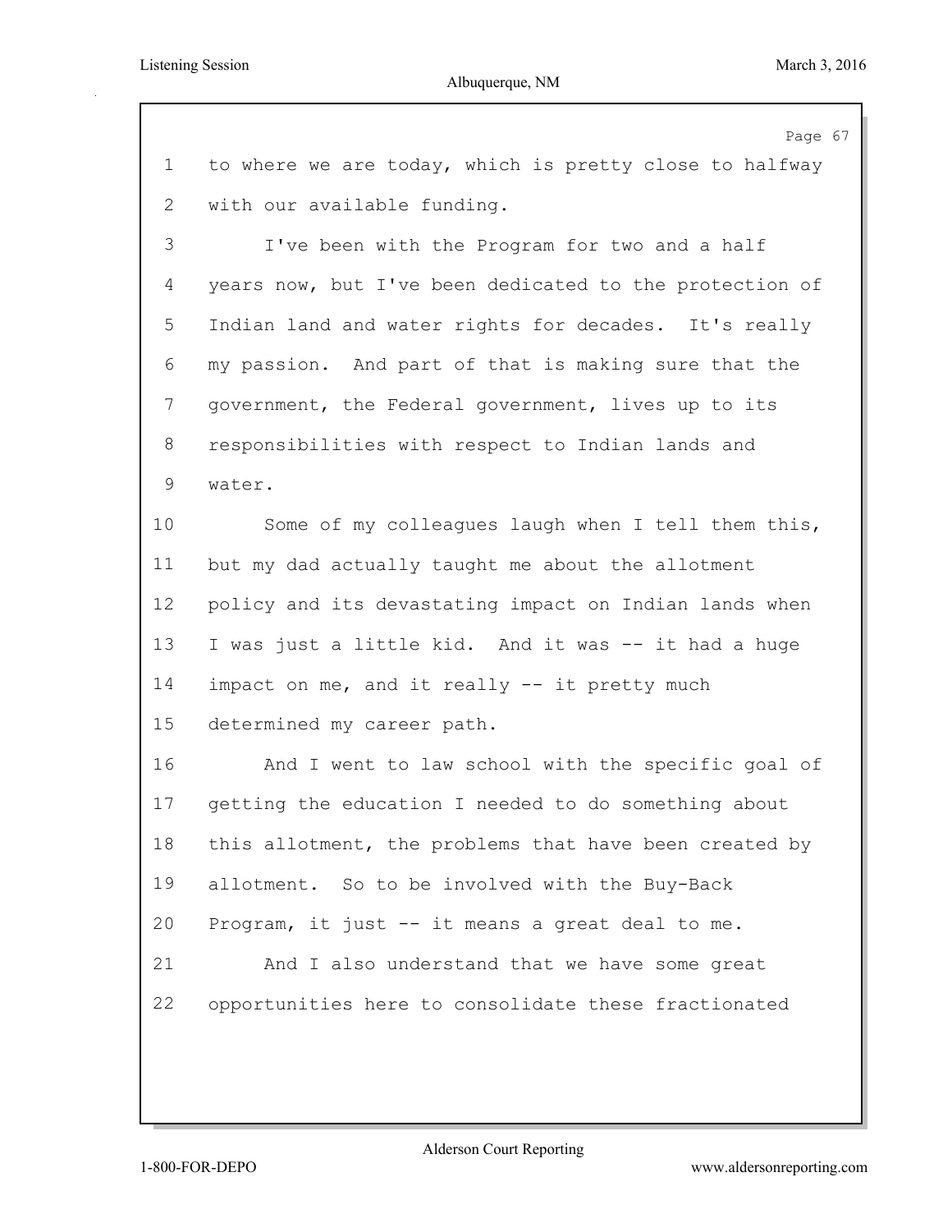to where we are today, which is pretty close to halfway with our available funding.

I've been with the Program for two and a half years now, but I've been dedicated to the protection of Indian land and water rights for decades. It's really my passion. And part of that is making sure that the government, the Federal government, lives up to its responsibilities with respect to Indian lands and water.

Some of my colleagues laugh when I tell them this, but my dad actually taught me about the allotment policy and its devastating impact on Indian lands when I was just a little kid. And it was -- it had a huge impact on me, and it really -- it pretty much determined my career path.

And I went to law school with the specific goal of getting the education I needed to do something about this allotment, the problems that have been created by allotment. So to be involved with the Buy-Back Program, it just -- it means a great deal to me.

And I also understand that we have some great opportunities here to consolidate these fractionated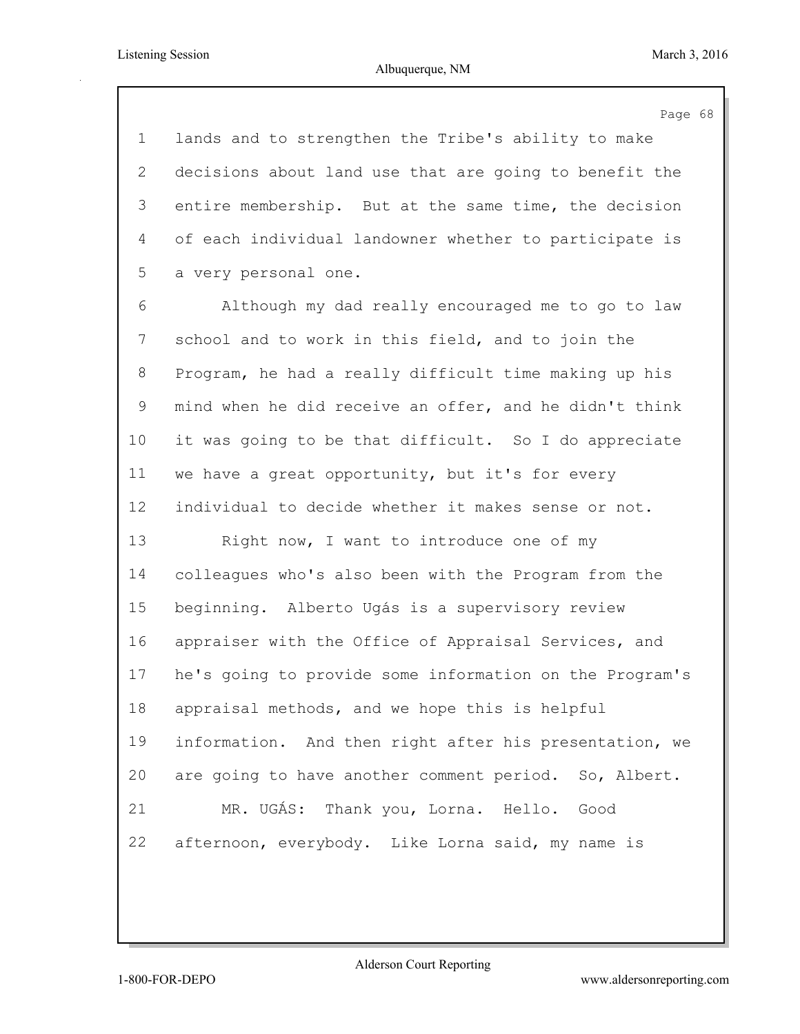lands and to strengthen the Tribe's ability to make decisions about land use that are going to benefit the entire membership. But at the same time, the decision of each individual landowner whether to participate is a very personal one.

Although my dad really encouraged me to go to law school and to work in this field, and to join the Program, he had a really difficult time making up his mind when he did receive an offer, and he didn't think it was going to be that difficult. So I do appreciate we have a great opportunity, but it's for every individual to decide whether it makes sense or not.

Right now, I want to introduce one of my colleagues who's also been with the Program from the beginning. Alberto Ugás is a supervisory review appraiser with the Office of Appraisal Services, and he's going to provide some information on the Program's appraisal methods, and we hope this is helpful information. And then right after his presentation, we are going to have another comment period. So, Albert.

MR. UGÁS: Thank you, Lorna. Hello. Good afternoon, everybody. Like Lorna said, my name is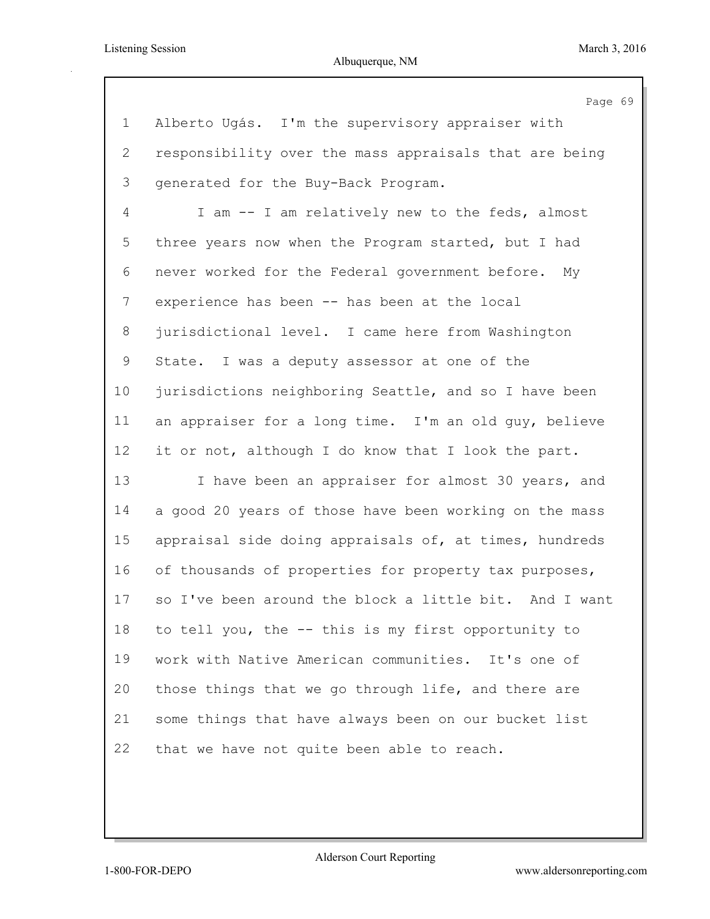Alberto Ugás. I'm the supervisory appraiser with responsibility over the mass appraisals that are being generated for the Buy-Back Program.

I am -- I am relatively new to the feds, almost three years now when the Program started, but I had never worked for the Federal government before. My experience has been -- has been at the local jurisdictional level. I came here from Washington State. I was a deputy assessor at one of the jurisdictions neighboring Seattle, and so I have been an appraiser for a long time. I'm an old guy, believe it or not, although I do know that I look the part.

I have been an appraiser for almost 30 years, and a good 20 years of those have been working on the mass appraisal side doing appraisals of, at times, hundreds of thousands of properties for property tax purposes, so I've been around the block a little bit. And I want to tell you, the -- this is my first opportunity to work with Native American communities. It's one of those things that we go through life, and there are some things that have always been on our bucket list that we have not quite been able to reach.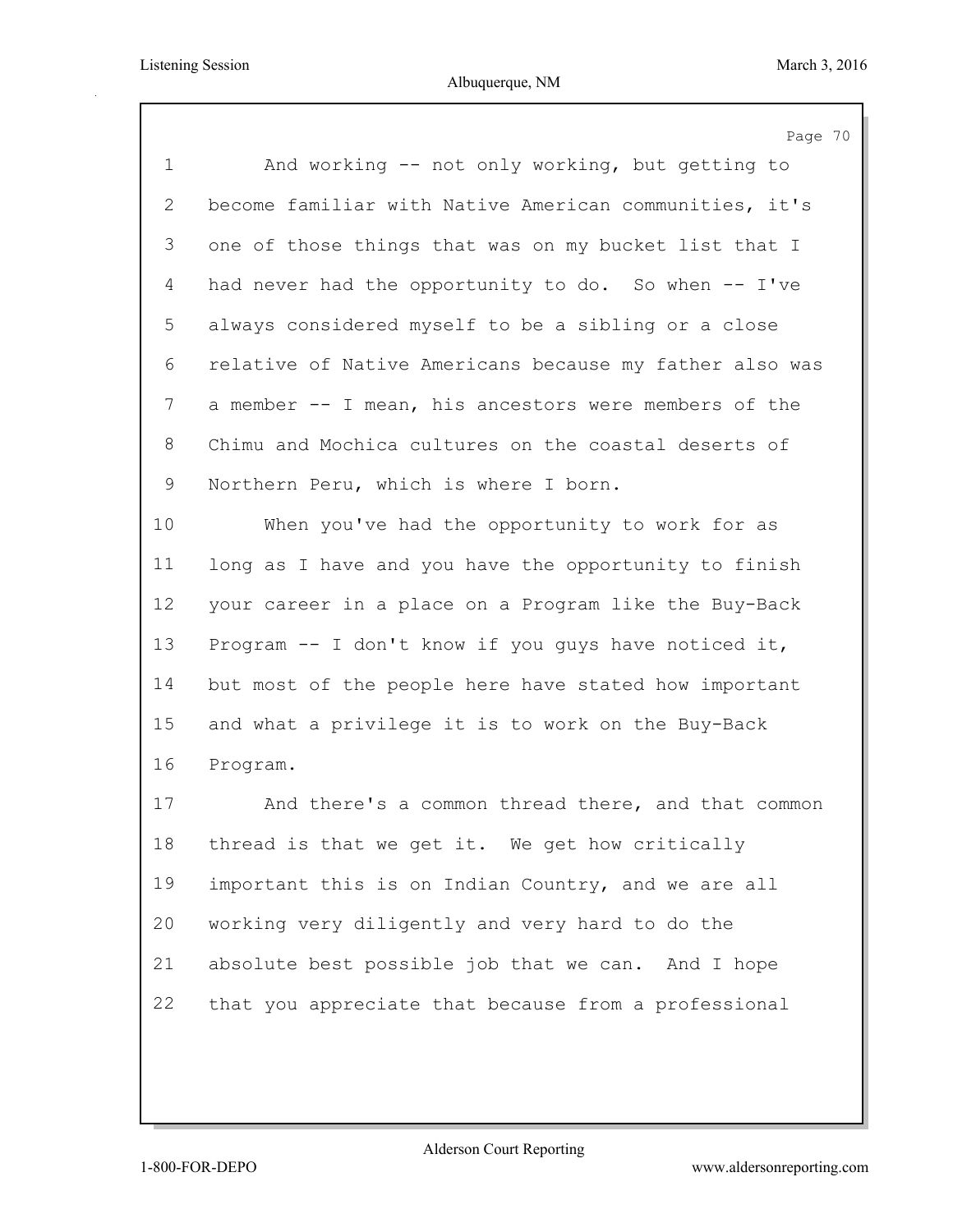And working -- not only working, but getting to become familiar with Native American communities, it's one of those things that was on my bucket list that I had never had the opportunity to do. So when -- I've always considered myself to be a sibling or a close relative of Native Americans because my father also was a member -- I mean, his ancestors were members of the Chimu and Mochica cultures on the coastal deserts of Northern Peru, which is where I born.

When you've had the opportunity to work for as long as I have and you have the opportunity to finish your career in a place on a Program like the Buy-Back Program -- I don't know if you guys have noticed it, but most of the people here have stated how important and what a privilege it is to work on the Buy-Back Program.

And there's a common thread there, and that common thread is that we get it. We get how critically important this is on Indian Country, and we are all working very diligently and very hard to do the absolute best possible job that we can. And I hope that you appreciate that because from a professional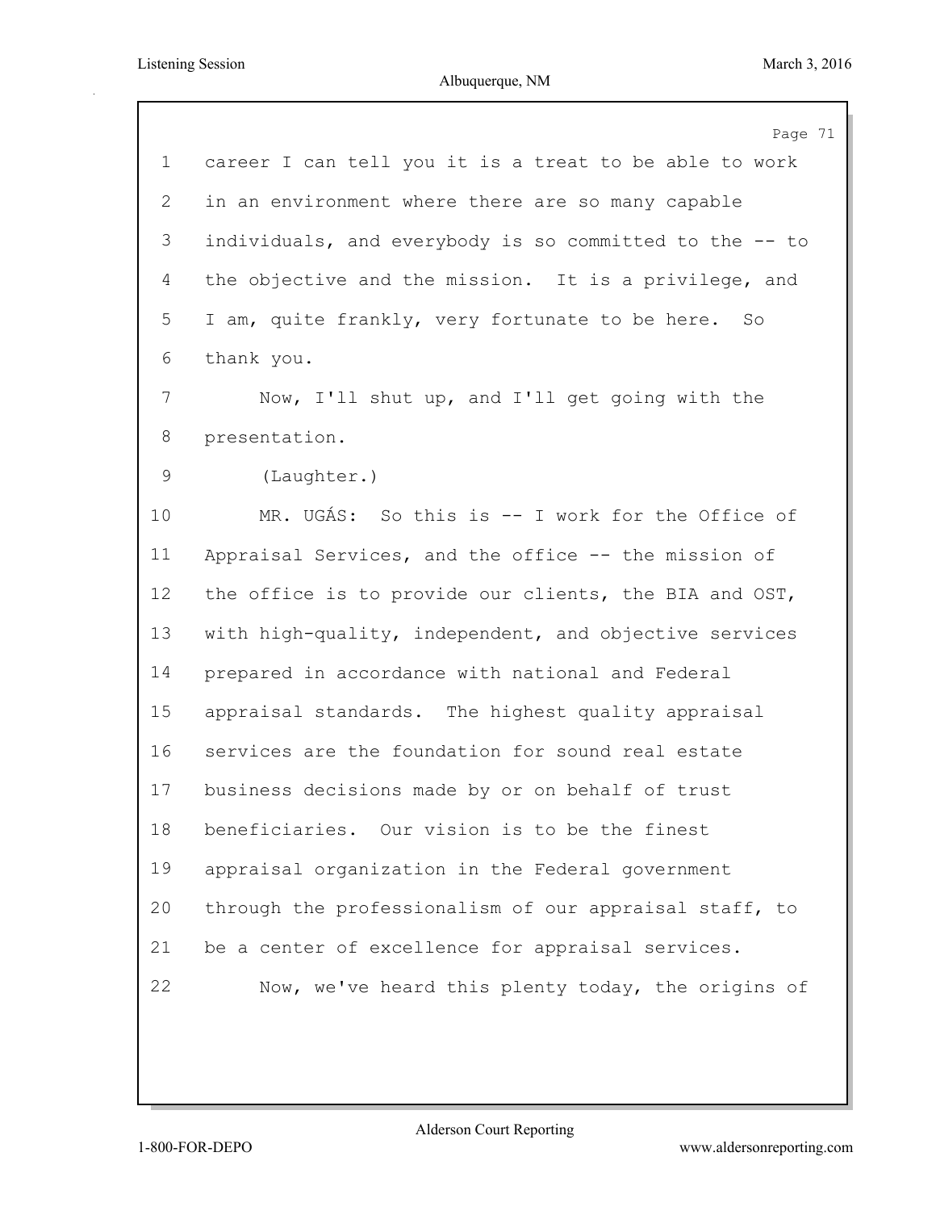career I can tell you it is a treat to be able to work in an environment where there are so many capable individuals, and everybody is so committed to the -- to the objective and the mission. It is a privilege, and I am, quite frankly, very fortunate to be here. So thank you.

Now, I'll shut up, and I'll get going with the presentation.

(Laughter.)

MR. UGÁS: So this is -- I work for the Office of Appraisal Services, and the office -- the mission of the office is to provide our clients, the BIA and OST, with high-quality, independent, and objective services prepared in accordance with national and Federal appraisal standards. The highest quality appraisal services are the foundation for sound real estate business decisions made by or on behalf of trust beneficiaries. Our vision is to be the finest appraisal organization in the Federal government through the professionalism of our appraisal staff, to be a center of excellence for appraisal services.

Now, we've heard this plenty today, the origins of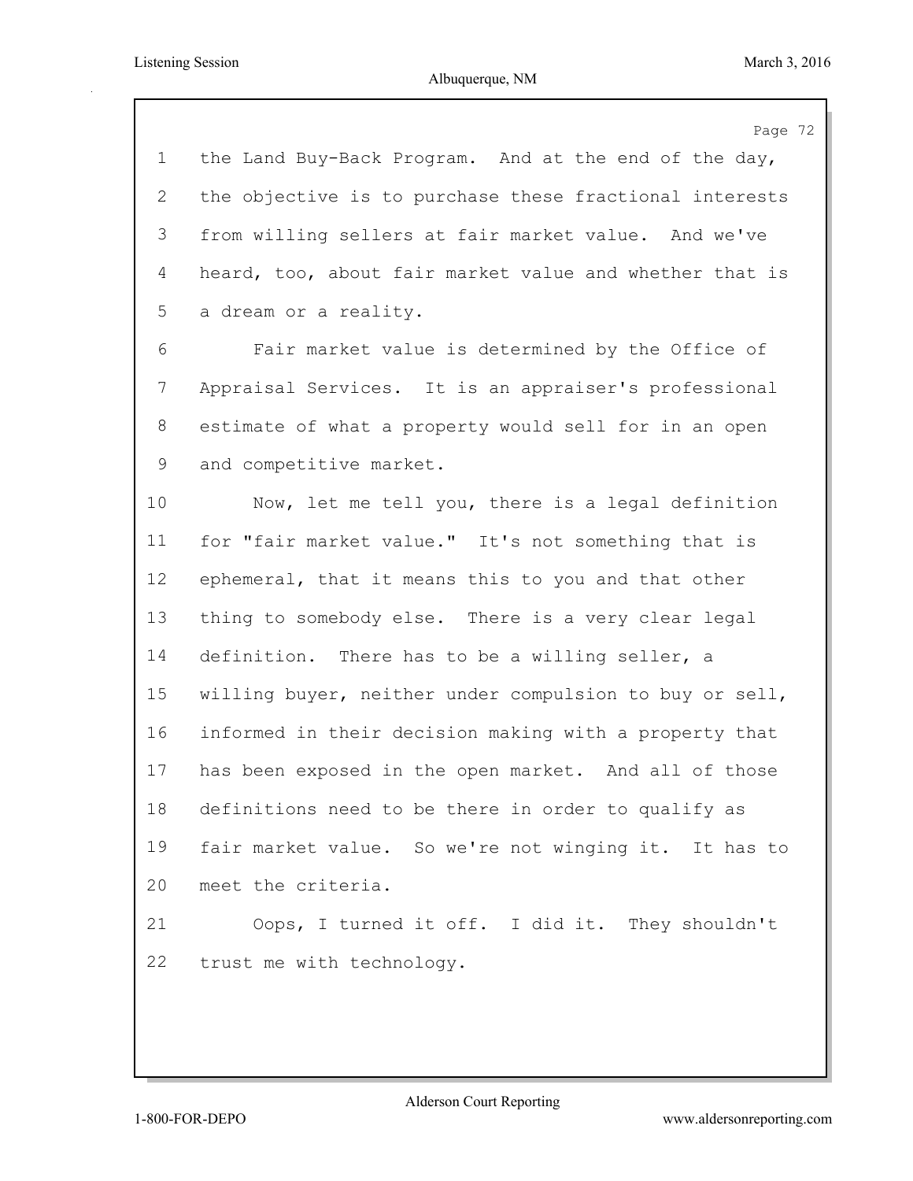the Land Buy-Back Program. And at the end of the day, the objective is to purchase these fractional interests from willing sellers at fair market value. And we've heard, too, about fair market value and whether that is a dream or a reality.

Fair market value is determined by the Office of Appraisal Services. It is an appraiser's professional estimate of what a property would sell for in an open and competitive market.

Now, let me tell you, there is a legal definition for "fair market value." It's not something that is ephemeral, that it means this to you and that other thing to somebody else. There is a very clear legal definition. There has to be a willing seller, a willing buyer, neither under compulsion to buy or sell, informed in their decision making with a property that has been exposed in the open market. And all of those definitions need to be there in order to qualify as fair market value. So we're not winging it. It has to meet the criteria.

Oops, I turned it off. I did it. They shouldn't trust me with technology.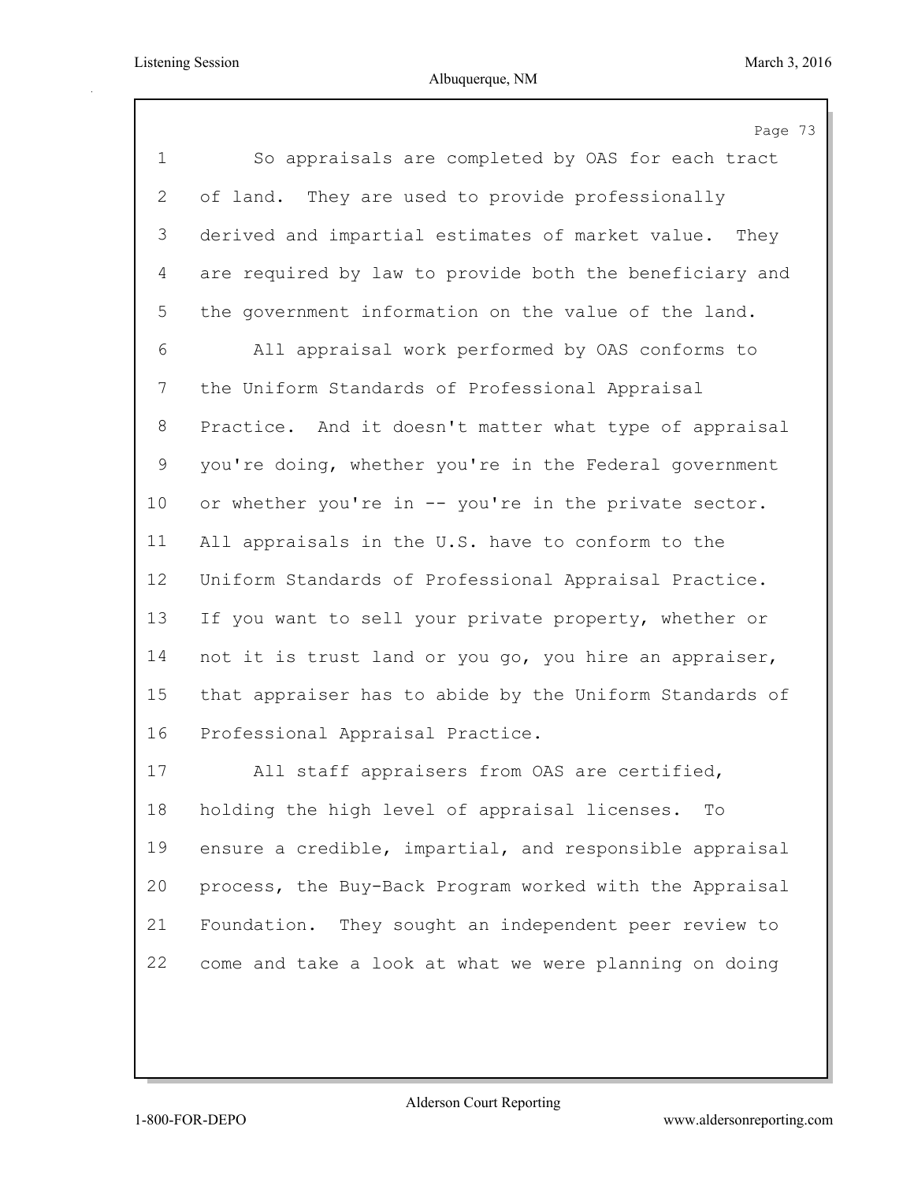So appraisals are completed by OAS for each tract of land. They are used to provide professionally derived and impartial estimates of market value. They are required by law to provide both the beneficiary and the government information on the value of the land.

All appraisal work performed by OAS conforms to the Uniform Standards of Professional Appraisal Practice. And it doesn't matter what type of appraisal you're doing, whether you're in the Federal government or whether you're in -- you're in the private sector. All appraisals in the U.S. have to conform to the Uniform Standards of Professional Appraisal Practice. If you want to sell your private property, whether or not it is trust land or you go, you hire an appraiser, that appraiser has to abide by the Uniform Standards of Professional Appraisal Practice.

All staff appraisers from OAS are certified, holding the high level of appraisal licenses. To ensure a credible, impartial, and responsible appraisal process, the Buy-Back Program worked with the Appraisal Foundation. They sought an independent peer review to come and take a look at what we were planning on doing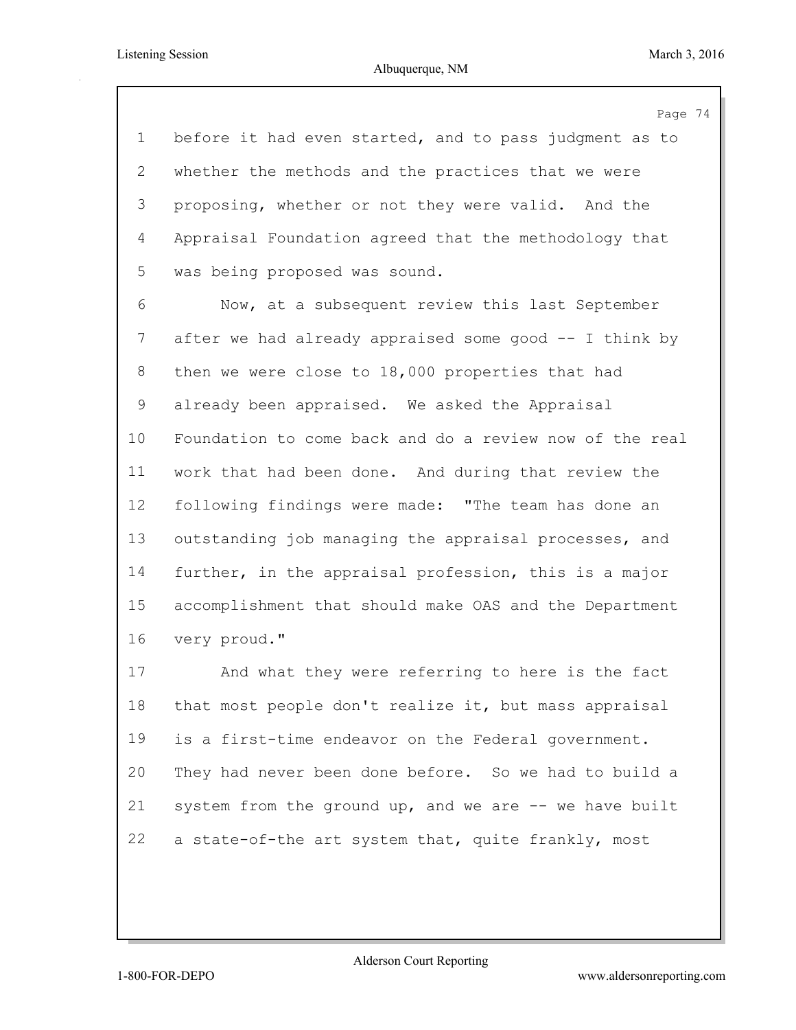before it had even started, and to pass judgment as to whether the methods and the practices that we were proposing, whether or not they were valid. And the Appraisal Foundation agreed that the methodology that was being proposed was sound.

Now, at a subsequent review this last September after we had already appraised some good -- I think by then we were close to 18,000 properties that had already been appraised. We asked the Appraisal Foundation to come back and do a review now of the real work that had been done. And during that review the following findings were made: "The team has done an outstanding job managing the appraisal processes, and further, in the appraisal profession, this is a major accomplishment that should make OAS and the Department very proud."

And what they were referring to here is the fact that most people don't realize it, but mass appraisal is a first-time endeavor on the Federal government. They had never been done before. So we had to build a system from the ground up, and we are -- we have built a state-of-the art system that, quite frankly, most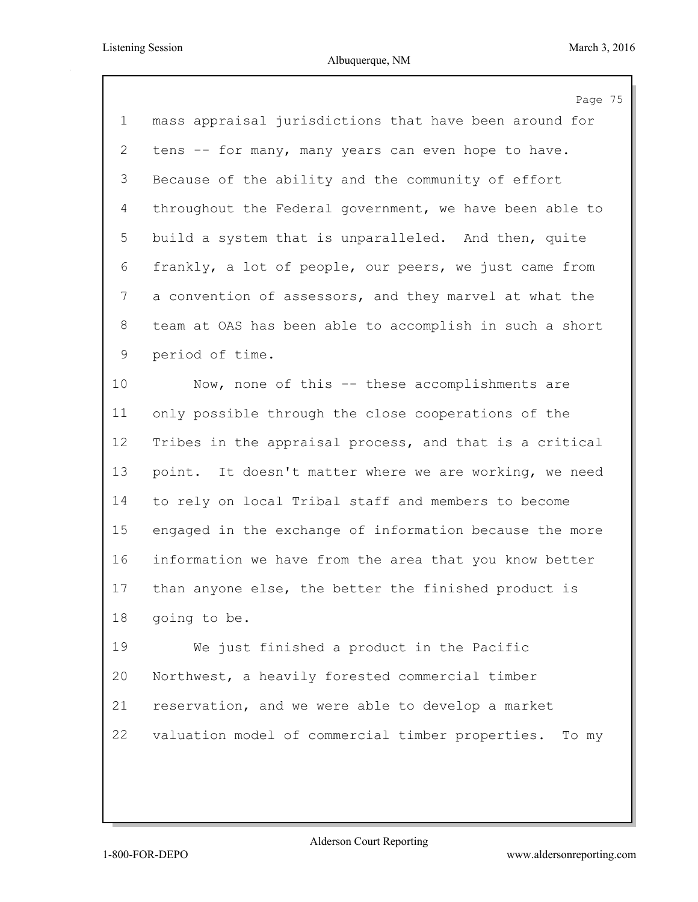mass appraisal jurisdictions that have been around for tens -- for many, many years can even hope to have. Because of the ability and the community of effort throughout the Federal government, we have been able to build a system that is unparalleled. And then, quite frankly, a lot of people, our peers, we just came from a convention of assessors, and they marvel at what the team at OAS has been able to accomplish in such a short period of time.

Now, none of this -- these accomplishments are only possible through the close cooperations of the Tribes in the appraisal process, and that is a critical point. It doesn't matter where we are working, we need to rely on local Tribal staff and members to become engaged in the exchange of information because the more information we have from the area that you know better than anyone else, the better the finished product is going to be.

We just finished a product in the Pacific Northwest, a heavily forested commercial timber reservation, and we were able to develop a market valuation model of commercial timber properties. To my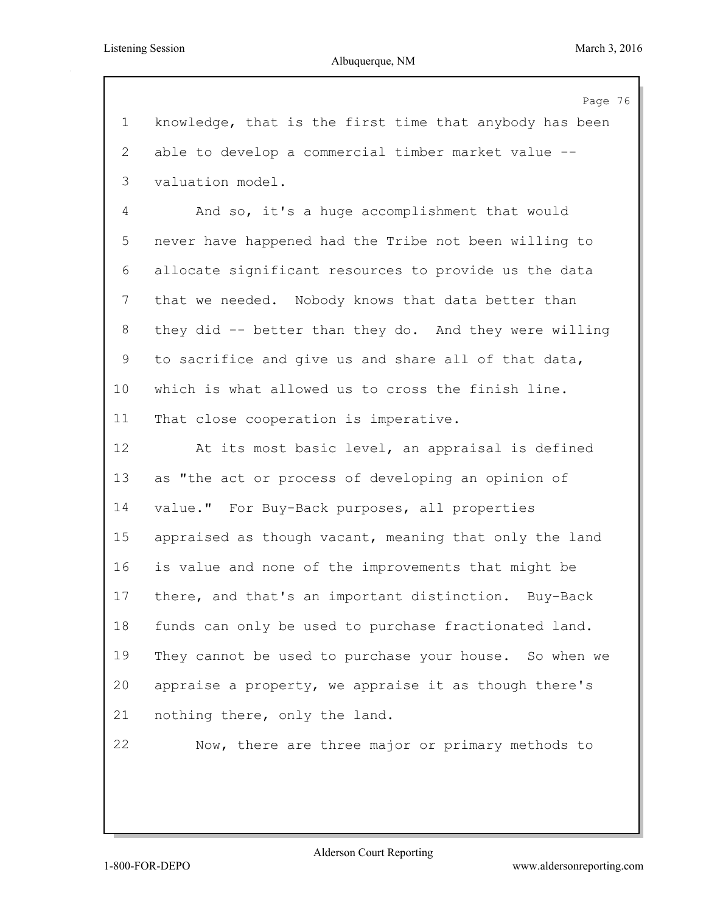knowledge, that is the first time that anybody has been able to develop a commercial timber market value -- valuation model.

And so, it's a huge accomplishment that would never have happened had the Tribe not been willing to allocate significant resources to provide us the data that we needed. Nobody knows that data better than they did -- better than they do. And they were willing to sacrifice and give us and share all of that data, which is what allowed us to cross the finish line. That close cooperation is imperative.

At its most basic level, an appraisal is defined as "the act or process of developing an opinion of value." For Buy-Back purposes, all properties appraised as though vacant, meaning that only the land is value and none of the improvements that might be there, and that's an important distinction. Buy-Back funds can only be used to purchase fractionated land. They cannot be used to purchase your house. So when we appraise a property, we appraise it as though there's nothing there, only the land.

Now, there are three major or primary methods to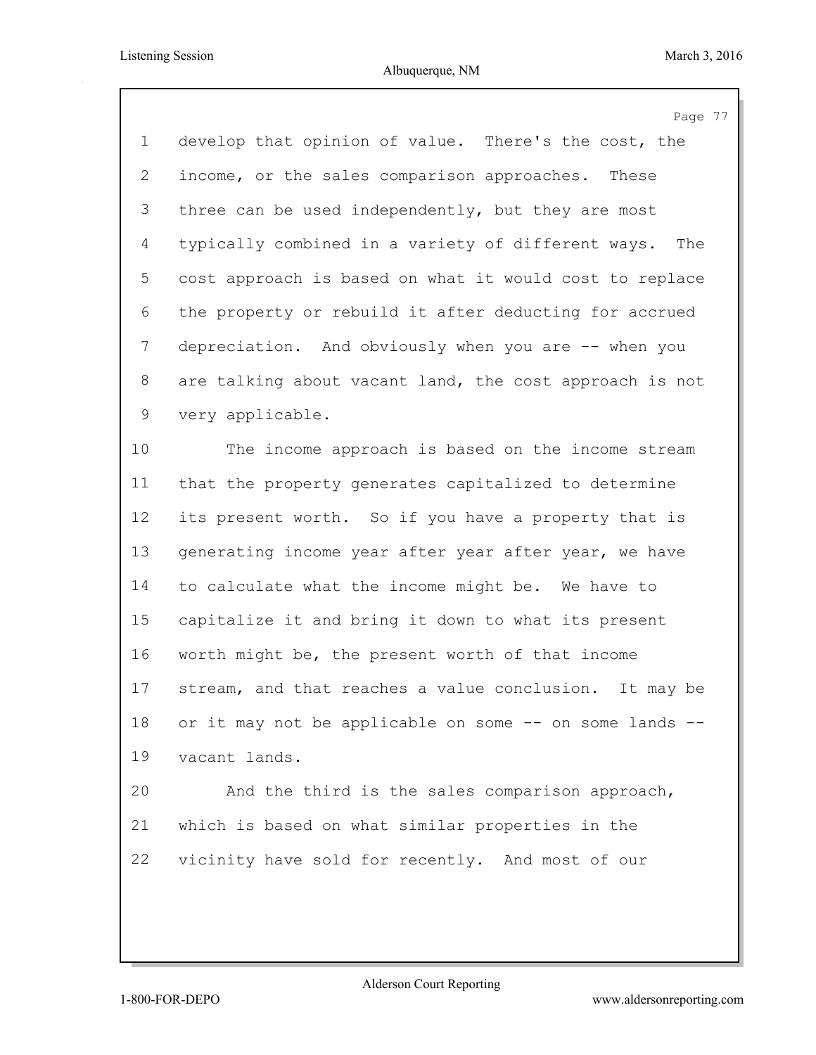develop that opinion of value. There's the cost, the income, or the sales comparison approaches. These three can be used independently, but they are most typically combined in a variety of different ways. The cost approach is based on what it would cost to replace the property or rebuild it after deducting for accrued depreciation. And obviously when you are -- when you are talking about vacant land, the cost approach is not very applicable.

The income approach is based on the income stream that the property generates capitalized to determine its present worth. So if you have a property that is generating income year after year after year, we have to calculate what the income might be. We have to capitalize it and bring it down to what its present worth might be, the present worth of that income stream, and that reaches a value conclusion. It may be or it may not be applicable on some -- on some lands -- vacant lands.

And the third is the sales comparison approach, which is based on what similar properties in the vicinity have sold for recently. And most of our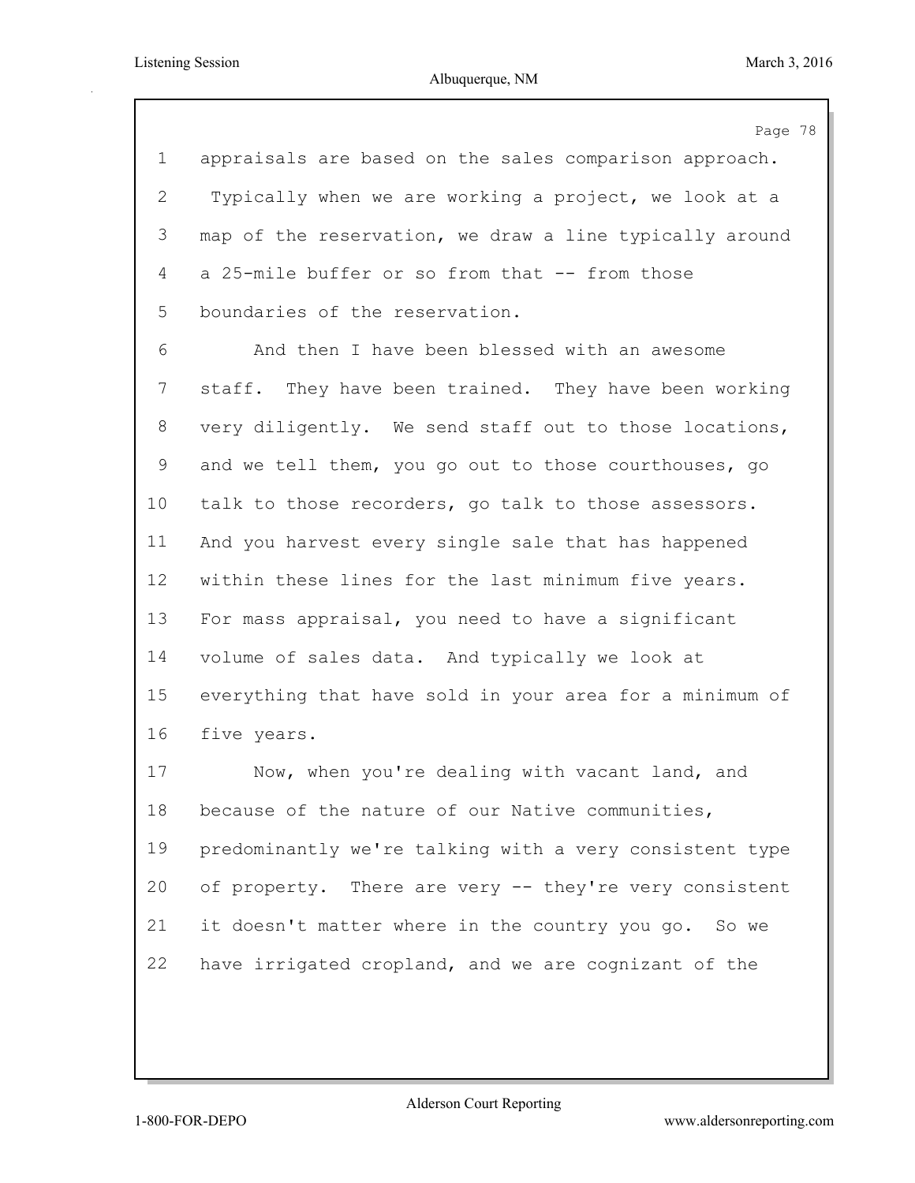appraisals are based on the sales comparison approach. Typically when we are working a project, we look at a map of the reservation, we draw a line typically around a 25-mile buffer or so from that -- from those boundaries of the reservation.

And then I have been blessed with an awesome staff. They have been trained. They have been working very diligently. We send staff out to those locations, and we tell them, you go out to those courthouses, go talk to those recorders, go talk to those assessors. And you harvest every single sale that has happened within these lines for the last minimum five years. For mass appraisal, you need to have a significant volume of sales data. And typically we look at everything that have sold in your area for a minimum of five years.

Now, when you're dealing with vacant land, and because of the nature of our Native communities, predominantly we're talking with a very consistent type of property. There are very -- they're very consistent it doesn't matter where in the country you go. So we have irrigated cropland, and we are cognizant of the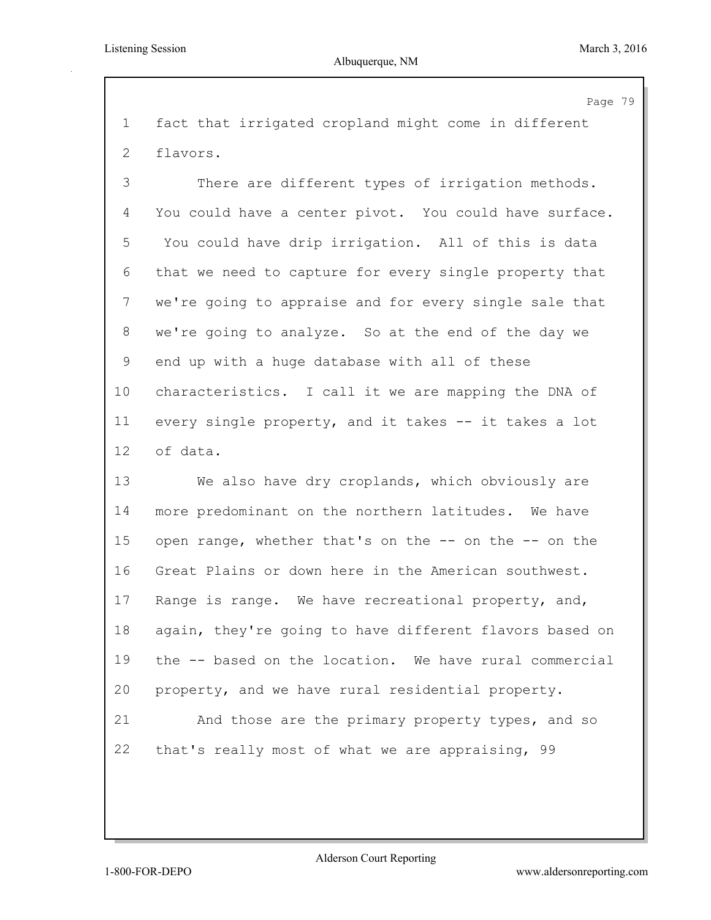fact that irrigated cropland might come in different flavors.

There are different types of irrigation methods. You could have a center pivot. You could have surface. You could have drip irrigation. All of this is data that we need to capture for every single property that we're going to appraise and for every single sale that we're going to analyze. So at the end of the day we end up with a huge database with all of these characteristics. I call it we are mapping the DNA of every single property, and it takes -- it takes a lot of data.

We also have dry croplands, which obviously are more predominant on the northern latitudes. We have open range, whether that's on the -- on the -- on the Great Plains or down here in the American southwest. Range is range. We have recreational property, and, again, they're going to have different flavors based on the -- based on the location. We have rural commercial property, and we have rural residential property.

And those are the primary property types, and so that's really most of what we are appraising, 99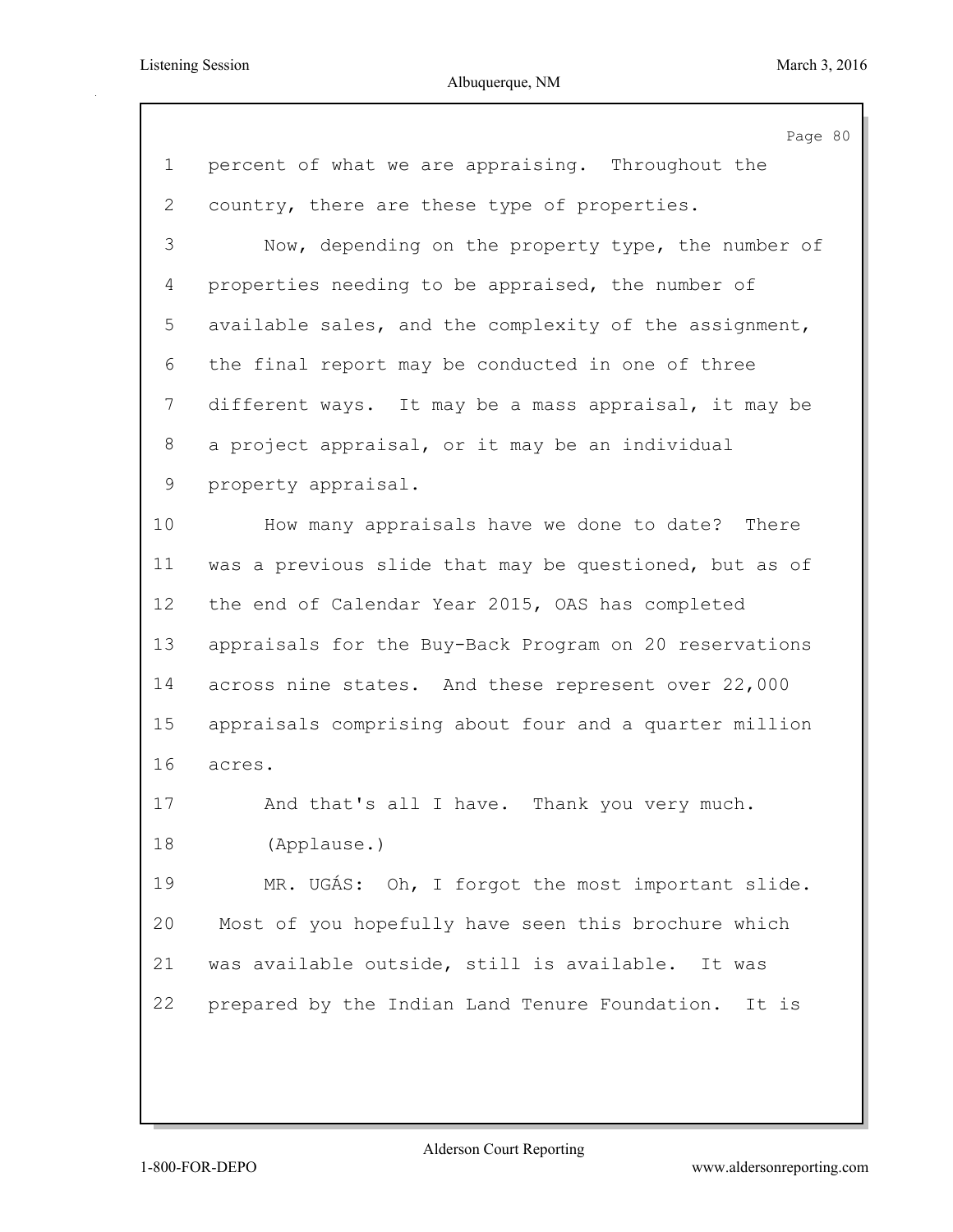percent of what we are appraising. Throughout the country, there are these type of properties.

Now, depending on the property type, the number of properties needing to be appraised, the number of available sales, and the complexity of the assignment, the final report may be conducted in one of three different ways. It may be a mass appraisal, it may be a project appraisal, or it may be an individual property appraisal.

How many appraisals have we done to date? There was a previous slide that may be questioned, but as of the end of Calendar Year 2015, OAS has completed appraisals for the Buy-Back Program on 20 reservations across nine states. And these represent over 22,000 appraisals comprising about four and a quarter million acres.

And that's all I have. Thank you very much.

(Applause.)

MR. UGÁS: Oh, I forgot the most important slide. Most of you hopefully have seen this brochure which was available outside, still is available. It was prepared by the Indian Land Tenure Foundation. It is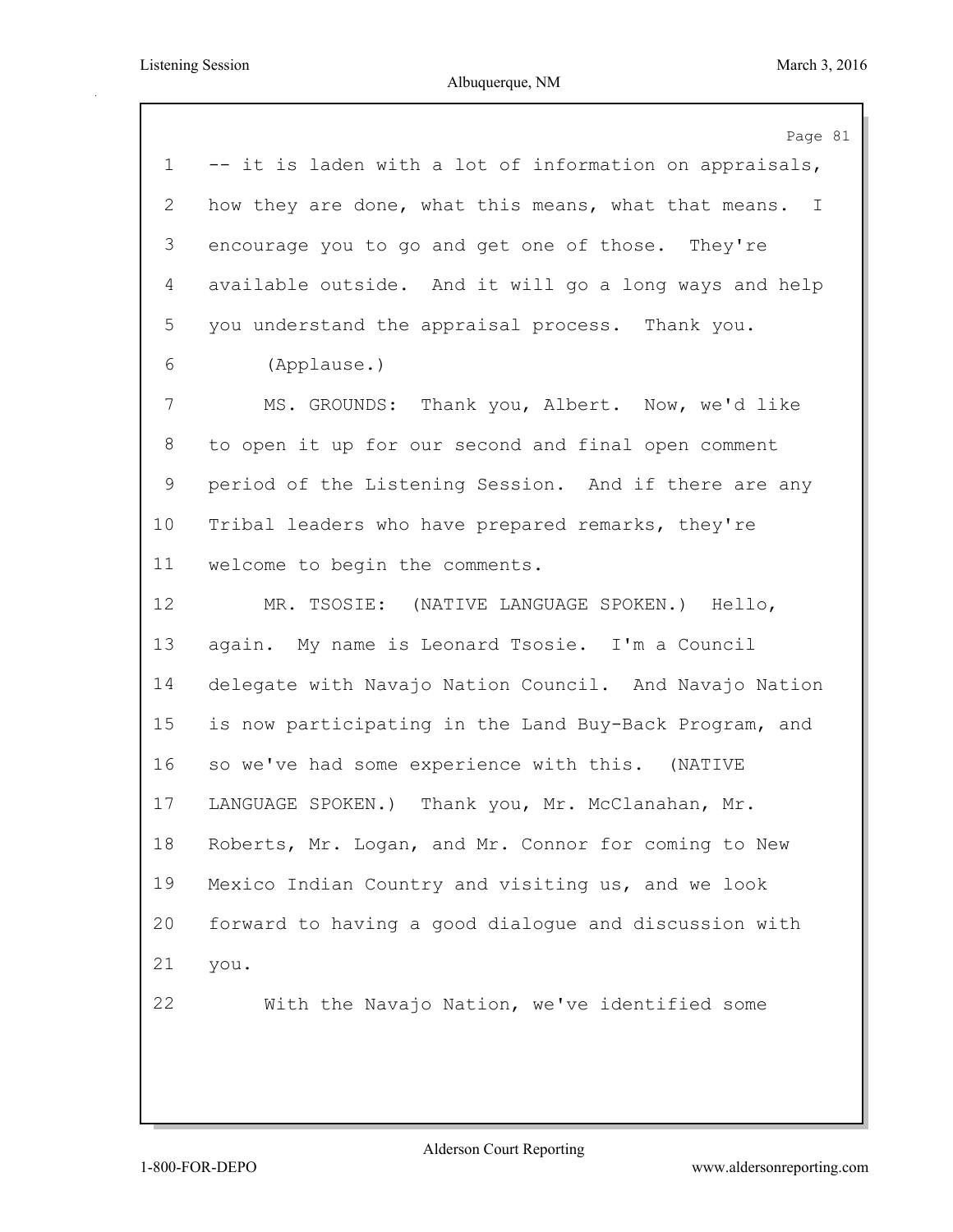-- it is laden with a lot of information on appraisals, how they are done, what this means, what that means. I encourage you to go and get one of those. They're available outside. And it will go a long ways and help you understand the appraisal process. Thank you.

(Applause.)

MS. GROUNDS: Thank you, Albert. Now, we'd like to open it up for our second and final open comment period of the Listening Session. And if there are any Tribal leaders who have prepared remarks, they're welcome to begin the comments.

MR. TSOSIE: (NATIVE LANGUAGE SPOKEN.) Hello, again. My name is Leonard Tsosie. I'm a Council delegate with Navajo Nation Council. And Navajo Nation is now participating in the Land Buy-Back Program, and so we've had some experience with this. (NATIVE LANGUAGE SPOKEN.) Thank you, Mr. McClanahan, Mr. Roberts, Mr. Logan, and Mr. Connor for coming to New Mexico Indian Country and visiting us, and we look forward to having a good dialogue and discussion with you.

With the Navajo Nation, we've identified some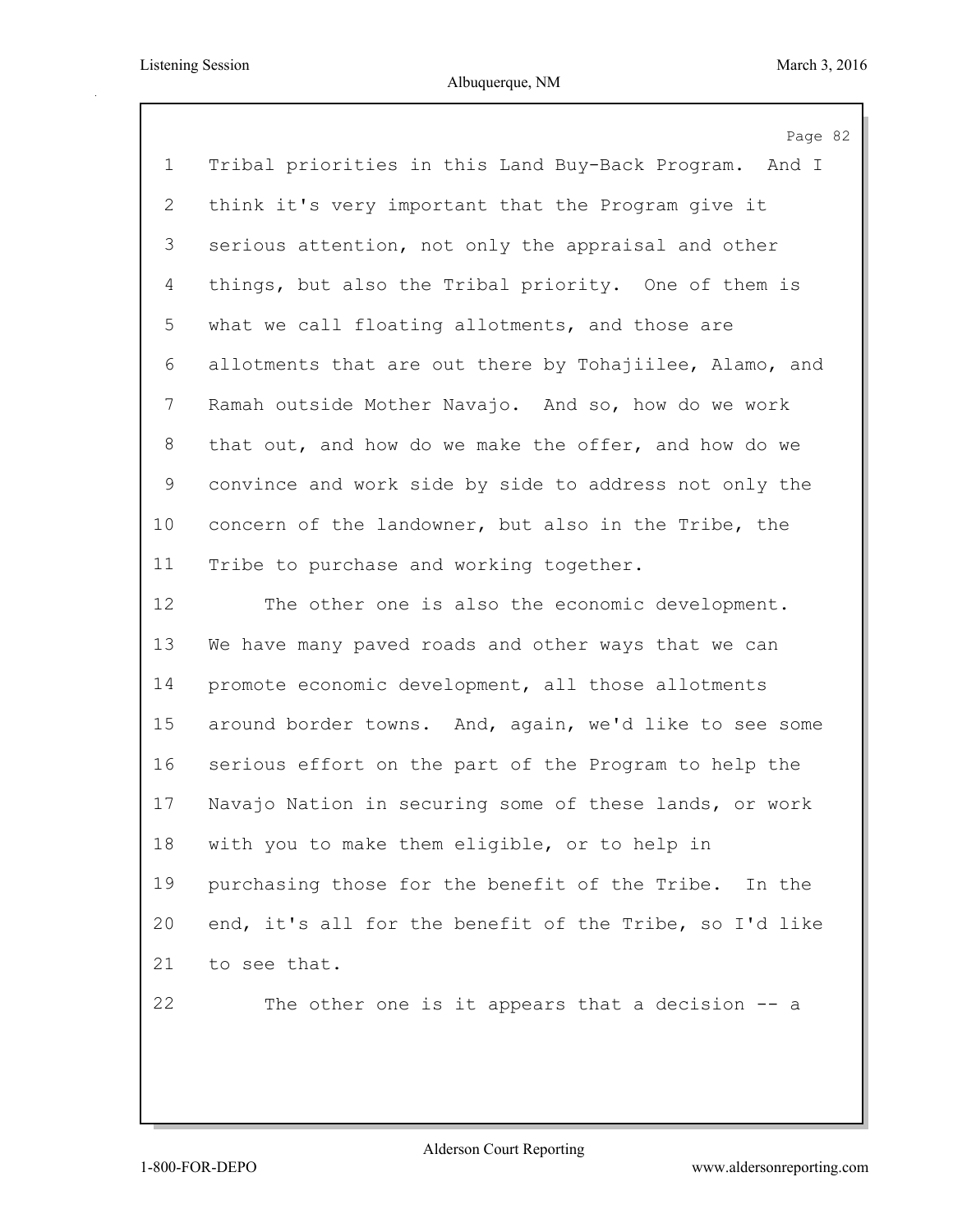1 Tribal priorities in this Land Buy-Back Program. And I
2 think it's very important that the Program give it
3 serious attention, not only the appraisal and other
4 things, but also the Tribal priority. One of them is
5 what we call floating allotments, and those are
6 allotments that are out there by Tohajiilee, Alamo, and
7 Ramah outside Mother Navajo. And so, how do we work
8 that out, and how do we make the offer, and how do we
9 convince and work side by side to address not only the
10 concern of the landowner, but also in the Tribe, the
11 Tribe to purchase and working together.

12 The other one is also the economic development.
13 We have many paved roads and other ways that we can
14 promote economic development, all those allotments
15 around border towns. And, again, we'd like to see some
16 serious effort on the part of the Program to help the
17 Navajo Nation in securing some of these lands, or work
18 with you to make them eligible, or to help in
19 purchasing those for the benefit of the Tribe. In the
20 end, it's all for the benefit of the Tribe, so I'd like
21 to see that.

22 The other one is it appears that a decision -- a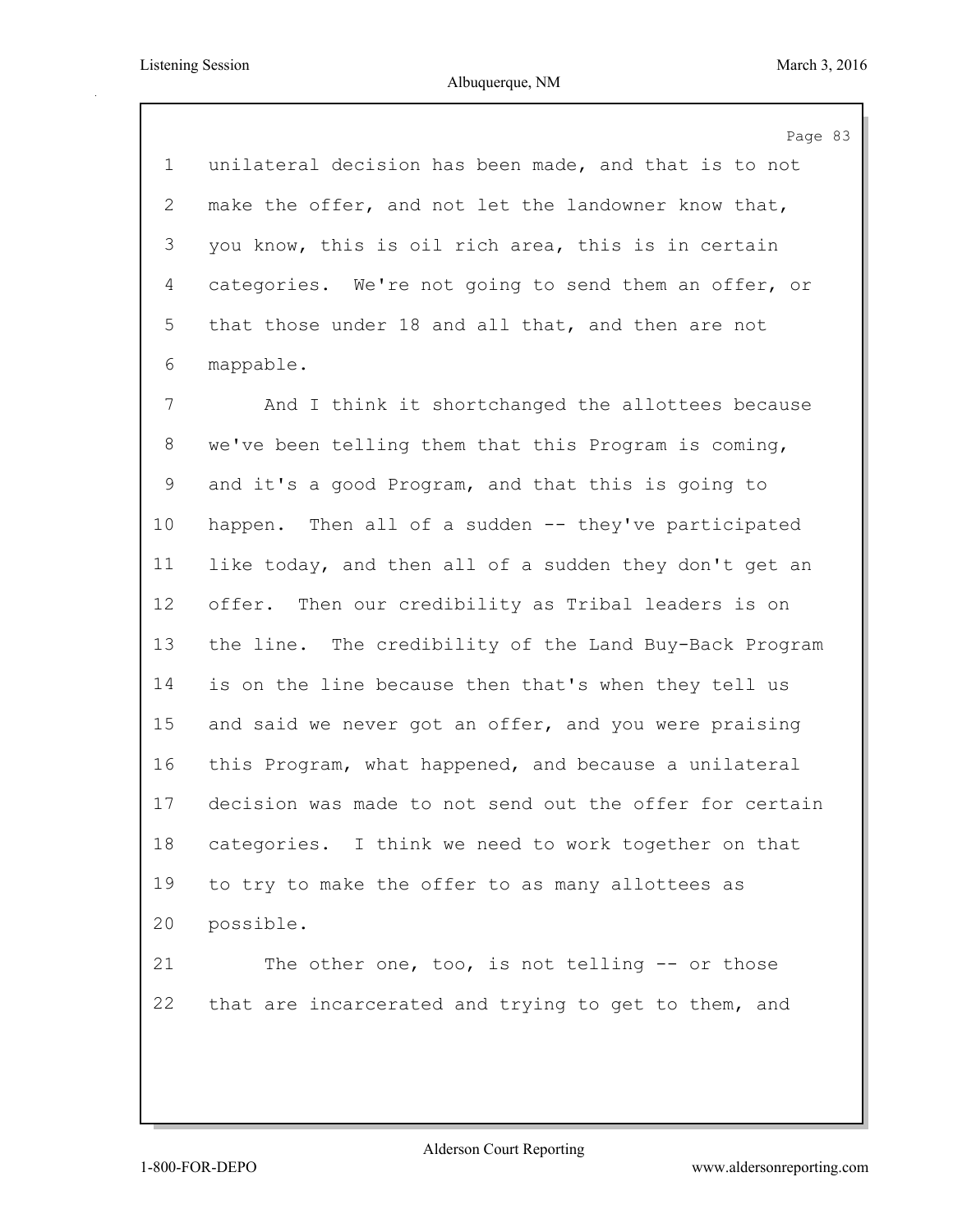unilateral decision has been made, and that is to not make the offer, and not let the landowner know that, you know, this is oil rich area, this is in certain categories. We're not going to send them an offer, or that those under 18 and all that, and then are not mappable.

And I think it shortchanged the allottees because we've been telling them that this Program is coming, and it's a good Program, and that this is going to happen. Then all of a sudden -- they've participated like today, and then all of a sudden they don't get an offer. Then our credibility as Tribal leaders is on the line. The credibility of the Land Buy-Back Program is on the line because then that's when they tell us and said we never got an offer, and you were praising this Program, what happened, and because a unilateral decision was made to not send out the offer for certain categories. I think we need to work together on that to try to make the offer to as many allottees as possible.

The other one, too, is not telling -- or those that are incarcerated and trying to get to them, and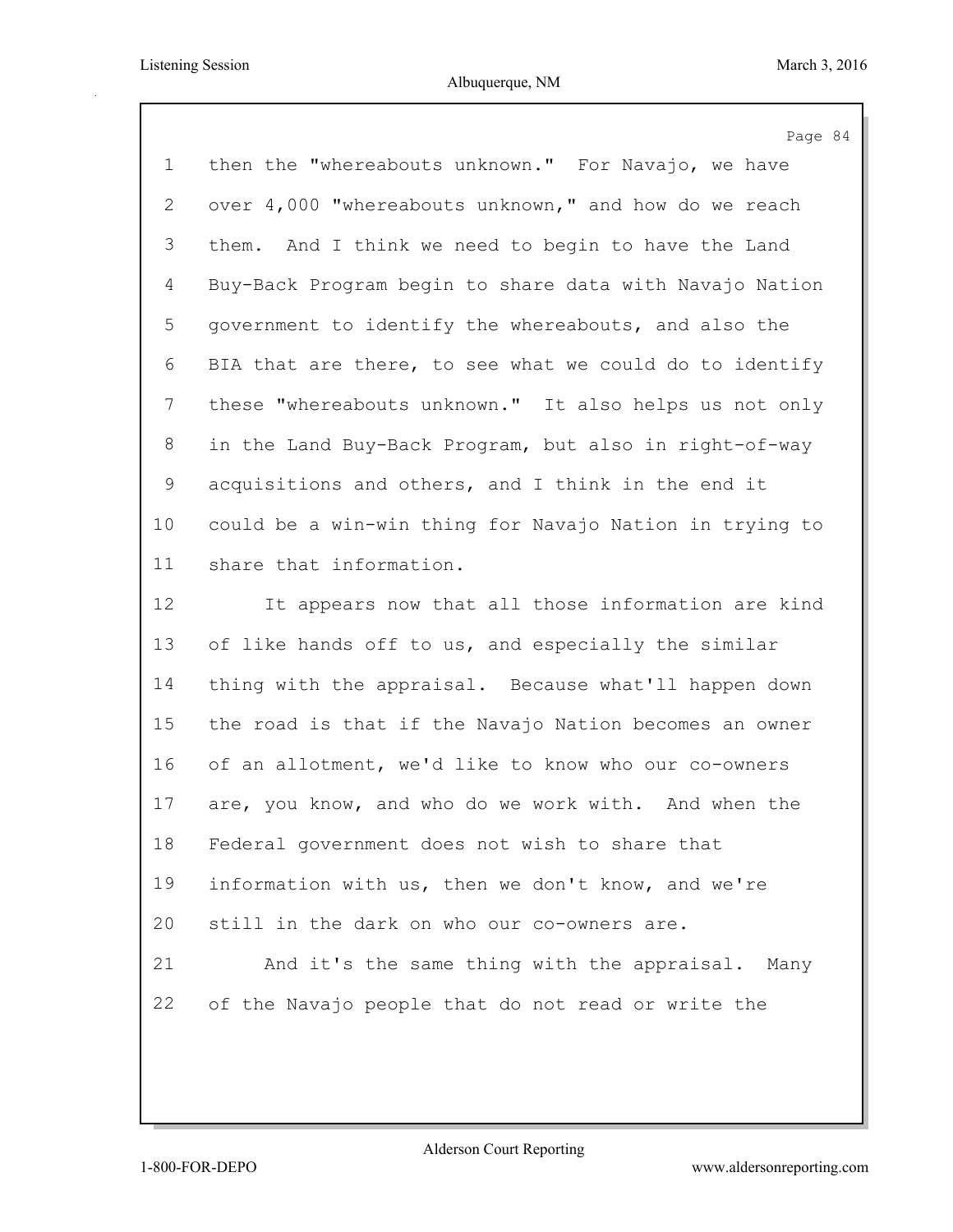then the "whereabouts unknown." For Navajo, we have over 4,000 "whereabouts unknown," and how do we reach them. And I think we need to begin to have the Land Buy-Back Program begin to share data with Navajo Nation government to identify the whereabouts, and also the BIA that are there, to see what we could do to identify these "whereabouts unknown." It also helps us not only in the Land Buy-Back Program, but also in right-of-way acquisitions and others, and I think in the end it could be a win-win thing for Navajo Nation in trying to share that information.

It appears now that all those information are kind of like hands off to us, and especially the similar thing with the appraisal. Because what'll happen down the road is that if the Navajo Nation becomes an owner of an allotment, we'd like to know who our co-owners are, you know, and who do we work with. And when the Federal government does not wish to share that information with us, then we don't know, and we're still in the dark on who our co-owners are.

And it's the same thing with the appraisal. Many of the Navajo people that do not read or write the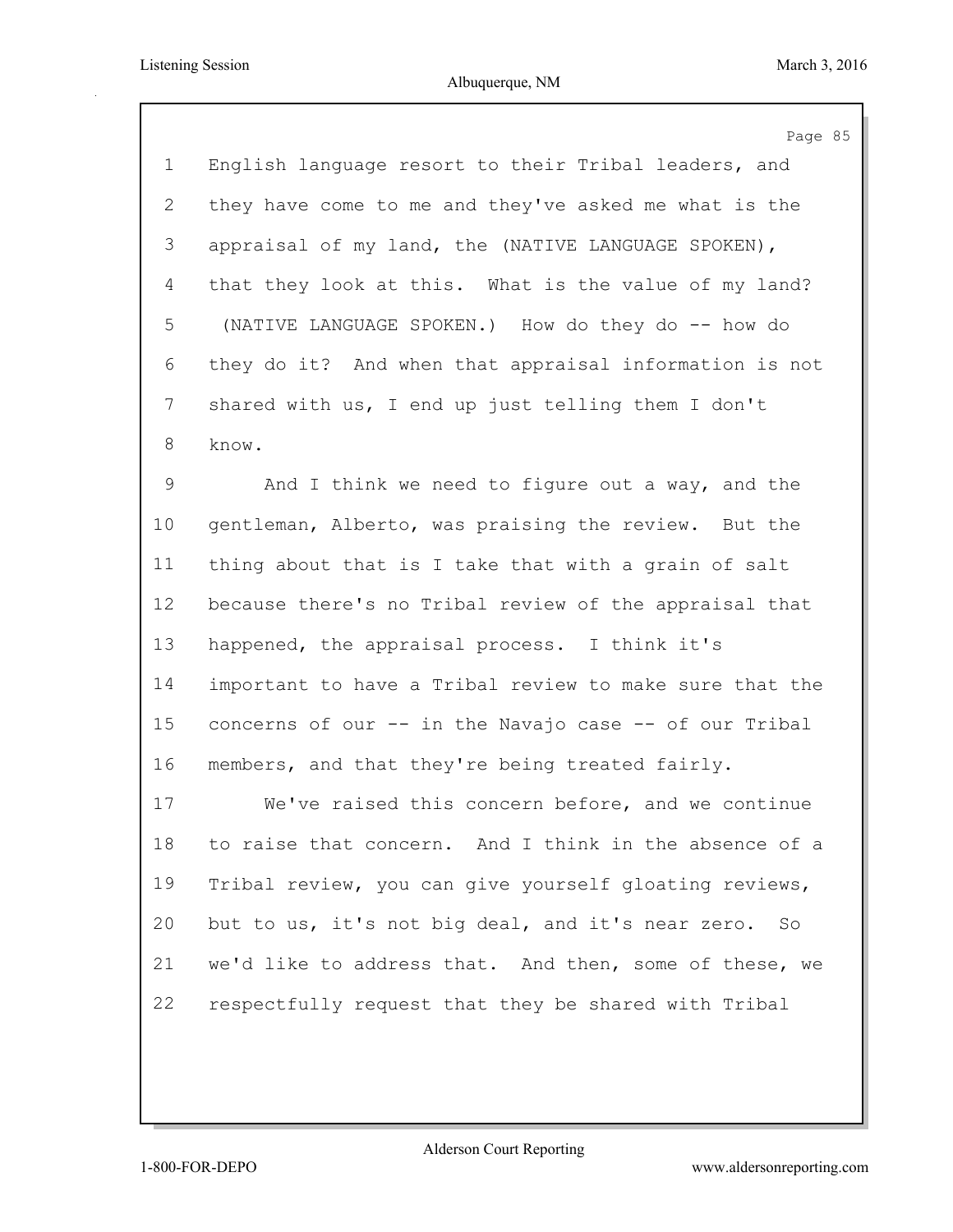English language resort to their Tribal leaders, and they have come to me and they've asked me what is the appraisal of my land, the (NATIVE LANGUAGE SPOKEN), that they look at this. What is the value of my land? (NATIVE LANGUAGE SPOKEN.) How do they do -- how do they do it? And when that appraisal information is not shared with us, I end up just telling them I don't know.

And I think we need to figure out a way, and the gentleman, Alberto, was praising the review. But the thing about that is I take that with a grain of salt because there's no Tribal review of the appraisal that happened, the appraisal process. I think it's important to have a Tribal review to make sure that the concerns of our -- in the Navajo case -- of our Tribal members, and that they're being treated fairly.

We've raised this concern before, and we continue to raise that concern. And I think in the absence of a Tribal review, you can give yourself gloating reviews, but to us, it's not big deal, and it's near zero. So we'd like to address that. And then, some of these, we respectfully request that they be shared with Tribal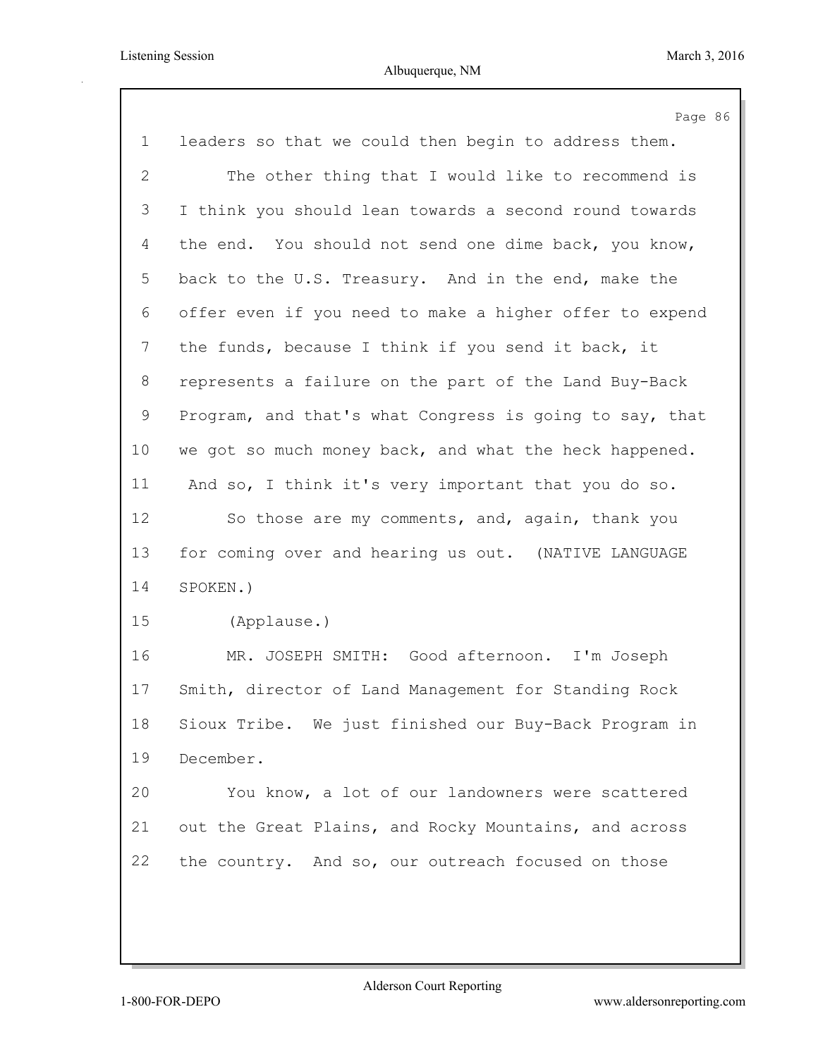leaders so that we could then begin to address them.

The other thing that I would like to recommend is I think you should lean towards a second round towards the end. You should not send one dime back, you know, back to the U.S. Treasury. And in the end, make the offer even if you need to make a higher offer to expend the funds, because I think if you send it back, it represents a failure on the part of the Land Buy-Back Program, and that's what Congress is going to say, that we got so much money back, and what the heck happened. And so, I think it's very important that you do so.

So those are my comments, and, again, thank you for coming over and hearing us out. (NATIVE LANGUAGE SPOKEN.)

(Applause.)

MR. JOSEPH SMITH: Good afternoon. I'm Joseph Smith, director of Land Management for Standing Rock Sioux Tribe. We just finished our Buy-Back Program in December.

You know, a lot of our landowners were scattered out the Great Plains, and Rocky Mountains, and across the country. And so, our outreach focused on those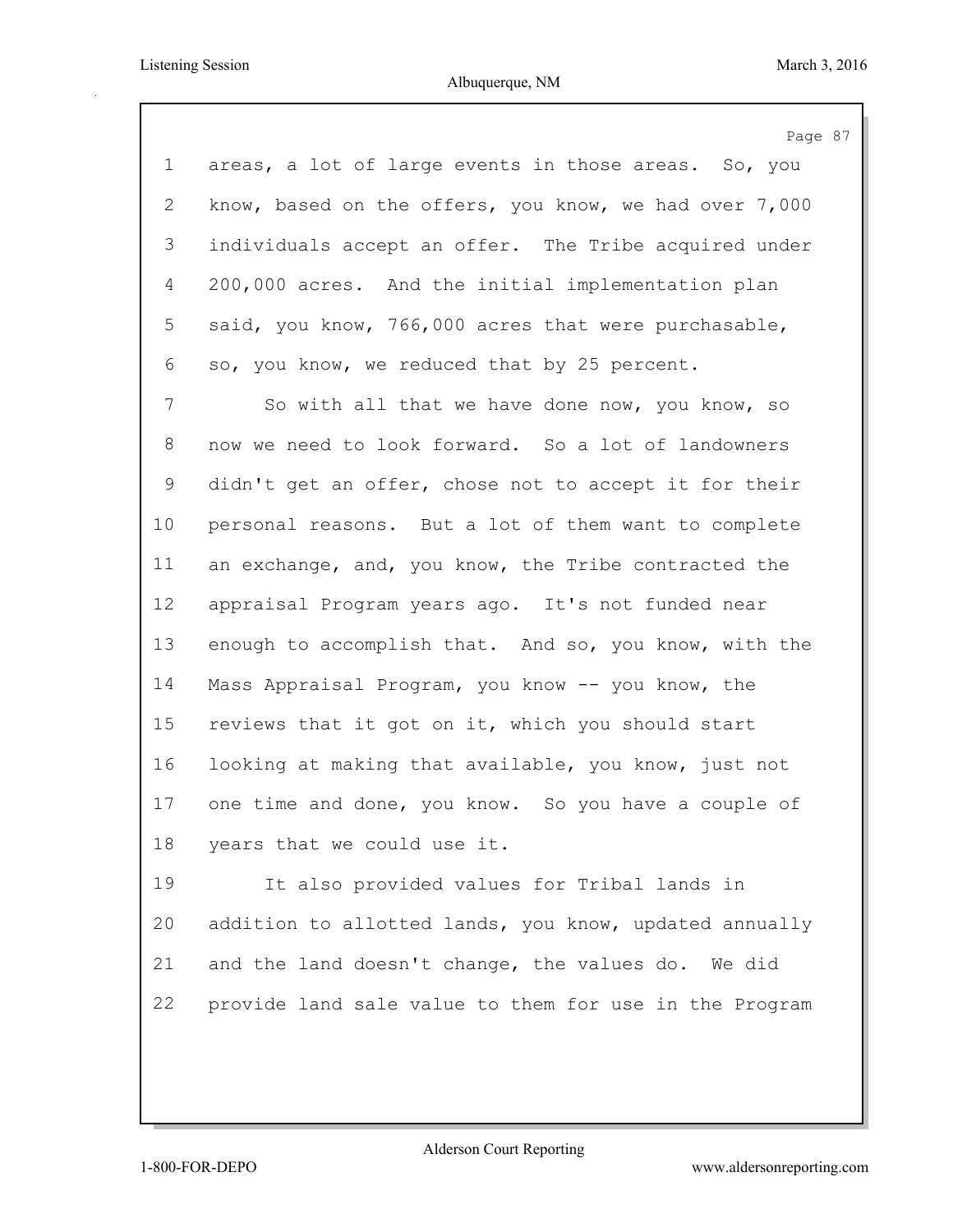areas, a lot of large events in those areas. So, you know, based on the offers, you know, we had over 7,000 individuals accept an offer. The Tribe acquired under 200,000 acres. And the initial implementation plan said, you know, 766,000 acres that were purchasable, so, you know, we reduced that by 25 percent.

So with all that we have done now, you know, so now we need to look forward. So a lot of landowners didn't get an offer, chose not to accept it for their personal reasons. But a lot of them want to complete an exchange, and, you know, the Tribe contracted the appraisal Program years ago. It's not funded near enough to accomplish that. And so, you know, with the Mass Appraisal Program, you know -- you know, the reviews that it got on it, which you should start looking at making that available, you know, just not one time and done, you know. So you have a couple of years that we could use it.

It also provided values for Tribal lands in addition to allotted lands, you know, updated annually and the land doesn't change, the values do. We did provide land sale value to them for use in the Program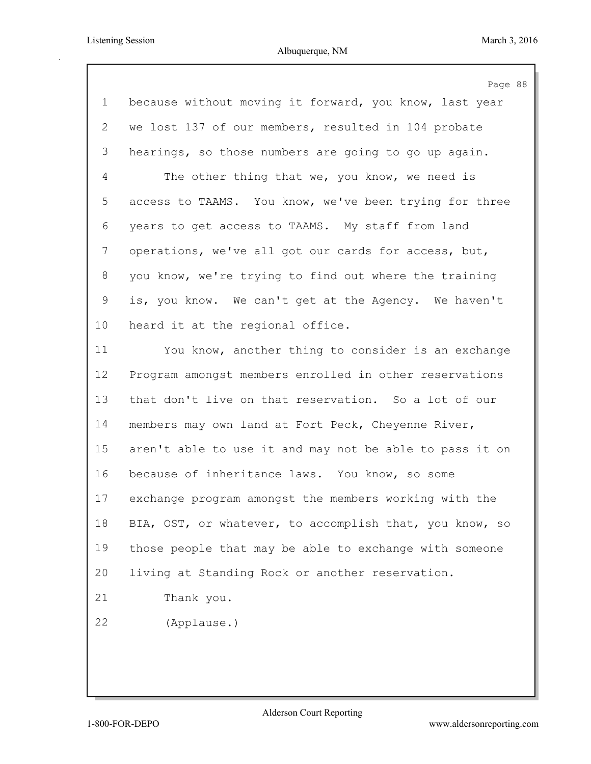because without moving it forward, you know, last year we lost 137 of our members, resulted in 104 probate hearings, so those numbers are going to go up again.

The other thing that we, you know, we need is access to TAAMS. You know, we've been trying for three years to get access to TAAMS. My staff from land operations, we've all got our cards for access, but, you know, we're trying to find out where the training is, you know. We can't get at the Agency. We haven't heard it at the regional office.

You know, another thing to consider is an exchange Program amongst members enrolled in other reservations that don't live on that reservation. So a lot of our members may own land at Fort Peck, Cheyenne River, aren't able to use it and may not be able to pass it on because of inheritance laws. You know, so some exchange program amongst the members working with the BIA, OST, or whatever, to accomplish that, you know, so those people that may be able to exchange with someone living at Standing Rock or another reservation.

Thank you.

(Applause.)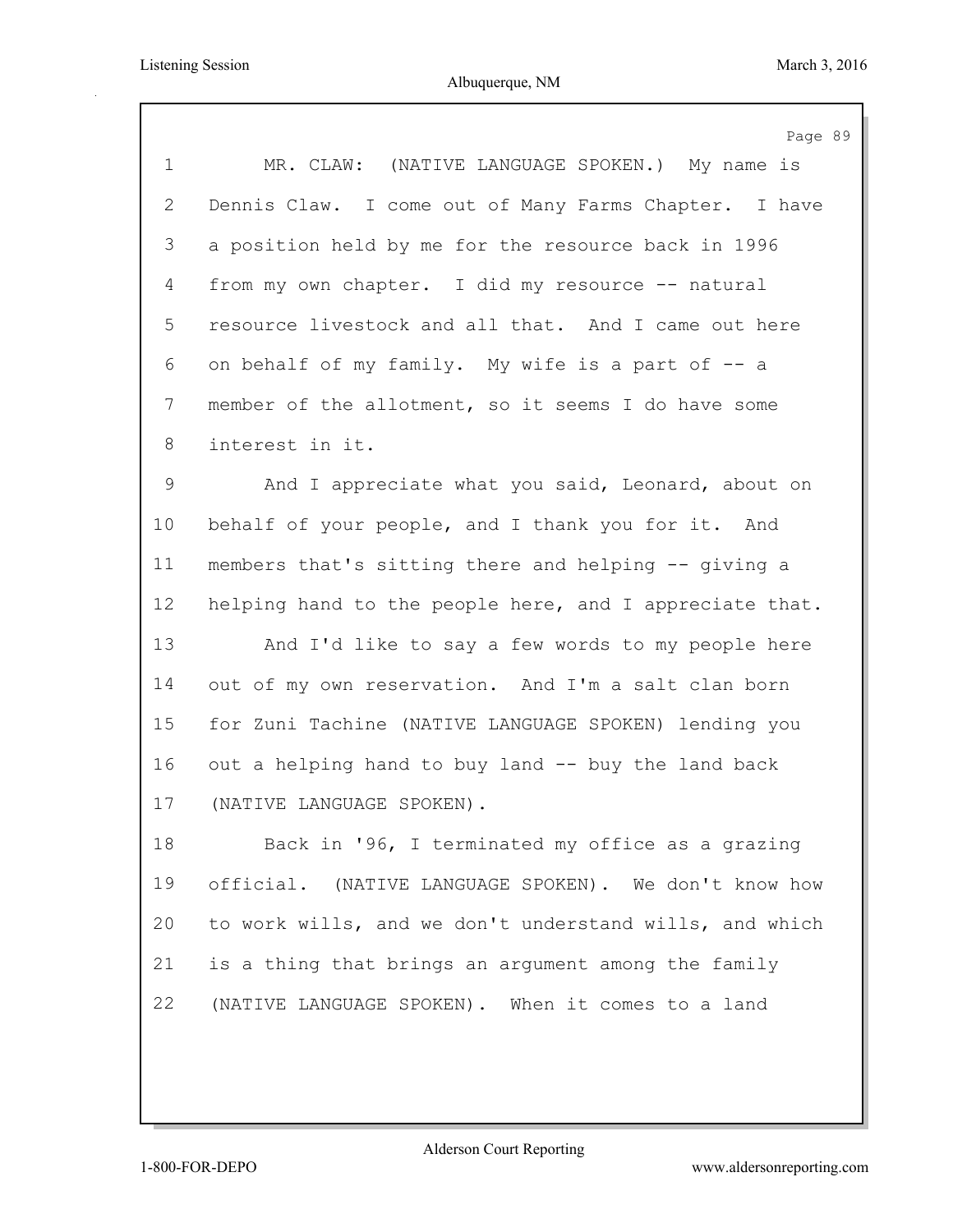MR. CLAW: (NATIVE LANGUAGE SPOKEN.) My name is Dennis Claw. I come out of Many Farms Chapter. I have a position held by me for the resource back in 1996 from my own chapter. I did my resource -- natural resource livestock and all that. And I came out here on behalf of my family. My wife is a part of -- a member of the allotment, so it seems I do have some interest in it.

And I appreciate what you said, Leonard, about on behalf of your people, and I thank you for it. And members that's sitting there and helping -- giving a helping hand to the people here, and I appreciate that.

And I'd like to say a few words to my people here out of my own reservation. And I'm a salt clan born for Zuni Tachine (NATIVE LANGUAGE SPOKEN) lending you out a helping hand to buy land -- buy the land back (NATIVE LANGUAGE SPOKEN).

Back in '96, I terminated my office as a grazing official. (NATIVE LANGUAGE SPOKEN). We don't know how to work wills, and we don't understand wills, and which is a thing that brings an argument among the family (NATIVE LANGUAGE SPOKEN). When it comes to a land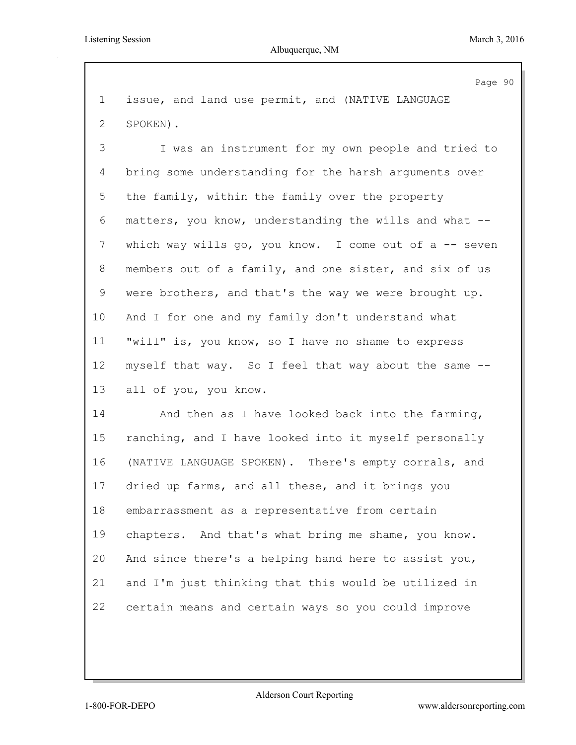issue, and land use permit, and (NATIVE LANGUAGE SPOKEN).

I was an instrument for my own people and tried to bring some understanding for the harsh arguments over the family, within the family over the property matters, you know, understanding the wills and what -- which way wills go, you know. I come out of a -- seven members out of a family, and one sister, and six of us were brothers, and that's the way we were brought up. And I for one and my family don't understand what "will" is, you know, so I have no shame to express myself that way. So I feel that way about the same -- all of you, you know.

And then as I have looked back into the farming, ranching, and I have looked into it myself personally (NATIVE LANGUAGE SPOKEN). There's empty corrals, and dried up farms, and all these, and it brings you embarrassment as a representative from certain chapters. And that's what bring me shame, you know. And since there's a helping hand here to assist you, and I'm just thinking that this would be utilized in certain means and certain ways so you could improve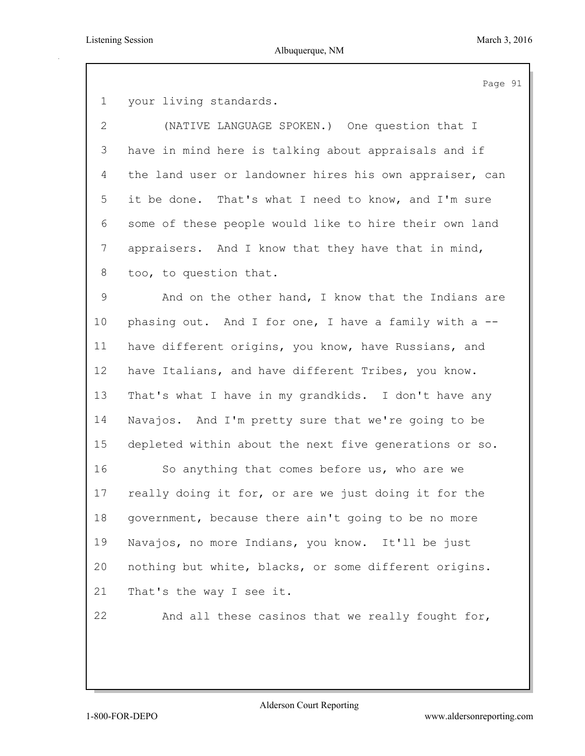your living standards.

(NATIVE LANGUAGE SPOKEN.) One question that I have in mind here is talking about appraisals and if the land user or landowner hires his own appraiser, can it be done. That's what I need to know, and I'm sure some of these people would like to hire their own land appraisers. And I know that they have that in mind, too, to question that.

And on the other hand, I know that the Indians are phasing out. And I for one, I have a family with a -- have different origins, you know, have Russians, and have Italians, and have different Tribes, you know. That's what I have in my grandkids. I don't have any Navajos. And I'm pretty sure that we're going to be depleted within about the next five generations or so.

So anything that comes before us, who are we really doing it for, or are we just doing it for the government, because there ain't going to be no more Navajos, no more Indians, you know. It'll be just nothing but white, blacks, or some different origins. That's the way I see it.

And all these casinos that we really fought for,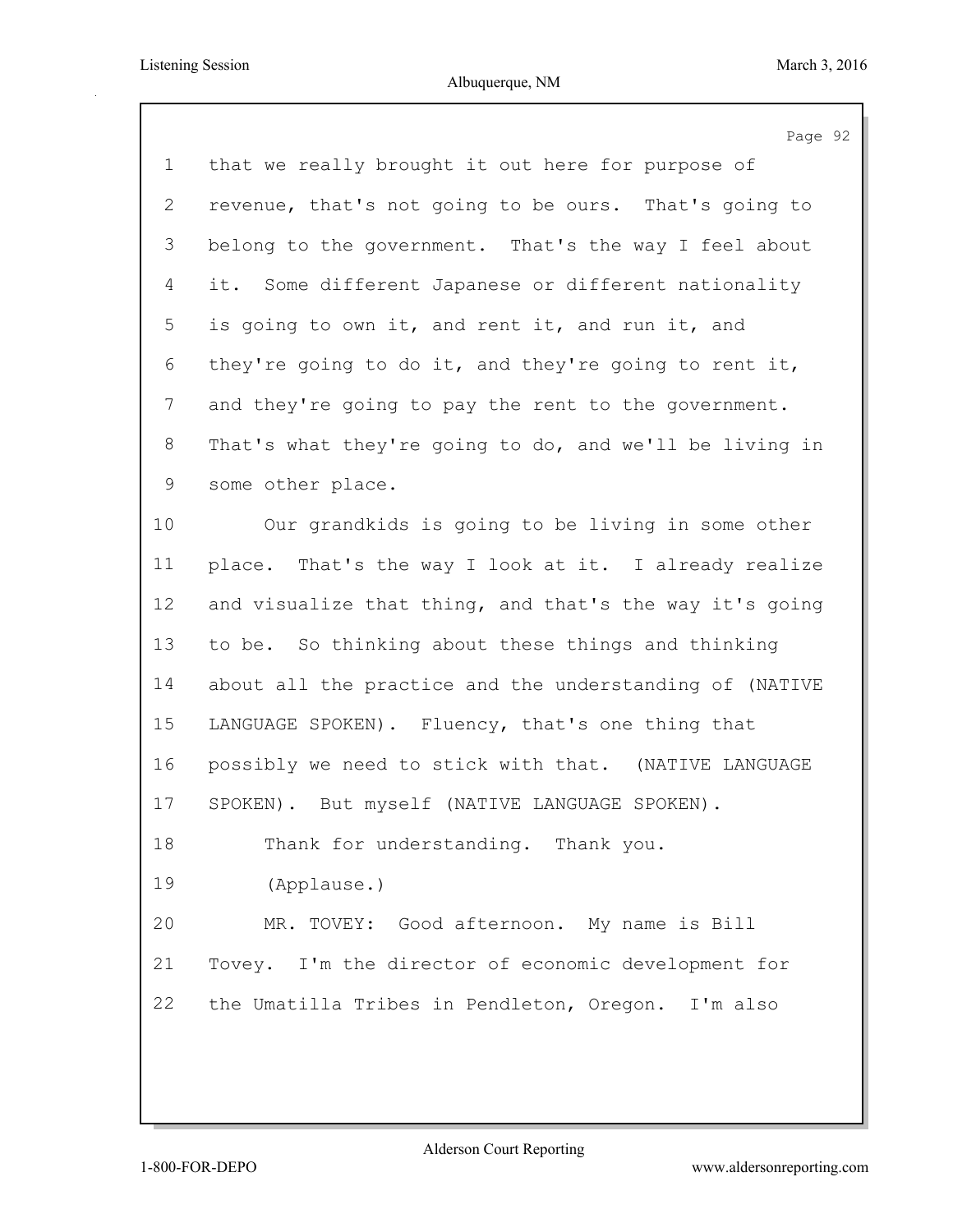1 that we really brought it out here for purpose of
2 revenue, that's not going to be ours. That's going to
3 belong to the government. That's the way I feel about
4 it. Some different Japanese or different nationality
5 is going to own it, and rent it, and run it, and
6 they're going to do it, and they're going to rent it,
7 and they're going to pay the rent to the government.
8 That's what they're going to do, and we'll be living in
9 some other place.
10 Our grandkids is going to be living in some other
11 place. That's the way I look at it. I already realize
12 and visualize that thing, and that's the way it's going
13 to be. So thinking about these things and thinking
14 about all the practice and the understanding of (NATIVE
15 LANGUAGE SPOKEN). Fluency, that's one thing that
16 possibly we need to stick with that. (NATIVE LANGUAGE
17 SPOKEN). But myself (NATIVE LANGUAGE SPOKEN).
18 Thank for understanding. Thank you.
19 (Applause.)
20 MR. TOVEY: Good afternoon. My name is Bill
21 Tovey. I'm the director of economic development for
22 the Umatilla Tribes in Pendleton, Oregon. I'm also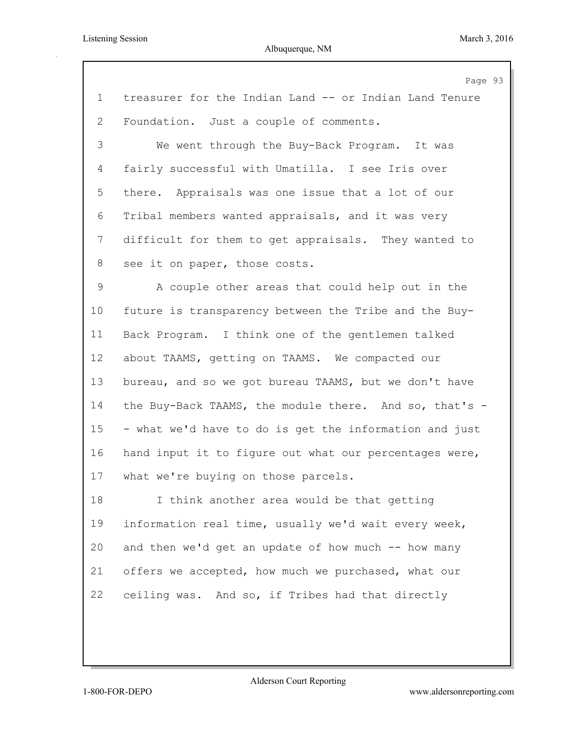treasurer for the Indian Land -- or Indian Land Tenure Foundation. Just a couple of comments.

We went through the Buy-Back Program. It was fairly successful with Umatilla. I see Iris over there. Appraisals was one issue that a lot of our Tribal members wanted appraisals, and it was very difficult for them to get appraisals. They wanted to see it on paper, those costs.

A couple other areas that could help out in the future is transparency between the Tribe and the Buy-Back Program. I think one of the gentlemen talked about TAAMS, getting on TAAMS. We compacted our bureau, and so we got bureau TAAMS, but we don't have the Buy-Back TAAMS, the module there. And so, that's -- what we'd have to do is get the information and just hand input it to figure out what our percentages were, what we're buying on those parcels.

I think another area would be that getting information real time, usually we'd wait every week, and then we'd get an update of how much -- how many offers we accepted, how much we purchased, what our ceiling was. And so, if Tribes had that directly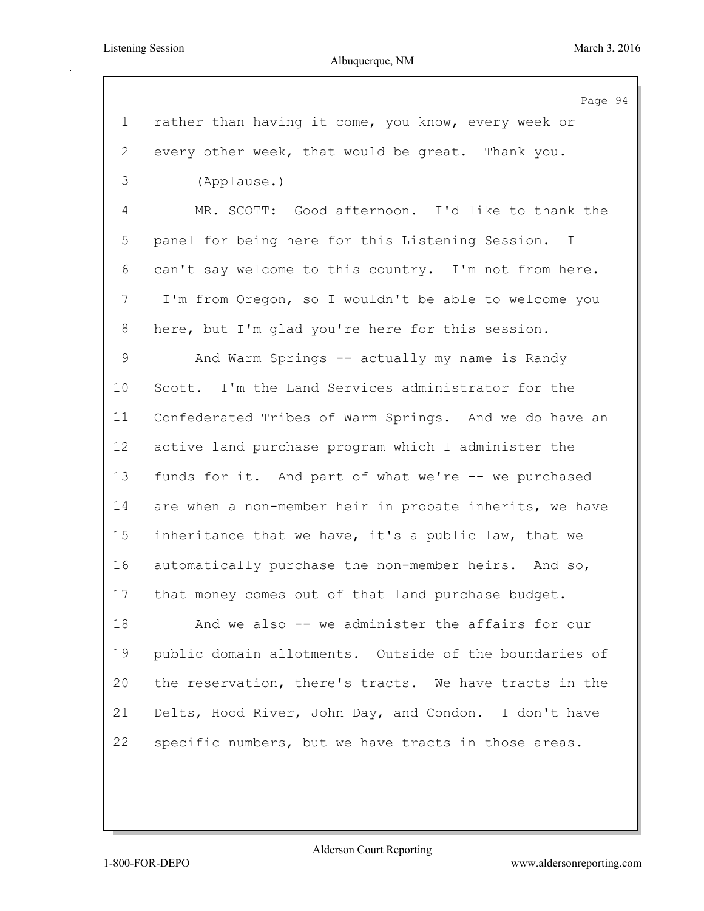rather than having it come, you know, every week or every other week, that would be great. Thank you.

(Applause.)

MR. SCOTT: Good afternoon. I'd like to thank the panel for being here for this Listening Session. I can't say welcome to this country. I'm not from here. I'm from Oregon, so I wouldn't be able to welcome you here, but I'm glad you're here for this session.

And Warm Springs -- actually my name is Randy Scott. I'm the Land Services administrator for the Confederated Tribes of Warm Springs. And we do have an active land purchase program which I administer the funds for it. And part of what we're -- we purchased are when a non-member heir in probate inherits, we have inheritance that we have, it's a public law, that we automatically purchase the non-member heirs. And so, that money comes out of that land purchase budget.

And we also -- we administer the affairs for our public domain allotments. Outside of the boundaries of the reservation, there's tracts. We have tracts in the Delts, Hood River, John Day, and Condon. I don't have specific numbers, but we have tracts in those areas.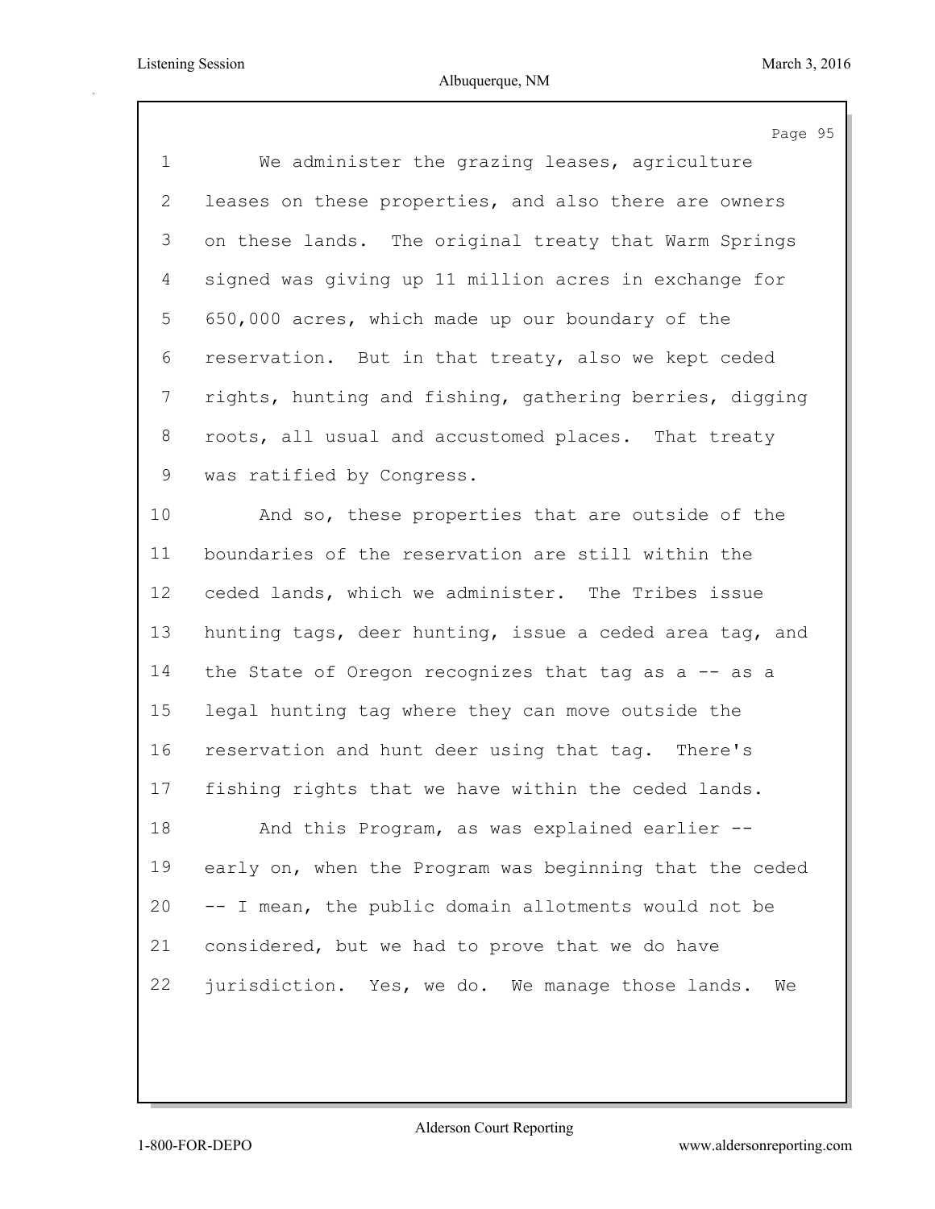We administer the grazing leases, agriculture leases on these properties, and also there are owners on these lands. The original treaty that Warm Springs signed was giving up 11 million acres in exchange for 650,000 acres, which made up our boundary of the reservation. But in that treaty, also we kept ceded rights, hunting and fishing, gathering berries, digging roots, all usual and accustomed places. That treaty was ratified by Congress.

And so, these properties that are outside of the boundaries of the reservation are still within the ceded lands, which we administer. The Tribes issue hunting tags, deer hunting, issue a ceded area tag, and the State of Oregon recognizes that tag as a -- as a legal hunting tag where they can move outside the reservation and hunt deer using that tag. There's fishing rights that we have within the ceded lands.

And this Program, as was explained earlier -- early on, when the Program was beginning that the ceded -- I mean, the public domain allotments would not be considered, but we had to prove that we do have jurisdiction. Yes, we do. We manage those lands. We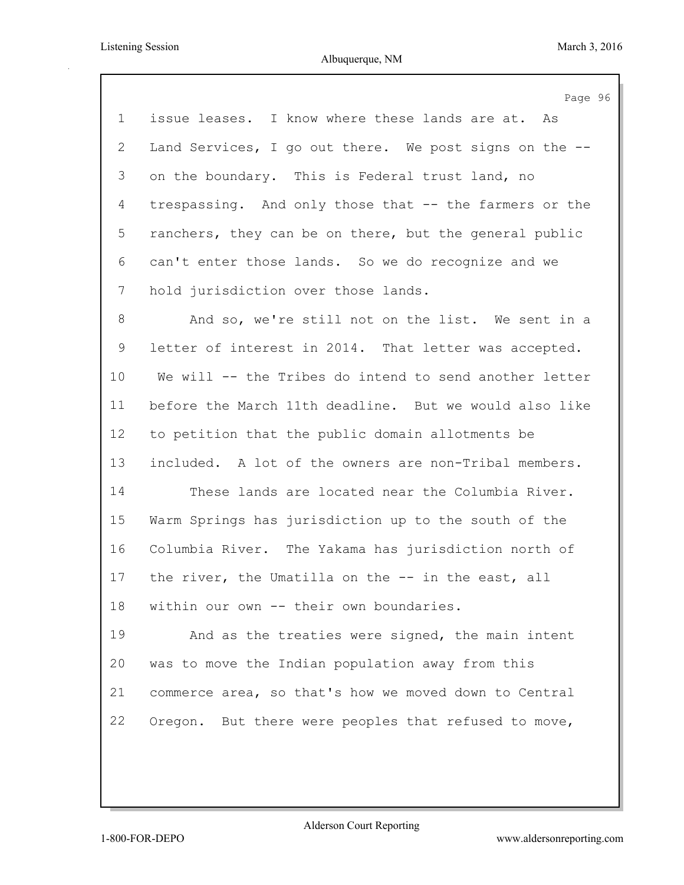1 issue leases. I know where these lands are at. As
2 Land Services, I go out there. We post signs on the --
3 on the boundary. This is Federal trust land, no
4 trespassing. And only those that -- the farmers or the
5 ranchers, they can be on there, but the general public
6 can't enter those lands. So we do recognize and we
7 hold jurisdiction over those lands.

8 And so, we're still not on the list. We sent in a
9 letter of interest in 2014. That letter was accepted.
10 We will -- the Tribes do intend to send another letter
11 before the March 11th deadline. But we would also like
12 to petition that the public domain allotments be
13 included. A lot of the owners are non-Tribal members.

14 These lands are located near the Columbia River.
15 Warm Springs has jurisdiction up to the south of the
16 Columbia River. The Yakama has jurisdiction north of
17 the river, the Umatilla on the -- in the east, all
18 within our own -- their own boundaries.

19 And as the treaties were signed, the main intent
20 was to move the Indian population away from this
21 commerce area, so that's how we moved down to Central
22 Oregon. But there were peoples that refused to move,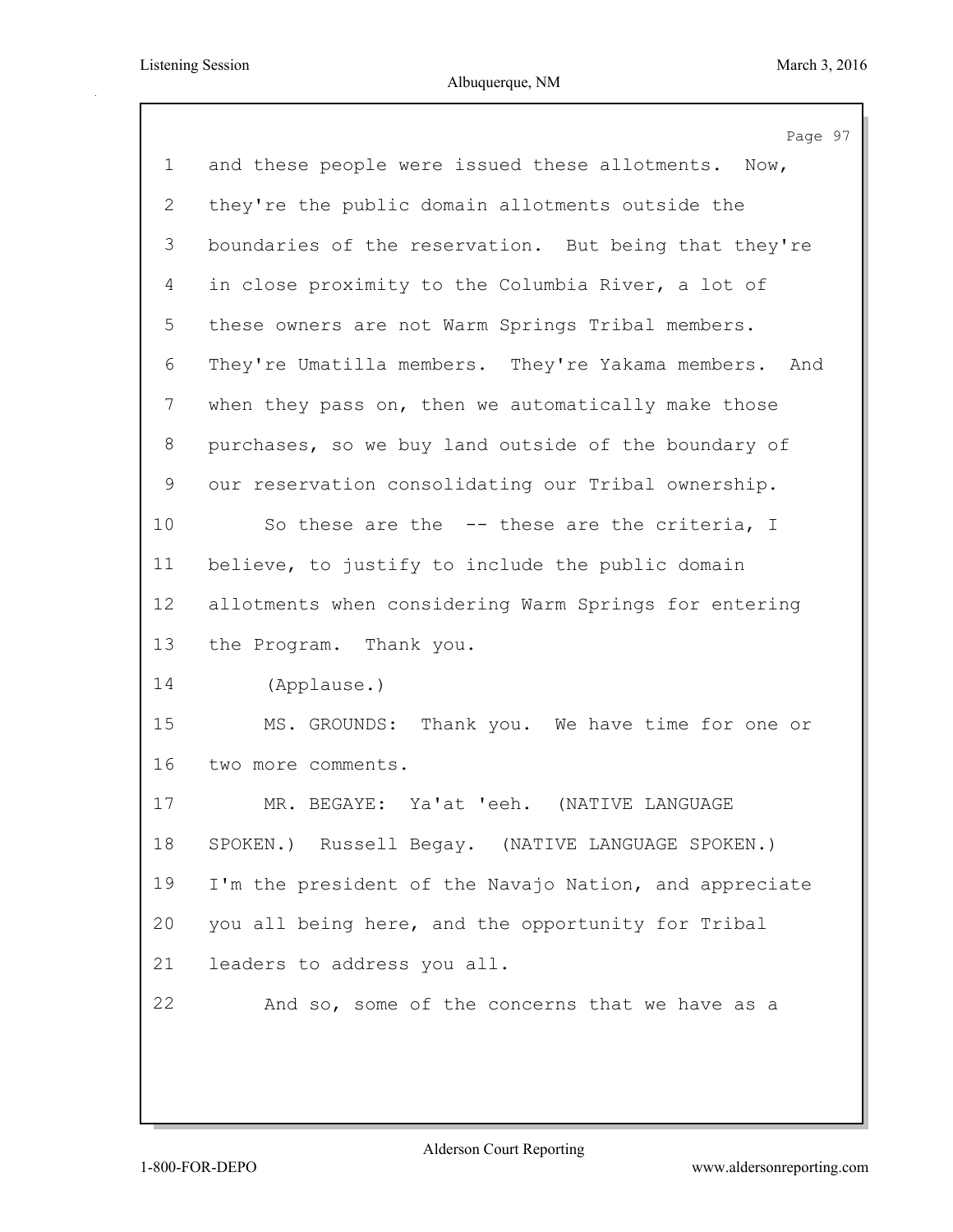and these people were issued these allotments. Now, they're the public domain allotments outside the boundaries of the reservation. But being that they're in close proximity to the Columbia River, a lot of these owners are not Warm Springs Tribal members. They're Umatilla members. They're Yakama members. And when they pass on, then we automatically make those purchases, so we buy land outside of the boundary of our reservation consolidating our Tribal ownership.

So these are the -- these are the criteria, I believe, to justify to include the public domain allotments when considering Warm Springs for entering the Program. Thank you.

(Applause.)

MS. GROUNDS: Thank you. We have time for one or two more comments.

MR. BEGAYE: Ya'at 'eeh. (NATIVE LANGUAGE SPOKEN.) Russell Begay. (NATIVE LANGUAGE SPOKEN.) I'm the president of the Navajo Nation, and appreciate you all being here, and the opportunity for Tribal leaders to address you all.

And so, some of the concerns that we have as a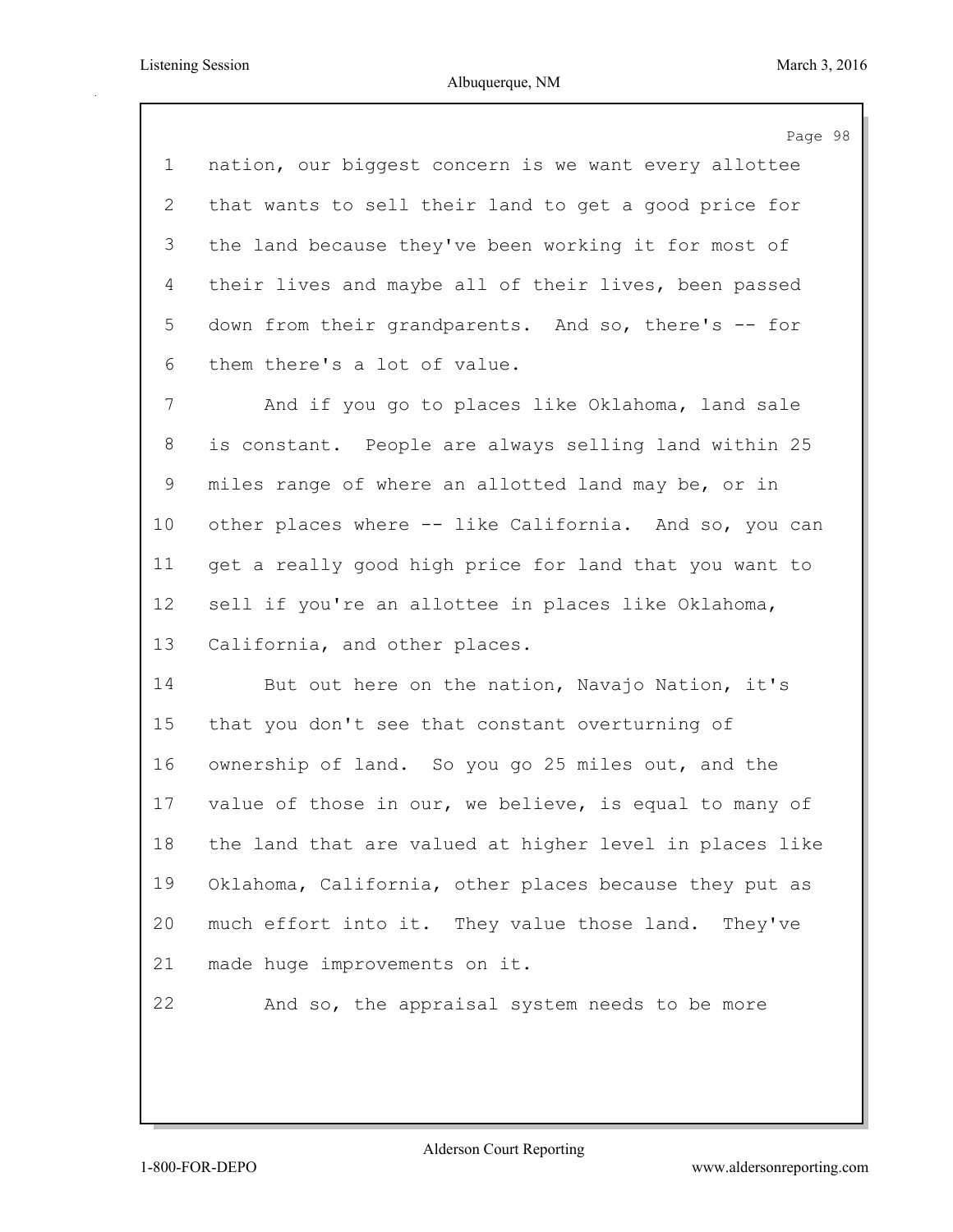nation, our biggest concern is we want every allottee that wants to sell their land to get a good price for the land because they've been working it for most of their lives and maybe all of their lives, been passed down from their grandparents. And so, there's -- for them there's a lot of value.

And if you go to places like Oklahoma, land sale is constant. People are always selling land within 25 miles range of where an allotted land may be, or in other places where -- like California. And so, you can get a really good high price for land that you want to sell if you're an allottee in places like Oklahoma, California, and other places.

But out here on the nation, Navajo Nation, it's that you don't see that constant overturning of ownership of land. So you go 25 miles out, and the value of those in our, we believe, is equal to many of the land that are valued at higher level in places like Oklahoma, California, other places because they put as much effort into it. They value those land. They've made huge improvements on it.

And so, the appraisal system needs to be more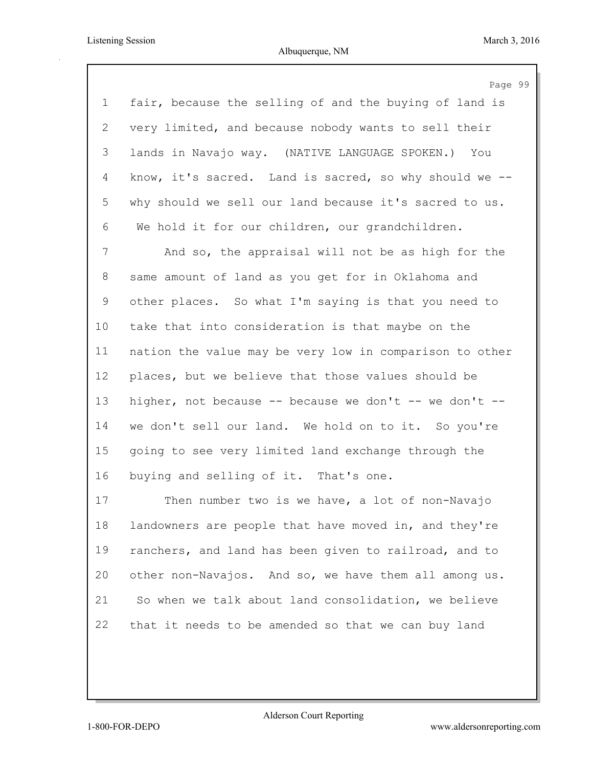fair, because the selling of and the buying of land is very limited, and because nobody wants to sell their lands in Navajo way. (NATIVE LANGUAGE SPOKEN.) You know, it's sacred. Land is sacred, so why should we -- why should we sell our land because it's sacred to us. We hold it for our children, our grandchildren.

And so, the appraisal will not be as high for the same amount of land as you get for in Oklahoma and other places. So what I'm saying is that you need to take that into consideration is that maybe on the nation the value may be very low in comparison to other places, but we believe that those values should be higher, not because -- because we don't -- we don't -- we don't sell our land. We hold on to it. So you're going to see very limited land exchange through the buying and selling of it. That's one.

Then number two is we have, a lot of non-Navajo landowners are people that have moved in, and they're ranchers, and land has been given to railroad, and to other non-Navajos. And so, we have them all among us. So when we talk about land consolidation, we believe that it needs to be amended so that we can buy land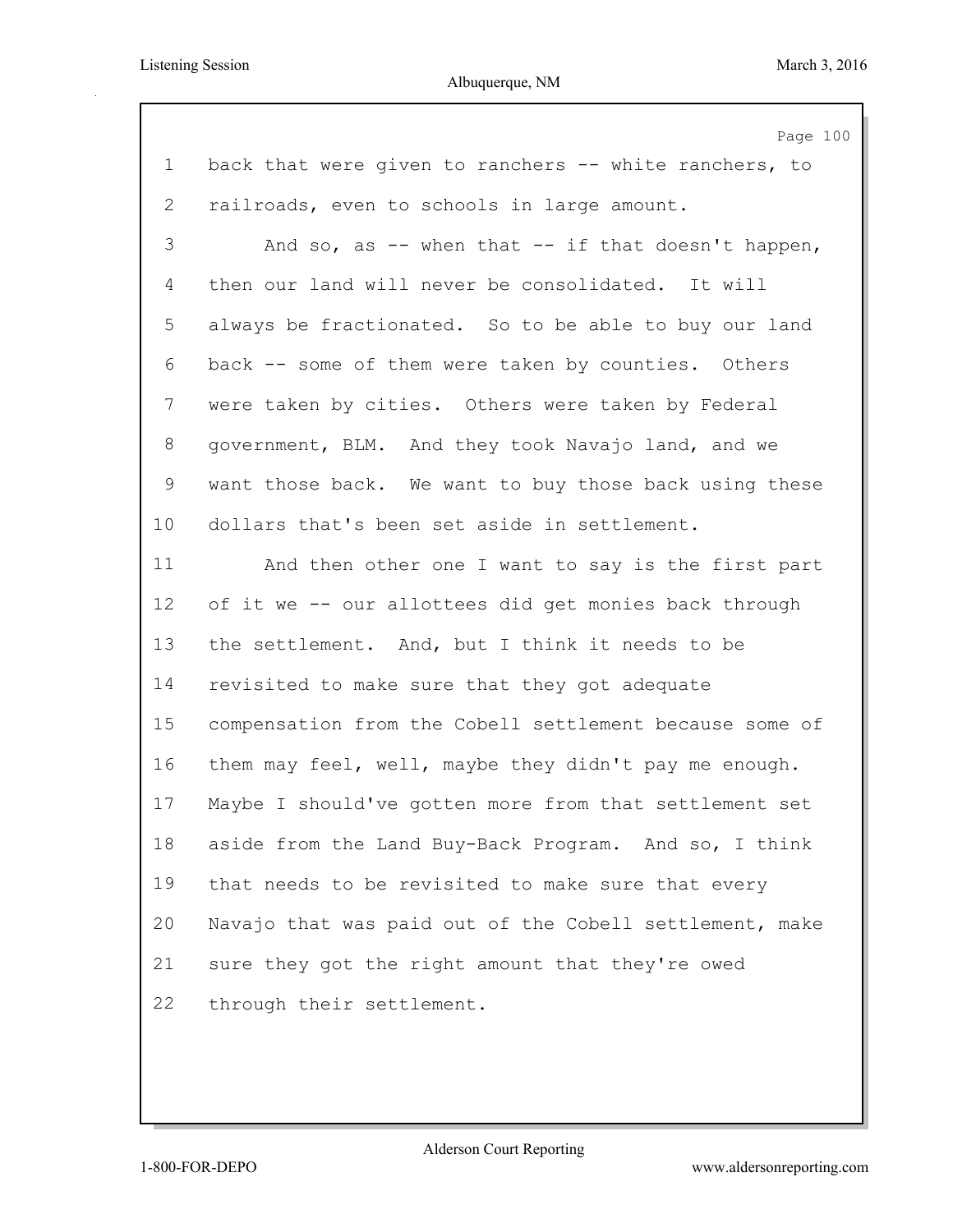back that were given to ranchers -- white ranchers, to railroads, even to schools in large amount.

And so, as -- when that -- if that doesn't happen, then our land will never be consolidated. It will always be fractionated. So to be able to buy our land back -- some of them were taken by counties. Others were taken by cities. Others were taken by Federal government, BLM. And they took Navajo land, and we want those back. We want to buy those back using these dollars that's been set aside in settlement.

And then other one I want to say is the first part of it we -- our allottees did get monies back through the settlement. And, but I think it needs to be revisited to make sure that they got adequate compensation from the Cobell settlement because some of them may feel, well, maybe they didn't pay me enough. Maybe I should've gotten more from that settlement set aside from the Land Buy-Back Program. And so, I think that needs to be revisited to make sure that every Navajo that was paid out of the Cobell settlement, make sure they got the right amount that they're owed through their settlement.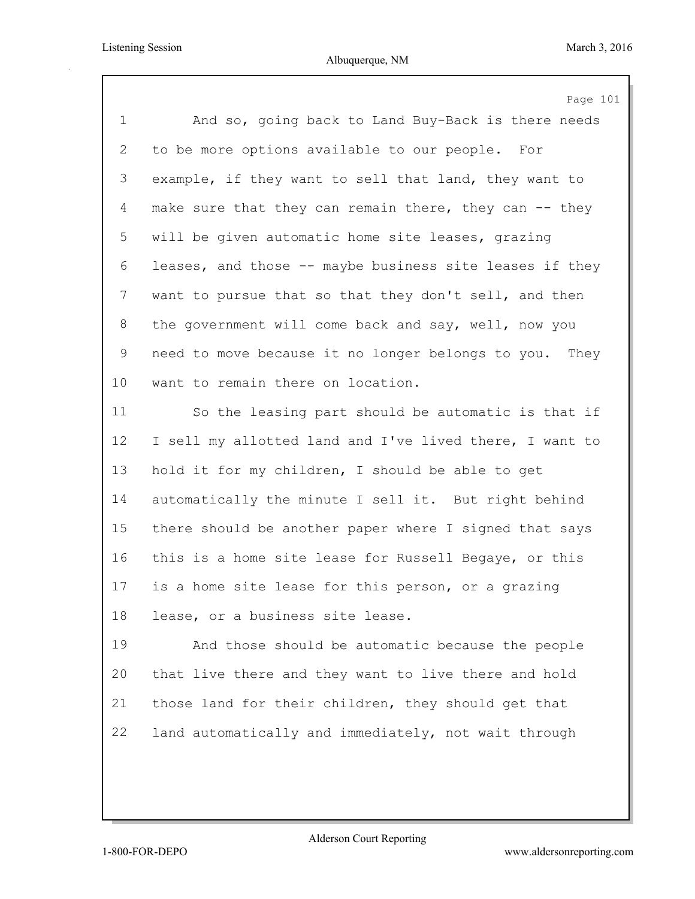And so, going back to Land Buy-Back is there needs to be more options available to our people. For example, if they want to sell that land, they want to make sure that they can remain there, they can -- they will be given automatic home site leases, grazing leases, and those -- maybe business site leases if they want to pursue that so that they don't sell, and then the government will come back and say, well, now you need to move because it no longer belongs to you. They want to remain there on location.

So the leasing part should be automatic is that if I sell my allotted land and I've lived there, I want to hold it for my children, I should be able to get automatically the minute I sell it. But right behind there should be another paper where I signed that says this is a home site lease for Russell Begaye, or this is a home site lease for this person, or a grazing lease, or a business site lease.

And those should be automatic because the people that live there and they want to live there and hold those land for their children, they should get that land automatically and immediately, not wait through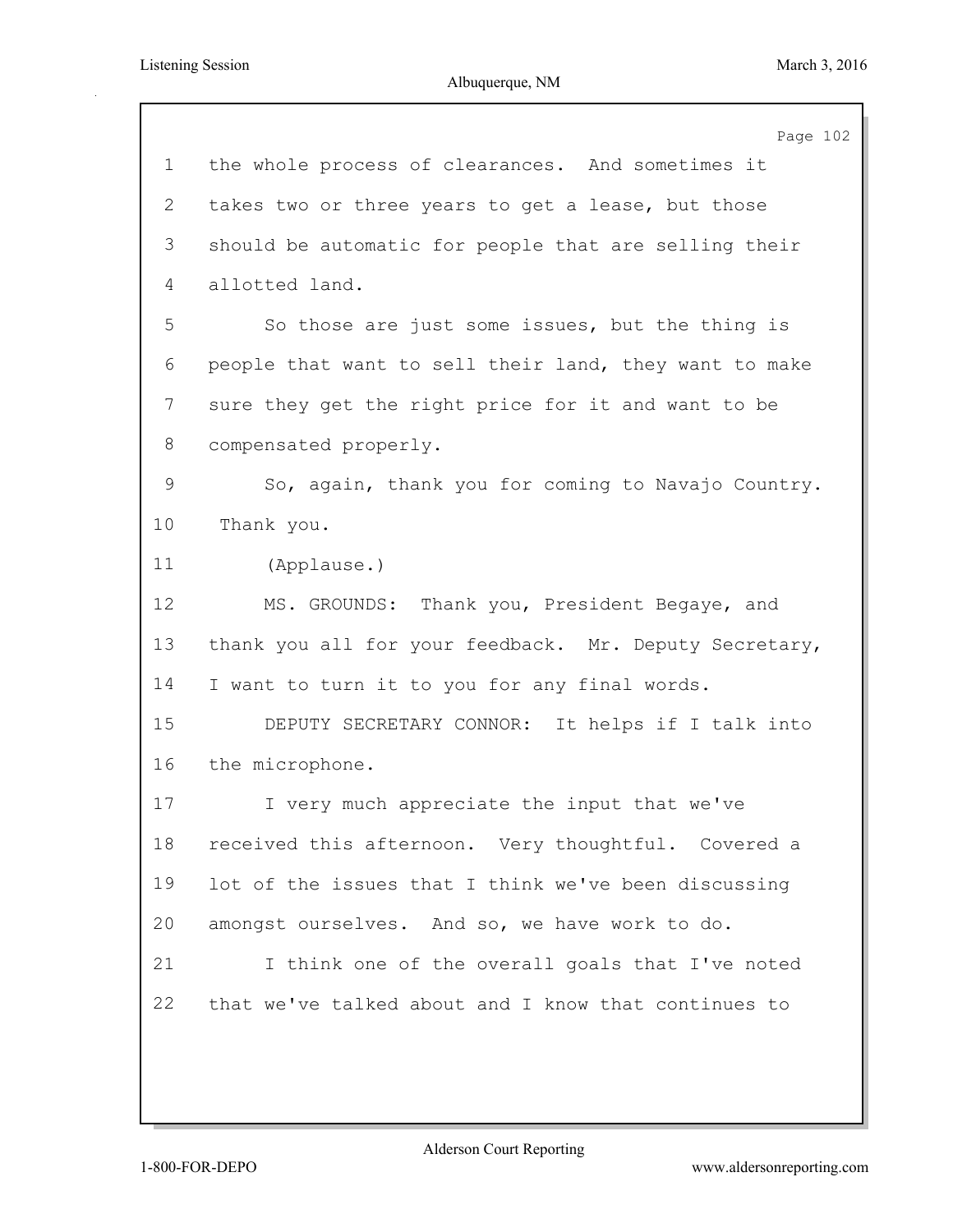the whole process of clearances. And sometimes it takes two or three years to get a lease, but those should be automatic for people that are selling their allotted land.

So those are just some issues, but the thing is people that want to sell their land, they want to make sure they get the right price for it and want to be compensated properly.

So, again, thank you for coming to Navajo Country. Thank you.

(Applause.)

MS. GROUNDS: Thank you, President Begaye, and thank you all for your feedback. Mr. Deputy Secretary, I want to turn it to you for any final words.

DEPUTY SECRETARY CONNOR: It helps if I talk into the microphone.

I very much appreciate the input that we've received this afternoon. Very thoughtful. Covered a lot of the issues that I think we've been discussing amongst ourselves. And so, we have work to do.

I think one of the overall goals that I've noted that we've talked about and I know that continues to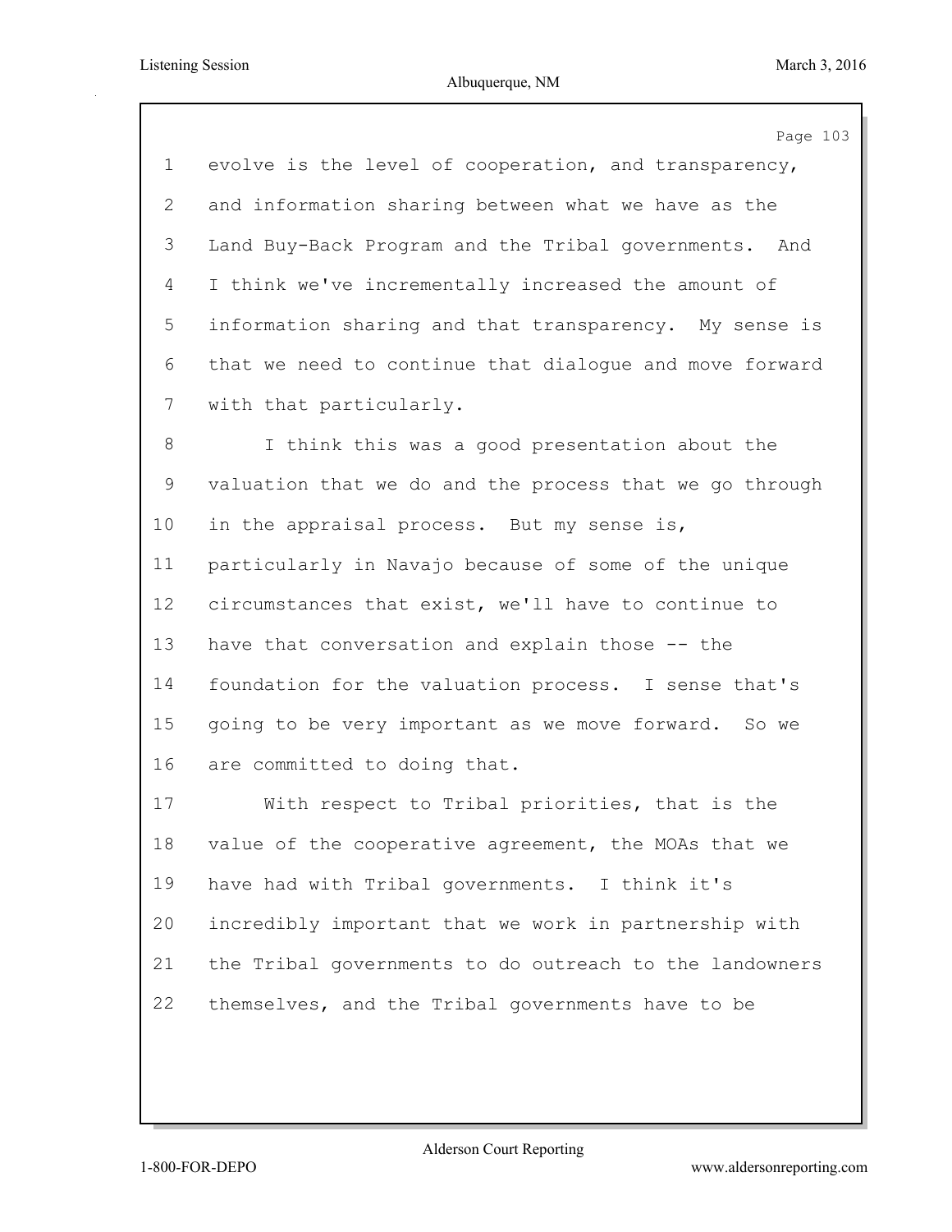evolve is the level of cooperation, and transparency, and information sharing between what we have as the Land Buy-Back Program and the Tribal governments. And I think we've incrementally increased the amount of information sharing and that transparency. My sense is that we need to continue that dialogue and move forward with that particularly.

I think this was a good presentation about the valuation that we do and the process that we go through in the appraisal process. But my sense is, particularly in Navajo because of some of the unique circumstances that exist, we'll have to continue to have that conversation and explain those -- the foundation for the valuation process. I sense that's going to be very important as we move forward. So we are committed to doing that.

With respect to Tribal priorities, that is the value of the cooperative agreement, the MOAs that we have had with Tribal governments. I think it's incredibly important that we work in partnership with the Tribal governments to do outreach to the landowners themselves, and the Tribal governments have to be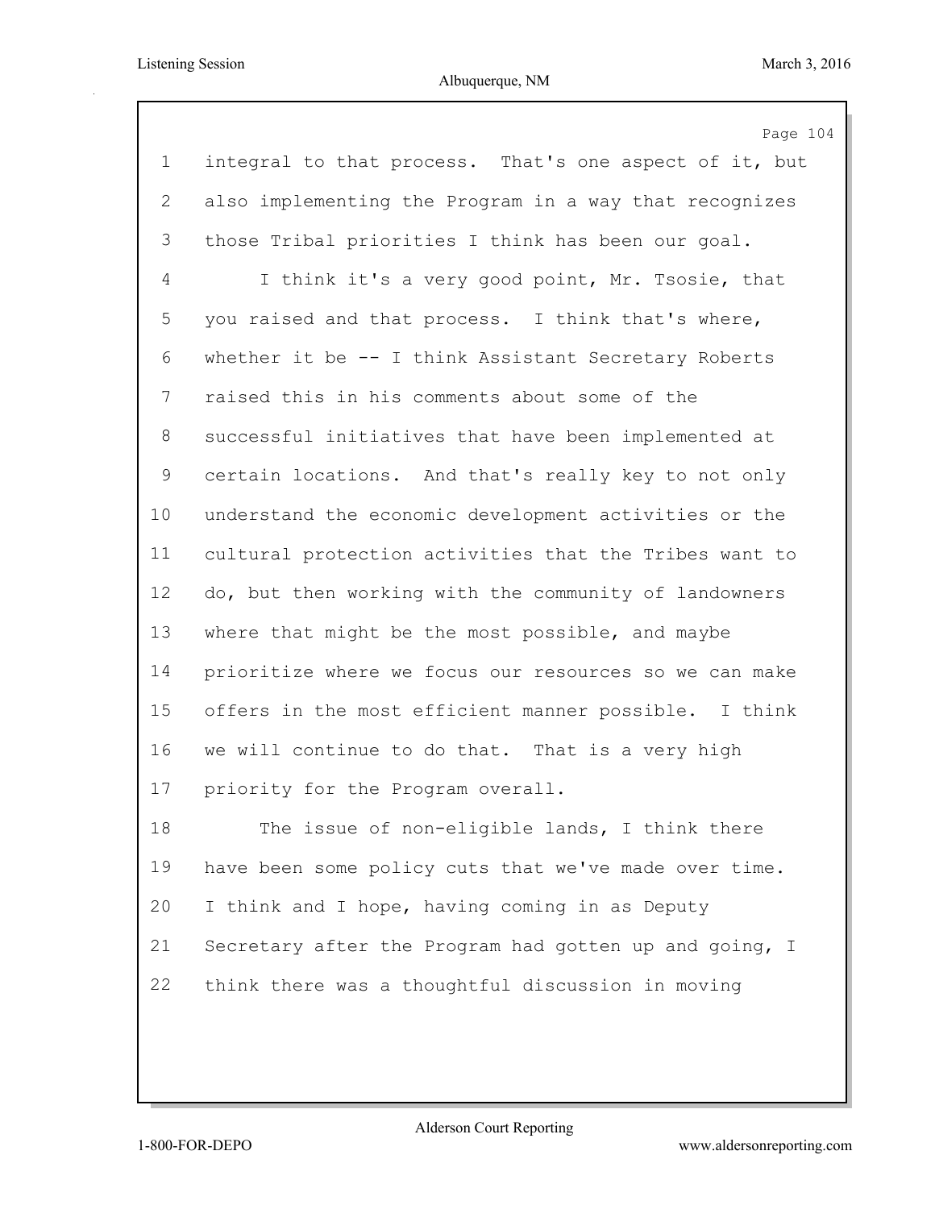integral to that process. That's one aspect of it, but also implementing the Program in a way that recognizes those Tribal priorities I think has been our goal.

I think it's a very good point, Mr. Tsosie, that you raised and that process. I think that's where, whether it be -- I think Assistant Secretary Roberts raised this in his comments about some of the successful initiatives that have been implemented at certain locations. And that's really key to not only understand the economic development activities or the cultural protection activities that the Tribes want to do, but then working with the community of landowners where that might be the most possible, and maybe prioritize where we focus our resources so we can make offers in the most efficient manner possible. I think we will continue to do that. That is a very high priority for the Program overall.

The issue of non-eligible lands, I think there have been some policy cuts that we've made over time. I think and I hope, having coming in as Deputy Secretary after the Program had gotten up and going, I think there was a thoughtful discussion in moving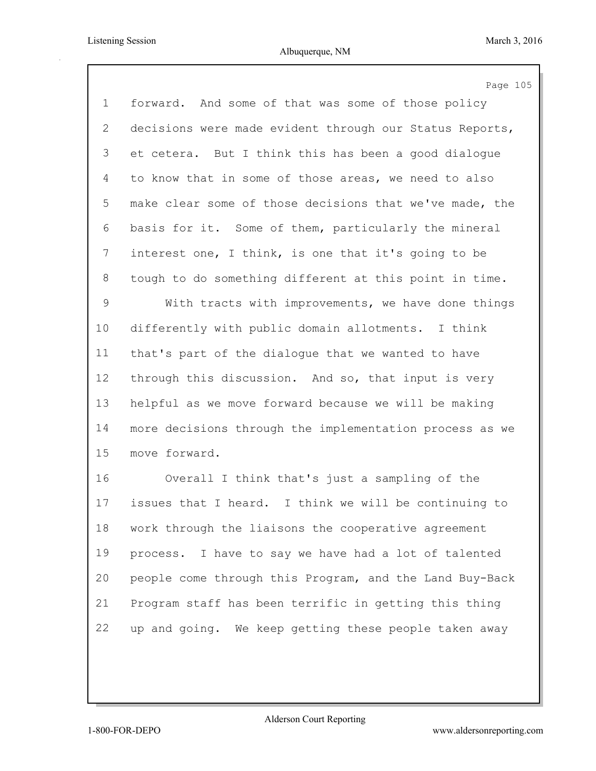forward. And some of that was some of those policy decisions were made evident through our Status Reports, et cetera. But I think this has been a good dialogue to know that in some of those areas, we need to also make clear some of those decisions that we've made, the basis for it. Some of them, particularly the mineral interest one, I think, is one that it's going to be tough to do something different at this point in time.

With tracts with improvements, we have done things differently with public domain allotments. I think that's part of the dialogue that we wanted to have through this discussion. And so, that input is very helpful as we move forward because we will be making more decisions through the implementation process as we move forward.

Overall I think that's just a sampling of the issues that I heard. I think we will be continuing to work through the liaisons the cooperative agreement process. I have to say we have had a lot of talented people come through this Program, and the Land Buy-Back Program staff has been terrific in getting this thing up and going. We keep getting these people taken away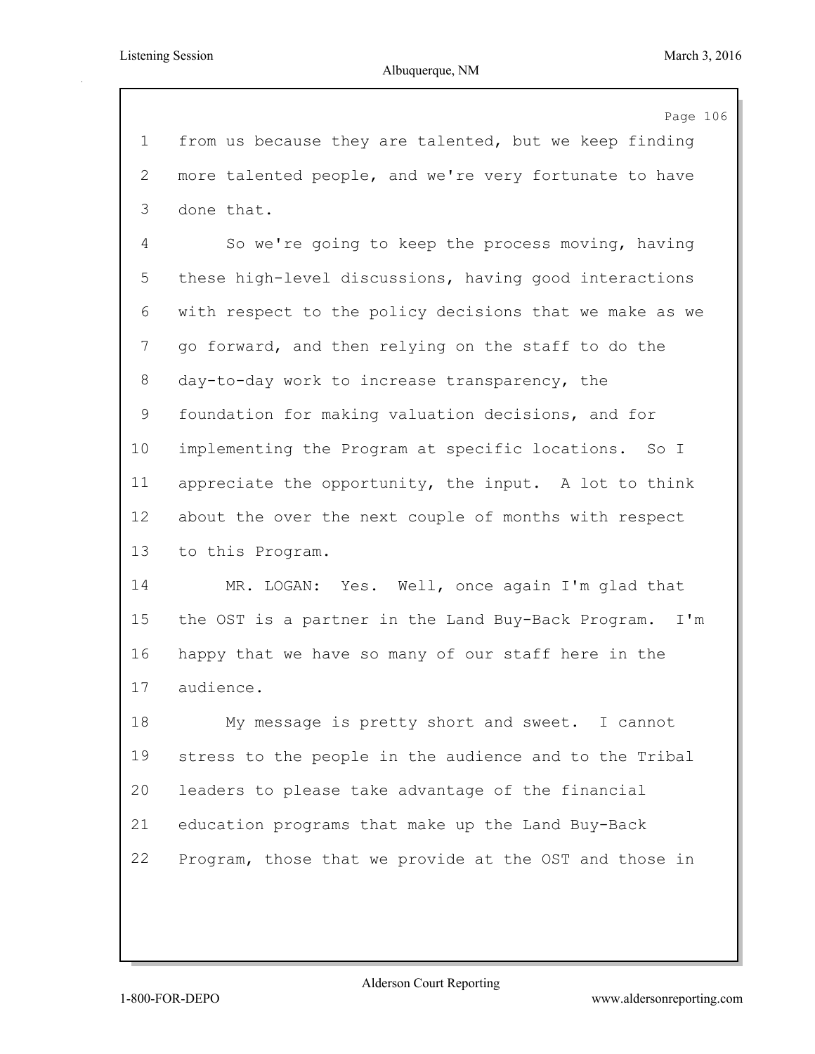from us because they are talented, but we keep finding more talented people, and we're very fortunate to have done that.

So we're going to keep the process moving, having these high-level discussions, having good interactions with respect to the policy decisions that we make as we go forward, and then relying on the staff to do the day-to-day work to increase transparency, the foundation for making valuation decisions, and for implementing the Program at specific locations. So I appreciate the opportunity, the input. A lot to think about the over the next couple of months with respect to this Program.

MR. LOGAN: Yes. Well, once again I'm glad that the OST is a partner in the Land Buy-Back Program. I'm happy that we have so many of our staff here in the audience.

My message is pretty short and sweet. I cannot stress to the people in the audience and to the Tribal leaders to please take advantage of the financial education programs that make up the Land Buy-Back Program, those that we provide at the OST and those in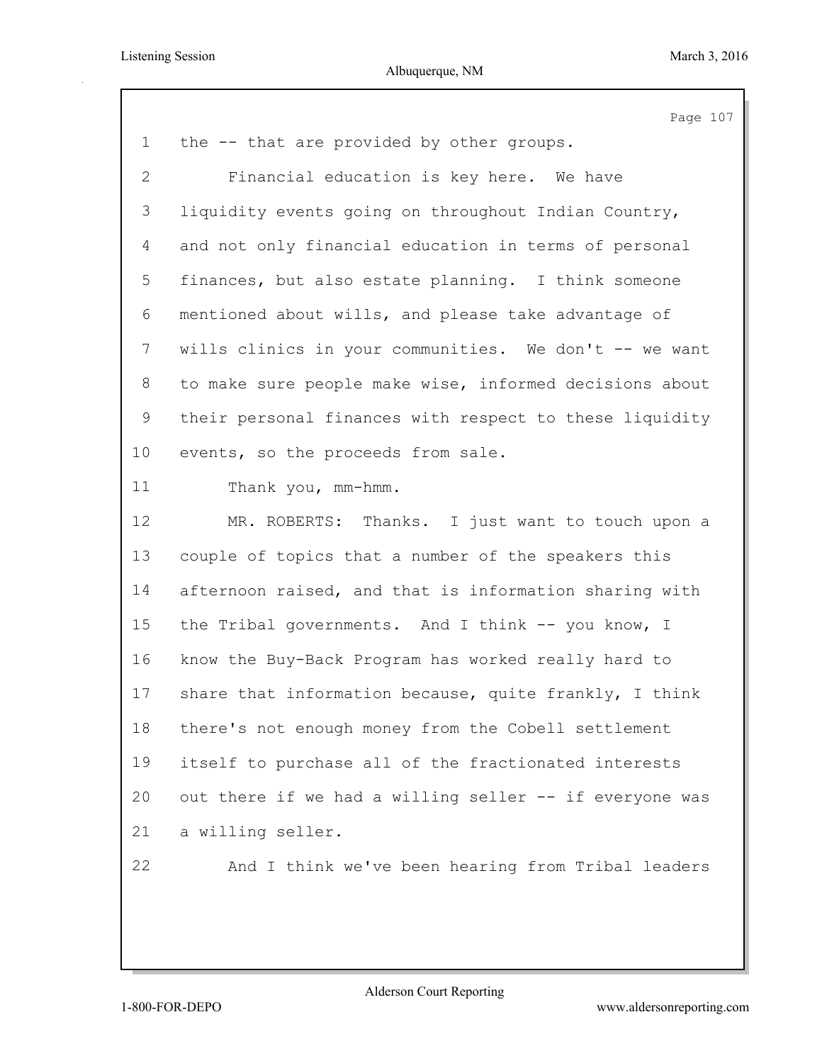the -- that are provided by other groups.

Financial education is key here. We have liquidity events going on throughout Indian Country, and not only financial education in terms of personal finances, but also estate planning. I think someone mentioned about wills, and please take advantage of wills clinics in your communities. We don't -- we want to make sure people make wise, informed decisions about their personal finances with respect to these liquidity events, so the proceeds from sale.

Thank you, mm-hmm.

MR. ROBERTS: Thanks. I just want to touch upon a couple of topics that a number of the speakers this afternoon raised, and that is information sharing with the Tribal governments. And I think -- you know, I know the Buy-Back Program has worked really hard to share that information because, quite frankly, I think there's not enough money from the Cobell settlement itself to purchase all of the fractionated interests out there if we had a willing seller -- if everyone was a willing seller.

And I think we've been hearing from Tribal leaders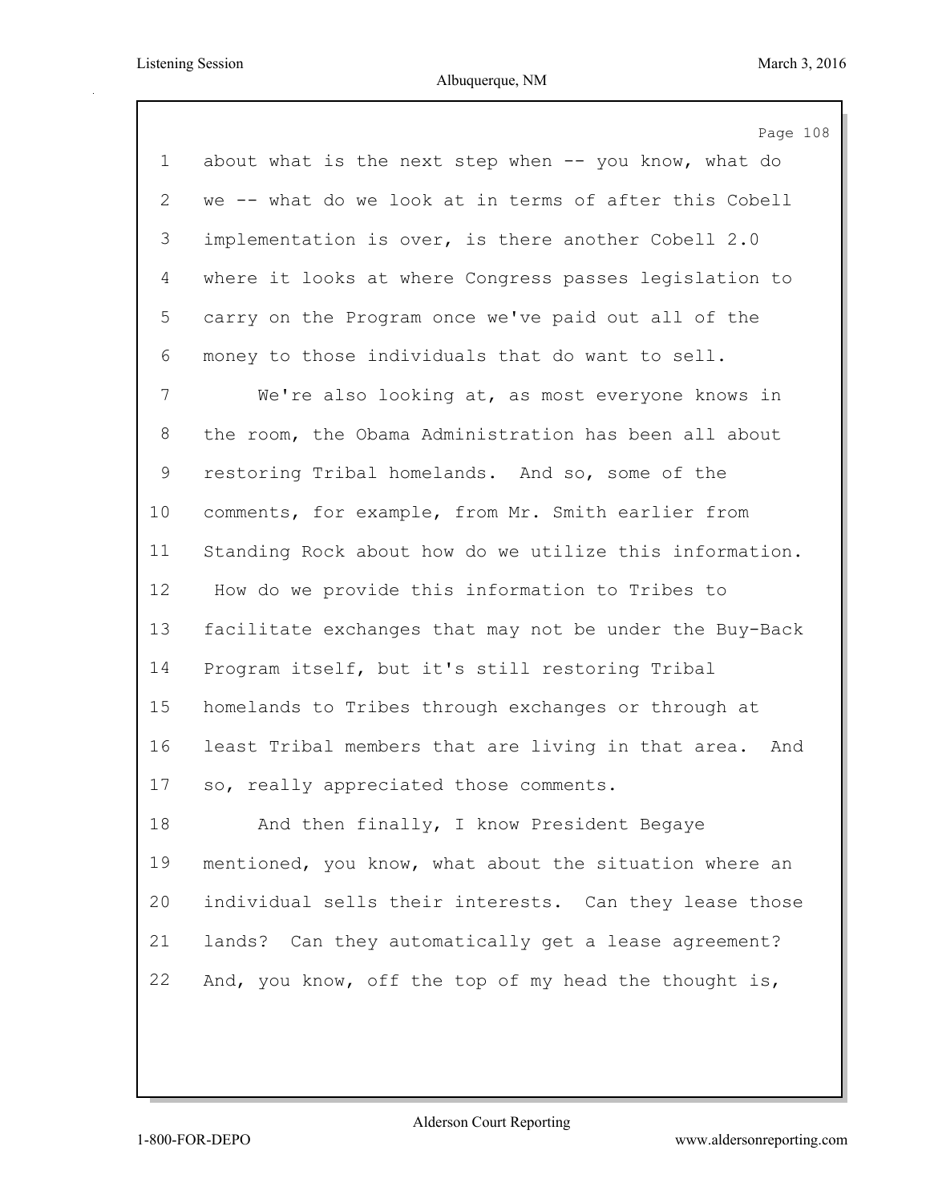about what is the next step when -- you know, what do we -- what do we look at in terms of after this Cobell implementation is over, is there another Cobell 2.0 where it looks at where Congress passes legislation to carry on the Program once we've paid out all of the money to those individuals that do want to sell.

We're also looking at, as most everyone knows in the room, the Obama Administration has been all about restoring Tribal homelands. And so, some of the comments, for example, from Mr. Smith earlier from Standing Rock about how do we utilize this information. How do we provide this information to Tribes to facilitate exchanges that may not be under the Buy-Back Program itself, but it's still restoring Tribal homelands to Tribes through exchanges or through at least Tribal members that are living in that area. And so, really appreciated those comments.

And then finally, I know President Begaye mentioned, you know, what about the situation where an individual sells their interests. Can they lease those lands? Can they automatically get a lease agreement? And, you know, off the top of my head the thought is,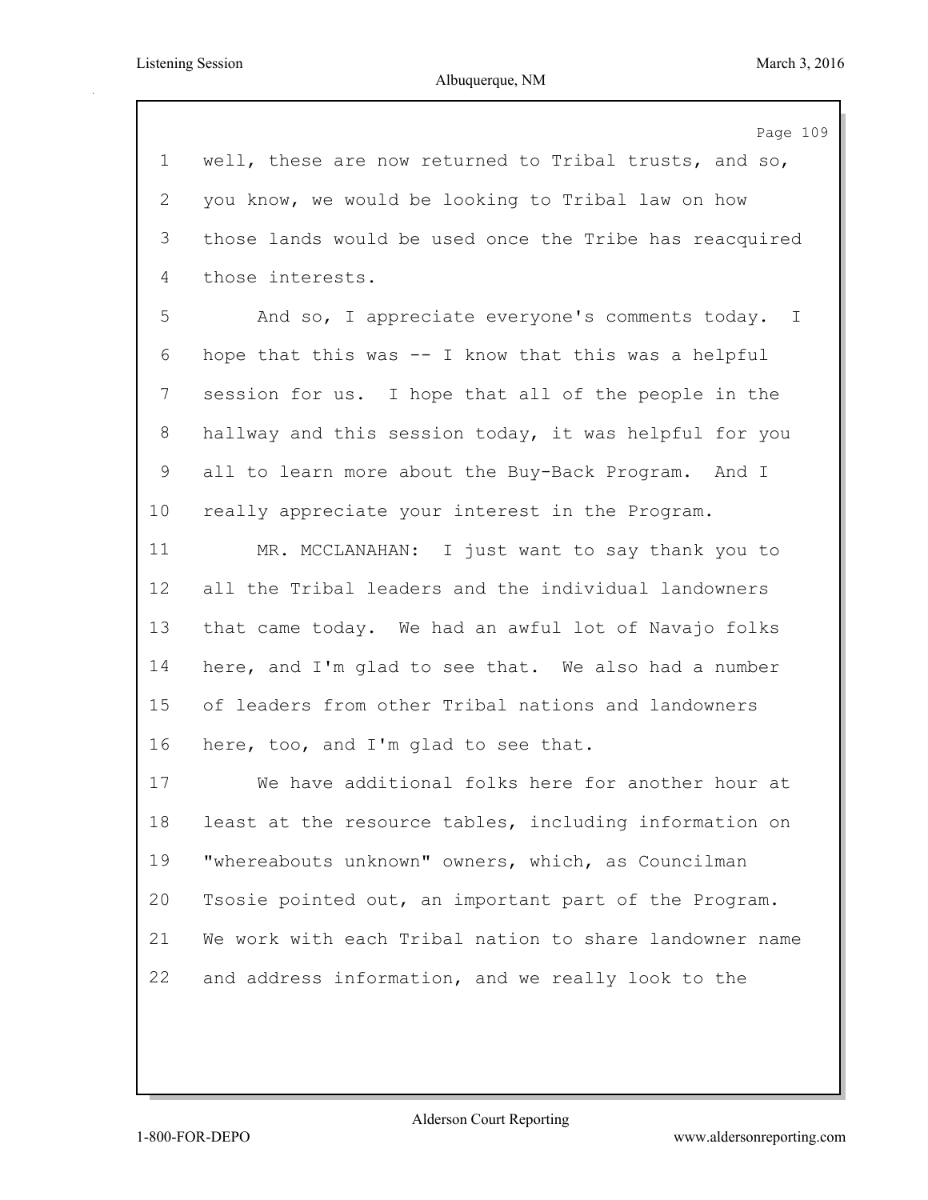well, these are now returned to Tribal trusts, and so, you know, we would be looking to Tribal law on how those lands would be used once the Tribe has reacquired those interests.

And so, I appreciate everyone's comments today. I hope that this was -- I know that this was a helpful session for us. I hope that all of the people in the hallway and this session today, it was helpful for you all to learn more about the Buy-Back Program. And I really appreciate your interest in the Program.

MR. MCCLANAHAN: I just want to say thank you to all the Tribal leaders and the individual landowners that came today. We had an awful lot of Navajo folks here, and I'm glad to see that. We also had a number of leaders from other Tribal nations and landowners here, too, and I'm glad to see that.

We have additional folks here for another hour at least at the resource tables, including information on "whereabouts unknown" owners, which, as Councilman Tsosie pointed out, an important part of the Program. We work with each Tribal nation to share landowner name and address information, and we really look to the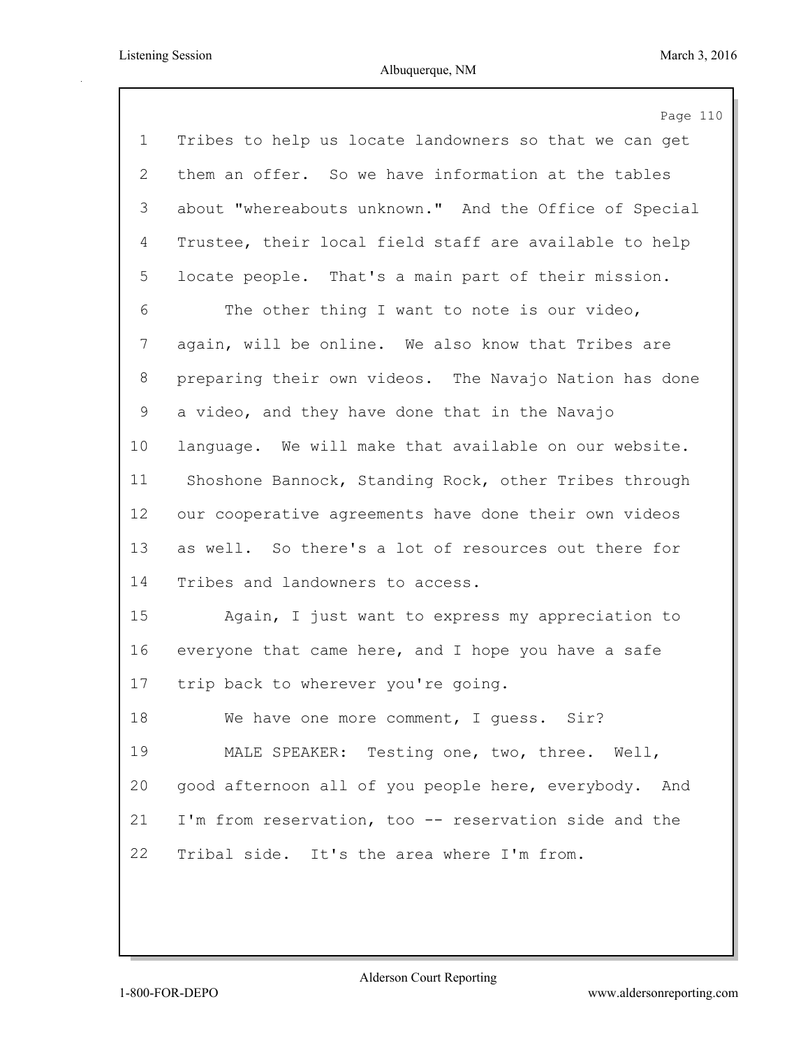1 Tribes to help us locate landowners so that we can get
2 them an offer. So we have information at the tables
3 about "whereabouts unknown." And the Office of Special
4 Trustee, their local field staff are available to help
5 locate people. That's a main part of their mission.
6 The other thing I want to note is our video,
7 again, will be online. We also know that Tribes are
8 preparing their own videos. The Navajo Nation has done
9 a video, and they have done that in the Navajo
10 language. We will make that available on our website.
11 Shoshone Bannock, Standing Rock, other Tribes through
12 our cooperative agreements have done their own videos
13 as well. So there's a lot of resources out there for
14 Tribes and landowners to access.
15 Again, I just want to express my appreciation to
16 everyone that came here, and I hope you have a safe
17 trip back to wherever you're going.
18 We have one more comment, I guess. Sir?
19 MALE SPEAKER: Testing one, two, three. Well,
20 good afternoon all of you people here, everybody. And
21 I'm from reservation, too -- reservation side and the
22 Tribal side. It's the area where I'm from.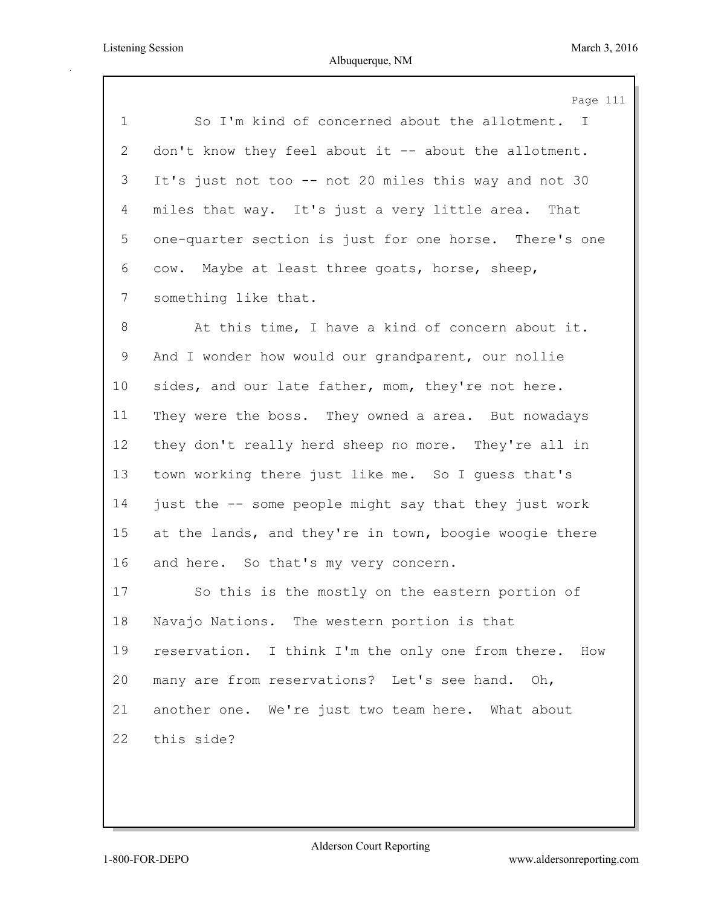So I'm kind of concerned about the allotment. I don't know they feel about it -- about the allotment. It's just not too -- not 20 miles this way and not 30 miles that way. It's just a very little area. That one-quarter section is just for one horse. There's one cow. Maybe at least three goats, horse, sheep, something like that.

At this time, I have a kind of concern about it. And I wonder how would our grandparent, our nollie sides, and our late father, mom, they're not here. They were the boss. They owned a area. But nowadays they don't really herd sheep no more. They're all in town working there just like me. So I guess that's just the -- some people might say that they just work at the lands, and they're in town, boogie woogie there and here. So that's my very concern.

So this is the mostly on the eastern portion of Navajo Nations. The western portion is that reservation. I think I'm the only one from there. How many are from reservations? Let's see hand. Oh, another one. We're just two team here. What about this side?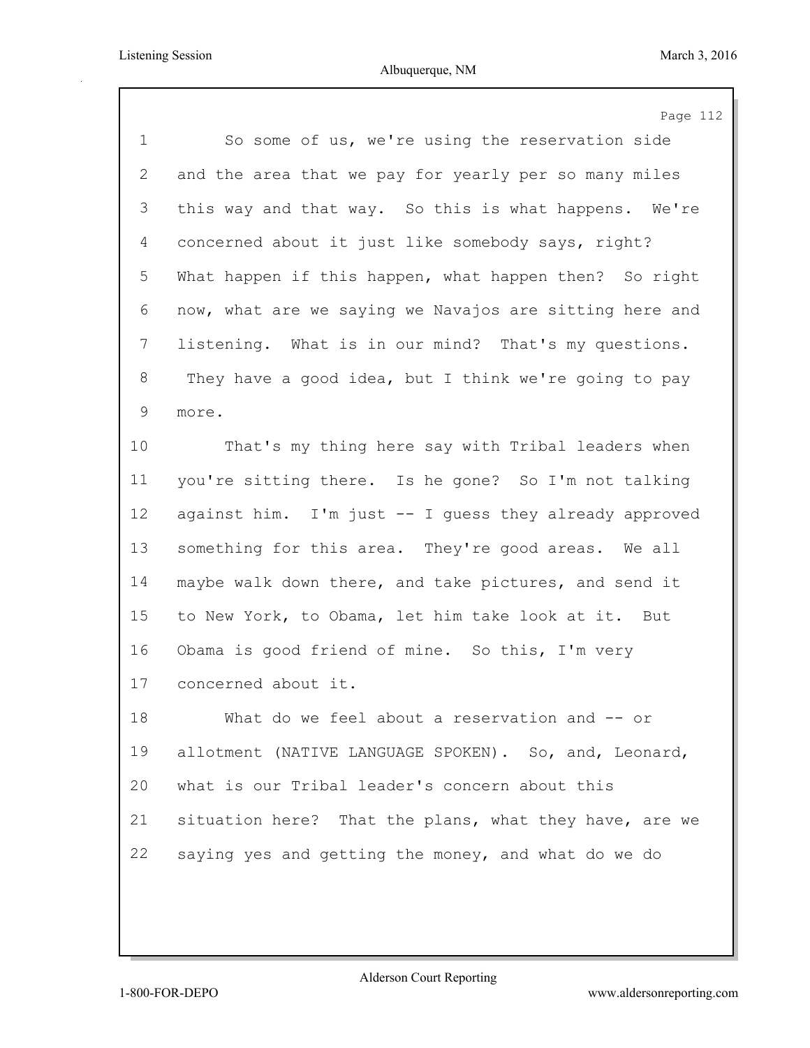1 So some of us, we're using the reservation side
2 and the area that we pay for yearly per so many miles
3 this way and that way. So this is what happens. We're
4 concerned about it just like somebody says, right?
5 What happen if this happen, what happen then? So right
6 now, what are we saying we Navajos are sitting here and
7 listening. What is in our mind? That's my questions.
8 They have a good idea, but I think we're going to pay
9 more.
10 That's my thing here say with Tribal leaders when
11 you're sitting there. Is he gone? So I'm not talking
12 against him. I'm just -- I guess they already approved
13 something for this area. They're good areas. We all
14 maybe walk down there, and take pictures, and send it
15 to New York, to Obama, let him take look at it. But
16 Obama is good friend of mine. So this, I'm very
17 concerned about it.
18 What do we feel about a reservation and -- or
19 allotment (NATIVE LANGUAGE SPOKEN). So, and, Leonard,
20 what is our Tribal leader's concern about this
21 situation here? That the plans, what they have, are we
22 saying yes and getting the money, and what do we do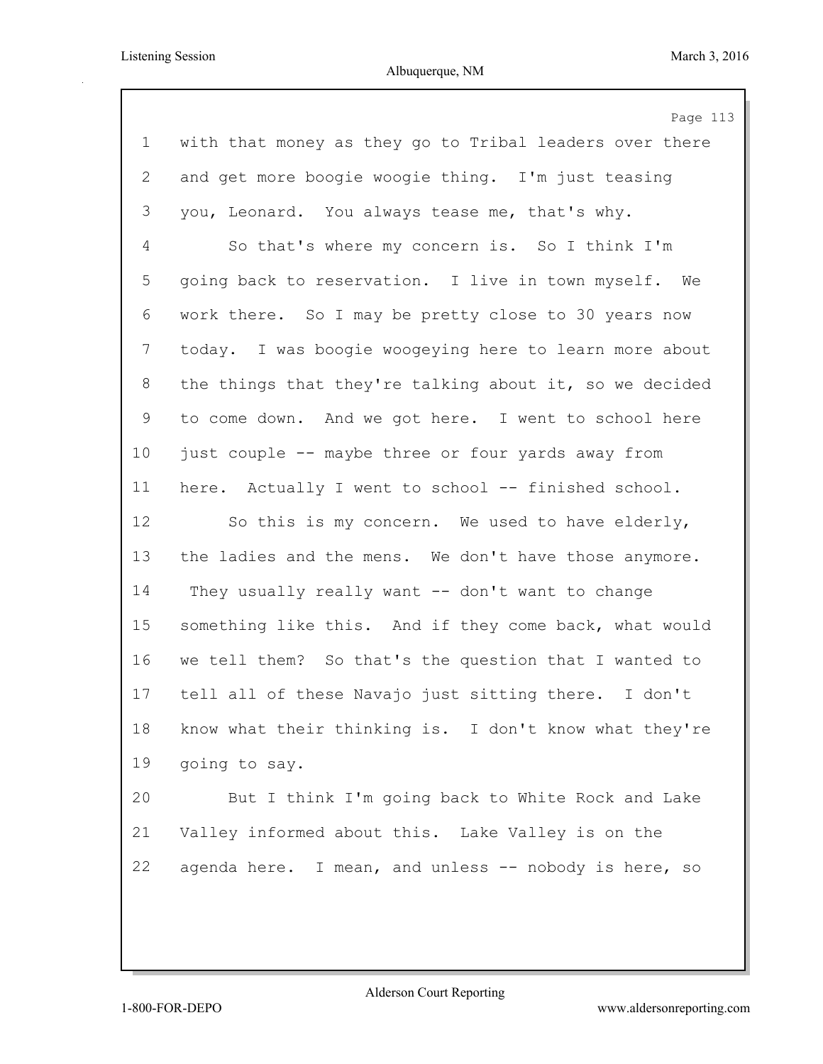with that money as they go to Tribal leaders over there and get more boogie woogie thing. I'm just teasing you, Leonard. You always tease me, that's why.

So that's where my concern is. So I think I'm going back to reservation. I live in town myself. We work there. So I may be pretty close to 30 years now today. I was boogie woogeying here to learn more about the things that they're talking about it, so we decided to come down. And we got here. I went to school here just couple -- maybe three or four yards away from here. Actually I went to school -- finished school.

So this is my concern. We used to have elderly, the ladies and the mens. We don't have those anymore. They usually really want -- don't want to change something like this. And if they come back, what would we tell them? So that's the question that I wanted to tell all of these Navajo just sitting there. I don't know what their thinking is. I don't know what they're going to say.

But I think I'm going back to White Rock and Lake Valley informed about this. Lake Valley is on the agenda here. I mean, and unless -- nobody is here, so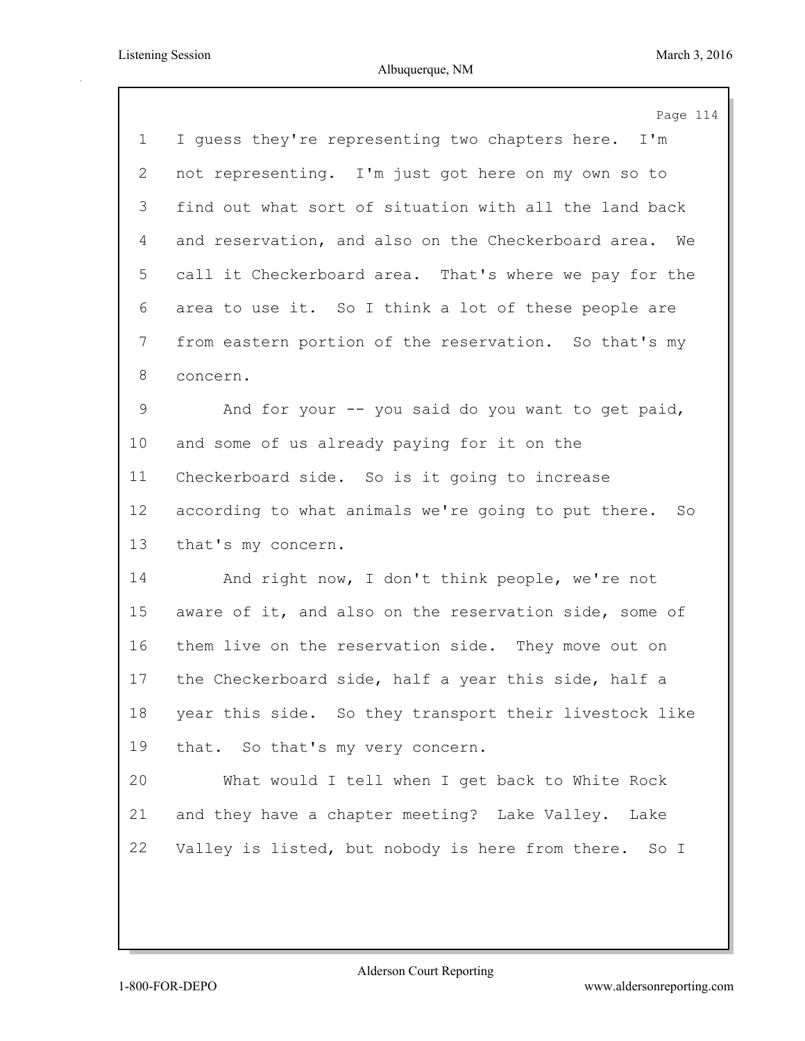I guess they're representing two chapters here. I'm not representing. I'm just got here on my own so to find out what sort of situation with all the land back and reservation, and also on the Checkerboard area. We call it Checkerboard area. That's where we pay for the area to use it. So I think a lot of these people are from eastern portion of the reservation. So that's my concern.

And for your -- you said do you want to get paid, and some of us already paying for it on the Checkerboard side. So is it going to increase according to what animals we're going to put there. So that's my concern.

And right now, I don't think people, we're not aware of it, and also on the reservation side, some of them live on the reservation side. They move out on the Checkerboard side, half a year this side, half a year this side. So they transport their livestock like that. So that's my very concern.

What would I tell when I get back to White Rock and they have a chapter meeting? Lake Valley. Lake Valley is listed, but nobody is here from there. So I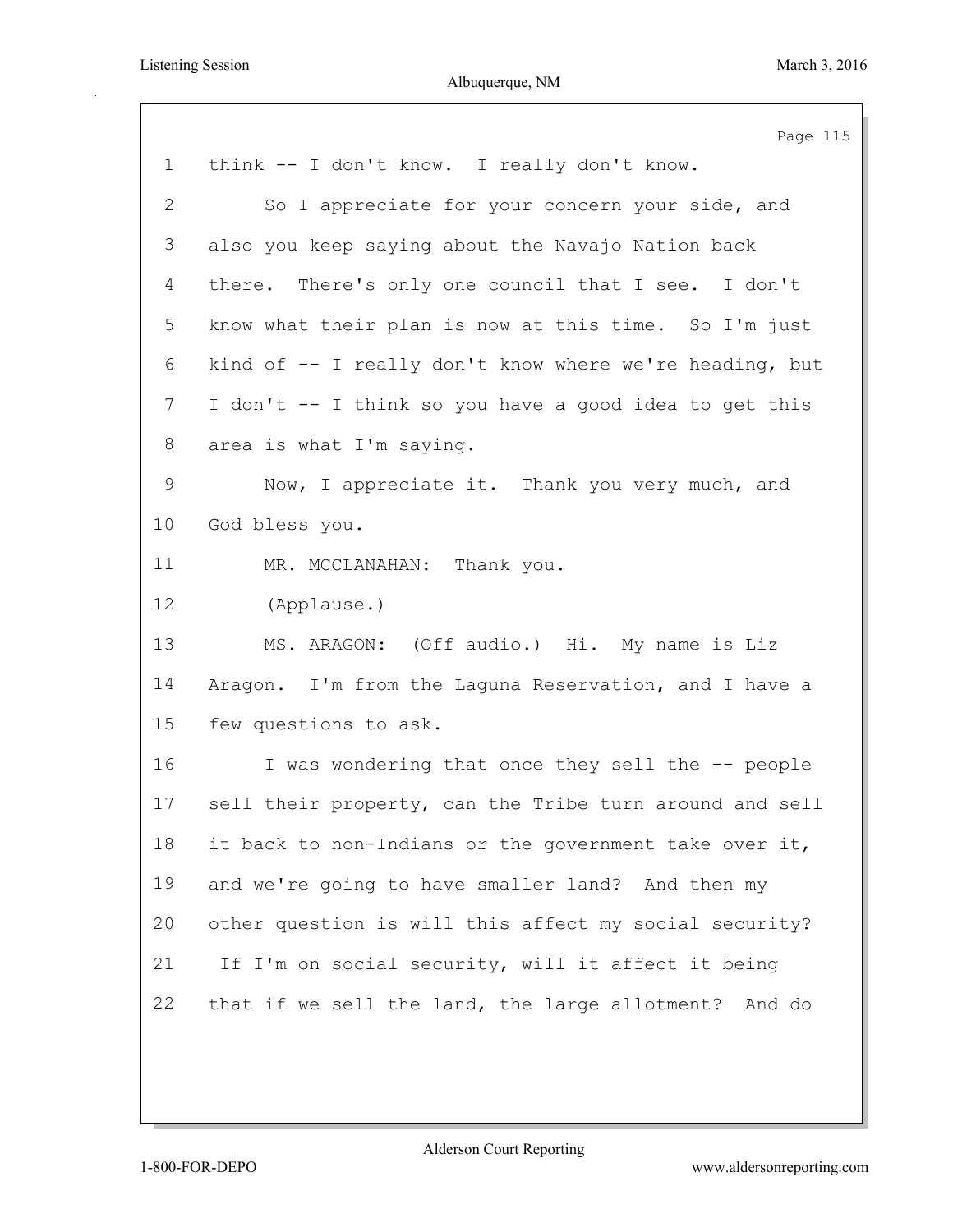1 think -- I don't know. I really don't know.

2 So I appreciate for your concern your side, and

3 also you keep saying about the Navajo Nation back

4 there. There's only one council that I see. I don't

5 know what their plan is now at this time. So I'm just

6 kind of -- I really don't know where we're heading, but

7 I don't -- I think so you have a good idea to get this

8 area is what I'm saying.

9 Now, I appreciate it. Thank you very much, and

10 God bless you.

11 MR. MCCLANAHAN: Thank you.

12 (Applause.)

13 MS. ARAGON: (Off audio.) Hi. My name is Liz

14 Aragon. I'm from the Laguna Reservation, and I have a

15 few questions to ask.

16 I was wondering that once they sell the -- people

17 sell their property, can the Tribe turn around and sell

18 it back to non-Indians or the government take over it,

19 and we're going to have smaller land? And then my

20 other question is will this affect my social security?

21 If I'm on social security, will it affect it being

22 that if we sell the land, the large allotment? And do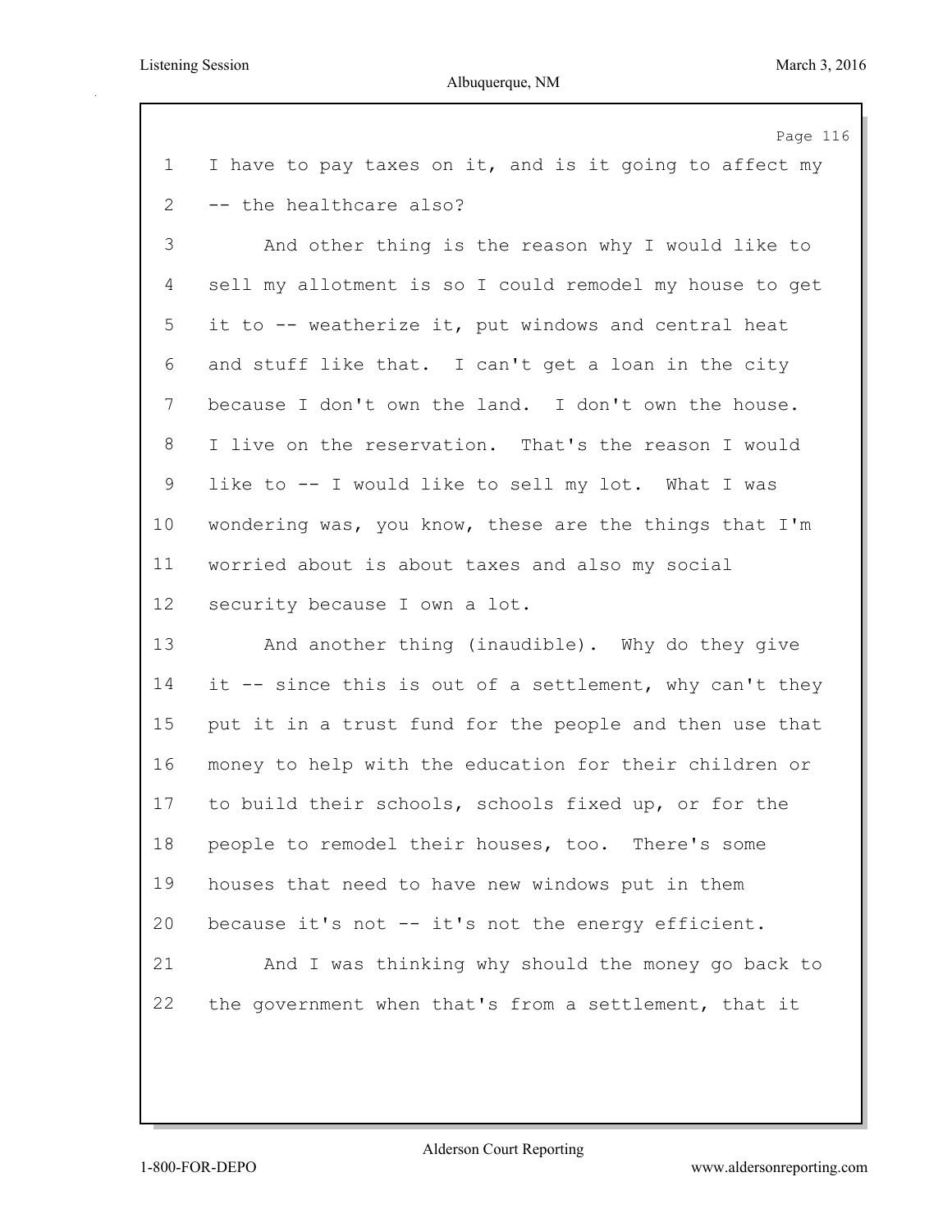I have to pay taxes on it, and is it going to affect my -- the healthcare also?

And other thing is the reason why I would like to sell my allotment is so I could remodel my house to get it to -- weatherize it, put windows and central heat and stuff like that. I can't get a loan in the city because I don't own the land. I don't own the house. I live on the reservation. That's the reason I would like to -- I would like to sell my lot. What I was wondering was, you know, these are the things that I'm worried about is about taxes and also my social security because I own a lot.

And another thing (inaudible). Why do they give it -- since this is out of a settlement, why can't they put it in a trust fund for the people and then use that money to help with the education for their children or to build their schools, schools fixed up, or for the people to remodel their houses, too. There's some houses that need to have new windows put in them because it's not -- it's not the energy efficient.

And I was thinking why should the money go back to the government when that's from a settlement, that it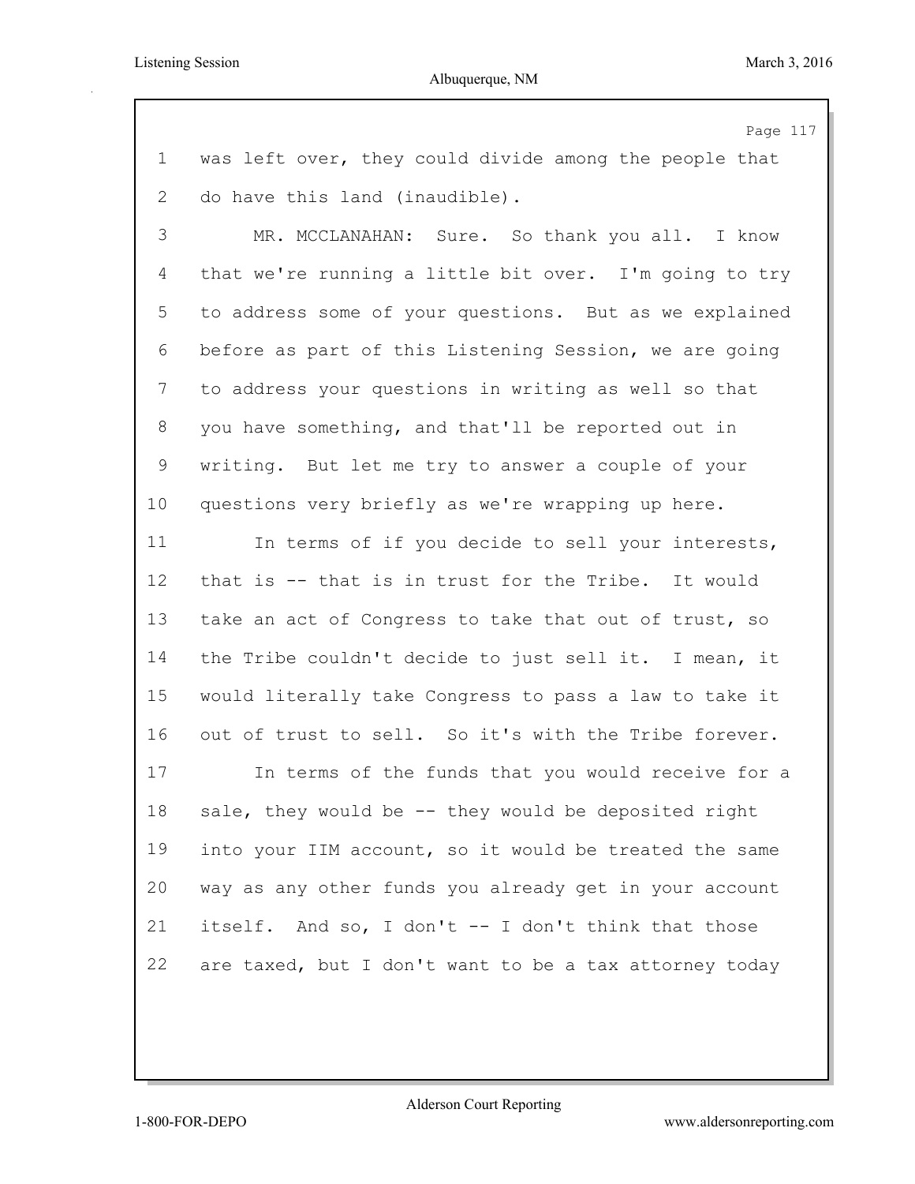was left over, they could divide among the people that do have this land (inaudible).

MR. MCCLANAHAN: Sure. So thank you all. I know that we're running a little bit over. I'm going to try to address some of your questions. But as we explained before as part of this Listening Session, we are going to address your questions in writing as well so that you have something, and that'll be reported out in writing. But let me try to answer a couple of your questions very briefly as we're wrapping up here.

In terms of if you decide to sell your interests, that is -- that is in trust for the Tribe. It would take an act of Congress to take that out of trust, so the Tribe couldn't decide to just sell it. I mean, it would literally take Congress to pass a law to take it out of trust to sell. So it's with the Tribe forever.

In terms of the funds that you would receive for a sale, they would be -- they would be deposited right into your IIM account, so it would be treated the same way as any other funds you already get in your account itself. And so, I don't -- I don't think that those are taxed, but I don't want to be a tax attorney today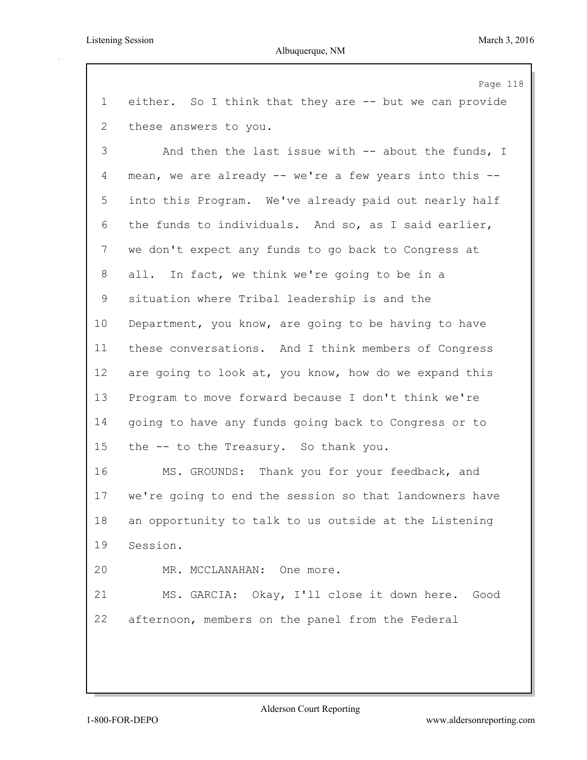either. So I think that they are -- but we can provide these answers to you.

And then the last issue with -- about the funds, I mean, we are already -- we're a few years into this -- into this Program. We've already paid out nearly half the funds to individuals. And so, as I said earlier, we don't expect any funds to go back to Congress at all. In fact, we think we're going to be in a situation where Tribal leadership is and the Department, you know, are going to be having to have these conversations. And I think members of Congress are going to look at, you know, how do we expand this Program to move forward because I don't think we're going to have any funds going back to Congress or to the -- to the Treasury. So thank you.

MS. GROUNDS: Thank you for your feedback, and we're going to end the session so that landowners have an opportunity to talk to us outside at the Listening Session.

MR. MCCLANAHAN: One more.

MS. GARCIA: Okay, I'll close it down here. Good afternoon, members on the panel from the Federal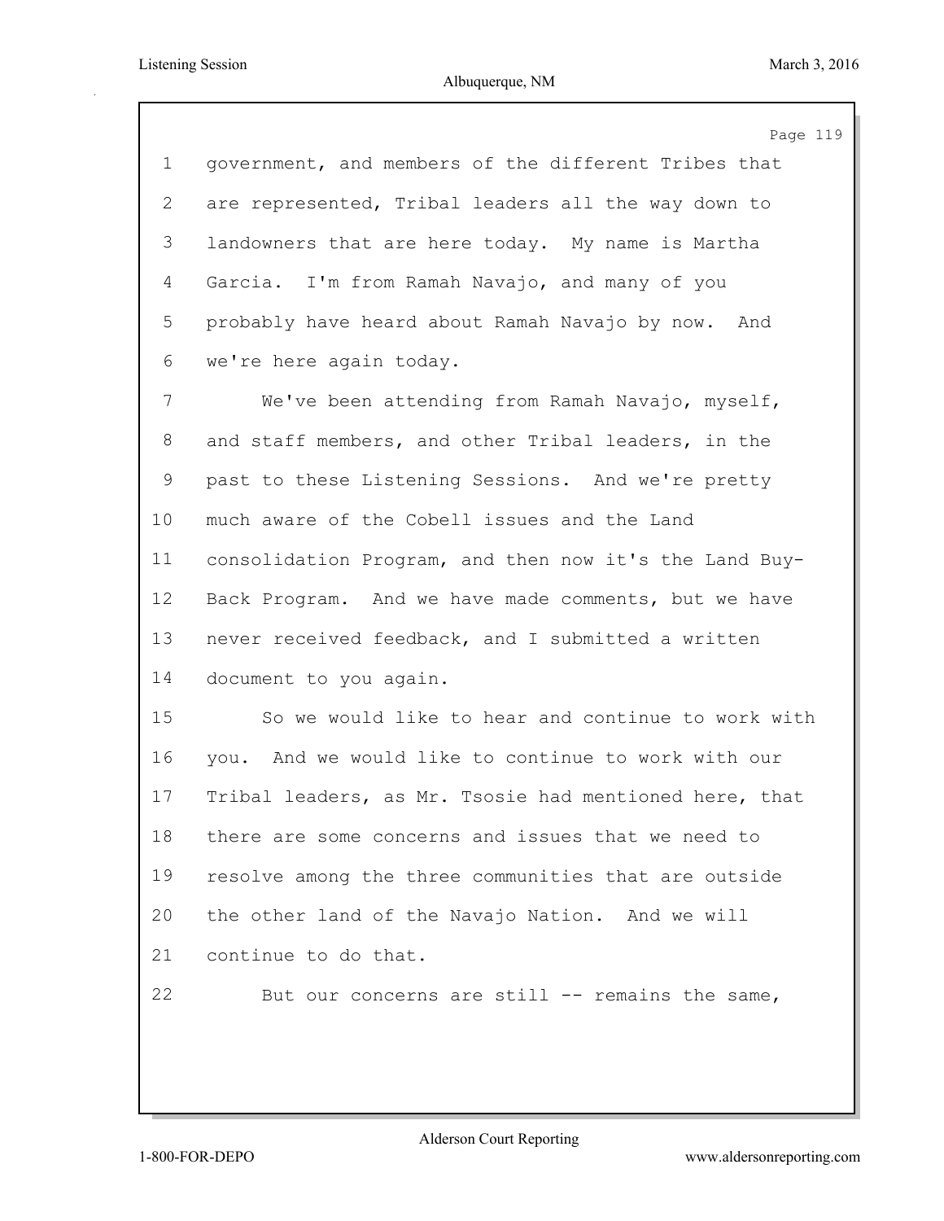government, and members of the different Tribes that are represented, Tribal leaders all the way down to landowners that are here today. My name is Martha Garcia. I'm from Ramah Navajo, and many of you probably have heard about Ramah Navajo by now. And we're here again today.

We've been attending from Ramah Navajo, myself, and staff members, and other Tribal leaders, in the past to these Listening Sessions. And we're pretty much aware of the Cobell issues and the Land consolidation Program, and then now it's the Land Buy-Back Program. And we have made comments, but we have never received feedback, and I submitted a written document to you again.

So we would like to hear and continue to work with you. And we would like to continue to work with our Tribal leaders, as Mr. Tsosie had mentioned here, that there are some concerns and issues that we need to resolve among the three communities that are outside the other land of the Navajo Nation. And we will continue to do that.

But our concerns are still -- remains the same,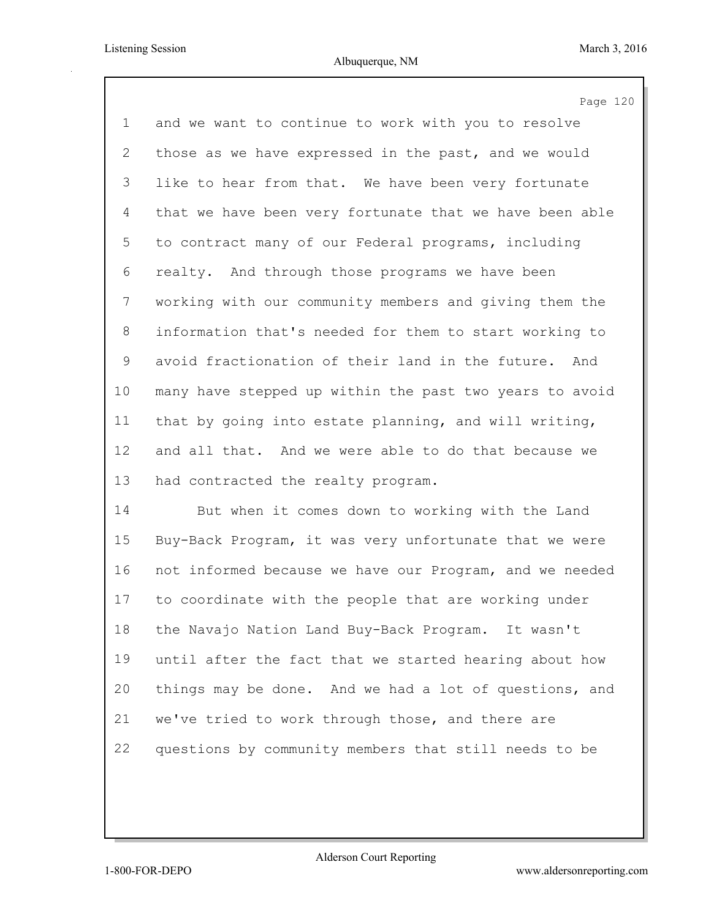and we want to continue to work with you to resolve those as we have expressed in the past, and we would like to hear from that. We have been very fortunate that we have been very fortunate that we have been able to contract many of our Federal programs, including realty. And through those programs we have been working with our community members and giving them the information that's needed for them to start working to avoid fractionation of their land in the future. And many have stepped up within the past two years to avoid that by going into estate planning, and will writing, and all that. And we were able to do that because we had contracted the realty program.

But when it comes down to working with the Land Buy-Back Program, it was very unfortunate that we were not informed because we have our Program, and we needed to coordinate with the people that are working under the Navajo Nation Land Buy-Back Program. It wasn't until after the fact that we started hearing about how things may be done. And we had a lot of questions, and we've tried to work through those, and there are questions by community members that still needs to be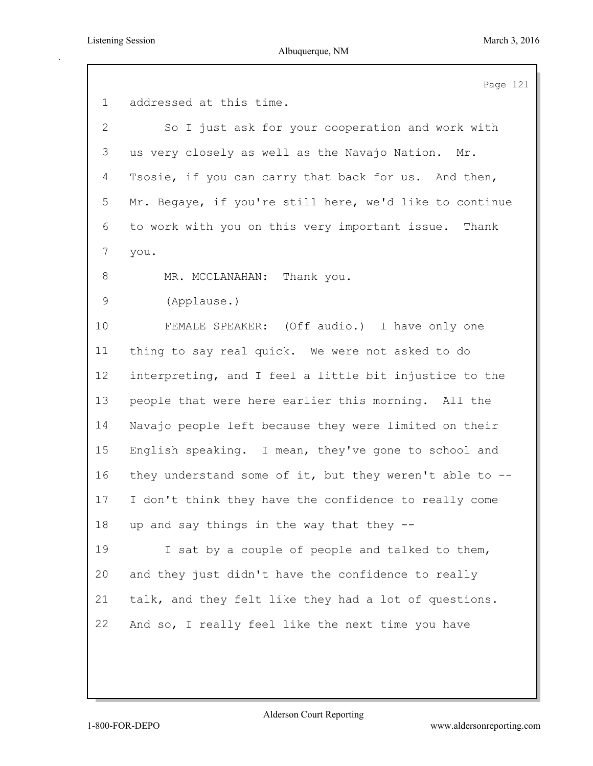addressed at this time.

So I just ask for your cooperation and work with us very closely as well as the Navajo Nation. Mr. Tsosie, if you can carry that back for us. And then, Mr. Begaye, if you're still here, we'd like to continue to work with you on this very important issue. Thank you.

MR. MCCLANAHAN: Thank you.

(Applause.)

FEMALE SPEAKER: (Off audio.) I have only one thing to say real quick. We were not asked to do interpreting, and I feel a little bit injustice to the people that were here earlier this morning. All the Navajo people left because they were limited on their English speaking. I mean, they've gone to school and they understand some of it, but they weren't able to -- I don't think they have the confidence to really come up and say things in the way that they --

I sat by a couple of people and talked to them, and they just didn't have the confidence to really talk, and they felt like they had a lot of questions. And so, I really feel like the next time you have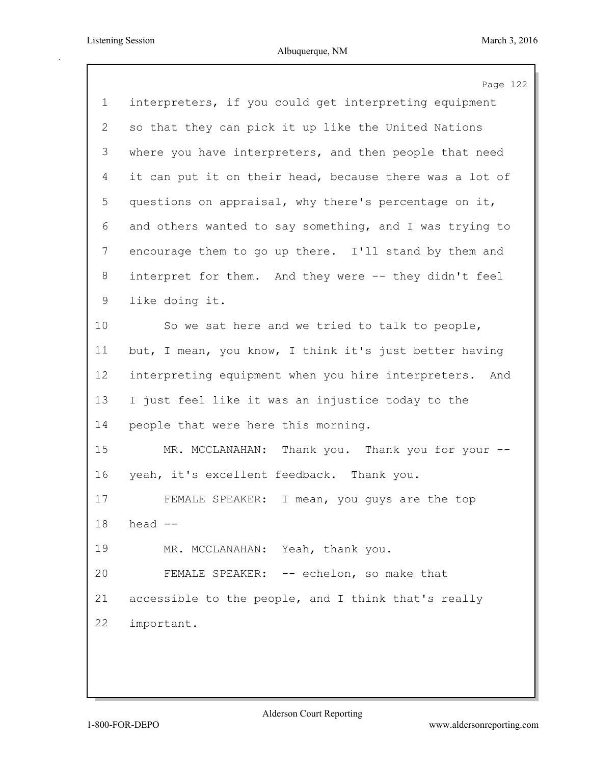interpreters, if you could get interpreting equipment so that they can pick it up like the United Nations where you have interpreters, and then people that need it can put it on their head, because there was a lot of questions on appraisal, why there's percentage on it, and others wanted to say something, and I was trying to encourage them to go up there. I'll stand by them and interpret for them. And they were -- they didn't feel like doing it.

So we sat here and we tried to talk to people, but, I mean, you know, I think it's just better having interpreting equipment when you hire interpreters. And I just feel like it was an injustice today to the people that were here this morning.

MR. MCCLANAHAN: Thank you. Thank you for your -- yeah, it's excellent feedback. Thank you.

FEMALE SPEAKER: I mean, you guys are the top head --

MR. MCCLANAHAN: Yeah, thank you.

FEMALE SPEAKER: -- echelon, so make that accessible to the people, and I think that's really important.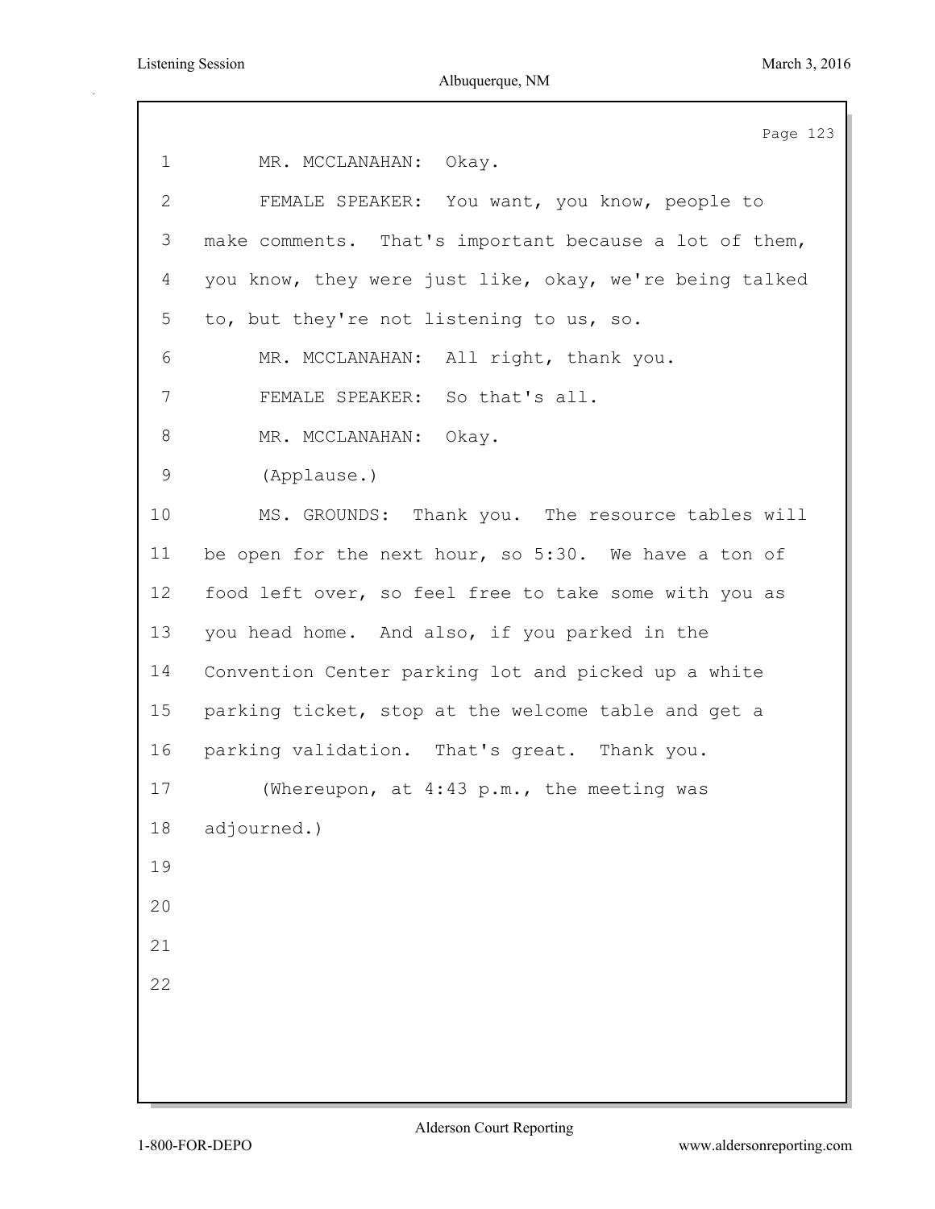MR. MCCLANAHAN: Okay.

FEMALE SPEAKER: You want, you know, people to make comments. That's important because a lot of them, you know, they were just like, okay, we're being talked to, but they're not listening to us, so.

MR. MCCLANAHAN: All right, thank you.

FEMALE SPEAKER: So that's all.

MR. MCCLANAHAN: Okay.

(Applause.)

MS. GROUNDS: Thank you. The resource tables will be open for the next hour, so 5:30. We have a ton of food left over, so feel free to take some with you as you head home. And also, if you parked in the Convention Center parking lot and picked up a white parking ticket, stop at the welcome table and get a parking validation. That's great. Thank you.

(Whereupon, at 4:43 p.m., the meeting was adjourned.)